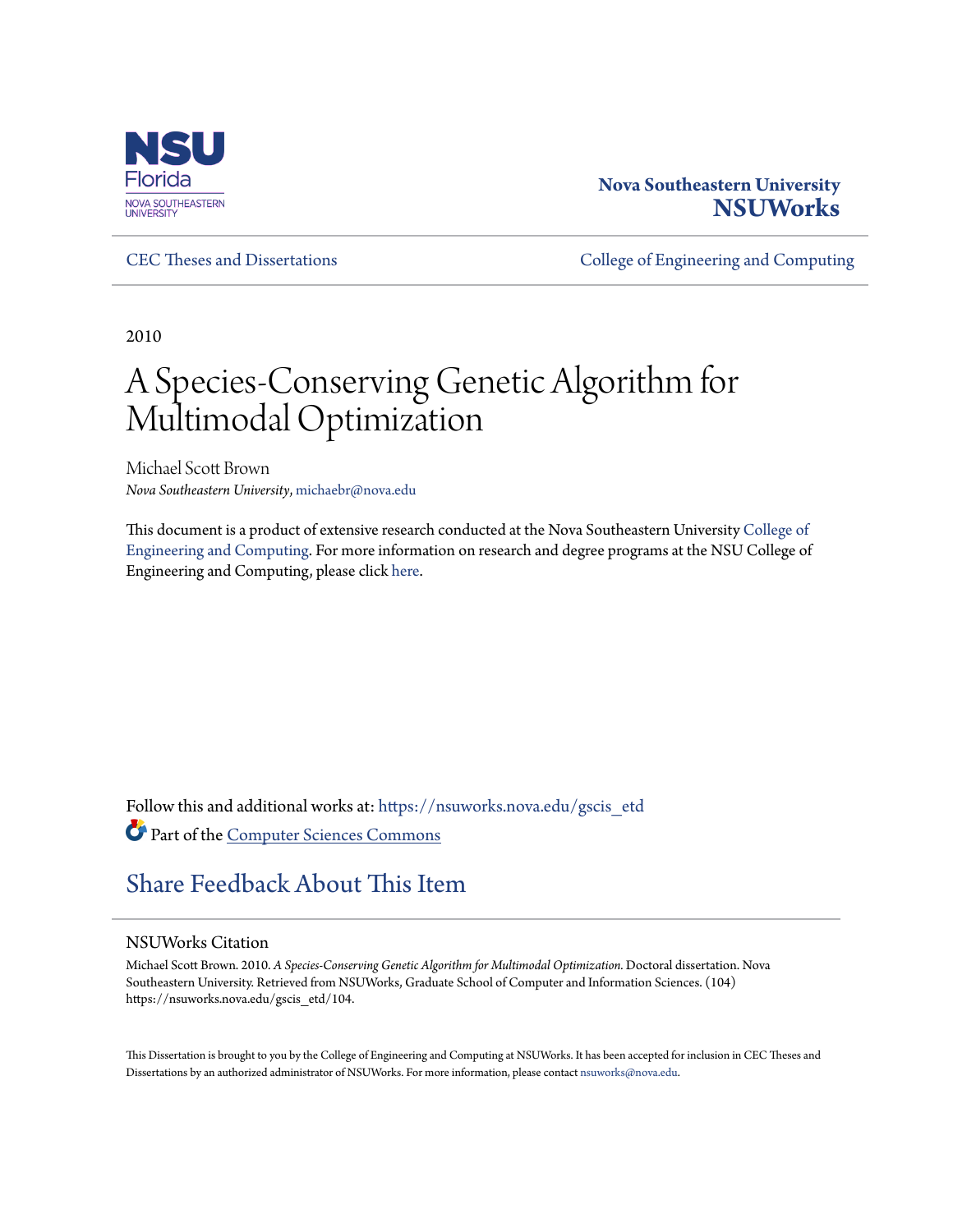Nova Southeastern University
**NSUWorks**

CEC Theses and Dissertations | College of Engineering and Computing

---

2010

# A Species-Conserving Genetic Algorithm for Multimodal Optimization

Michael Scott Brown
*Nova Southeastern University*, michaebr@nova.edu

This document is a product of extensive research conducted at the Nova Southeastern University College of Engineering and Computing. For more information on research and degree programs at the NSU College of Engineering and Computing, please click here.

Follow this and additional works at: https://nsuworks.nova.edu/gscis_etd

Part of the Computer Sciences Commons

## Share Feedback About This Item

### NSUWorks Citation

Michael Scott Brown. 2010. *A Species-Conserving Genetic Algorithm for Multimodal Optimization.* Doctoral dissertation. Nova Southeastern University. Retrieved from NSUWorks, Graduate School of Computer and Information Sciences. (104) https://nsuworks.nova.edu/gscis_etd/104.

This Dissertation is brought to you by the College of Engineering and Computing at NSUWorks. It has been accepted for inclusion in CEC Theses and Dissertations by an authorized administrator of NSUWorks. For more information, please contact nsuworks@nova.edu.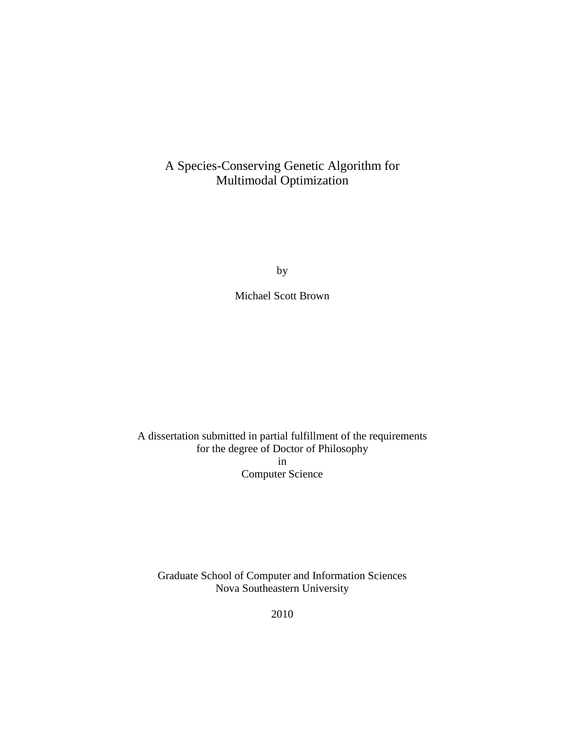# A Species-Conserving Genetic Algorithm for Multimodal Optimization

by

Michael Scott Brown

A dissertation submitted in partial fulfillment of the requirements
for the degree of Doctor of Philosophy
in
Computer Science

Graduate School of Computer and Information Sciences
Nova Southeastern University

2010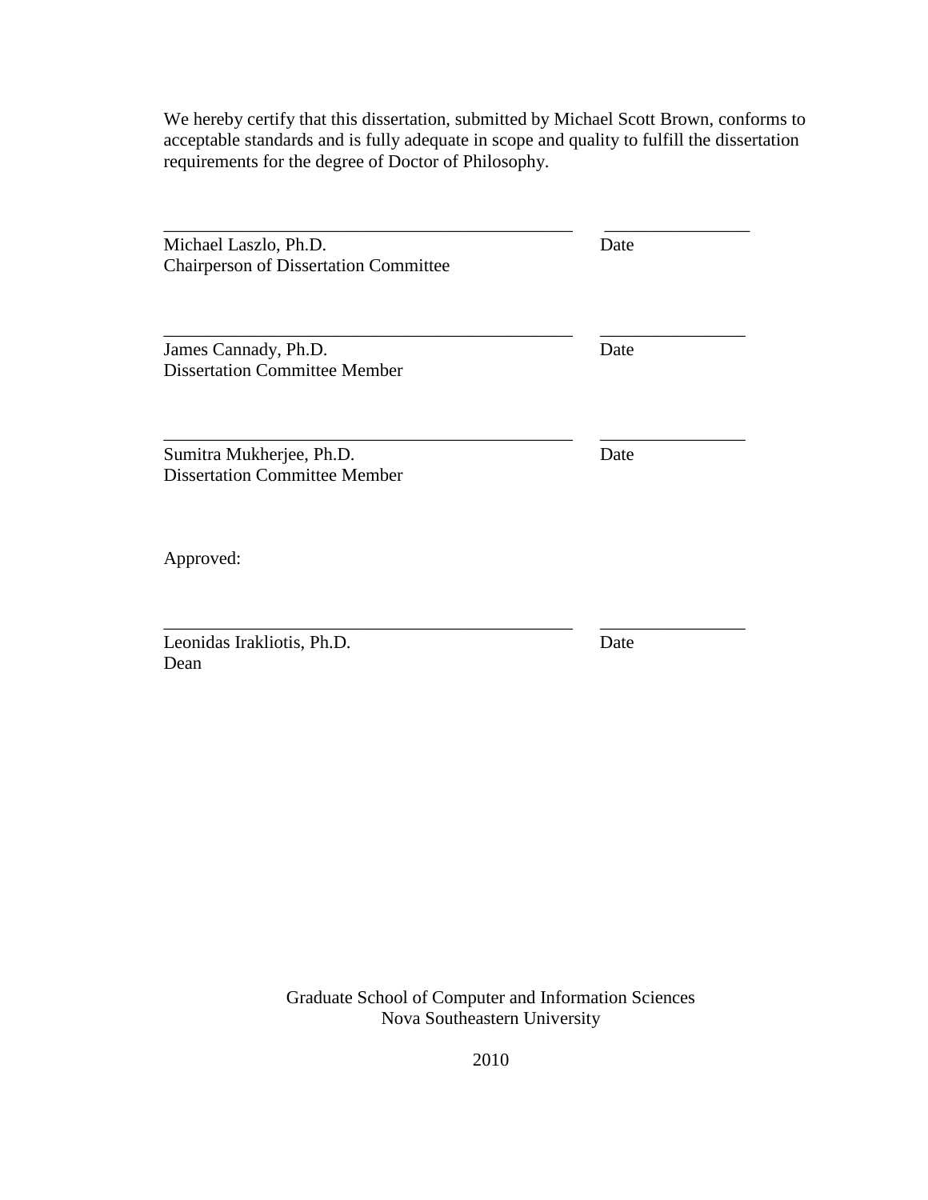We hereby certify that this dissertation, submitted by Michael Scott Brown, conforms to acceptable standards and is fully adequate in scope and quality to fulfill the dissertation requirements for the degree of Doctor of Philosophy.

_____________________________________________ ________________

Michael Laszlo, Ph.D. Date
Chairperson of Dissertation Committee

_____________________________________________ ________________

James Cannady, Ph.D. Date
Dissertation Committee Member

_____________________________________________ ________________

Sumitra Mukherjee, Ph.D. Date
Dissertation Committee Member

Approved:

_____________________________________________ ________________

Leonidas Irakliotis, Ph.D. Date
Dean

Graduate School of Computer and Information Sciences
Nova Southeastern University

2010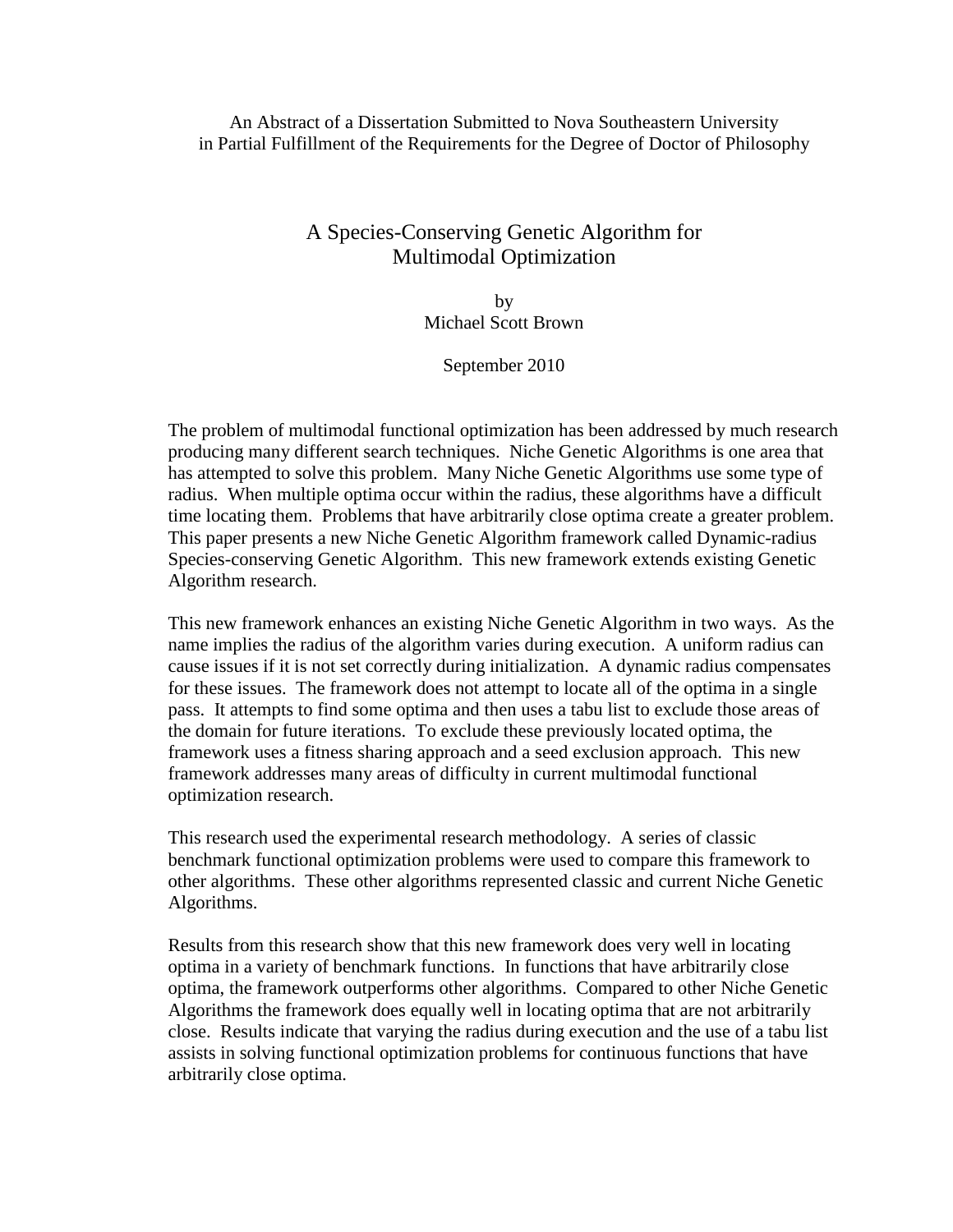An Abstract of a Dissertation Submitted to Nova Southeastern University in Partial Fulfillment of the Requirements for the Degree of Doctor of Philosophy

# A Species-Conserving Genetic Algorithm for Multimodal Optimization

by
Michael Scott Brown

September 2010

The problem of multimodal functional optimization has been addressed by much research producing many different search techniques. Niche Genetic Algorithms is one area that has attempted to solve this problem. Many Niche Genetic Algorithms use some type of radius. When multiple optima occur within the radius, these algorithms have a difficult time locating them. Problems that have arbitrarily close optima create a greater problem. This paper presents a new Niche Genetic Algorithm framework called Dynamic-radius Species-conserving Genetic Algorithm. This new framework extends existing Genetic Algorithm research.

This new framework enhances an existing Niche Genetic Algorithm in two ways. As the name implies the radius of the algorithm varies during execution. A uniform radius can cause issues if it is not set correctly during initialization. A dynamic radius compensates for these issues. The framework does not attempt to locate all of the optima in a single pass. It attempts to find some optima and then uses a tabu list to exclude those areas of the domain for future iterations. To exclude these previously located optima, the framework uses a fitness sharing approach and a seed exclusion approach. This new framework addresses many areas of difficulty in current multimodal functional optimization research.

This research used the experimental research methodology. A series of classic benchmark functional optimization problems were used to compare this framework to other algorithms. These other algorithms represented classic and current Niche Genetic Algorithms.

Results from this research show that this new framework does very well in locating optima in a variety of benchmark functions. In functions that have arbitrarily close optima, the framework outperforms other algorithms. Compared to other Niche Genetic Algorithms the framework does equally well in locating optima that are not arbitrarily close. Results indicate that varying the radius during execution and the use of a tabu list assists in solving functional optimization problems for continuous functions that have arbitrarily close optima.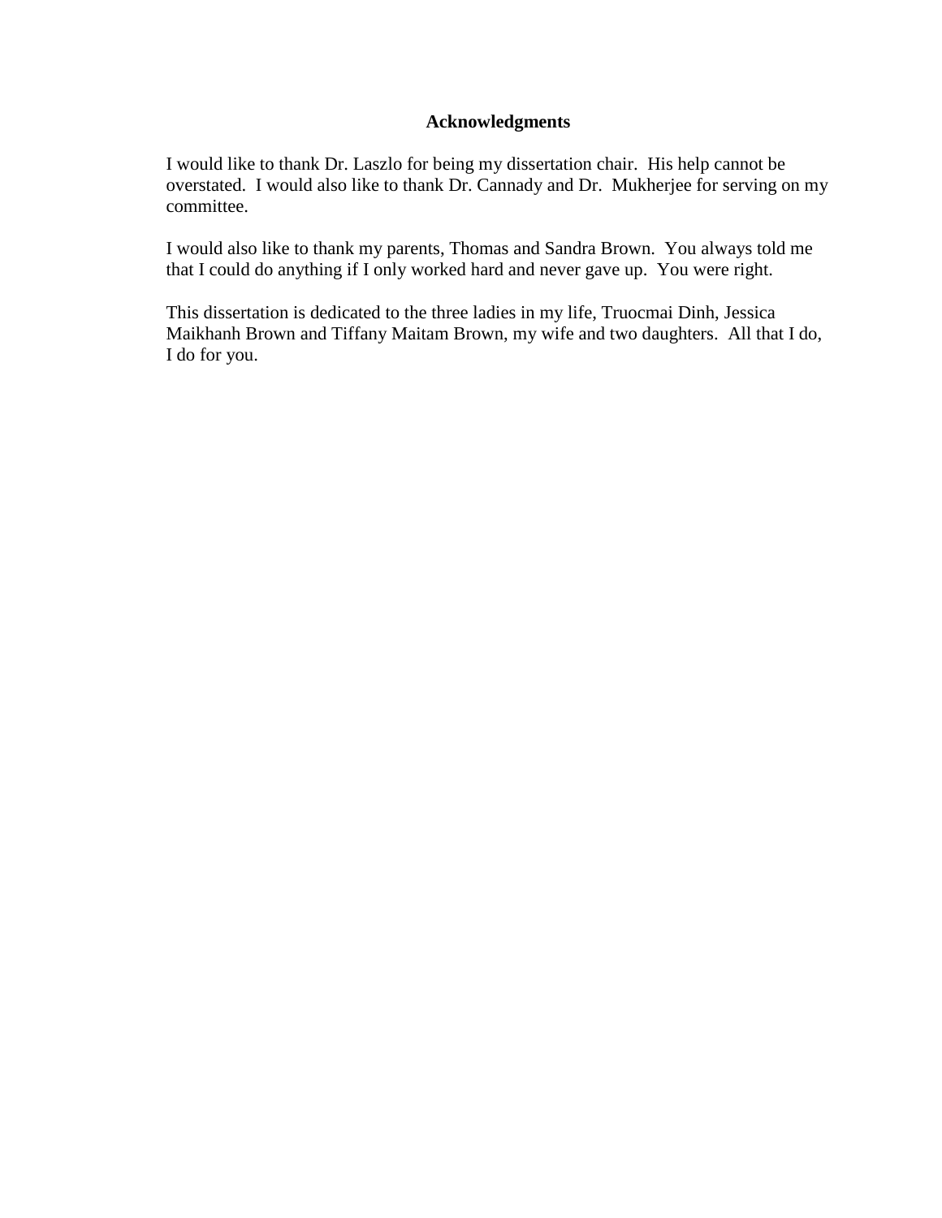## Acknowledgments

I would like to thank Dr. Laszlo for being my dissertation chair. His help cannot be overstated. I would also like to thank Dr. Cannady and Dr. Mukherjee for serving on my committee.

I would also like to thank my parents, Thomas and Sandra Brown. You always told me that I could do anything if I only worked hard and never gave up. You were right.

This dissertation is dedicated to the three ladies in my life, Truocmai Dinh, Jessica Maikhanh Brown and Tiffany Maitam Brown, my wife and two daughters. All that I do, I do for you.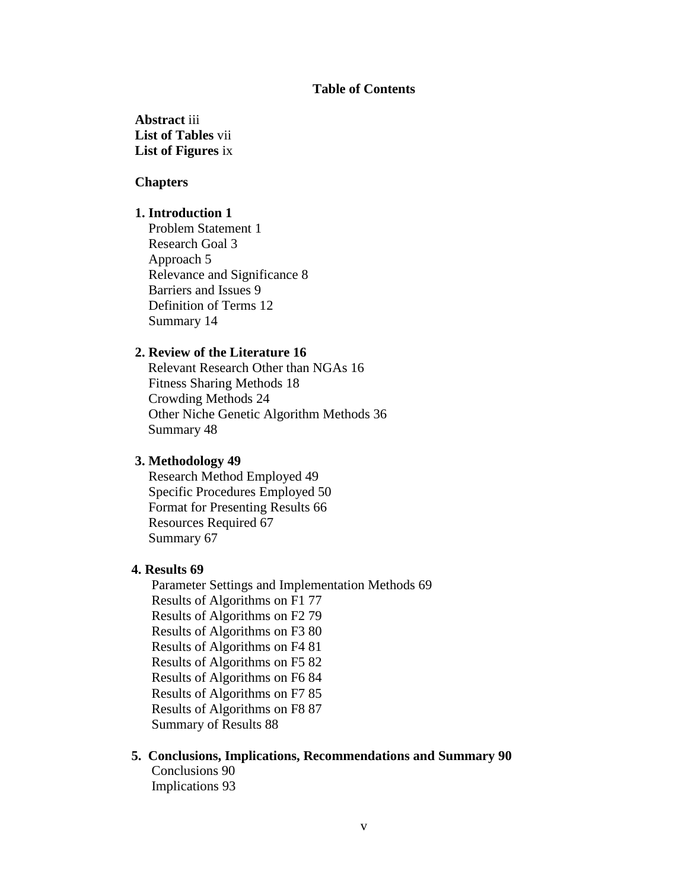## Table of Contents

**Abstract** iii
**List of Tables** vii
**List of Figures** ix

**Chapters**

**1. Introduction 1**
Problem Statement 1
Research Goal 3
Approach 5
Relevance and Significance 8
Barriers and Issues 9
Definition of Terms 12
Summary 14

**2. Review of the Literature 16**
Relevant Research Other than NGAs 16
Fitness Sharing Methods 18
Crowding Methods 24
Other Niche Genetic Algorithm Methods 36
Summary 48

**3. Methodology 49**
Research Method Employed 49
Specific Procedures Employed 50
Format for Presenting Results 66
Resources Required 67
Summary 67

**4. Results 69**
Parameter Settings and Implementation Methods 69
Results of Algorithms on F1 77
Results of Algorithms on F2 79
Results of Algorithms on F3 80
Results of Algorithms on F4 81
Results of Algorithms on F5 82
Results of Algorithms on F6 84
Results of Algorithms on F7 85
Results of Algorithms on F8 87
Summary of Results 88

**5. Conclusions, Implications, Recommendations and Summary 90**
Conclusions 90
Implications 93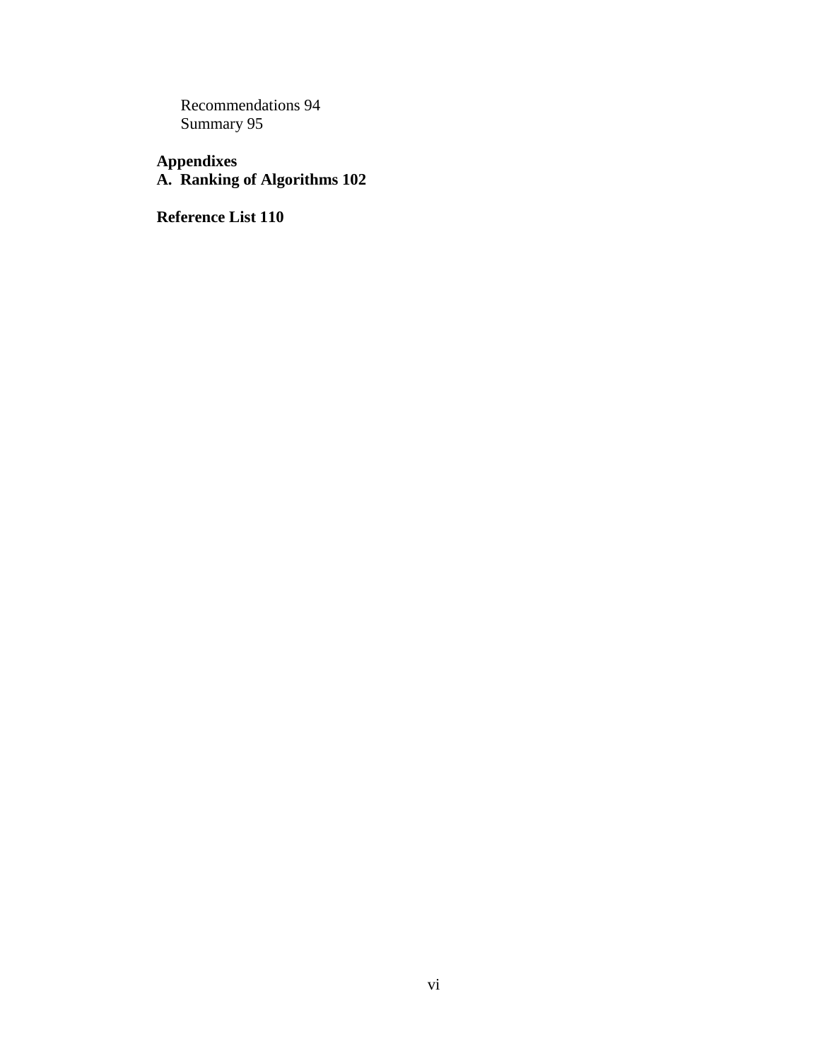Recommendations 94
Summary 95

**Appendixes**
**A. Ranking of Algorithms 102**

**Reference List 110**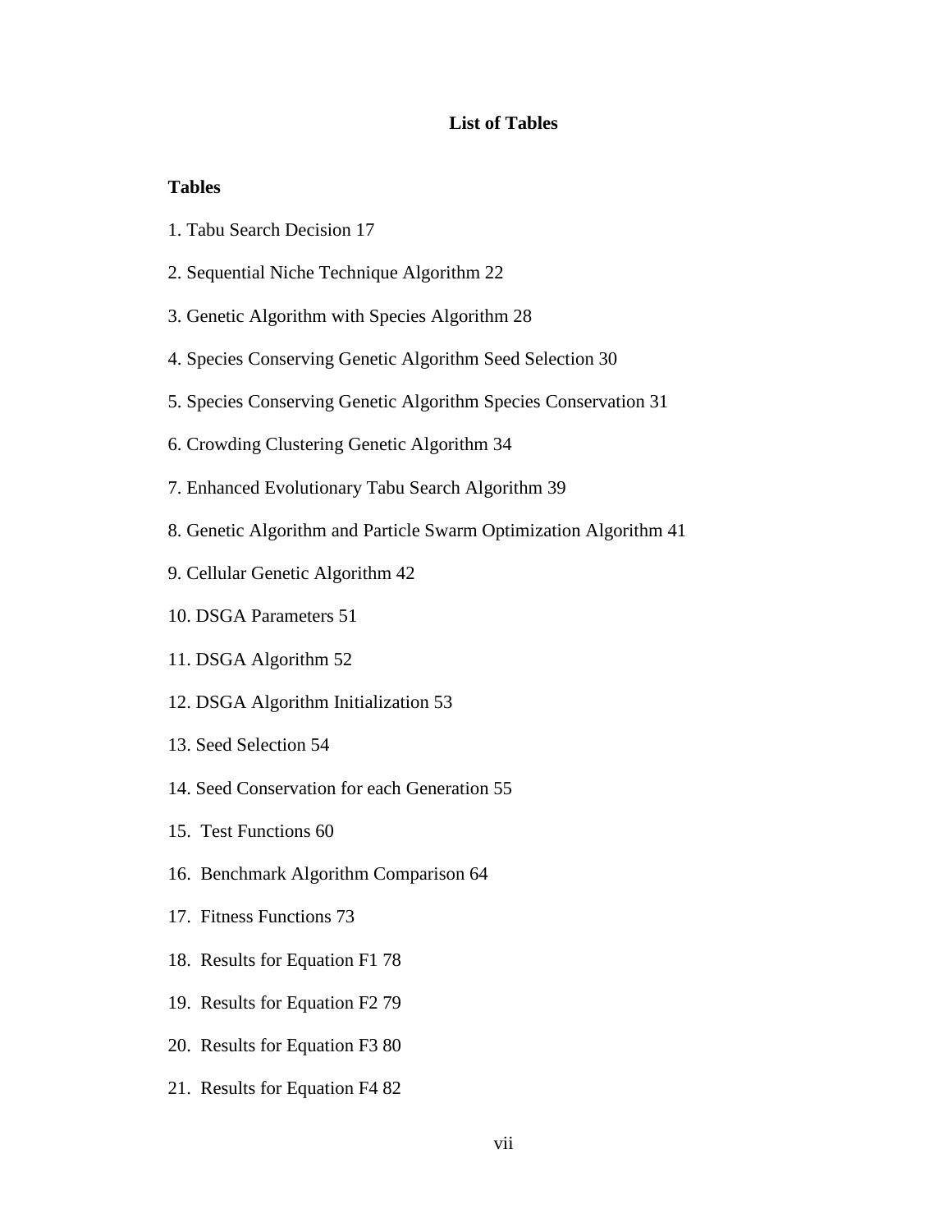# List of Tables

**Tables**

1. Tabu Search Decision 17

2. Sequential Niche Technique Algorithm 22

3. Genetic Algorithm with Species Algorithm 28

4. Species Conserving Genetic Algorithm Seed Selection 30

5. Species Conserving Genetic Algorithm Species Conservation 31

6. Crowding Clustering Genetic Algorithm 34

7. Enhanced Evolutionary Tabu Search Algorithm 39

8. Genetic Algorithm and Particle Swarm Optimization Algorithm 41

9. Cellular Genetic Algorithm 42

10. DSGA Parameters 51

11. DSGA Algorithm 52

12. DSGA Algorithm Initialization 53

13. Seed Selection 54

14. Seed Conservation for each Generation 55

15. Test Functions 60

16. Benchmark Algorithm Comparison 64

17. Fitness Functions 73

18. Results for Equation F1 78

19. Results for Equation F2 79

20. Results for Equation F3 80

21. Results for Equation F4 82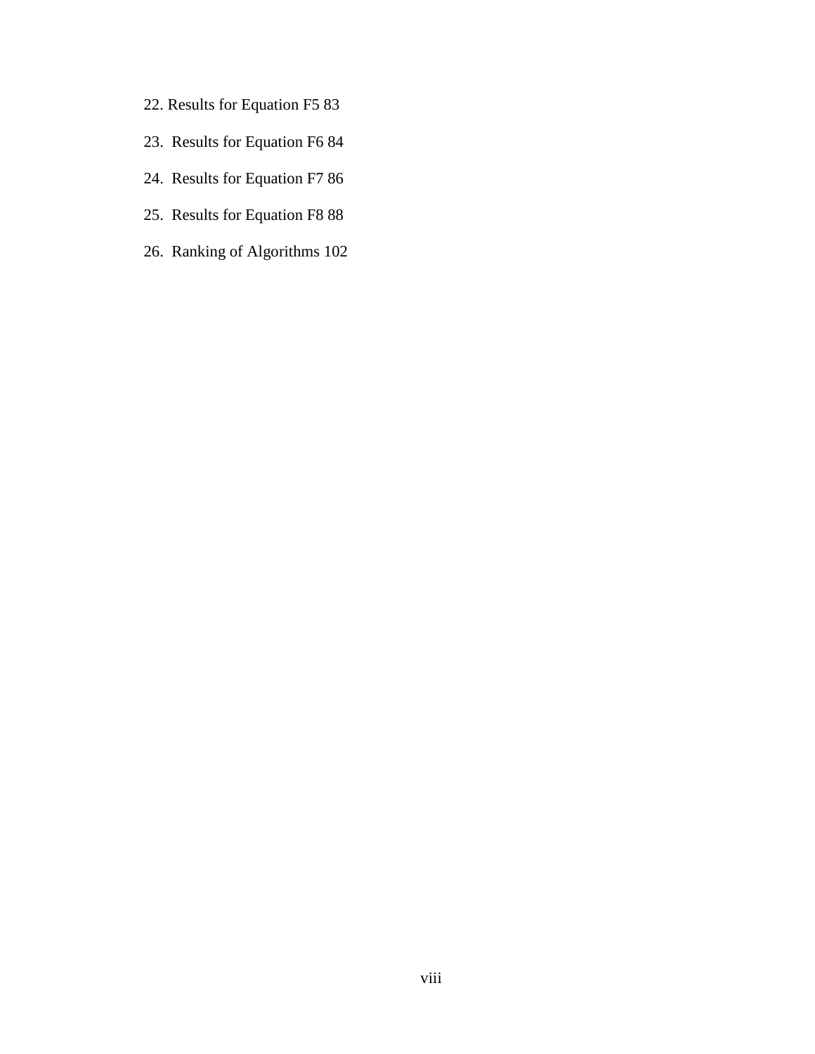22. Results for Equation F5 83

23. Results for Equation F6 84

24. Results for Equation F7 86

25. Results for Equation F8 88

26. Ranking of Algorithms 102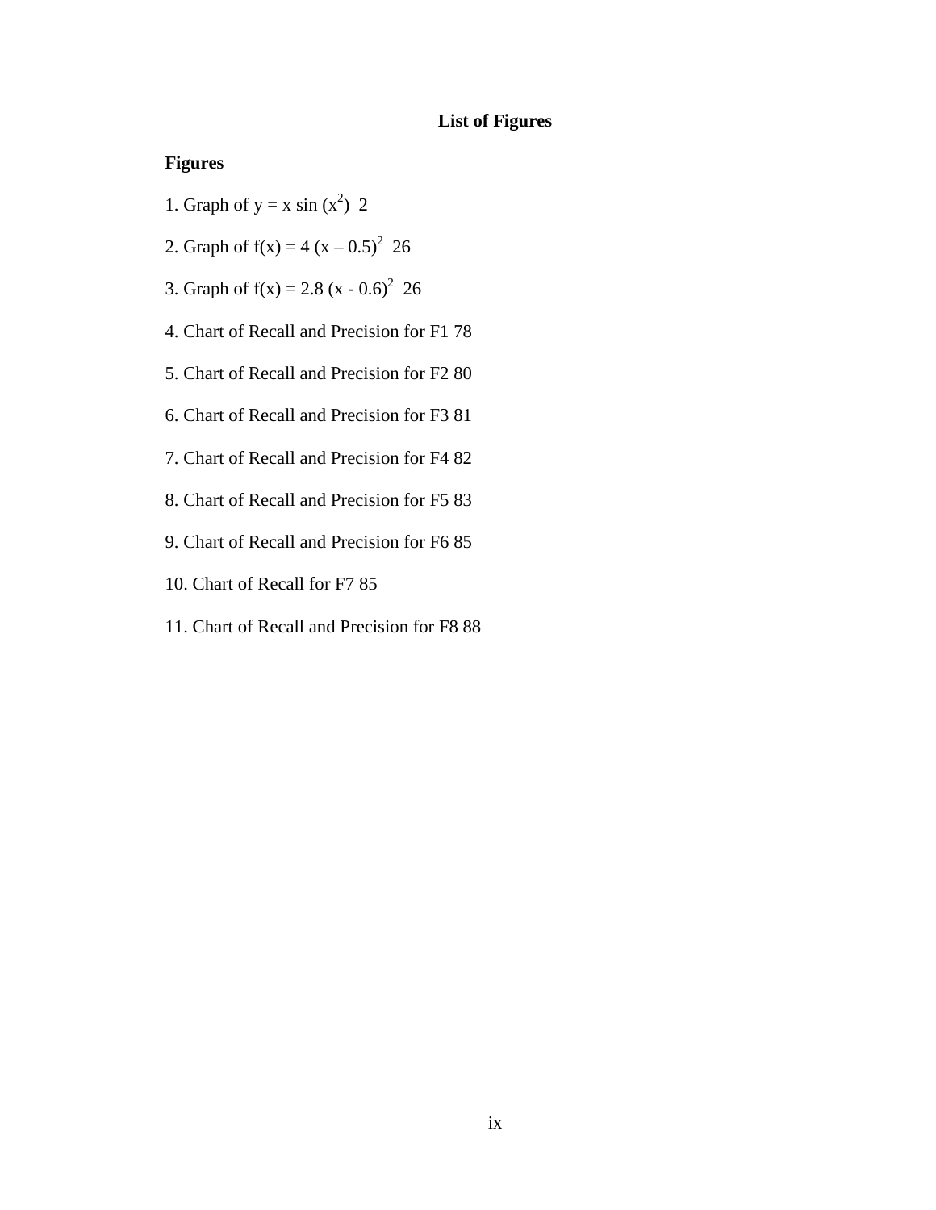# List of Figures

**Figures**

1. Graph of $y = x \sin(x^2)$ 2

2. Graph of $f(x) = 4(x - 0.5)^2$ 26

3. Graph of $f(x) = 2.8(x - 0.6)^2$ 26

4. Chart of Recall and Precision for F1 78

5. Chart of Recall and Precision for F2 80

6. Chart of Recall and Precision for F3 81

7. Chart of Recall and Precision for F4 82

8. Chart of Recall and Precision for F5 83

9. Chart of Recall and Precision for F6 85

10. Chart of Recall for F7 85

11. Chart of Recall and Precision for F8 88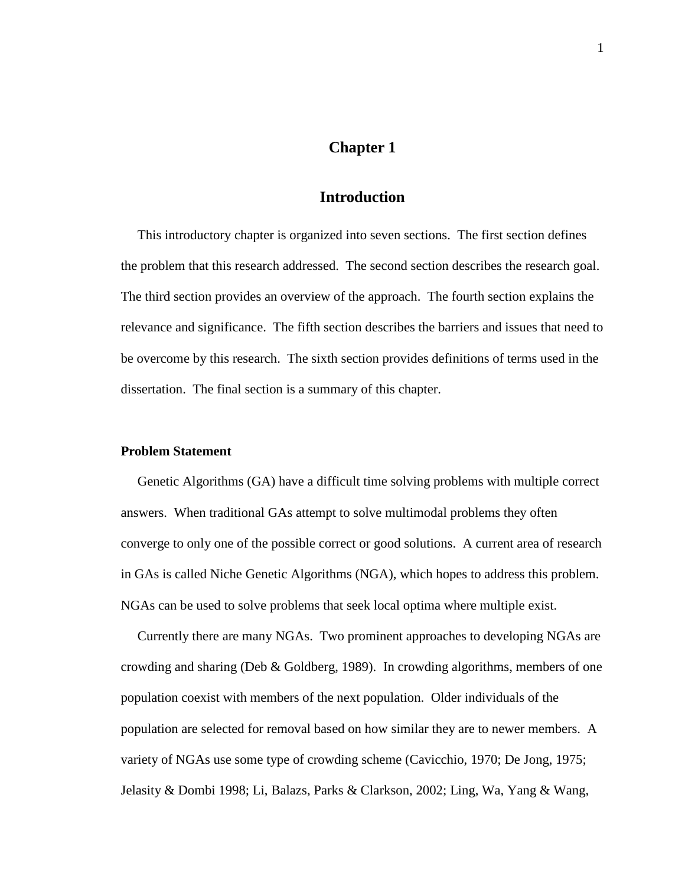# Chapter 1

# Introduction

This introductory chapter is organized into seven sections. The first section defines the problem that this research addressed. The second section describes the research goal. The third section provides an overview of the approach. The fourth section explains the relevance and significance. The fifth section describes the barriers and issues that need to be overcome by this research. The sixth section provides definitions of terms used in the dissertation. The final section is a summary of this chapter.

### Problem Statement

Genetic Algorithms (GA) have a difficult time solving problems with multiple correct answers. When traditional GAs attempt to solve multimodal problems they often converge to only one of the possible correct or good solutions. A current area of research in GAs is called Niche Genetic Algorithms (NGA), which hopes to address this problem. NGAs can be used to solve problems that seek local optima where multiple exist.

Currently there are many NGAs. Two prominent approaches to developing NGAs are crowding and sharing (Deb & Goldberg, 1989). In crowding algorithms, members of one population coexist with members of the next population. Older individuals of the population are selected for removal based on how similar they are to newer members. A variety of NGAs use some type of crowding scheme (Cavicchio, 1970; De Jong, 1975; Jelasity & Dombi 1998; Li, Balazs, Parks & Clarkson, 2002; Ling, Wa, Yang & Wang,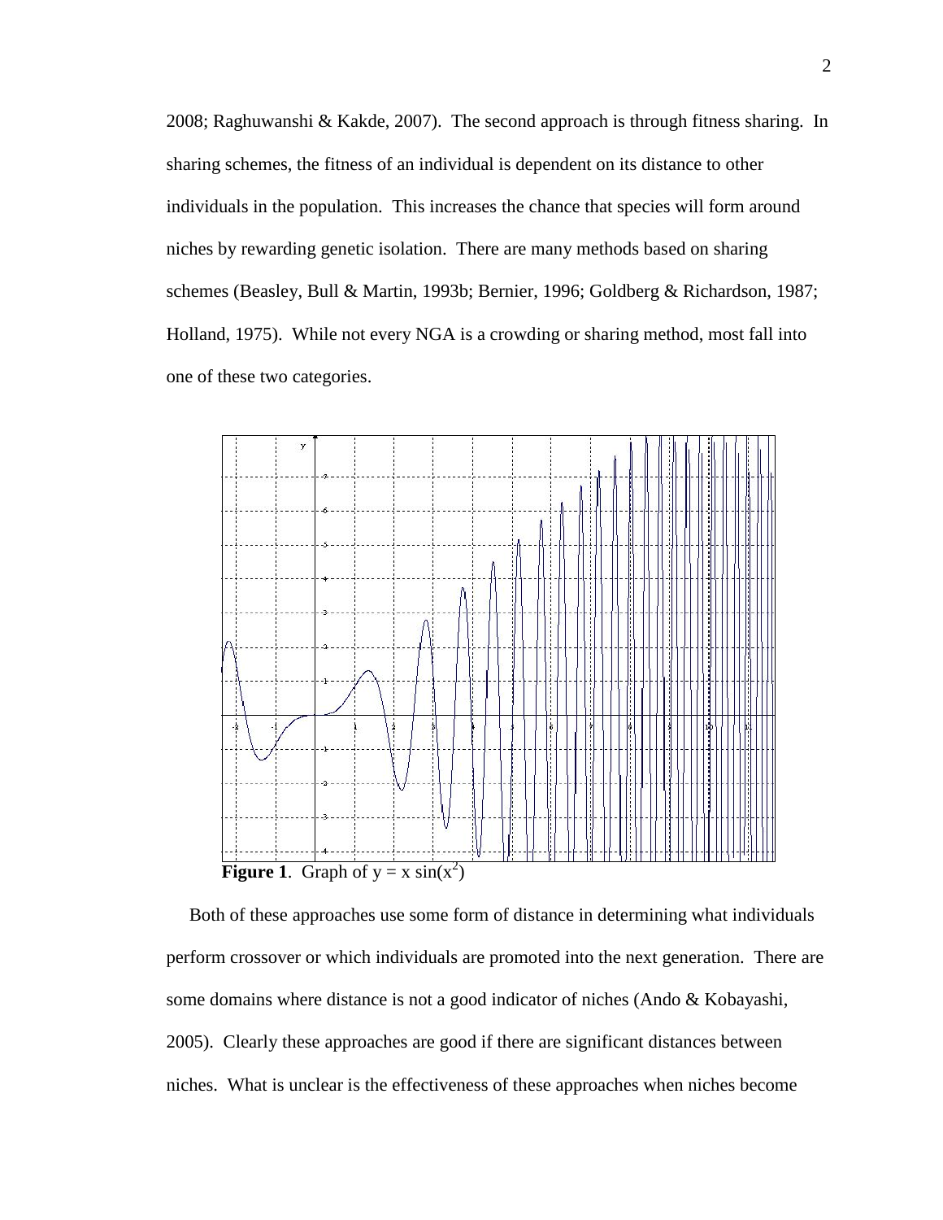2008; Raghuwanshi & Kakde, 2007). The second approach is through fitness sharing. In sharing schemes, the fitness of an individual is dependent on its distance to other individuals in the population. This increases the chance that species will form around niches by rewarding genetic isolation. There are many methods based on sharing schemes (Beasley, Bull & Martin, 1993b; Bernier, 1996; Goldberg & Richardson, 1987; Holland, 1975). While not every NGA is a crowding or sharing method, most fall into one of these two categories.

**Figure 1**. Graph of $y = x \sin(x^2)$

Both of these approaches use some form of distance in determining what individuals perform crossover or which individuals are promoted into the next generation. There are some domains where distance is not a good indicator of niches (Ando & Kobayashi, 2005). Clearly these approaches are good if there are significant distances between niches. What is unclear is the effectiveness of these approaches when niches become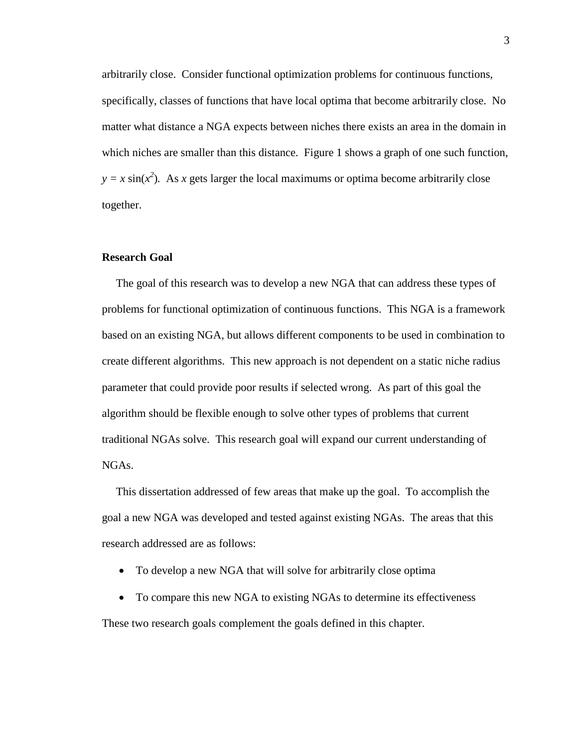arbitrarily close. Consider functional optimization problems for continuous functions, specifically, classes of functions that have local optima that become arbitrarily close. No matter what distance a NGA expects between niches there exists an area in the domain in which niches are smaller than this distance. Figure 1 shows a graph of one such function, $y = x \sin(x^2)$. As $x$ gets larger the local maximums or optima become arbitrarily close together.

### Research Goal

The goal of this research was to develop a new NGA that can address these types of problems for functional optimization of continuous functions. This NGA is a framework based on an existing NGA, but allows different components to be used in combination to create different algorithms. This new approach is not dependent on a static niche radius parameter that could provide poor results if selected wrong. As part of this goal the algorithm should be flexible enough to solve other types of problems that current traditional NGAs solve. This research goal will expand our current understanding of NGAs.

This dissertation addressed of few areas that make up the goal. To accomplish the goal a new NGA was developed and tested against existing NGAs. The areas that this research addressed are as follows:

- To develop a new NGA that will solve for arbitrarily close optima
- To compare this new NGA to existing NGAs to determine its effectiveness

These two research goals complement the goals defined in this chapter.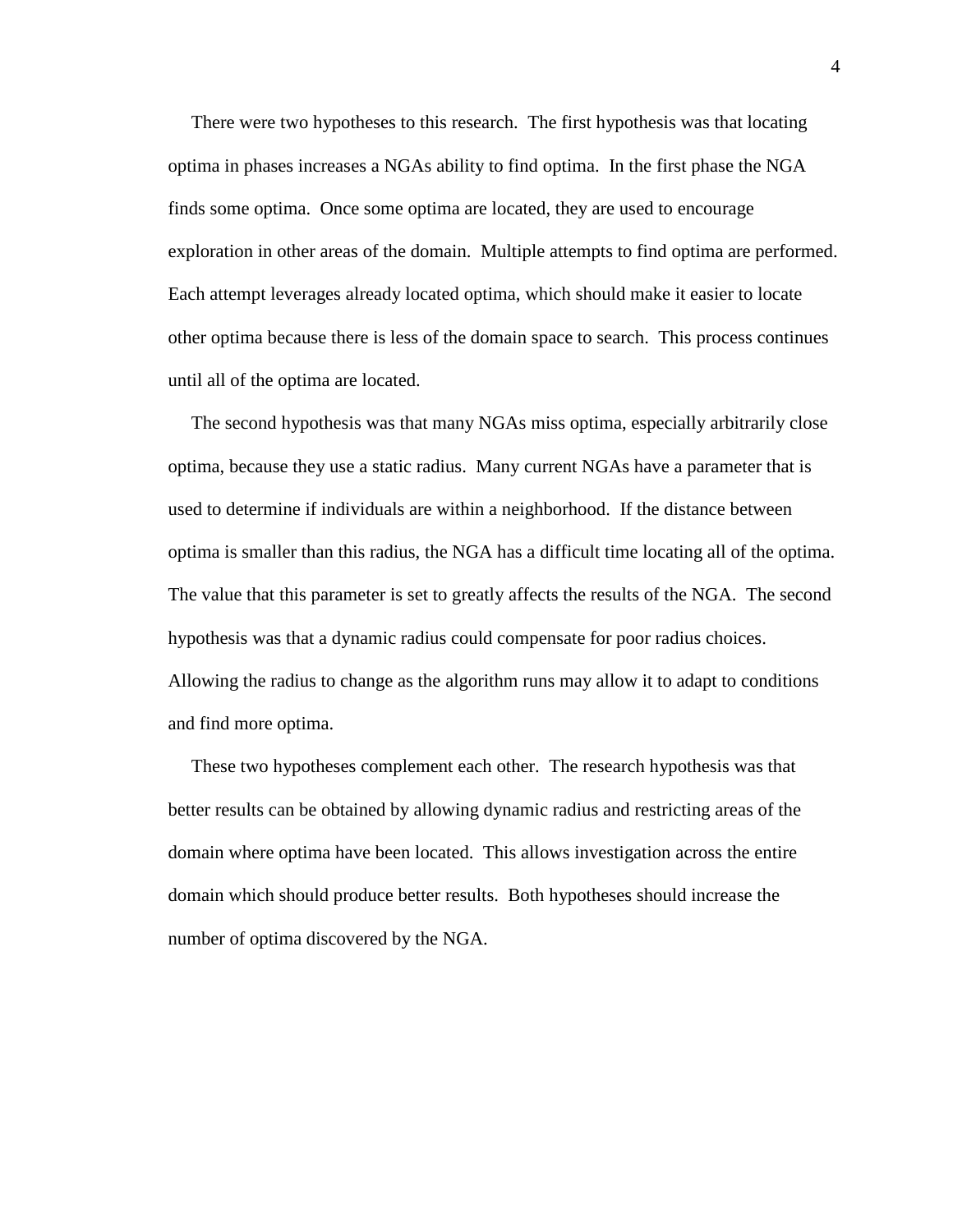There were two hypotheses to this research. The first hypothesis was that locating optima in phases increases a NGAs ability to find optima. In the first phase the NGA finds some optima. Once some optima are located, they are used to encourage exploration in other areas of the domain. Multiple attempts to find optima are performed. Each attempt leverages already located optima, which should make it easier to locate other optima because there is less of the domain space to search. This process continues until all of the optima are located.

The second hypothesis was that many NGAs miss optima, especially arbitrarily close optima, because they use a static radius. Many current NGAs have a parameter that is used to determine if individuals are within a neighborhood. If the distance between optima is smaller than this radius, the NGA has a difficult time locating all of the optima. The value that this parameter is set to greatly affects the results of the NGA. The second hypothesis was that a dynamic radius could compensate for poor radius choices. Allowing the radius to change as the algorithm runs may allow it to adapt to conditions and find more optima.

These two hypotheses complement each other. The research hypothesis was that better results can be obtained by allowing dynamic radius and restricting areas of the domain where optima have been located. This allows investigation across the entire domain which should produce better results. Both hypotheses should increase the number of optima discovered by the NGA.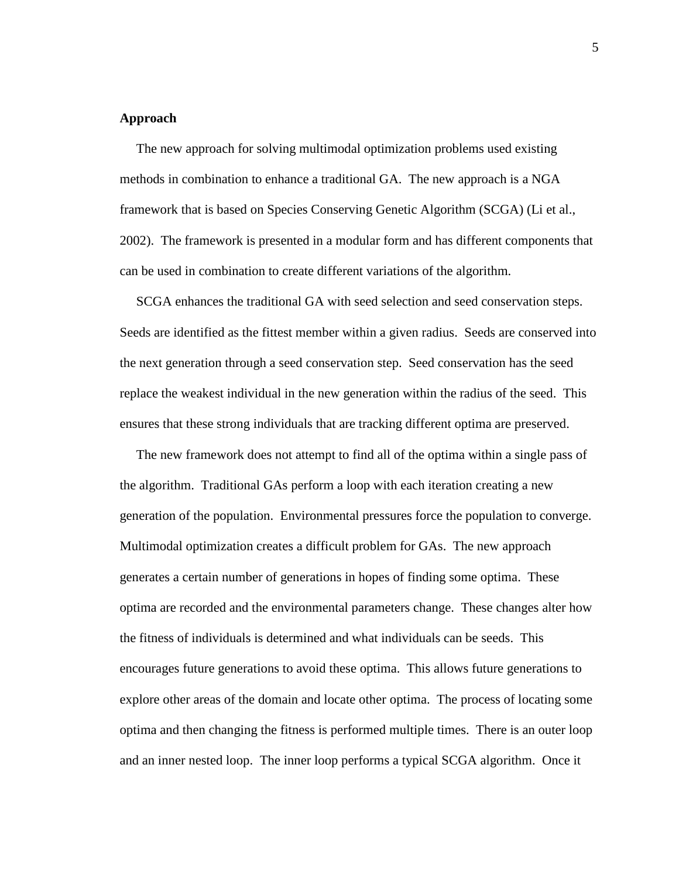**Approach**

The new approach for solving multimodal optimization problems used existing methods in combination to enhance a traditional GA. The new approach is a NGA framework that is based on Species Conserving Genetic Algorithm (SCGA) (Li et al., 2002). The framework is presented in a modular form and has different components that can be used in combination to create different variations of the algorithm.

SCGA enhances the traditional GA with seed selection and seed conservation steps. Seeds are identified as the fittest member within a given radius. Seeds are conserved into the next generation through a seed conservation step. Seed conservation has the seed replace the weakest individual in the new generation within the radius of the seed. This ensures that these strong individuals that are tracking different optima are preserved.

The new framework does not attempt to find all of the optima within a single pass of the algorithm. Traditional GAs perform a loop with each iteration creating a new generation of the population. Environmental pressures force the population to converge. Multimodal optimization creates a difficult problem for GAs. The new approach generates a certain number of generations in hopes of finding some optima. These optima are recorded and the environmental parameters change. These changes alter how the fitness of individuals is determined and what individuals can be seeds. This encourages future generations to avoid these optima. This allows future generations to explore other areas of the domain and locate other optima. The process of locating some optima and then changing the fitness is performed multiple times. There is an outer loop and an inner nested loop. The inner loop performs a typical SCGA algorithm. Once it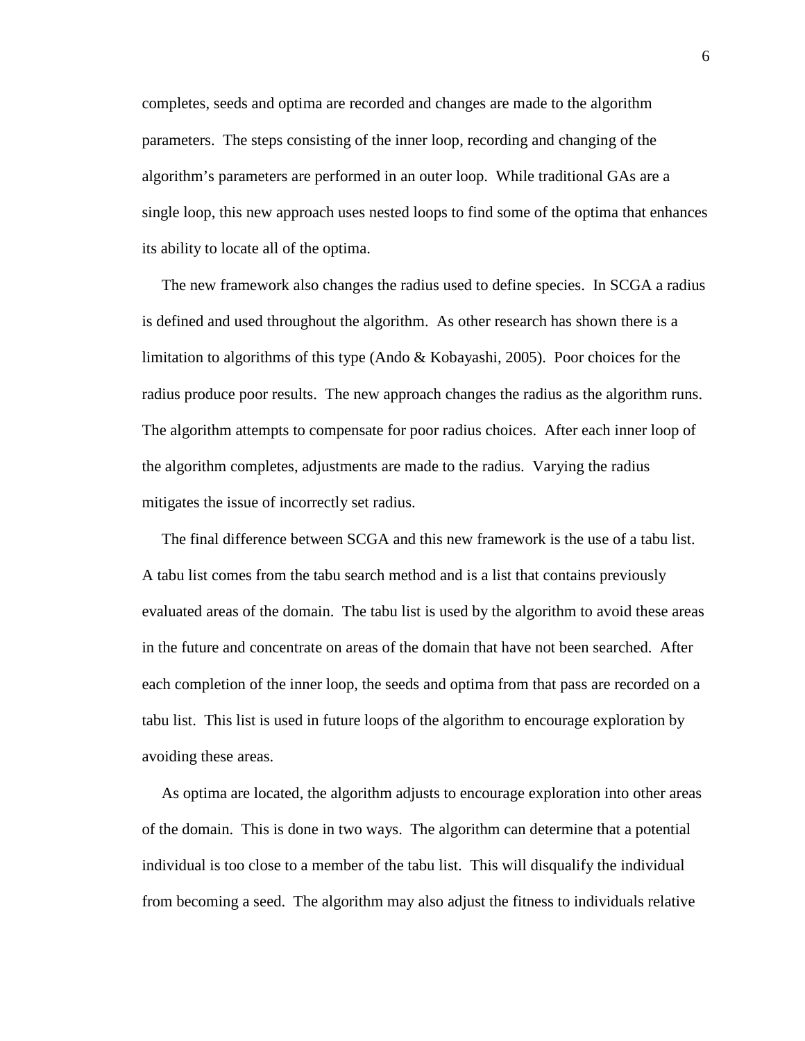completes, seeds and optima are recorded and changes are made to the algorithm parameters. The steps consisting of the inner loop, recording and changing of the algorithm's parameters are performed in an outer loop. While traditional GAs are a single loop, this new approach uses nested loops to find some of the optima that enhances its ability to locate all of the optima.

The new framework also changes the radius used to define species. In SCGA a radius is defined and used throughout the algorithm. As other research has shown there is a limitation to algorithms of this type (Ando & Kobayashi, 2005). Poor choices for the radius produce poor results. The new approach changes the radius as the algorithm runs. The algorithm attempts to compensate for poor radius choices. After each inner loop of the algorithm completes, adjustments are made to the radius. Varying the radius mitigates the issue of incorrectly set radius.

The final difference between SCGA and this new framework is the use of a tabu list. A tabu list comes from the tabu search method and is a list that contains previously evaluated areas of the domain. The tabu list is used by the algorithm to avoid these areas in the future and concentrate on areas of the domain that have not been searched. After each completion of the inner loop, the seeds and optima from that pass are recorded on a tabu list. This list is used in future loops of the algorithm to encourage exploration by avoiding these areas.

As optima are located, the algorithm adjusts to encourage exploration into other areas of the domain. This is done in two ways. The algorithm can determine that a potential individual is too close to a member of the tabu list. This will disqualify the individual from becoming a seed. The algorithm may also adjust the fitness to individuals relative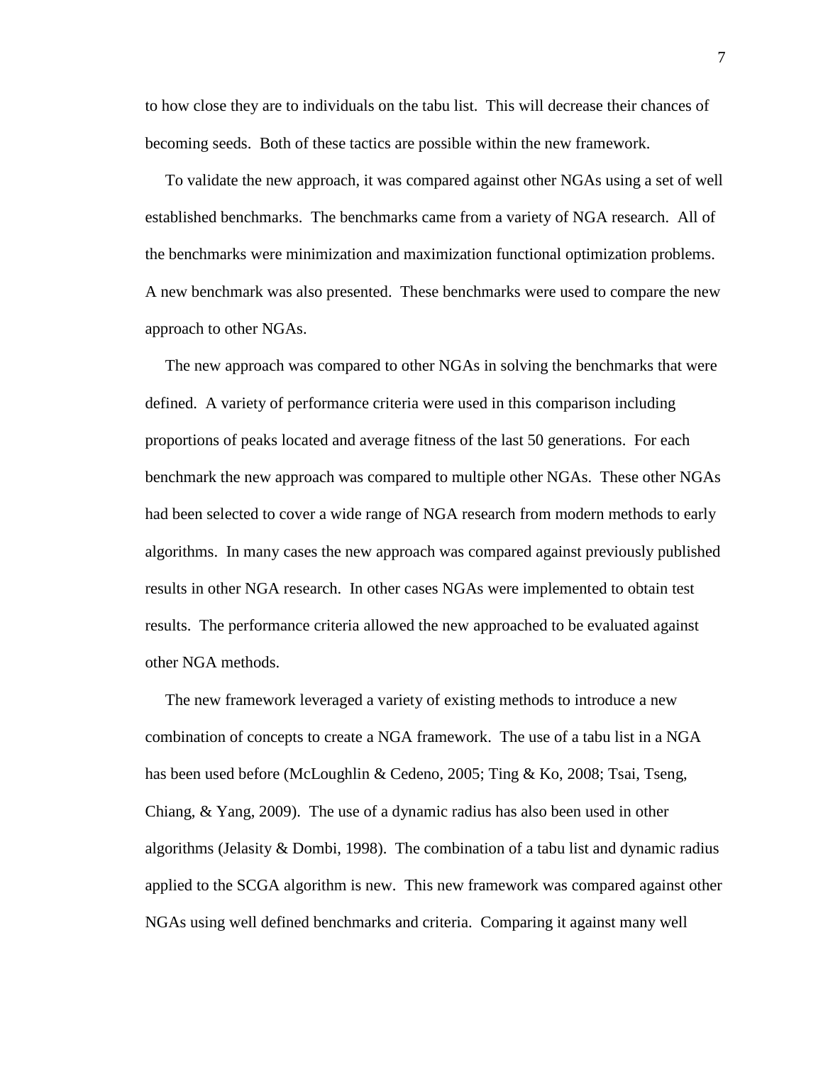to how close they are to individuals on the tabu list. This will decrease their chances of becoming seeds. Both of these tactics are possible within the new framework.

To validate the new approach, it was compared against other NGAs using a set of well established benchmarks. The benchmarks came from a variety of NGA research. All of the benchmarks were minimization and maximization functional optimization problems. A new benchmark was also presented. These benchmarks were used to compare the new approach to other NGAs.

The new approach was compared to other NGAs in solving the benchmarks that were defined. A variety of performance criteria were used in this comparison including proportions of peaks located and average fitness of the last 50 generations. For each benchmark the new approach was compared to multiple other NGAs. These other NGAs had been selected to cover a wide range of NGA research from modern methods to early algorithms. In many cases the new approach was compared against previously published results in other NGA research. In other cases NGAs were implemented to obtain test results. The performance criteria allowed the new approached to be evaluated against other NGA methods.

The new framework leveraged a variety of existing methods to introduce a new combination of concepts to create a NGA framework. The use of a tabu list in a NGA has been used before (McLoughlin & Cedeno, 2005; Ting & Ko, 2008; Tsai, Tseng, Chiang, & Yang, 2009). The use of a dynamic radius has also been used in other algorithms (Jelasity & Dombi, 1998). The combination of a tabu list and dynamic radius applied to the SCGA algorithm is new. This new framework was compared against other NGAs using well defined benchmarks and criteria. Comparing it against many well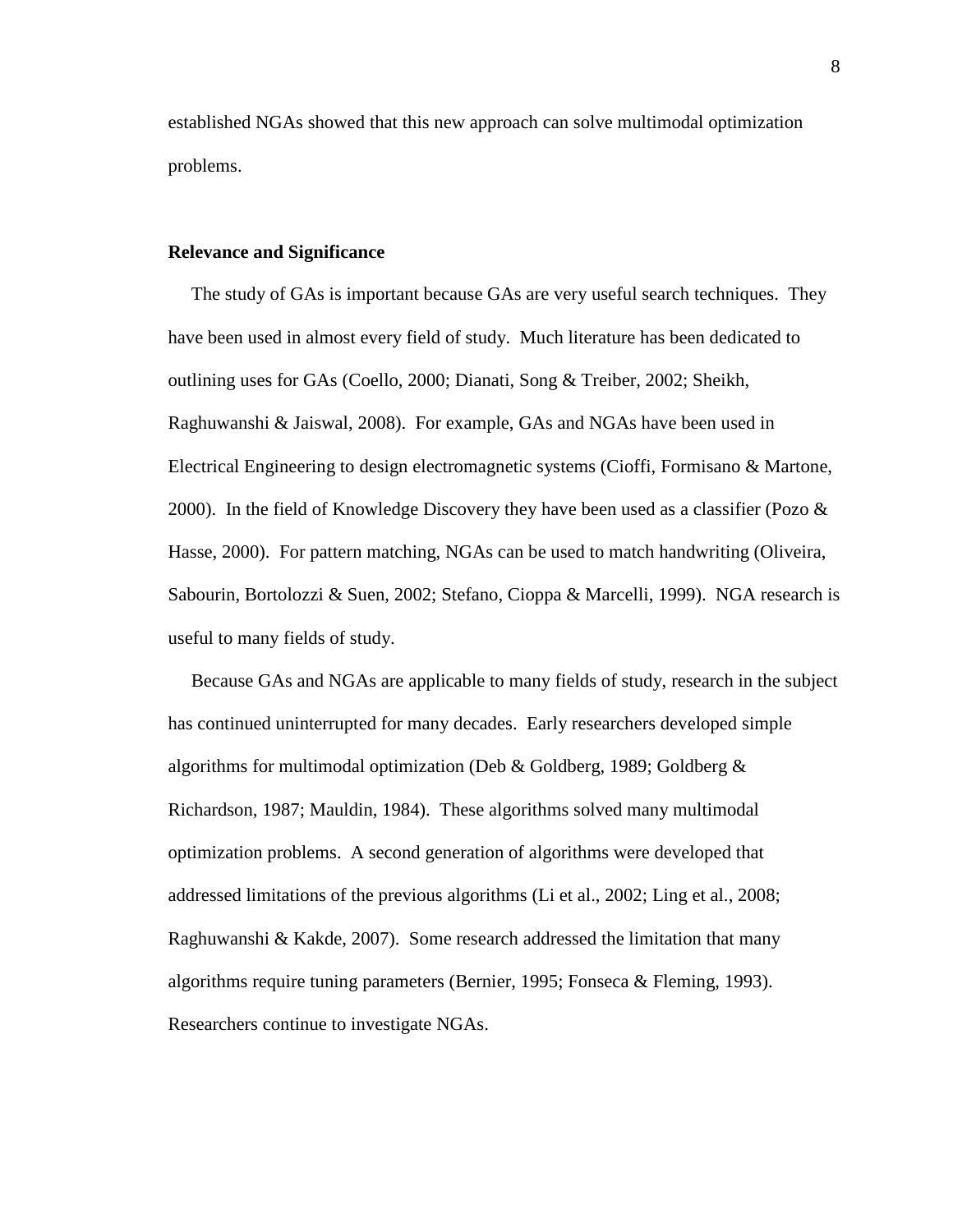established NGAs showed that this new approach can solve multimodal optimization problems.

**Relevance and Significance**

The study of GAs is important because GAs are very useful search techniques. They have been used in almost every field of study. Much literature has been dedicated to outlining uses for GAs (Coello, 2000; Dianati, Song & Treiber, 2002; Sheikh, Raghuwanshi & Jaiswal, 2008). For example, GAs and NGAs have been used in Electrical Engineering to design electromagnetic systems (Cioffi, Formisano & Martone, 2000). In the field of Knowledge Discovery they have been used as a classifier (Pozo & Hasse, 2000). For pattern matching, NGAs can be used to match handwriting (Oliveira, Sabourin, Bortolozzi & Suen, 2002; Stefano, Cioppa & Marcelli, 1999). NGA research is useful to many fields of study.

Because GAs and NGAs are applicable to many fields of study, research in the subject has continued uninterrupted for many decades. Early researchers developed simple algorithms for multimodal optimization (Deb & Goldberg, 1989; Goldberg & Richardson, 1987; Mauldin, 1984). These algorithms solved many multimodal optimization problems. A second generation of algorithms were developed that addressed limitations of the previous algorithms (Li et al., 2002; Ling et al., 2008; Raghuwanshi & Kakde, 2007). Some research addressed the limitation that many algorithms require tuning parameters (Bernier, 1995; Fonseca & Fleming, 1993). Researchers continue to investigate NGAs.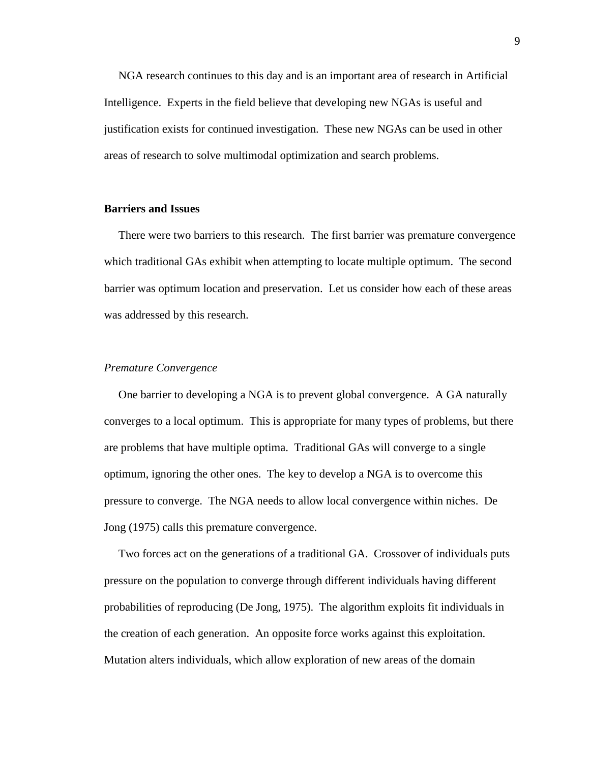NGA research continues to this day and is an important area of research in Artificial Intelligence. Experts in the field believe that developing new NGAs is useful and justification exists for continued investigation. These new NGAs can be used in other areas of research to solve multimodal optimization and search problems.

**Barriers and Issues**

There were two barriers to this research. The first barrier was premature convergence which traditional GAs exhibit when attempting to locate multiple optimum. The second barrier was optimum location and preservation. Let us consider how each of these areas was addressed by this research.

*Premature Convergence*

One barrier to developing a NGA is to prevent global convergence. A GA naturally converges to a local optimum. This is appropriate for many types of problems, but there are problems that have multiple optima. Traditional GAs will converge to a single optimum, ignoring the other ones. The key to develop a NGA is to overcome this pressure to converge. The NGA needs to allow local convergence within niches. De Jong (1975) calls this premature convergence.

Two forces act on the generations of a traditional GA. Crossover of individuals puts pressure on the population to converge through different individuals having different probabilities of reproducing (De Jong, 1975). The algorithm exploits fit individuals in the creation of each generation. An opposite force works against this exploitation. Mutation alters individuals, which allow exploration of new areas of the domain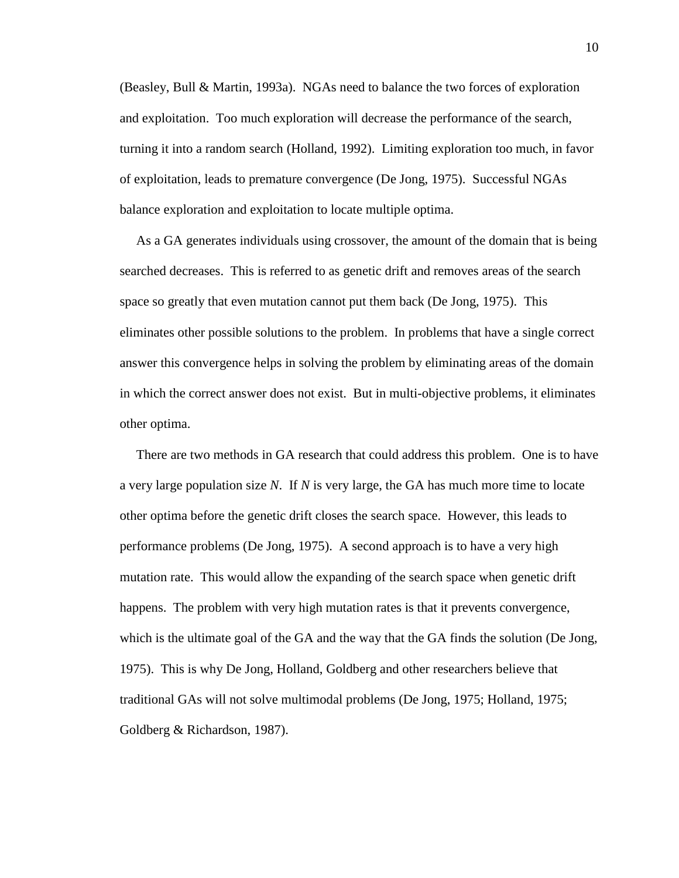(Beasley, Bull & Martin, 1993a). NGAs need to balance the two forces of exploration and exploitation. Too much exploration will decrease the performance of the search, turning it into a random search (Holland, 1992). Limiting exploration too much, in favor of exploitation, leads to premature convergence (De Jong, 1975). Successful NGAs balance exploration and exploitation to locate multiple optima.

As a GA generates individuals using crossover, the amount of the domain that is being searched decreases. This is referred to as genetic drift and removes areas of the search space so greatly that even mutation cannot put them back (De Jong, 1975). This eliminates other possible solutions to the problem. In problems that have a single correct answer this convergence helps in solving the problem by eliminating areas of the domain in which the correct answer does not exist. But in multi-objective problems, it eliminates other optima.

There are two methods in GA research that could address this problem. One is to have a very large population size $N$. If $N$ is very large, the GA has much more time to locate other optima before the genetic drift closes the search space. However, this leads to performance problems (De Jong, 1975). A second approach is to have a very high mutation rate. This would allow the expanding of the search space when genetic drift happens. The problem with very high mutation rates is that it prevents convergence, which is the ultimate goal of the GA and the way that the GA finds the solution (De Jong, 1975). This is why De Jong, Holland, Goldberg and other researchers believe that traditional GAs will not solve multimodal problems (De Jong, 1975; Holland, 1975; Goldberg & Richardson, 1987).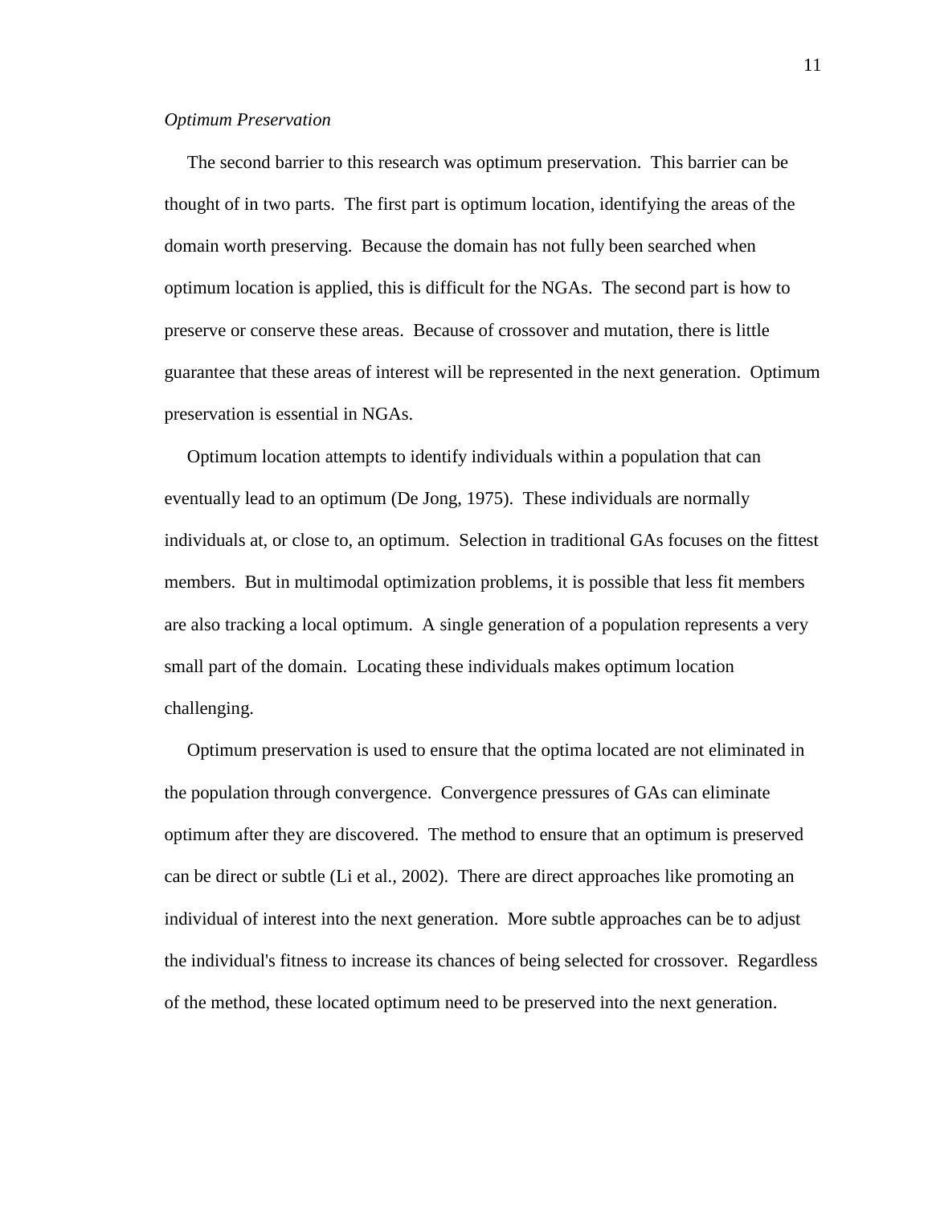*Optimum Preservation*

The second barrier to this research was optimum preservation. This barrier can be thought of in two parts. The first part is optimum location, identifying the areas of the domain worth preserving. Because the domain has not fully been searched when optimum location is applied, this is difficult for the NGAs. The second part is how to preserve or conserve these areas. Because of crossover and mutation, there is little guarantee that these areas of interest will be represented in the next generation. Optimum preservation is essential in NGAs.

Optimum location attempts to identify individuals within a population that can eventually lead to an optimum (De Jong, 1975). These individuals are normally individuals at, or close to, an optimum. Selection in traditional GAs focuses on the fittest members. But in multimodal optimization problems, it is possible that less fit members are also tracking a local optimum. A single generation of a population represents a very small part of the domain. Locating these individuals makes optimum location challenging.

Optimum preservation is used to ensure that the optima located are not eliminated in the population through convergence. Convergence pressures of GAs can eliminate optimum after they are discovered. The method to ensure that an optimum is preserved can be direct or subtle (Li et al., 2002). There are direct approaches like promoting an individual of interest into the next generation. More subtle approaches can be to adjust the individual's fitness to increase its chances of being selected for crossover. Regardless of the method, these located optimum need to be preserved into the next generation.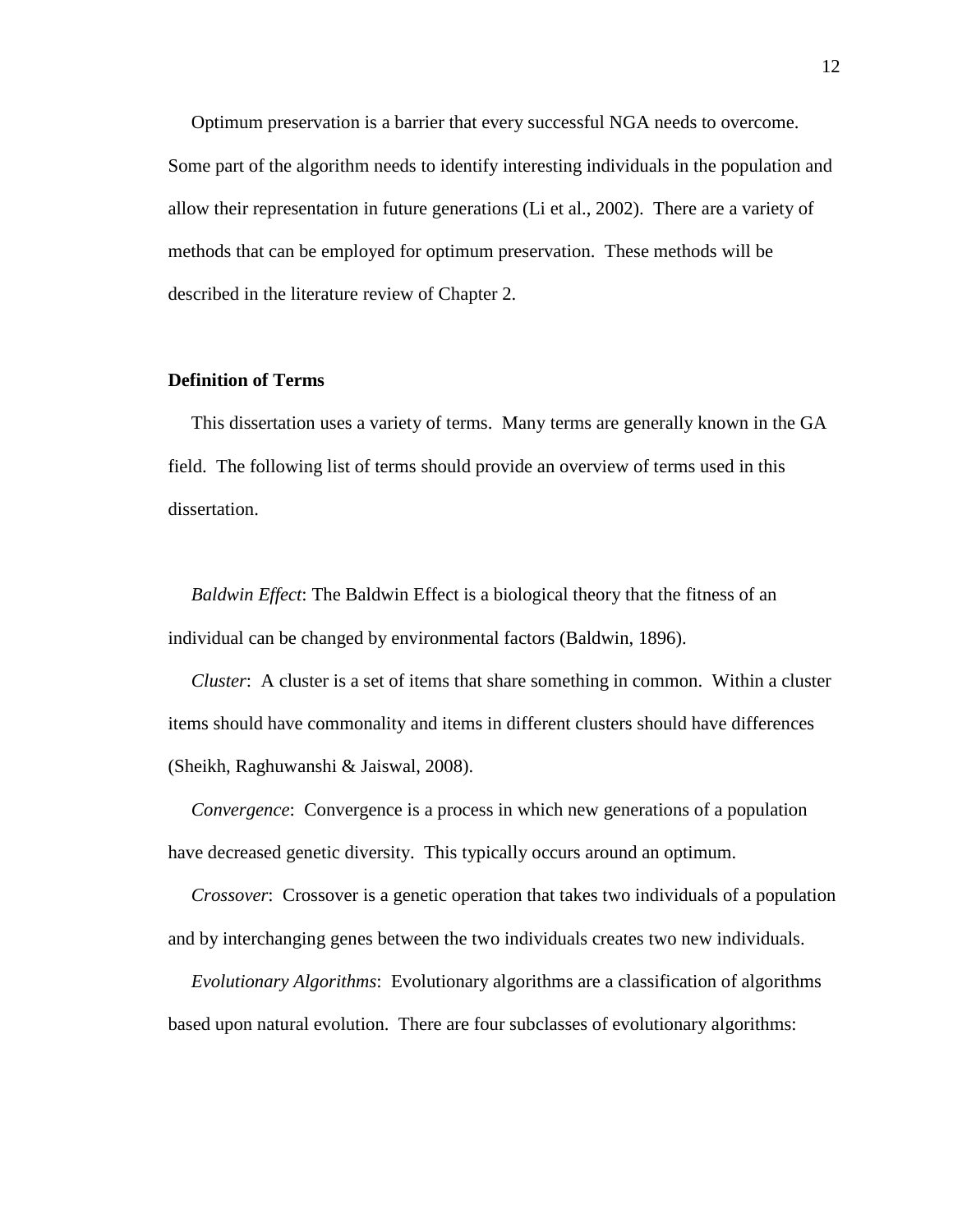Optimum preservation is a barrier that every successful NGA needs to overcome. Some part of the algorithm needs to identify interesting individuals in the population and allow their representation in future generations (Li et al., 2002). There are a variety of methods that can be employed for optimum preservation. These methods will be described in the literature review of Chapter 2.

## Definition of Terms

This dissertation uses a variety of terms. Many terms are generally known in the GA field. The following list of terms should provide an overview of terms used in this dissertation.

*Baldwin Effect*: The Baldwin Effect is a biological theory that the fitness of an individual can be changed by environmental factors (Baldwin, 1896).

*Cluster*: A cluster is a set of items that share something in common. Within a cluster items should have commonality and items in different clusters should have differences (Sheikh, Raghuwanshi & Jaiswal, 2008).

*Convergence*: Convergence is a process in which new generations of a population have decreased genetic diversity. This typically occurs around an optimum.

*Crossover*: Crossover is a genetic operation that takes two individuals of a population and by interchanging genes between the two individuals creates two new individuals.

*Evolutionary Algorithms*: Evolutionary algorithms are a classification of algorithms based upon natural evolution. There are four subclasses of evolutionary algorithms: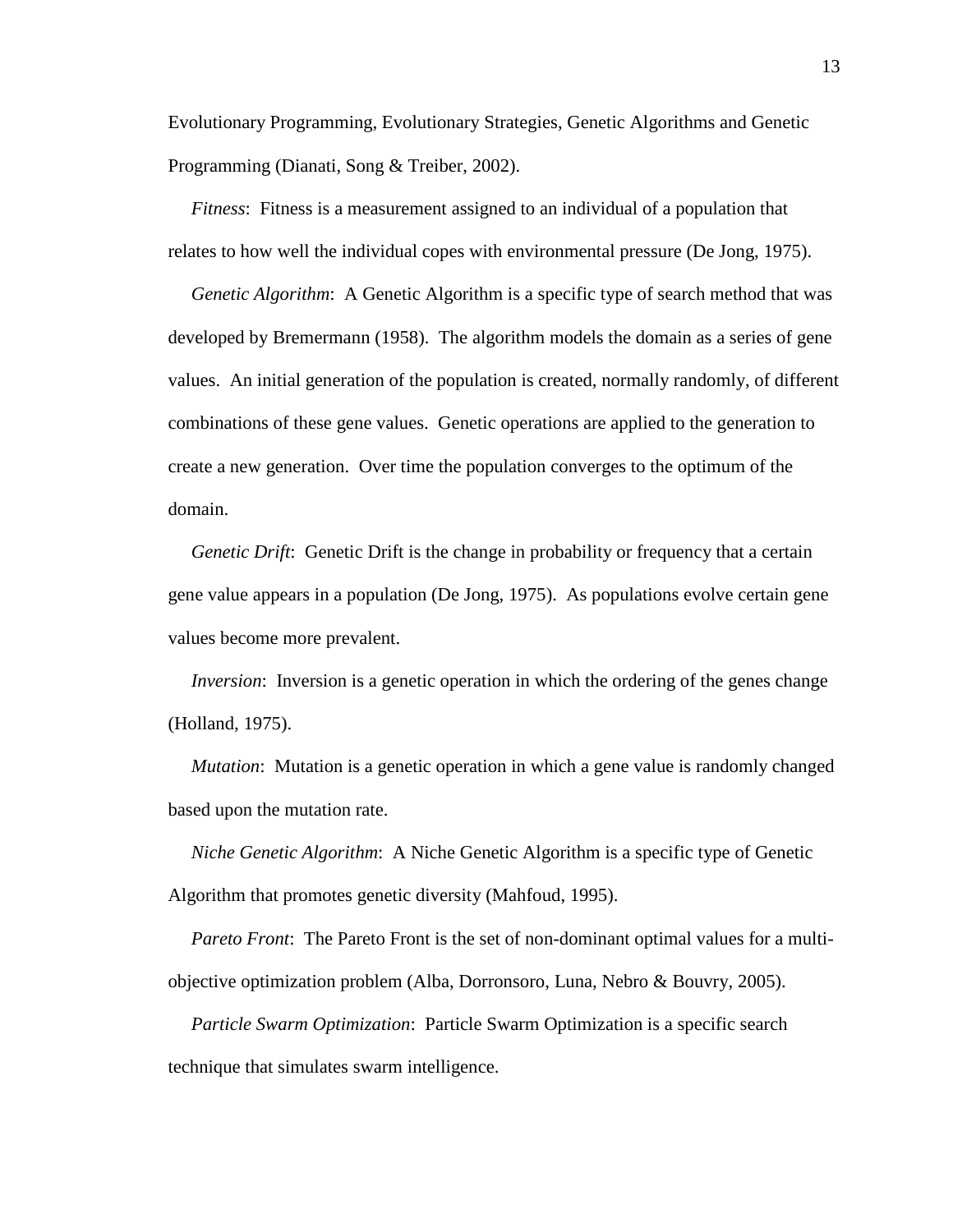Evolutionary Programming, Evolutionary Strategies, Genetic Algorithms and Genetic Programming (Dianati, Song & Treiber, 2002).

*Fitness*: Fitness is a measurement assigned to an individual of a population that relates to how well the individual copes with environmental pressure (De Jong, 1975).

*Genetic Algorithm*: A Genetic Algorithm is a specific type of search method that was developed by Bremermann (1958). The algorithm models the domain as a series of gene values. An initial generation of the population is created, normally randomly, of different combinations of these gene values. Genetic operations are applied to the generation to create a new generation. Over time the population converges to the optimum of the domain.

*Genetic Drift*: Genetic Drift is the change in probability or frequency that a certain gene value appears in a population (De Jong, 1975). As populations evolve certain gene values become more prevalent.

*Inversion*: Inversion is a genetic operation in which the ordering of the genes change (Holland, 1975).

*Mutation*: Mutation is a genetic operation in which a gene value is randomly changed based upon the mutation rate.

*Niche Genetic Algorithm*: A Niche Genetic Algorithm is a specific type of Genetic Algorithm that promotes genetic diversity (Mahfoud, 1995).

*Pareto Front*: The Pareto Front is the set of non-dominant optimal values for a multi-objective optimization problem (Alba, Dorronsoro, Luna, Nebro & Bouvry, 2005).

*Particle Swarm Optimization*: Particle Swarm Optimization is a specific search technique that simulates swarm intelligence.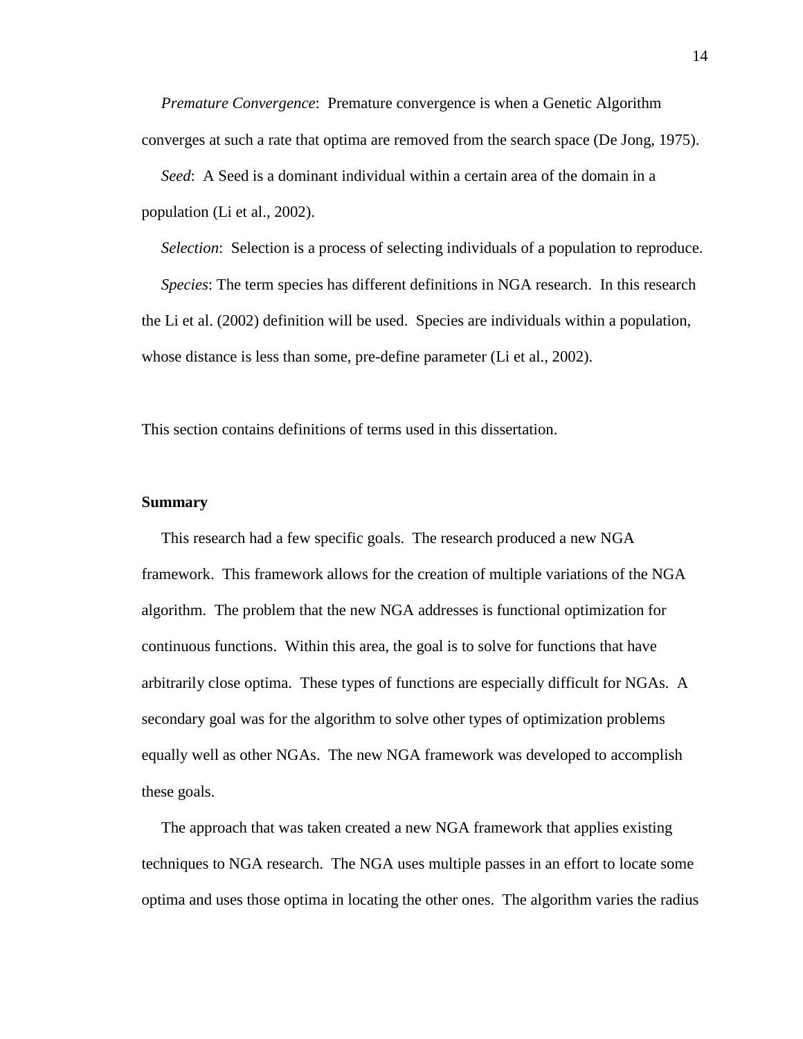*Premature Convergence*: Premature convergence is when a Genetic Algorithm converges at such a rate that optima are removed from the search space (De Jong, 1975).

*Seed*: A Seed is a dominant individual within a certain area of the domain in a population (Li et al., 2002).

*Selection*: Selection is a process of selecting individuals of a population to reproduce.

*Species*: The term species has different definitions in NGA research. In this research the Li et al. (2002) definition will be used. Species are individuals within a population, whose distance is less than some, pre-define parameter (Li et al., 2002).

This section contains definitions of terms used in this dissertation.

**Summary**

This research had a few specific goals. The research produced a new NGA framework. This framework allows for the creation of multiple variations of the NGA algorithm. The problem that the new NGA addresses is functional optimization for continuous functions. Within this area, the goal is to solve for functions that have arbitrarily close optima. These types of functions are especially difficult for NGAs. A secondary goal was for the algorithm to solve other types of optimization problems equally well as other NGAs. The new NGA framework was developed to accomplish these goals.

The approach that was taken created a new NGA framework that applies existing techniques to NGA research. The NGA uses multiple passes in an effort to locate some optima and uses those optima in locating the other ones. The algorithm varies the radius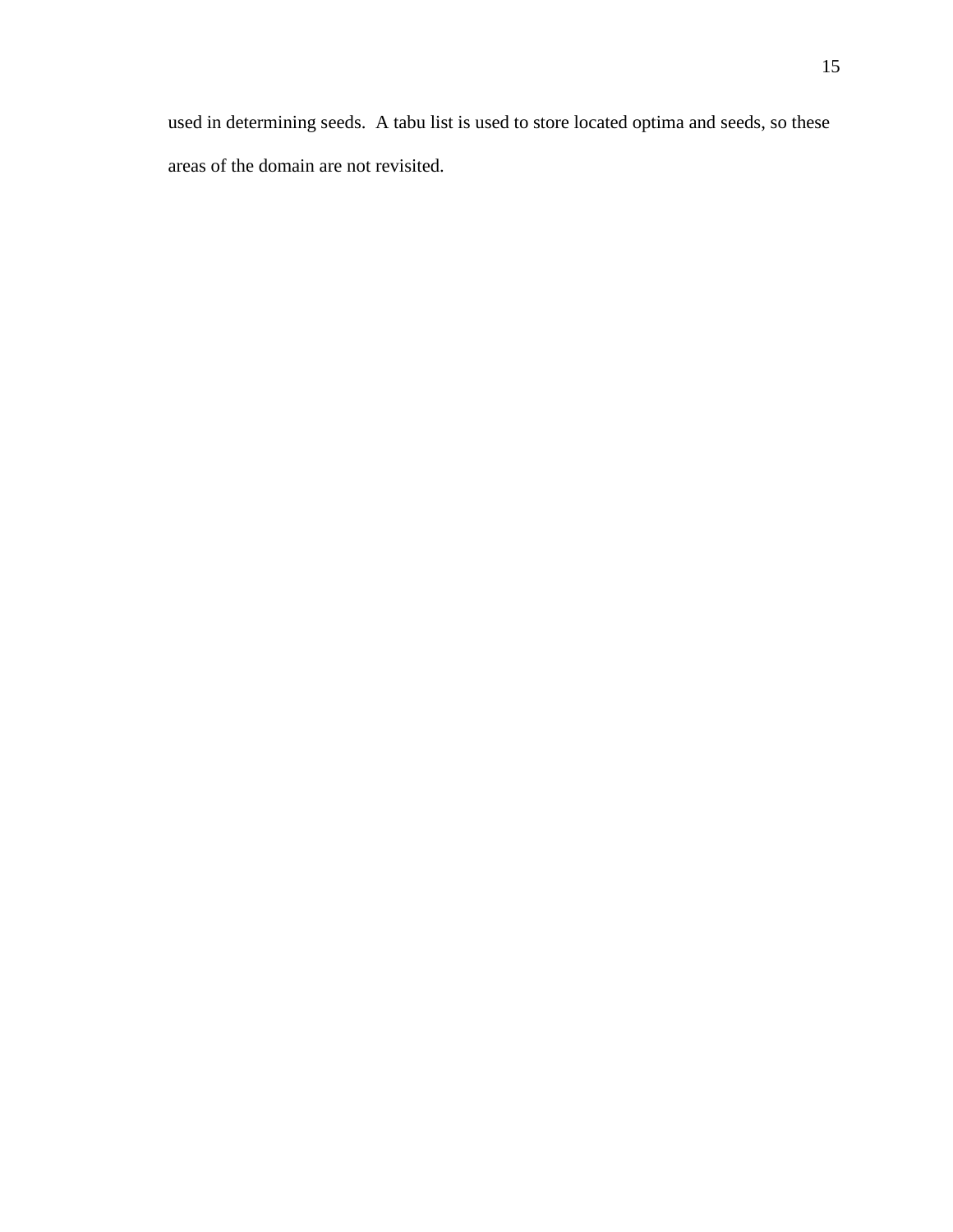used in determining seeds.  A tabu list is used to store located optima and seeds, so these areas of the domain are not revisited.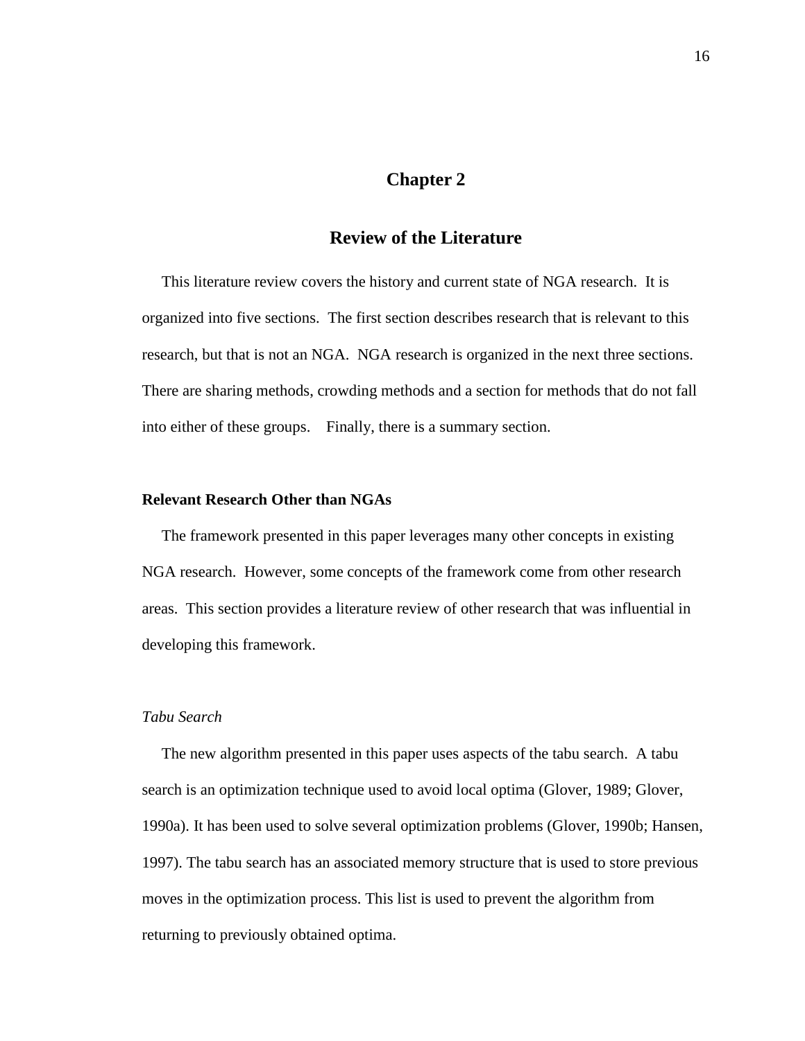# Chapter 2

## Review of the Literature

This literature review covers the history and current state of NGA research. It is organized into five sections. The first section describes research that is relevant to this research, but that is not an NGA. NGA research is organized in the next three sections. There are sharing methods, crowding methods and a section for methods that do not fall into either of these groups. Finally, there is a summary section.

### Relevant Research Other than NGAs

The framework presented in this paper leverages many other concepts in existing NGA research. However, some concepts of the framework come from other research areas. This section provides a literature review of other research that was influential in developing this framework.

#### *Tabu Search*

The new algorithm presented in this paper uses aspects of the tabu search. A tabu search is an optimization technique used to avoid local optima (Glover, 1989; Glover, 1990a). It has been used to solve several optimization problems (Glover, 1990b; Hansen, 1997). The tabu search has an associated memory structure that is used to store previous moves in the optimization process. This list is used to prevent the algorithm from returning to previously obtained optima.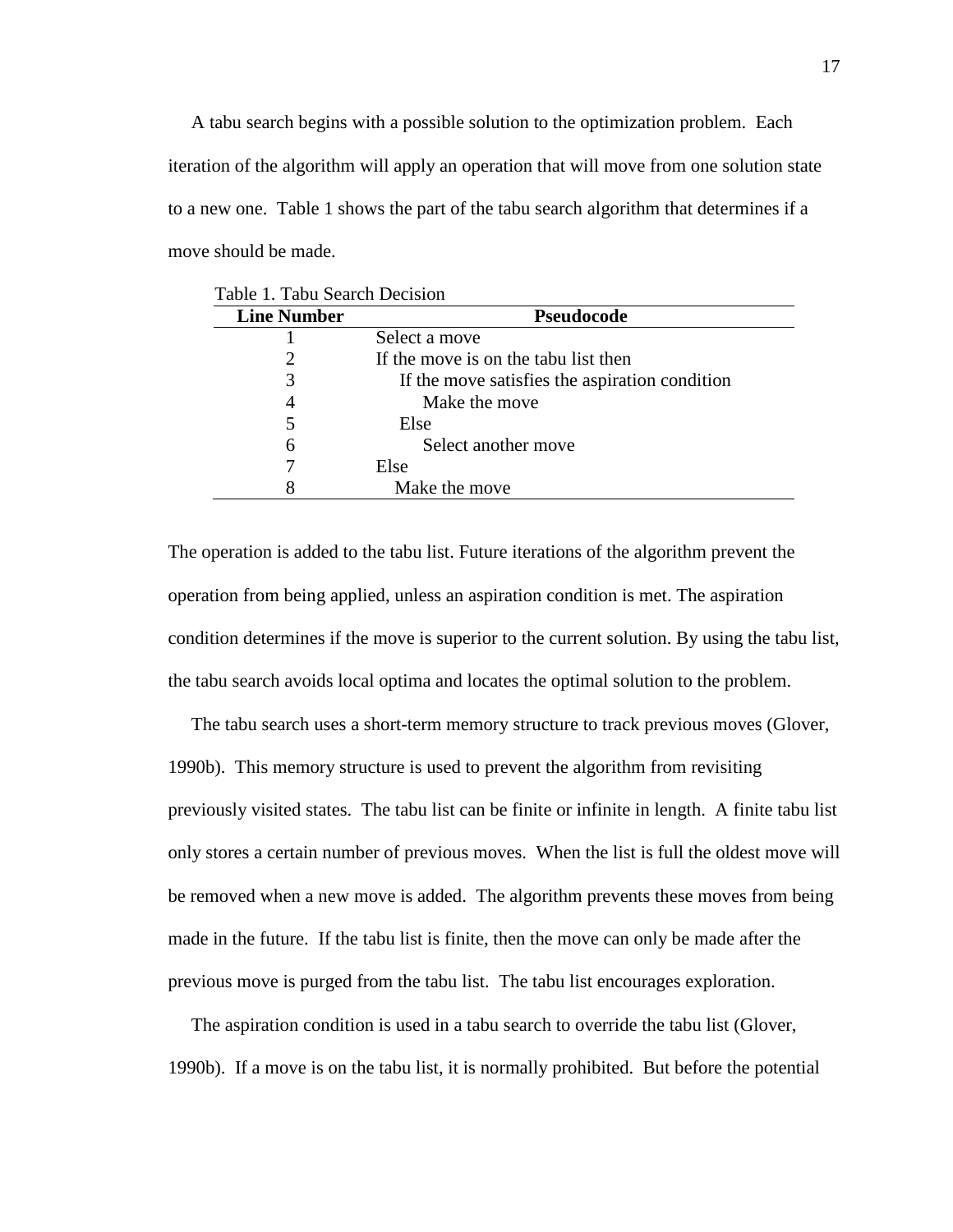A tabu search begins with a possible solution to the optimization problem. Each iteration of the algorithm will apply an operation that will move from one solution state to a new one. Table 1 shows the part of the tabu search algorithm that determines if a move should be made.

Table 1. Tabu Search Decision

| Line Number | Pseudocode |
|---|---|
| 1 | Select a move |
| 2 | If the move is on the tabu list then |
| 3 | &nbsp;&nbsp;&nbsp;&nbsp;If the move satisfies the aspiration condition |
| 4 | &nbsp;&nbsp;&nbsp;&nbsp;&nbsp;&nbsp;&nbsp;&nbsp;Make the move |
| 5 | &nbsp;&nbsp;&nbsp;&nbsp;Else |
| 6 | &nbsp;&nbsp;&nbsp;&nbsp;&nbsp;&nbsp;&nbsp;&nbsp;Select another move |
| 7 | Else |
| 8 | &nbsp;&nbsp;&nbsp;&nbsp;Make the move |

The operation is added to the tabu list. Future iterations of the algorithm prevent the operation from being applied, unless an aspiration condition is met. The aspiration condition determines if the move is superior to the current solution. By using the tabu list, the tabu search avoids local optima and locates the optimal solution to the problem.

The tabu search uses a short-term memory structure to track previous moves (Glover, 1990b). This memory structure is used to prevent the algorithm from revisiting previously visited states. The tabu list can be finite or infinite in length. A finite tabu list only stores a certain number of previous moves. When the list is full the oldest move will be removed when a new move is added. The algorithm prevents these moves from being made in the future. If the tabu list is finite, then the move can only be made after the previous move is purged from the tabu list. The tabu list encourages exploration.

The aspiration condition is used in a tabu search to override the tabu list (Glover, 1990b). If a move is on the tabu list, it is normally prohibited. But before the potential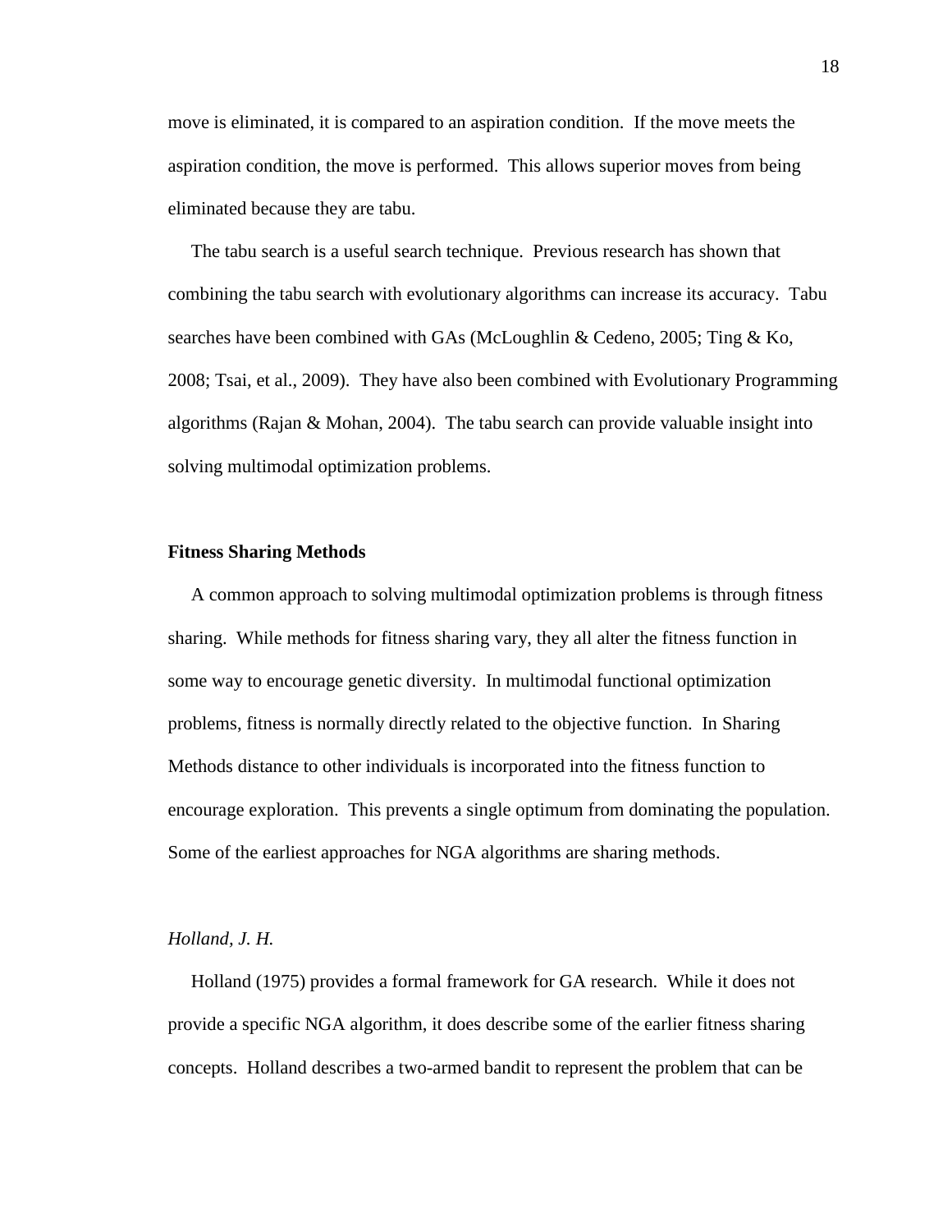move is eliminated, it is compared to an aspiration condition. If the move meets the aspiration condition, the move is performed. This allows superior moves from being eliminated because they are tabu.

The tabu search is a useful search technique. Previous research has shown that combining the tabu search with evolutionary algorithms can increase its accuracy. Tabu searches have been combined with GAs (McLoughlin & Cedeno, 2005; Ting & Ko, 2008; Tsai, et al., 2009). They have also been combined with Evolutionary Programming algorithms (Rajan & Mohan, 2004). The tabu search can provide valuable insight into solving multimodal optimization problems.

### Fitness Sharing Methods

A common approach to solving multimodal optimization problems is through fitness sharing. While methods for fitness sharing vary, they all alter the fitness function in some way to encourage genetic diversity. In multimodal functional optimization problems, fitness is normally directly related to the objective function. In Sharing Methods distance to other individuals is incorporated into the fitness function to encourage exploration. This prevents a single optimum from dominating the population. Some of the earliest approaches for NGA algorithms are sharing methods.

#### *Holland, J. H.*

Holland (1975) provides a formal framework for GA research. While it does not provide a specific NGA algorithm, it does describe some of the earlier fitness sharing concepts. Holland describes a two-armed bandit to represent the problem that can be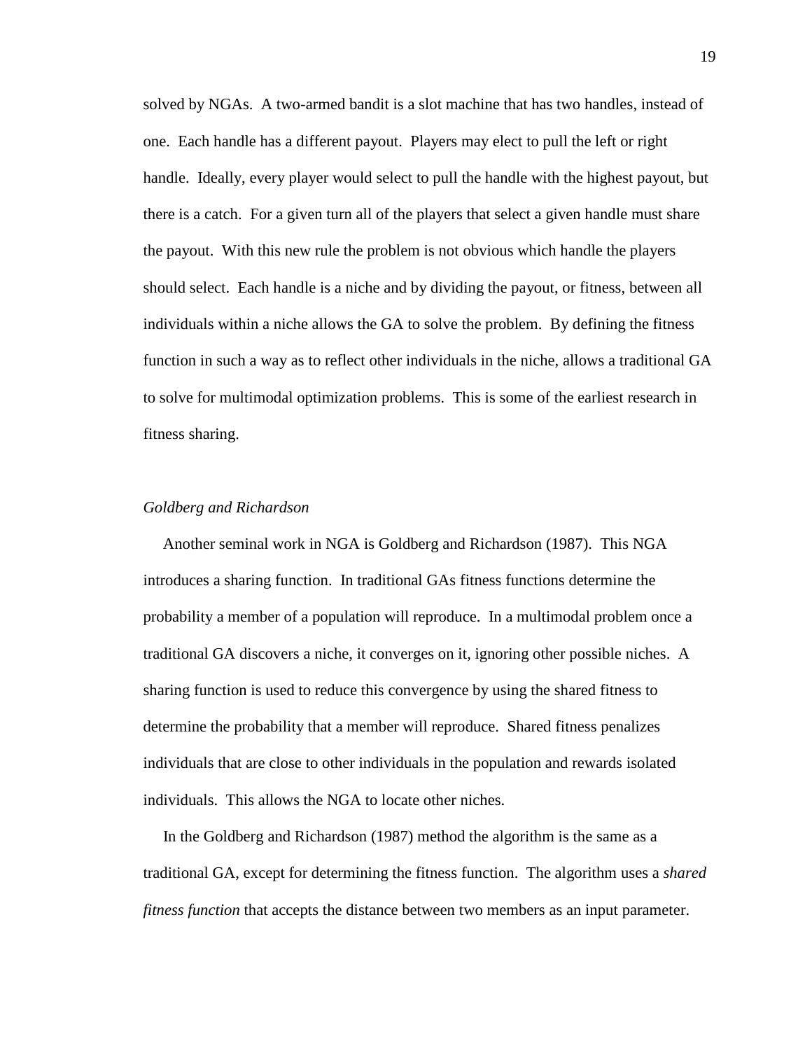solved by NGAs. A two-armed bandit is a slot machine that has two handles, instead of one. Each handle has a different payout. Players may elect to pull the left or right handle. Ideally, every player would select to pull the handle with the highest payout, but there is a catch. For a given turn all of the players that select a given handle must share the payout. With this new rule the problem is not obvious which handle the players should select. Each handle is a niche and by dividing the payout, or fitness, between all individuals within a niche allows the GA to solve the problem. By defining the fitness function in such a way as to reflect other individuals in the niche, allows a traditional GA to solve for multimodal optimization problems. This is some of the earliest research in fitness sharing.

### *Goldberg and Richardson*

Another seminal work in NGA is Goldberg and Richardson (1987). This NGA introduces a sharing function. In traditional GAs fitness functions determine the probability a member of a population will reproduce. In a multimodal problem once a traditional GA discovers a niche, it converges on it, ignoring other possible niches. A sharing function is used to reduce this convergence by using the shared fitness to determine the probability that a member will reproduce. Shared fitness penalizes individuals that are close to other individuals in the population and rewards isolated individuals. This allows the NGA to locate other niches.

In the Goldberg and Richardson (1987) method the algorithm is the same as a traditional GA, except for determining the fitness function. The algorithm uses a *shared fitness function* that accepts the distance between two members as an input parameter.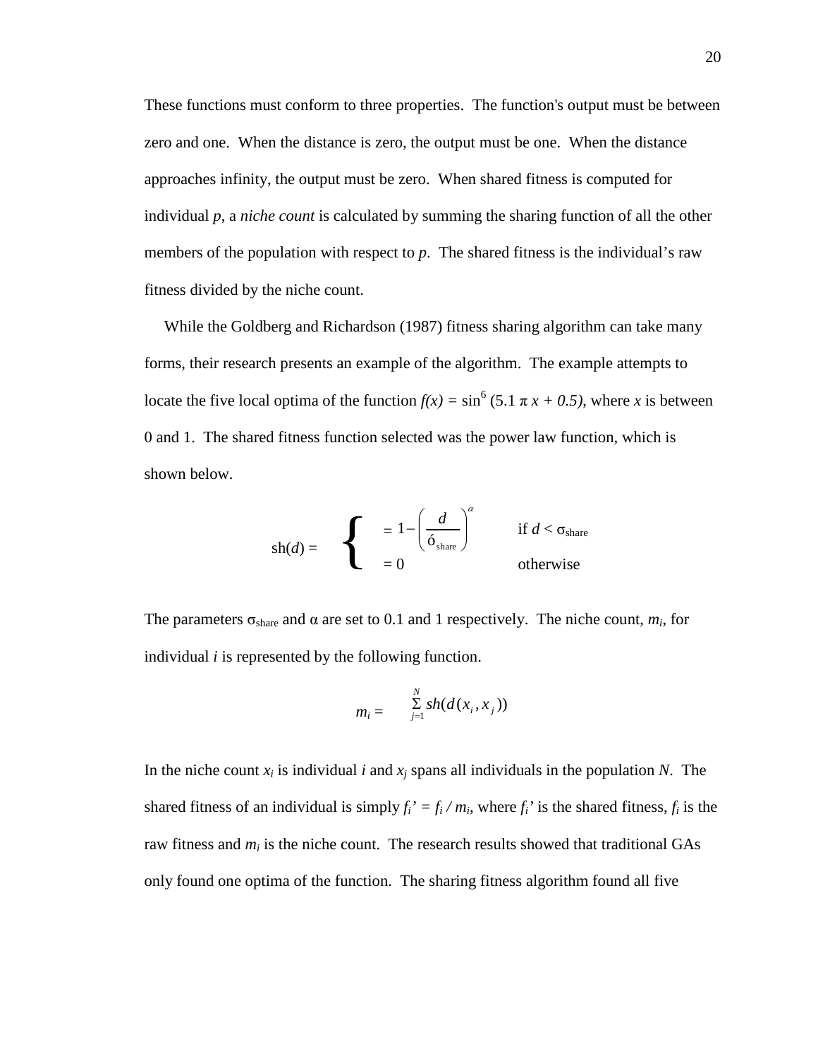These functions must conform to three properties. The function's output must be between zero and one. When the distance is zero, the output must be one. When the distance approaches infinity, the output must be zero. When shared fitness is computed for individual *p*, a *niche count* is calculated by summing the sharing function of all the other members of the population with respect to *p*. The shared fitness is the individual's raw fitness divided by the niche count.

While the Goldberg and Richardson (1987) fitness sharing algorithm can take many forms, their research presents an example of the algorithm. The example attempts to locate the five local optima of the function $f(x) = \sin^6(5.1\,\pi\, x + 0.5)$, where $x$ is between 0 and 1. The shared fitness function selected was the power law function, which is shown below.

$$
\text{sh}(d) = \begin{cases} = 1 - \left( \dfrac{d}{\sigma_{\text{share}}} \right)^{\alpha} & \text{if } d < \sigma_{\text{share}} \\ = 0 & \text{otherwise} \end{cases}
$$

The parameters $\sigma_{\text{share}}$ and $\alpha$ are set to 0.1 and 1 respectively. The niche count, $m_i$, for individual $i$ is represented by the following function.

$$
m_i = \sum_{j=1}^{N} sh(d(x_i, x_j))
$$

In the niche count $x_i$ is individual $i$ and $x_j$ spans all individuals in the population $N$. The shared fitness of an individual is simply $f_i' = f_i / m_i$, where $f_i'$ is the shared fitness, $f_i$ is the raw fitness and $m_i$ is the niche count. The research results showed that traditional GAs only found one optima of the function. The sharing fitness algorithm found all five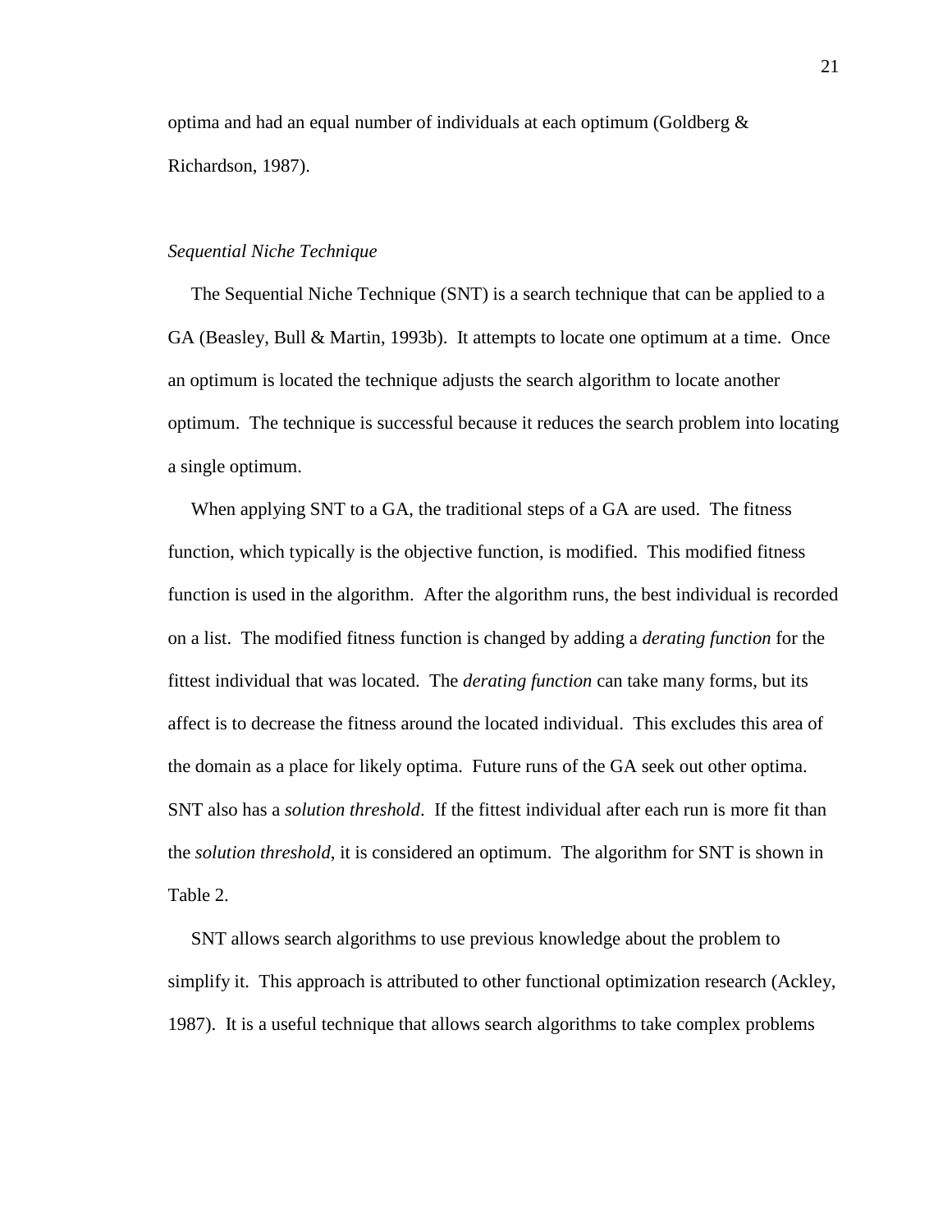optima and had an equal number of individuals at each optimum (Goldberg & Richardson, 1987).

### *Sequential Niche Technique*

The Sequential Niche Technique (SNT) is a search technique that can be applied to a GA (Beasley, Bull & Martin, 1993b). It attempts to locate one optimum at a time. Once an optimum is located the technique adjusts the search algorithm to locate another optimum. The technique is successful because it reduces the search problem into locating a single optimum.

When applying SNT to a GA, the traditional steps of a GA are used. The fitness function, which typically is the objective function, is modified. This modified fitness function is used in the algorithm. After the algorithm runs, the best individual is recorded on a list. The modified fitness function is changed by adding a *derating function* for the fittest individual that was located. The *derating function* can take many forms, but its affect is to decrease the fitness around the located individual. This excludes this area of the domain as a place for likely optima. Future runs of the GA seek out other optima. SNT also has a *solution threshold*. If the fittest individual after each run is more fit than the *solution threshold*, it is considered an optimum. The algorithm for SNT is shown in Table 2.

SNT allows search algorithms to use previous knowledge about the problem to simplify it. This approach is attributed to other functional optimization research (Ackley, 1987). It is a useful technique that allows search algorithms to take complex problems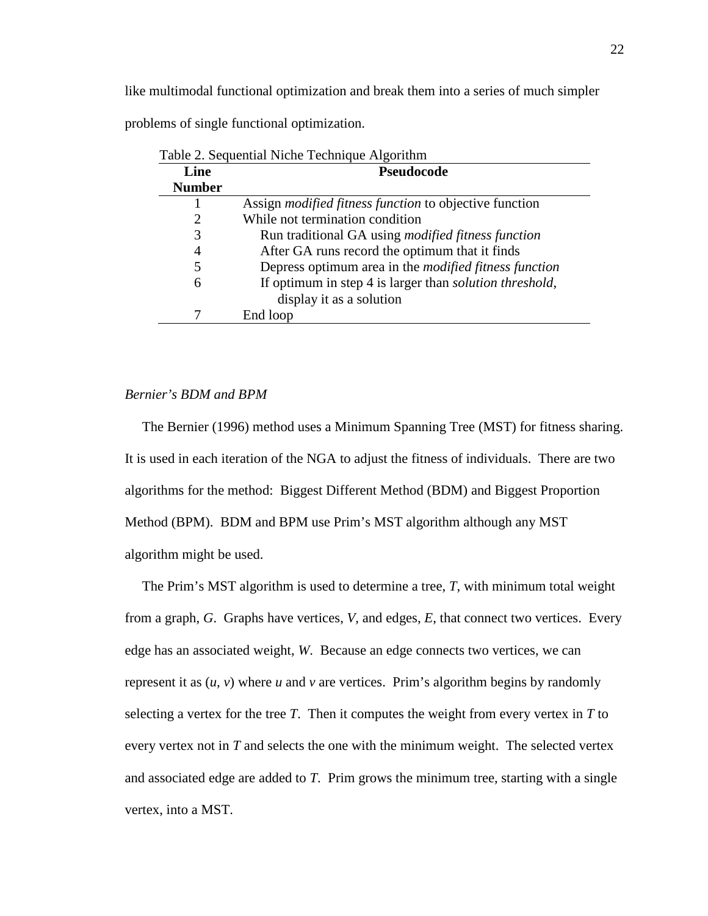like multimodal functional optimization and break them into a series of much simpler problems of single functional optimization.

Table 2. Sequential Niche Technique Algorithm

| Line Number | Pseudocode |
|---|---|
| 1 | Assign *modified fitness function* to objective function |
| 2 | While not termination condition |
| 3 | Run traditional GA using *modified fitness function* |
| 4 | After GA runs record the optimum that it finds |
| 5 | Depress optimum area in the *modified fitness function* |
| 6 | If optimum in step 4 is larger than *solution threshold*, display it as a solution |
| 7 | End loop |

*Bernier's BDM and BPM*

The Bernier (1996) method uses a Minimum Spanning Tree (MST) for fitness sharing. It is used in each iteration of the NGA to adjust the fitness of individuals. There are two algorithms for the method: Biggest Different Method (BDM) and Biggest Proportion Method (BPM). BDM and BPM use Prim's MST algorithm although any MST algorithm might be used.

The Prim's MST algorithm is used to determine a tree, $T$, with minimum total weight from a graph, $G$. Graphs have vertices, $V$, and edges, $E$, that connect two vertices. Every edge has an associated weight, $W$. Because an edge connects two vertices, we can represent it as $(u, v)$ where $u$ and $v$ are vertices. Prim's algorithm begins by randomly selecting a vertex for the tree $T$. Then it computes the weight from every vertex in $T$ to every vertex not in $T$ and selects the one with the minimum weight. The selected vertex and associated edge are added to $T$. Prim grows the minimum tree, starting with a single vertex, into a MST.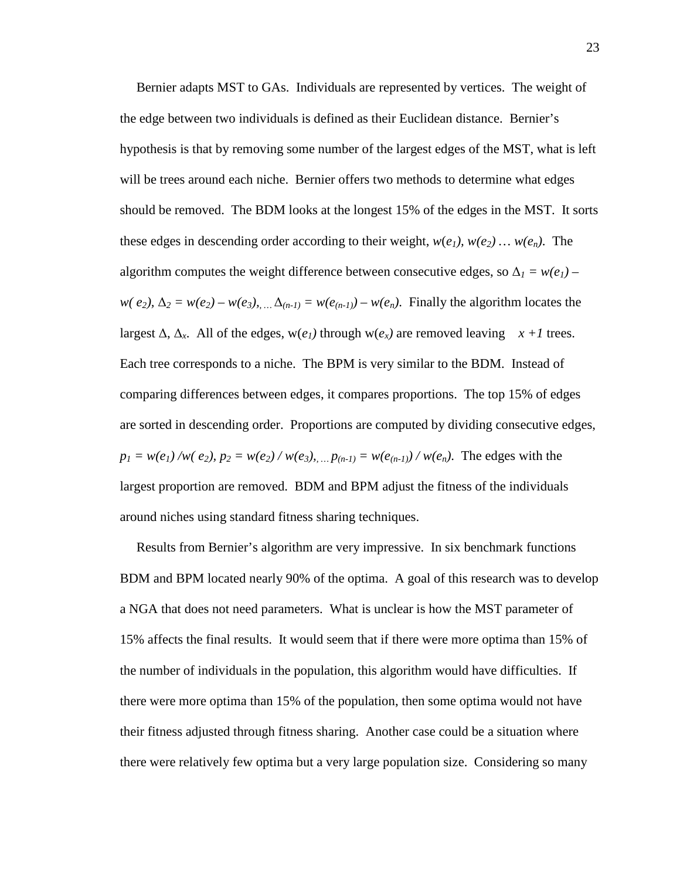Bernier adapts MST to GAs. Individuals are represented by vertices. The weight of the edge between two individuals is defined as their Euclidean distance. Bernier's hypothesis is that by removing some number of the largest edges of the MST, what is left will be trees around each niche. Bernier offers two methods to determine what edges should be removed. The BDM looks at the longest 15% of the edges in the MST. It sorts these edges in descending order according to their weight, $w(e_1), w(e_2) \ldots w(e_n)$. The algorithm computes the weight difference between consecutive edges, so $\Delta_1 = w(e_1) - w(e_2), \Delta_2 = w(e_2) - w(e_3), \ldots \Delta_{(n-1)} = w(e_{(n-1)}) - w(e_n)$. Finally the algorithm locates the largest $\Delta$, $\Delta_x$. All of the edges, $w(e_1)$ through $w(e_x)$ are removed leaving $x + 1$ trees. Each tree corresponds to a niche. The BPM is very similar to the BDM. Instead of comparing differences between edges, it compares proportions. The top 15% of edges are sorted in descending order. Proportions are computed by dividing consecutive edges, $p_1 = w(e_1) / w(e_2), p_2 = w(e_2) / w(e_3), \ldots p_{(n-1)} = w(e_{(n-1)}) / w(e_n)$. The edges with the largest proportion are removed. BDM and BPM adjust the fitness of the individuals around niches using standard fitness sharing techniques.

Results from Bernier's algorithm are very impressive. In six benchmark functions BDM and BPM located nearly 90% of the optima. A goal of this research was to develop a NGA that does not need parameters. What is unclear is how the MST parameter of 15% affects the final results. It would seem that if there were more optima than 15% of the number of individuals in the population, this algorithm would have difficulties. If there were more optima than 15% of the population, then some optima would not have their fitness adjusted through fitness sharing. Another case could be a situation where there were relatively few optima but a very large population size. Considering so many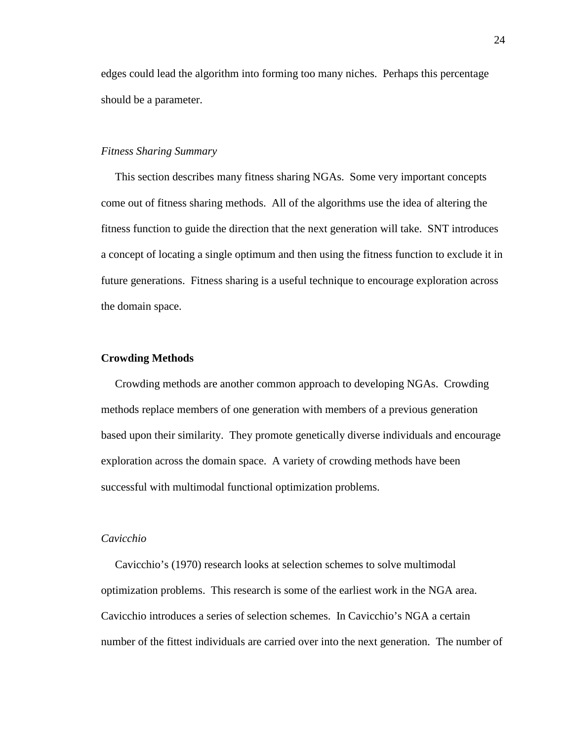edges could lead the algorithm into forming too many niches. Perhaps this percentage should be a parameter.

### *Fitness Sharing Summary*

This section describes many fitness sharing NGAs. Some very important concepts come out of fitness sharing methods. All of the algorithms use the idea of altering the fitness function to guide the direction that the next generation will take. SNT introduces a concept of locating a single optimum and then using the fitness function to exclude it in future generations. Fitness sharing is a useful technique to encourage exploration across the domain space.

## **Crowding Methods**

Crowding methods are another common approach to developing NGAs. Crowding methods replace members of one generation with members of a previous generation based upon their similarity. They promote genetically diverse individuals and encourage exploration across the domain space. A variety of crowding methods have been successful with multimodal functional optimization problems.

### *Cavicchio*

Cavicchio's (1970) research looks at selection schemes to solve multimodal optimization problems. This research is some of the earliest work in the NGA area. Cavicchio introduces a series of selection schemes. In Cavicchio's NGA a certain number of the fittest individuals are carried over into the next generation. The number of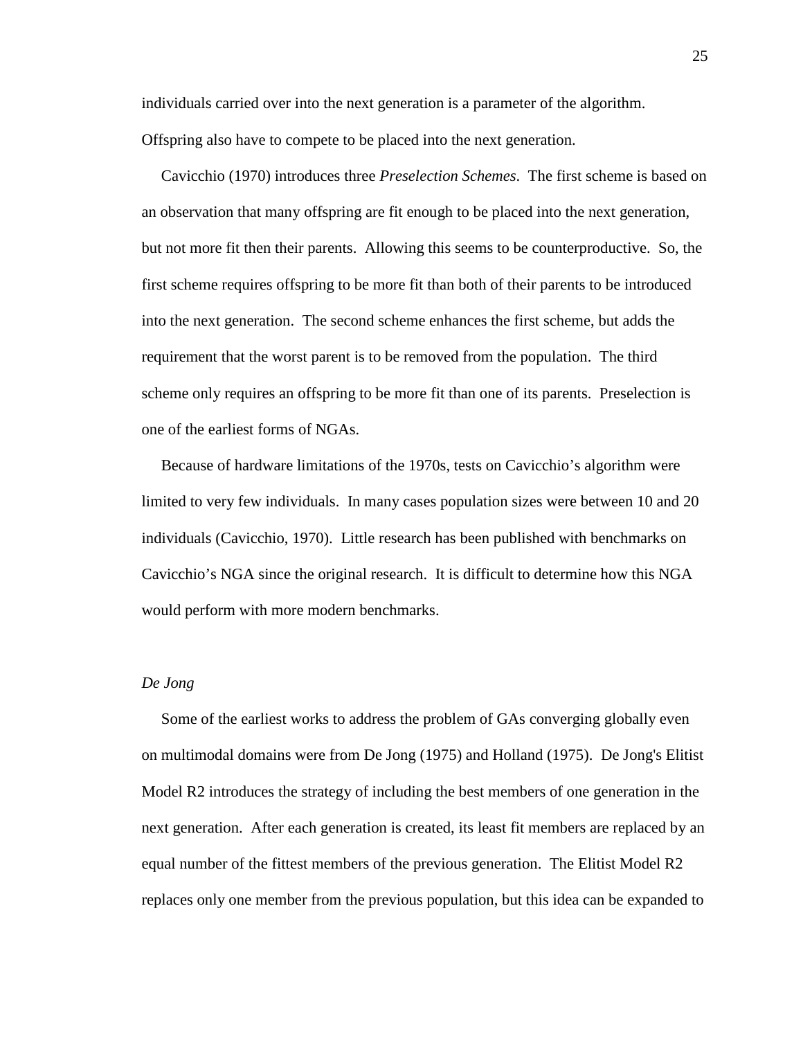individuals carried over into the next generation is a parameter of the algorithm. Offspring also have to compete to be placed into the next generation.

Cavicchio (1970) introduces three *Preselection Schemes*. The first scheme is based on an observation that many offspring are fit enough to be placed into the next generation, but not more fit then their parents. Allowing this seems to be counterproductive. So, the first scheme requires offspring to be more fit than both of their parents to be introduced into the next generation. The second scheme enhances the first scheme, but adds the requirement that the worst parent is to be removed from the population. The third scheme only requires an offspring to be more fit than one of its parents. Preselection is one of the earliest forms of NGAs.

Because of hardware limitations of the 1970s, tests on Cavicchio's algorithm were limited to very few individuals. In many cases population sizes were between 10 and 20 individuals (Cavicchio, 1970). Little research has been published with benchmarks on Cavicchio's NGA since the original research. It is difficult to determine how this NGA would perform with more modern benchmarks.

### *De Jong*

Some of the earliest works to address the problem of GAs converging globally even on multimodal domains were from De Jong (1975) and Holland (1975). De Jong's Elitist Model R2 introduces the strategy of including the best members of one generation in the next generation. After each generation is created, its least fit members are replaced by an equal number of the fittest members of the previous generation. The Elitist Model R2 replaces only one member from the previous population, but this idea can be expanded to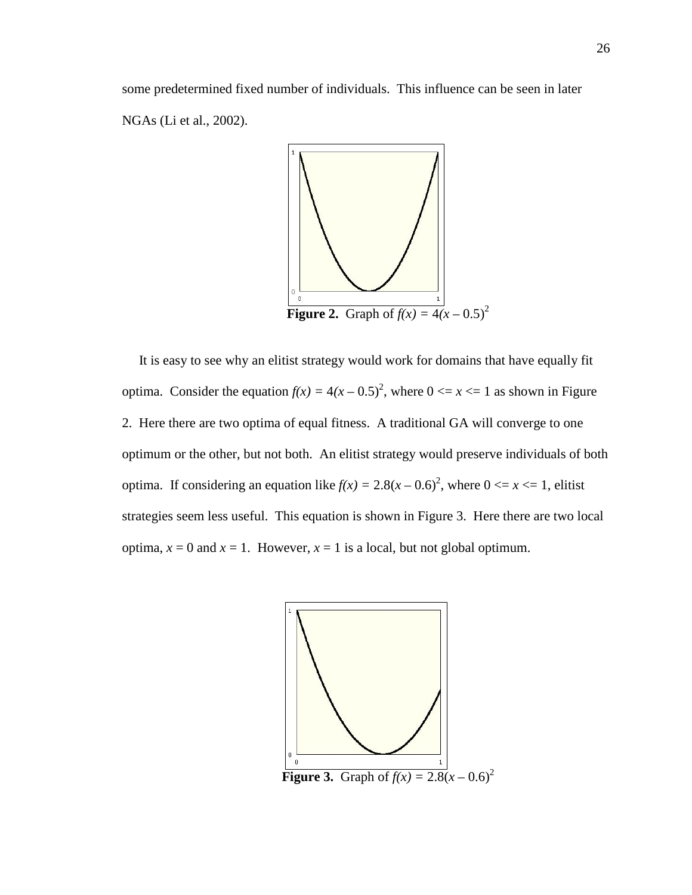some predetermined fixed number of individuals. This influence can be seen in later NGAs (Li et al., 2002).

**Figure 2.** Graph of $f(x) = 4(x - 0.5)^2$

It is easy to see why an elitist strategy would work for domains that have equally fit optima. Consider the equation $f(x) = 4(x - 0.5)^2$, where $0 <= x <= 1$ as shown in Figure 2. Here there are two optima of equal fitness. A traditional GA will converge to one optimum or the other, but not both. An elitist strategy would preserve individuals of both optima. If considering an equation like $f(x) = 2.8(x - 0.6)^2$, where $0 <= x <= 1$, elitist strategies seem less useful. This equation is shown in Figure 3. Here there are two local optima, $x = 0$ and $x = 1$. However, $x = 1$ is a local, but not global optimum.

**Figure 3.** Graph of $f(x) = 2.8(x - 0.6)^2$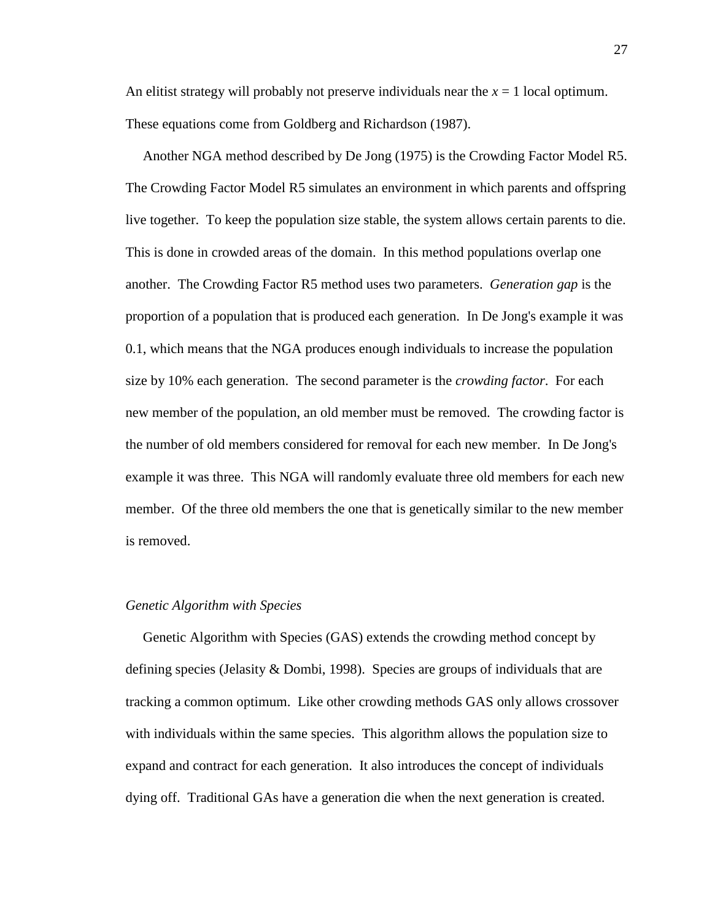An elitist strategy will probably not preserve individuals near the $x = 1$ local optimum. These equations come from Goldberg and Richardson (1987).

Another NGA method described by De Jong (1975) is the Crowding Factor Model R5. The Crowding Factor Model R5 simulates an environment in which parents and offspring live together. To keep the population size stable, the system allows certain parents to die. This is done in crowded areas of the domain. In this method populations overlap one another. The Crowding Factor R5 method uses two parameters. *Generation gap* is the proportion of a population that is produced each generation. In De Jong's example it was 0.1, which means that the NGA produces enough individuals to increase the population size by 10% each generation. The second parameter is the *crowding factor*. For each new member of the population, an old member must be removed. The crowding factor is the number of old members considered for removal for each new member. In De Jong's example it was three. This NGA will randomly evaluate three old members for each new member. Of the three old members the one that is genetically similar to the new member is removed.

### *Genetic Algorithm with Species*

Genetic Algorithm with Species (GAS) extends the crowding method concept by defining species (Jelasity & Dombi, 1998). Species are groups of individuals that are tracking a common optimum. Like other crowding methods GAS only allows crossover with individuals within the same species. This algorithm allows the population size to expand and contract for each generation. It also introduces the concept of individuals dying off. Traditional GAs have a generation die when the next generation is created.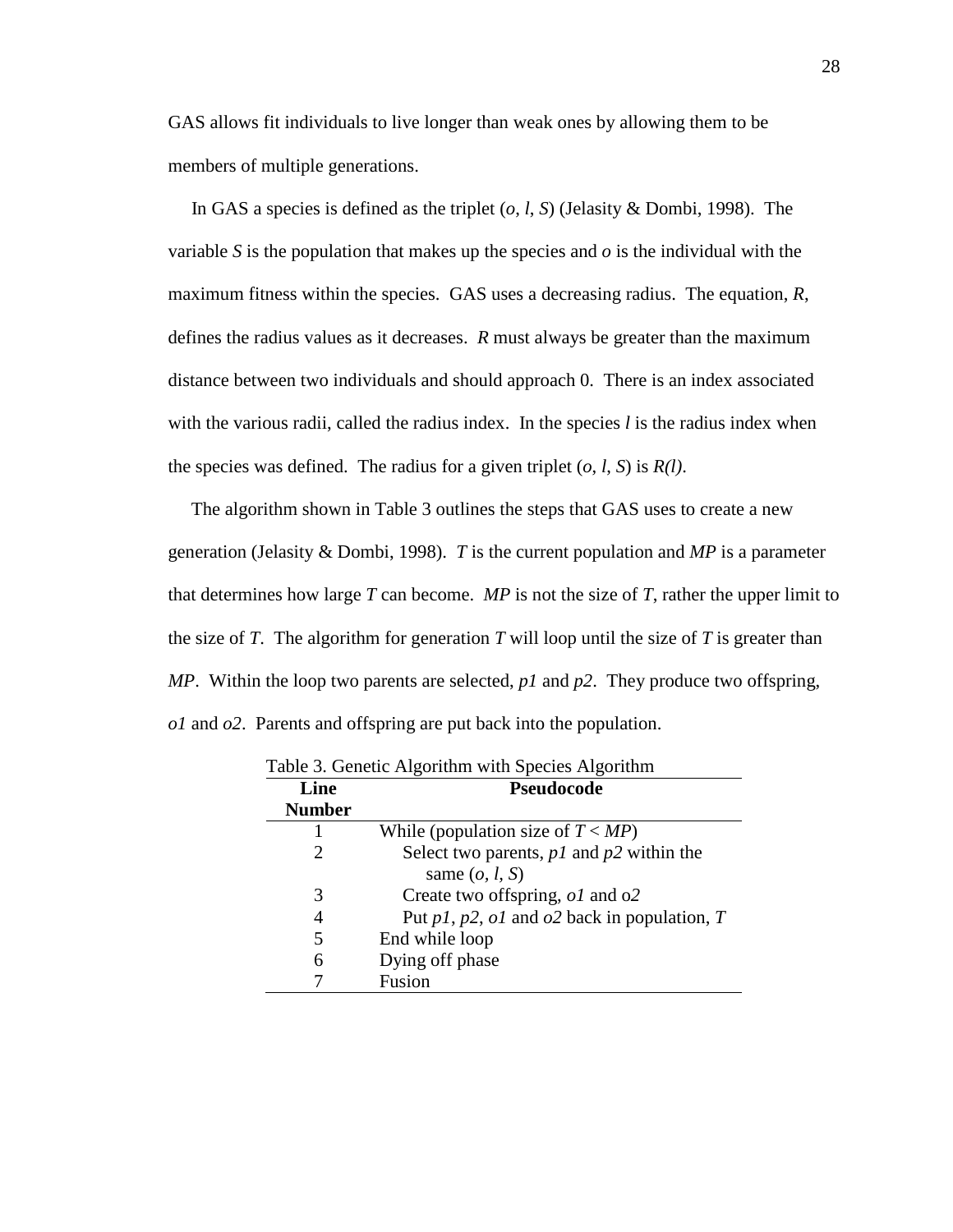GAS allows fit individuals to live longer than weak ones by allowing them to be members of multiple generations.

In GAS a species is defined as the triplet ($o$, $l$, $S$) (Jelasity & Dombi, 1998). The variable $S$ is the population that makes up the species and $o$ is the individual with the maximum fitness within the species. GAS uses a decreasing radius. The equation, $R$, defines the radius values as it decreases. $R$ must always be greater than the maximum distance between two individuals and should approach 0. There is an index associated with the various radii, called the radius index. In the species $l$ is the radius index when the species was defined. The radius for a given triplet ($o$, $l$, $S$) is $R(l)$.

The algorithm shown in Table 3 outlines the steps that GAS uses to create a new generation (Jelasity & Dombi, 1998). $T$ is the current population and $MP$ is a parameter that determines how large $T$ can become. $MP$ is not the size of $T$, rather the upper limit to the size of $T$. The algorithm for generation $T$ will loop until the size of $T$ is greater than $MP$. Within the loop two parents are selected, $p1$ and $p2$. They produce two offspring, $o1$ and $o2$. Parents and offspring are put back into the population.

Table 3. Genetic Algorithm with Species Algorithm

| Line Number | Pseudocode |
|---|---|
| 1 | While (population size of $T < MP$) |
| 2 | Select two parents, $p1$ and $p2$ within the same ($o$, $l$, $S$) |
| 3 | Create two offspring, $o1$ and $o2$ |
| 4 | Put $p1$, $p2$, $o1$ and $o2$ back in population, $T$ |
| 5 | End while loop |
| 6 | Dying off phase |
| 7 | Fusion |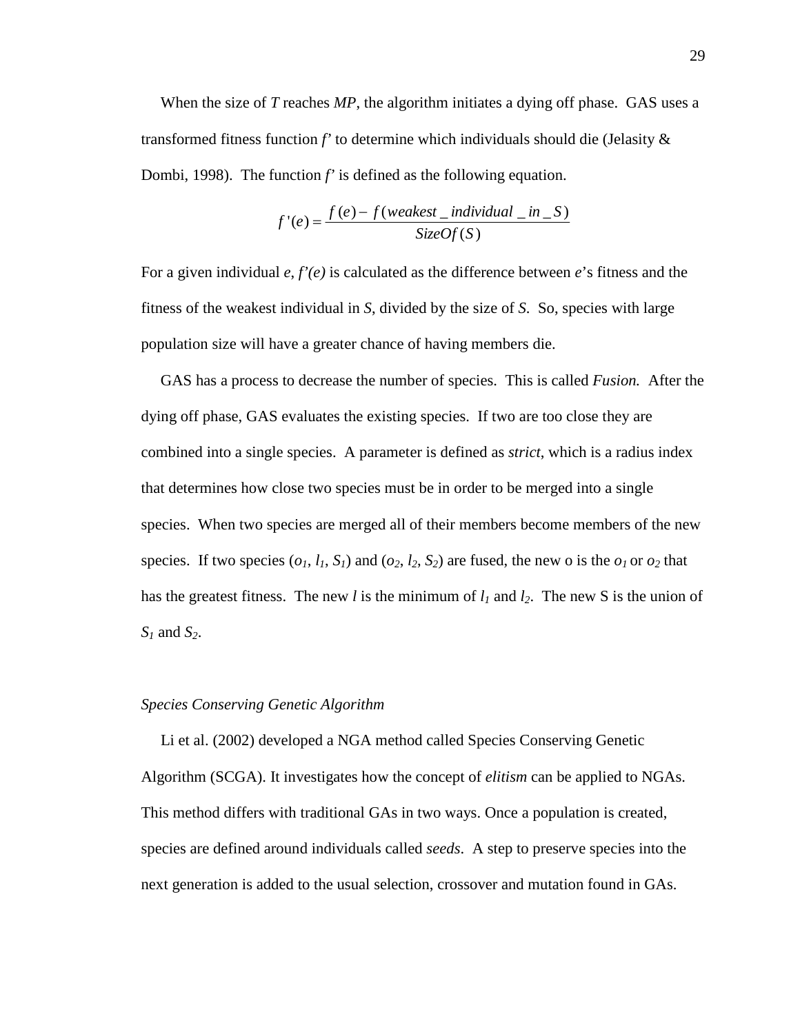When the size of *T* reaches *MP*, the algorithm initiates a dying off phase. GAS uses a transformed fitness function *f'* to determine which individuals should die (Jelasity & Dombi, 1998). The function *f'* is defined as the following equation.

$$f'(e) = \frac{f(e) - f(weakest\_individual\_in\_S)}{SizeOf(S)}$$

For a given individual *e*, *f'(e)* is calculated as the difference between *e*'s fitness and the fitness of the weakest individual in *S*, divided by the size of *S*. So, species with large population size will have a greater chance of having members die.

GAS has a process to decrease the number of species. This is called *Fusion.* After the dying off phase, GAS evaluates the existing species. If two are too close they are combined into a single species. A parameter is defined as *strict*, which is a radius index that determines how close two species must be in order to be merged into a single species. When two species are merged all of their members become members of the new species. If two species ($o_1$, $l_1$, $S_1$) and ($o_2$, $l_2$, $S_2$) are fused, the new o is the $o_1$ or $o_2$ that has the greatest fitness. The new *l* is the minimum of $l_1$ and $l_2$. The new S is the union of $S_1$ and $S_2$.

*Species Conserving Genetic Algorithm*

Li et al. (2002) developed a NGA method called Species Conserving Genetic Algorithm (SCGA). It investigates how the concept of *elitism* can be applied to NGAs. This method differs with traditional GAs in two ways. Once a population is created, species are defined around individuals called *seeds*. A step to preserve species into the next generation is added to the usual selection, crossover and mutation found in GAs.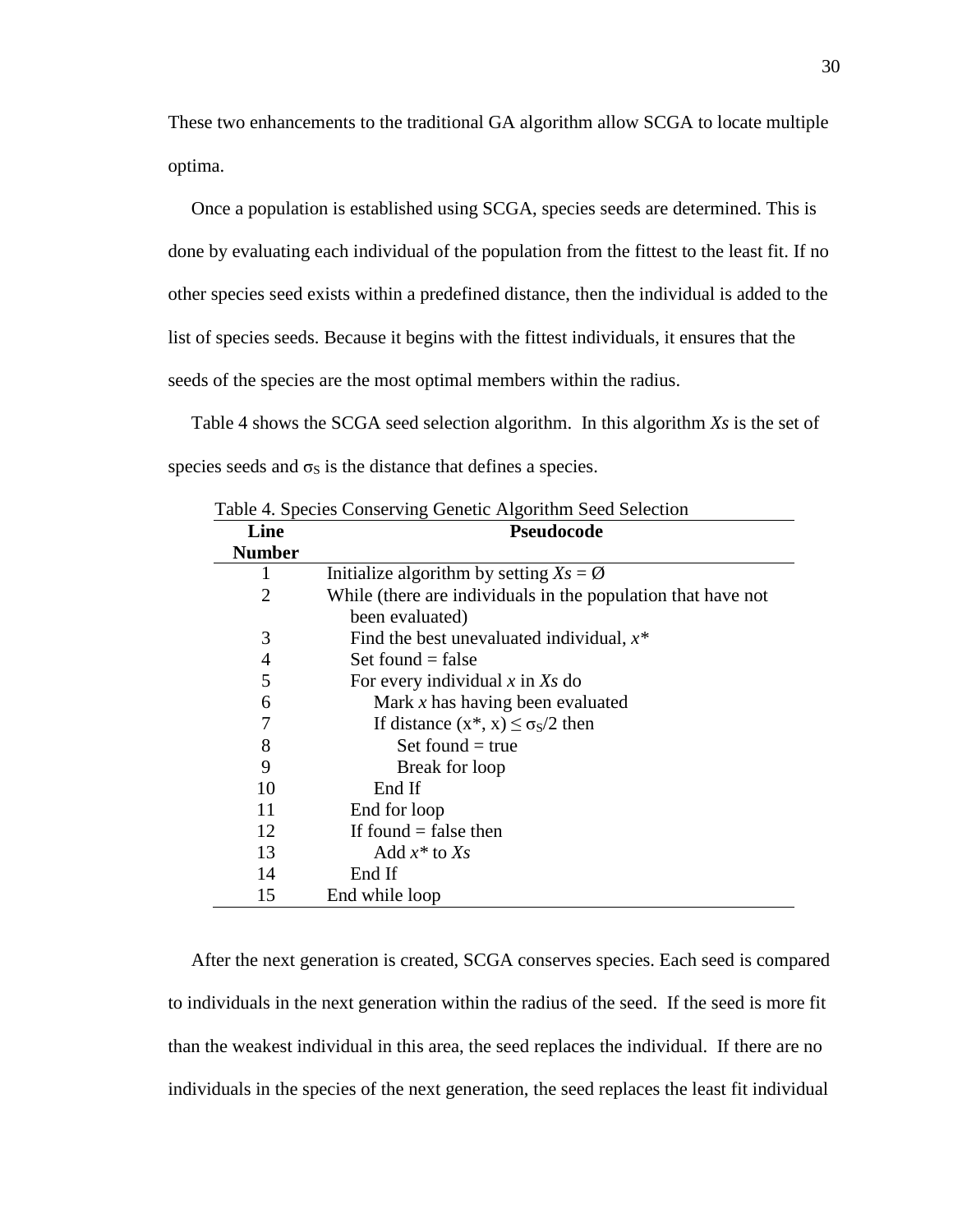These two enhancements to the traditional GA algorithm allow SCGA to locate multiple optima.

Once a population is established using SCGA, species seeds are determined. This is done by evaluating each individual of the population from the fittest to the least fit. If no other species seed exists within a predefined distance, then the individual is added to the list of species seeds. Because it begins with the fittest individuals, it ensures that the seeds of the species are the most optimal members within the radius.

Table 4 shows the SCGA seed selection algorithm. In this algorithm *Xs* is the set of species seeds and $\sigma_S$ is the distance that defines a species.

Table 4. Species Conserving Genetic Algorithm Seed Selection

| Line Number | Pseudocode |
|---|---|
| 1 | Initialize algorithm by setting *Xs* = Ø |
| 2 | While (there are individuals in the population that have not been evaluated) |
| 3 | &nbsp;&nbsp;&nbsp;&nbsp;Find the best unevaluated individual, *x\** |
| 4 | &nbsp;&nbsp;&nbsp;&nbsp;Set found = false |
| 5 | &nbsp;&nbsp;&nbsp;&nbsp;For every individual *x* in *Xs* do |
| 6 | &nbsp;&nbsp;&nbsp;&nbsp;&nbsp;&nbsp;&nbsp;&nbsp;Mark *x* has having been evaluated |
| 7 | &nbsp;&nbsp;&nbsp;&nbsp;&nbsp;&nbsp;&nbsp;&nbsp;If distance $(x^*, x) \leq \sigma_S/2$ then |
| 8 | &nbsp;&nbsp;&nbsp;&nbsp;&nbsp;&nbsp;&nbsp;&nbsp;&nbsp;&nbsp;&nbsp;&nbsp;Set found = true |
| 9 | &nbsp;&nbsp;&nbsp;&nbsp;&nbsp;&nbsp;&nbsp;&nbsp;&nbsp;&nbsp;&nbsp;&nbsp;Break for loop |
| 10 | &nbsp;&nbsp;&nbsp;&nbsp;&nbsp;&nbsp;&nbsp;&nbsp;End If |
| 11 | &nbsp;&nbsp;&nbsp;&nbsp;End for loop |
| 12 | &nbsp;&nbsp;&nbsp;&nbsp;If found = false then |
| 13 | &nbsp;&nbsp;&nbsp;&nbsp;&nbsp;&nbsp;&nbsp;&nbsp;Add *x\** to *Xs* |
| 14 | &nbsp;&nbsp;&nbsp;&nbsp;End If |
| 15 | End while loop |

After the next generation is created, SCGA conserves species. Each seed is compared to individuals in the next generation within the radius of the seed. If the seed is more fit than the weakest individual in this area, the seed replaces the individual. If there are no individuals in the species of the next generation, the seed replaces the least fit individual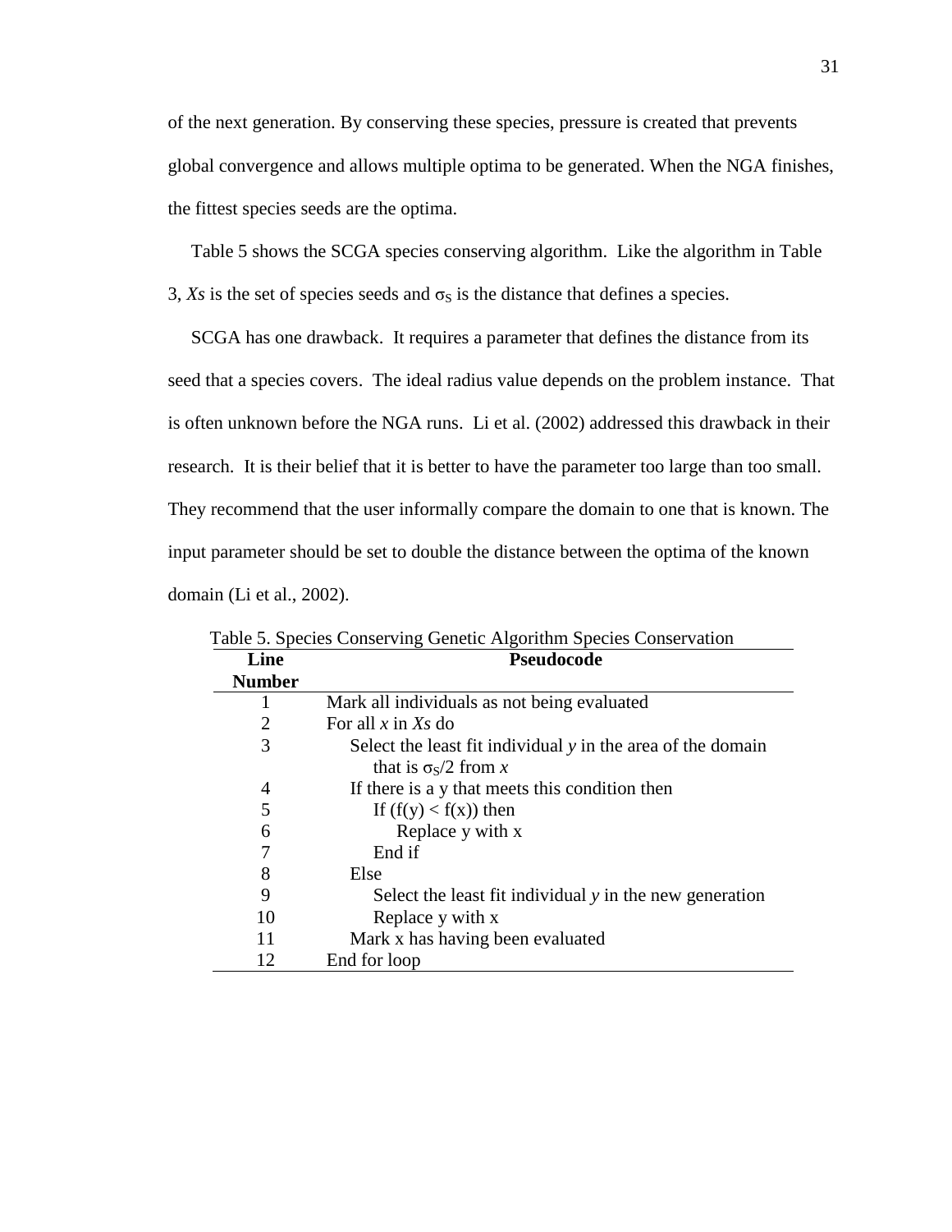of the next generation. By conserving these species, pressure is created that prevents global convergence and allows multiple optima to be generated. When the NGA finishes, the fittest species seeds are the optima.

Table 5 shows the SCGA species conserving algorithm. Like the algorithm in Table 3, *Xs* is the set of species seeds and $\sigma_S$ is the distance that defines a species.

SCGA has one drawback. It requires a parameter that defines the distance from its seed that a species covers. The ideal radius value depends on the problem instance. That is often unknown before the NGA runs. Li et al. (2002) addressed this drawback in their research. It is their belief that it is better to have the parameter too large than too small. They recommend that the user informally compare the domain to one that is known. The input parameter should be set to double the distance between the optima of the known domain (Li et al., 2002).

Table 5. Species Conserving Genetic Algorithm Species Conservation

| Line Number | Pseudocode |
|---|---|
| 1 | Mark all individuals as not being evaluated |
| 2 | For all *x* in *Xs* do |
| 3 | &nbsp;&nbsp;&nbsp;&nbsp;Select the least fit individual *y* in the area of the domain that is $\sigma_S/2$ from *x* |
| 4 | &nbsp;&nbsp;&nbsp;&nbsp;If there is a y that meets this condition then |
| 5 | &nbsp;&nbsp;&nbsp;&nbsp;&nbsp;&nbsp;&nbsp;&nbsp;If (f(y) < f(x)) then |
| 6 | &nbsp;&nbsp;&nbsp;&nbsp;&nbsp;&nbsp;&nbsp;&nbsp;&nbsp;&nbsp;&nbsp;&nbsp;Replace y with x |
| 7 | &nbsp;&nbsp;&nbsp;&nbsp;&nbsp;&nbsp;&nbsp;&nbsp;End if |
| 8 | &nbsp;&nbsp;&nbsp;&nbsp;Else |
| 9 | &nbsp;&nbsp;&nbsp;&nbsp;&nbsp;&nbsp;&nbsp;&nbsp;Select the least fit individual *y* in the new generation |
| 10 | &nbsp;&nbsp;&nbsp;&nbsp;&nbsp;&nbsp;&nbsp;&nbsp;Replace y with x |
| 11 | &nbsp;&nbsp;&nbsp;&nbsp;Mark x has having been evaluated |
| 12 | End for loop |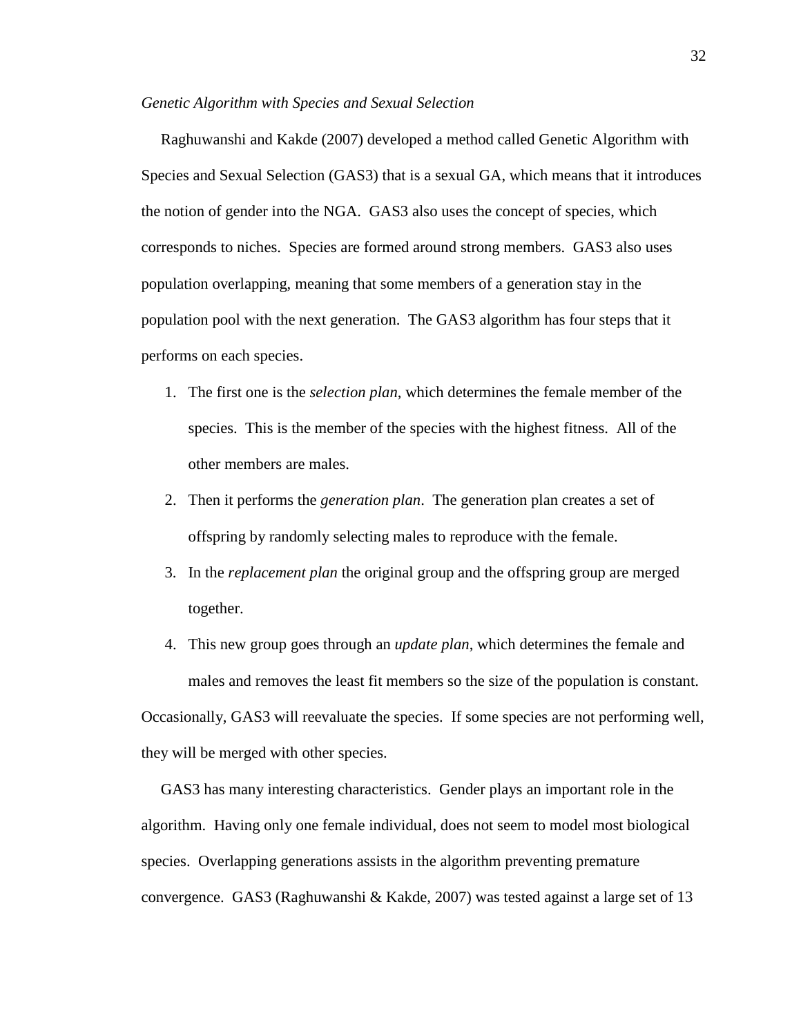*Genetic Algorithm with Species and Sexual Selection*

Raghuwanshi and Kakde (2007) developed a method called Genetic Algorithm with Species and Sexual Selection (GAS3) that is a sexual GA, which means that it introduces the notion of gender into the NGA. GAS3 also uses the concept of species, which corresponds to niches. Species are formed around strong members. GAS3 also uses population overlapping, meaning that some members of a generation stay in the population pool with the next generation. The GAS3 algorithm has four steps that it performs on each species.

1. The first one is the *selection plan*, which determines the female member of the species. This is the member of the species with the highest fitness. All of the other members are males.
2. Then it performs the *generation plan*. The generation plan creates a set of offspring by randomly selecting males to reproduce with the female.
3. In the *replacement plan* the original group and the offspring group are merged together.
4. This new group goes through an *update plan*, which determines the female and males and removes the least fit members so the size of the population is constant.

Occasionally, GAS3 will reevaluate the species. If some species are not performing well, they will be merged with other species.

GAS3 has many interesting characteristics. Gender plays an important role in the algorithm. Having only one female individual, does not seem to model most biological species. Overlapping generations assists in the algorithm preventing premature convergence. GAS3 (Raghuwanshi & Kakde, 2007) was tested against a large set of 13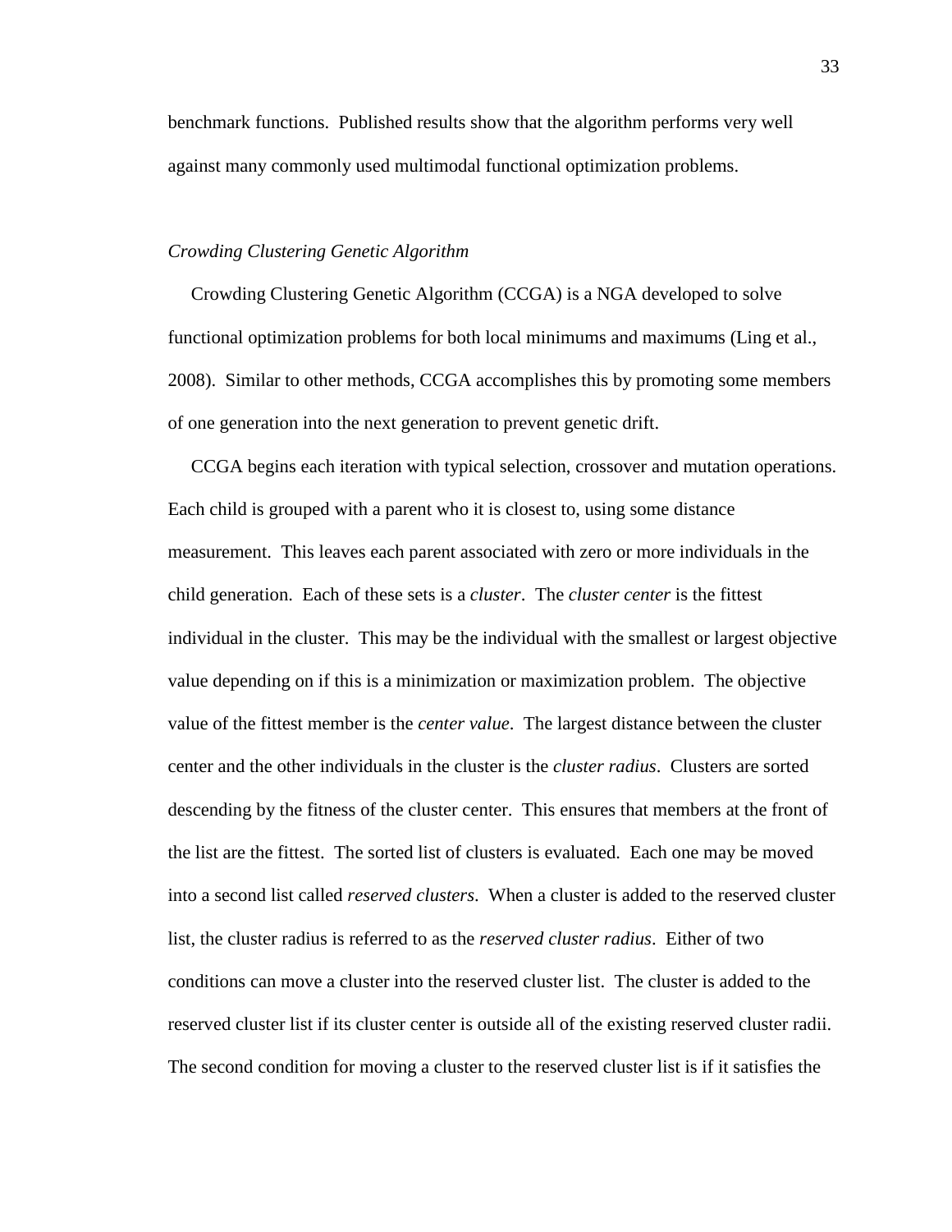benchmark functions. Published results show that the algorithm performs very well against many commonly used multimodal functional optimization problems.

### *Crowding Clustering Genetic Algorithm*

Crowding Clustering Genetic Algorithm (CCGA) is a NGA developed to solve functional optimization problems for both local minimums and maximums (Ling et al., 2008). Similar to other methods, CCGA accomplishes this by promoting some members of one generation into the next generation to prevent genetic drift.

CCGA begins each iteration with typical selection, crossover and mutation operations. Each child is grouped with a parent who it is closest to, using some distance measurement. This leaves each parent associated with zero or more individuals in the child generation. Each of these sets is a *cluster*. The *cluster center* is the fittest individual in the cluster. This may be the individual with the smallest or largest objective value depending on if this is a minimization or maximization problem. The objective value of the fittest member is the *center value*. The largest distance between the cluster center and the other individuals in the cluster is the *cluster radius*. Clusters are sorted descending by the fitness of the cluster center. This ensures that members at the front of the list are the fittest. The sorted list of clusters is evaluated. Each one may be moved into a second list called *reserved clusters*. When a cluster is added to the reserved cluster list, the cluster radius is referred to as the *reserved cluster radius*. Either of two conditions can move a cluster into the reserved cluster list. The cluster is added to the reserved cluster list if its cluster center is outside all of the existing reserved cluster radii. The second condition for moving a cluster to the reserved cluster list is if it satisfies the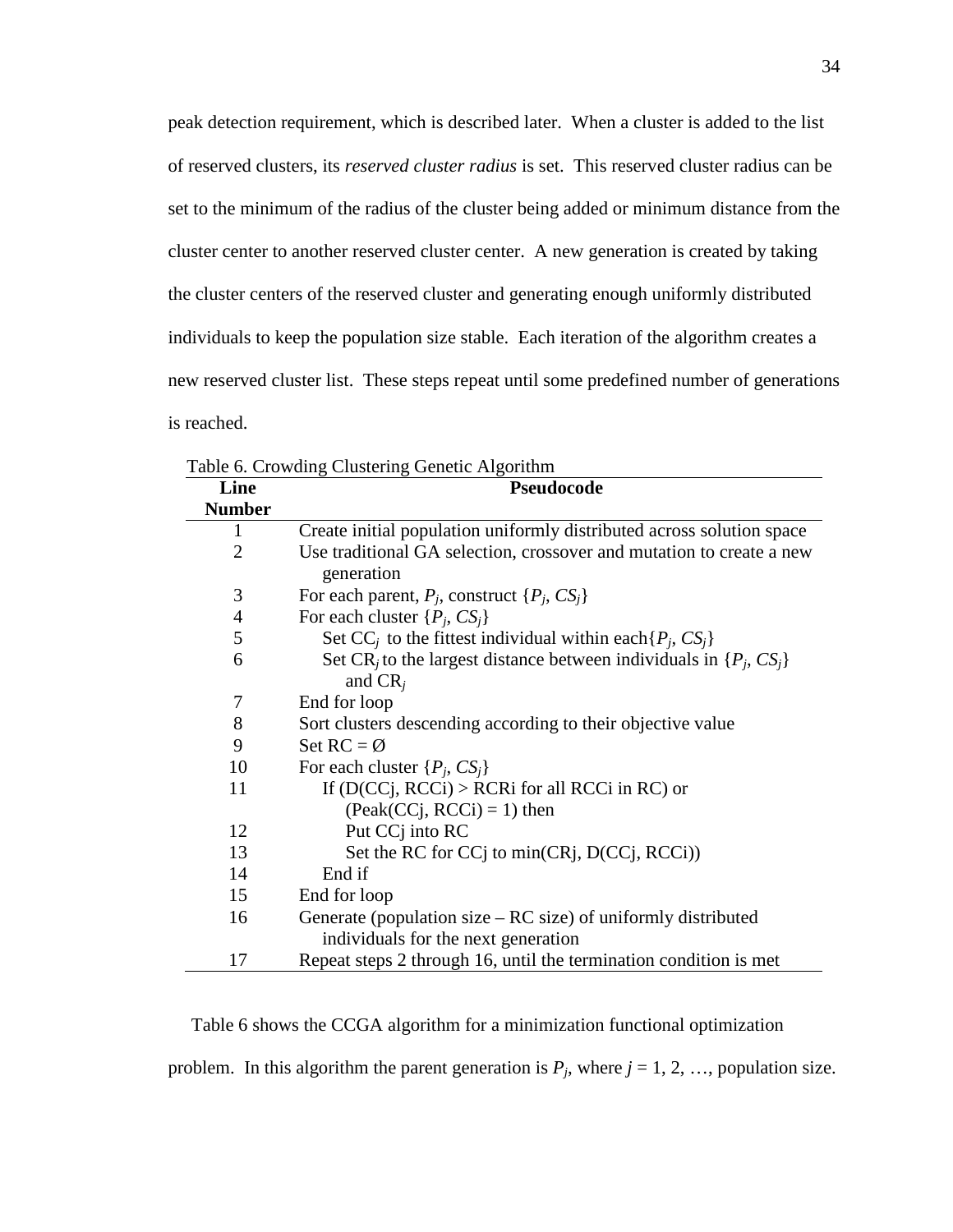peak detection requirement, which is described later. When a cluster is added to the list of reserved clusters, its *reserved cluster radius* is set. This reserved cluster radius can be set to the minimum of the radius of the cluster being added or minimum distance from the cluster center to another reserved cluster center. A new generation is created by taking the cluster centers of the reserved cluster and generating enough uniformly distributed individuals to keep the population size stable. Each iteration of the algorithm creates a new reserved cluster list. These steps repeat until some predefined number of generations is reached.

Table 6. Crowding Clustering Genetic Algorithm

| Line Number | Pseudocode |
|---|---|
| 1 | Create initial population uniformly distributed across solution space |
| 2 | Use traditional GA selection, crossover and mutation to create a new generation |
| 3 | For each parent, $P_j$, construct $\{P_j, CS_j\}$ |
| 4 | For each cluster $\{P_j, CS_j\}$ |
| 5 | &nbsp;&nbsp;&nbsp;&nbsp;Set $CC_j$ to the fittest individual within each $\{P_j, CS_j\}$ |
| 6 | &nbsp;&nbsp;&nbsp;&nbsp;Set $CR_j$ to the largest distance between individuals in $\{P_j, CS_j\}$ and $CR_j$ |
| 7 | End for loop |
| 8 | Sort clusters descending according to their objective value |
| 9 | Set RC = Ø |
| 10 | For each cluster $\{P_j, CS_j\}$ |
| 11 | &nbsp;&nbsp;&nbsp;&nbsp;If (D(CCj, RCCi) > RCRi for all RCCi in RC) or (Peak(CCj, RCCi) = 1) then |
| 12 | &nbsp;&nbsp;&nbsp;&nbsp;&nbsp;&nbsp;&nbsp;&nbsp;Put CCj into RC |
| 13 | &nbsp;&nbsp;&nbsp;&nbsp;&nbsp;&nbsp;&nbsp;&nbsp;Set the RC for CCj to min(CRj, D(CCj, RCCi)) |
| 14 | &nbsp;&nbsp;&nbsp;&nbsp;End if |
| 15 | End for loop |
| 16 | Generate (population size – RC size) of uniformly distributed individuals for the next generation |
| 17 | Repeat steps 2 through 16, until the termination condition is met |

Table 6 shows the CCGA algorithm for a minimization functional optimization problem. In this algorithm the parent generation is $P_j$, where $j = 1, 2, \ldots,$ population size.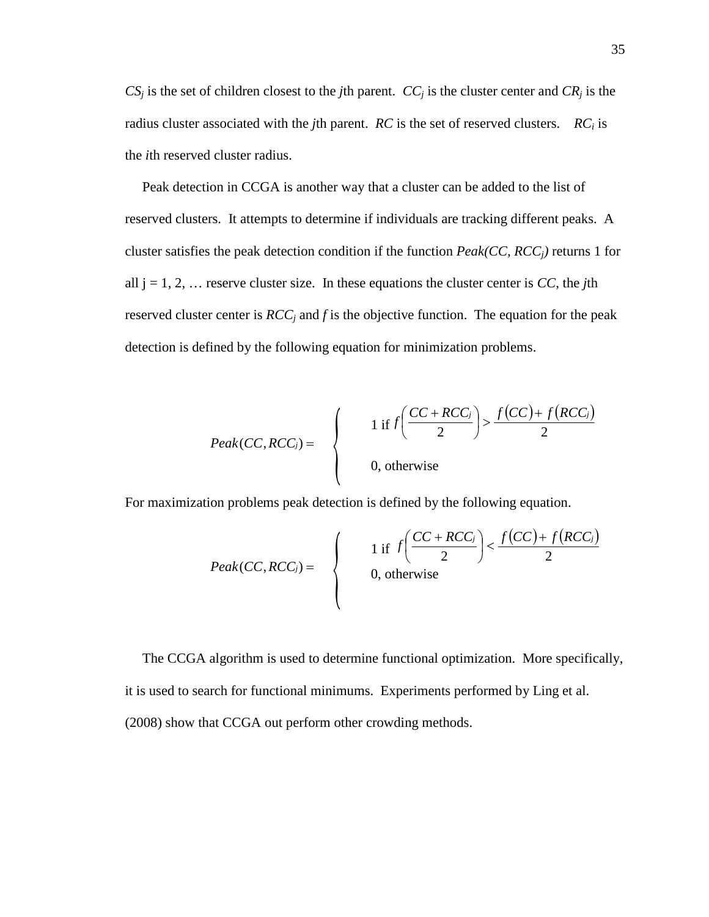$CS_j$ is the set of children closest to the *j*th parent. $CC_j$ is the cluster center and $CR_j$ is the radius cluster associated with the *j*th parent. *RC* is the set of reserved clusters. $RC_i$ is the *i*th reserved cluster radius.

Peak detection in CCGA is another way that a cluster can be added to the list of reserved clusters. It attempts to determine if individuals are tracking different peaks. A cluster satisfies the peak detection condition if the function $Peak(CC, RCC_j)$ returns 1 for all j = 1, 2, … reserve cluster size. In these equations the cluster center is *CC*, the *j*th reserved cluster center is $RCC_j$ and *f* is the objective function. The equation for the peak detection is defined by the following equation for minimization problems.

$$Peak(CC, RCC_j) = \begin{cases} 1 \text{ if } f\left(\dfrac{CC + RCC_j}{2}\right) > \dfrac{f(CC) + f(RCC_j)}{2} \\ 0\text{, otherwise} \end{cases}$$

For maximization problems peak detection is defined by the following equation.

$$Peak(CC, RCC_j) = \begin{cases} 1 \text{ if } f\left(\dfrac{CC + RCC_i}{2}\right) < \dfrac{f(CC) + f(RCC_i)}{2} \\ 0\text{, otherwise} \end{cases}$$

The CCGA algorithm is used to determine functional optimization. More specifically, it is used to search for functional minimums. Experiments performed by Ling et al. (2008) show that CCGA out perform other crowding methods.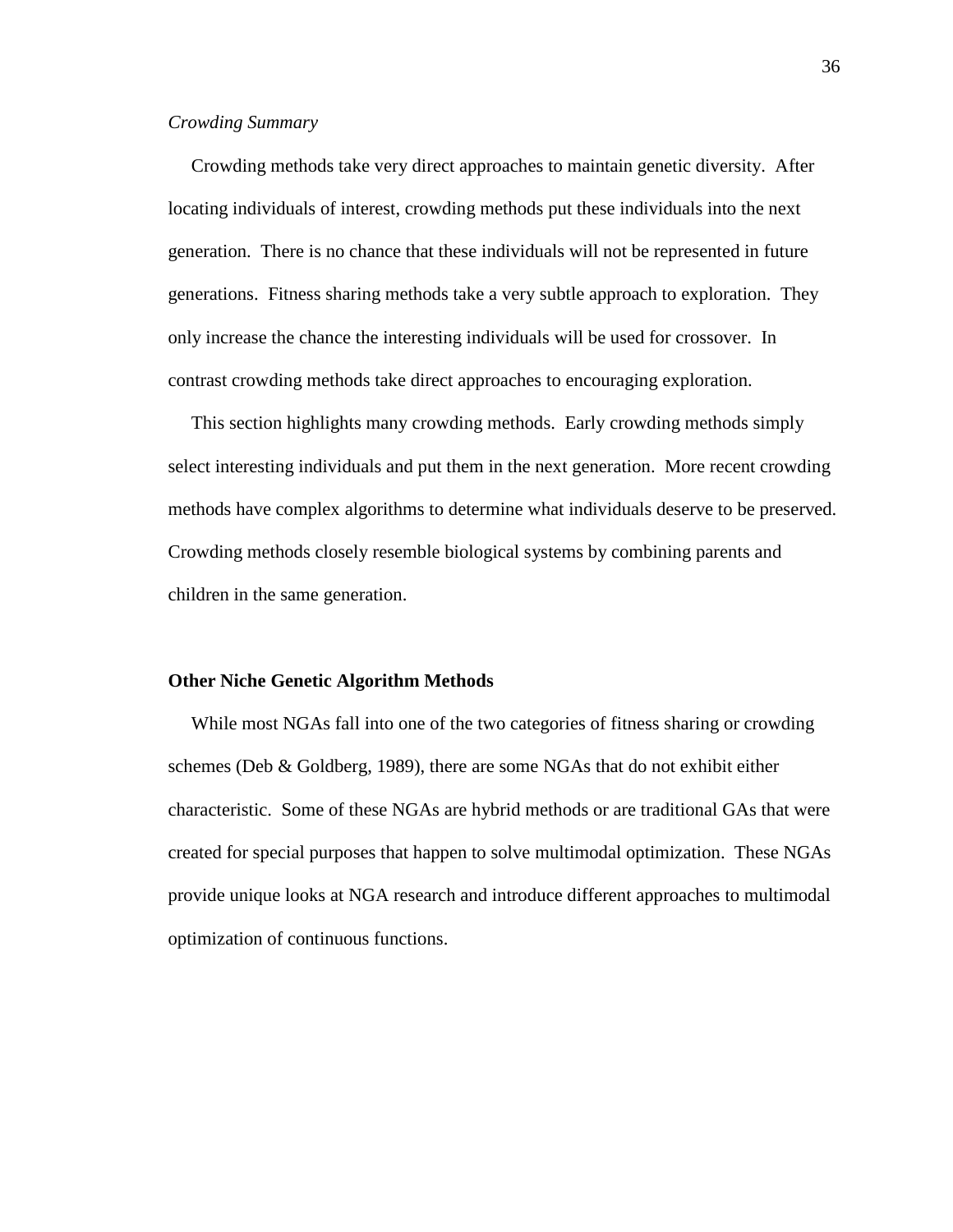*Crowding Summary*

Crowding methods take very direct approaches to maintain genetic diversity. After locating individuals of interest, crowding methods put these individuals into the next generation. There is no chance that these individuals will not be represented in future generations. Fitness sharing methods take a very subtle approach to exploration. They only increase the chance the interesting individuals will be used for crossover. In contrast crowding methods take direct approaches to encouraging exploration.

This section highlights many crowding methods. Early crowding methods simply select interesting individuals and put them in the next generation. More recent crowding methods have complex algorithms to determine what individuals deserve to be preserved. Crowding methods closely resemble biological systems by combining parents and children in the same generation.

## Other Niche Genetic Algorithm Methods

While most NGAs fall into one of the two categories of fitness sharing or crowding schemes (Deb & Goldberg, 1989), there are some NGAs that do not exhibit either characteristic. Some of these NGAs are hybrid methods or are traditional GAs that were created for special purposes that happen to solve multimodal optimization. These NGAs provide unique looks at NGA research and introduce different approaches to multimodal optimization of continuous functions.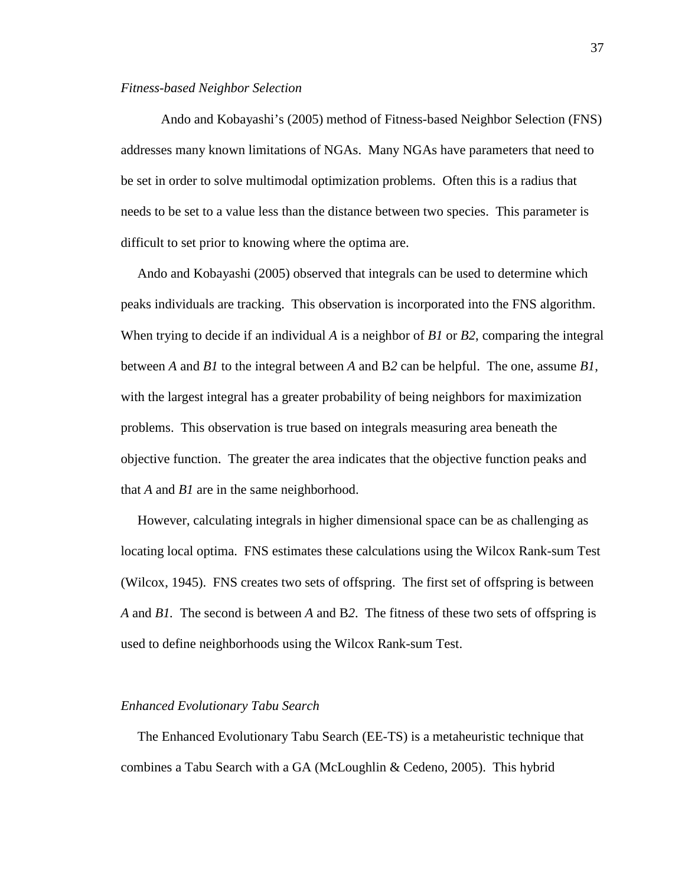*Fitness-based Neighbor Selection*

Ando and Kobayashi's (2005) method of Fitness-based Neighbor Selection (FNS) addresses many known limitations of NGAs. Many NGAs have parameters that need to be set in order to solve multimodal optimization problems. Often this is a radius that needs to be set to a value less than the distance between two species. This parameter is difficult to set prior to knowing where the optima are.

Ando and Kobayashi (2005) observed that integrals can be used to determine which peaks individuals are tracking. This observation is incorporated into the FNS algorithm. When trying to decide if an individual *A* is a neighbor of *B1* or *B2*, comparing the integral between *A* and *B1* to the integral between *A* and B*2* can be helpful. The one, assume *B1*, with the largest integral has a greater probability of being neighbors for maximization problems. This observation is true based on integrals measuring area beneath the objective function. The greater the area indicates that the objective function peaks and that *A* and *B1* are in the same neighborhood.

However, calculating integrals in higher dimensional space can be as challenging as locating local optima. FNS estimates these calculations using the Wilcox Rank-sum Test (Wilcox, 1945). FNS creates two sets of offspring. The first set of offspring is between *A* and *B1*. The second is between *A* and B*2*. The fitness of these two sets of offspring is used to define neighborhoods using the Wilcox Rank-sum Test.

*Enhanced Evolutionary Tabu Search*

The Enhanced Evolutionary Tabu Search (EE-TS) is a metaheuristic technique that combines a Tabu Search with a GA (McLoughlin & Cedeno, 2005). This hybrid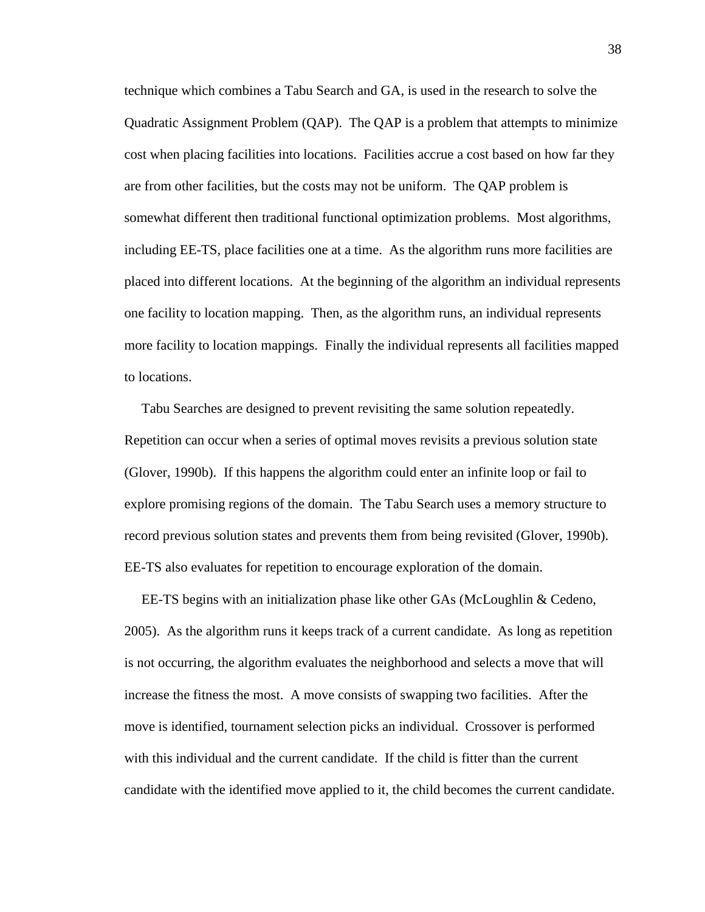technique which combines a Tabu Search and GA, is used in the research to solve the Quadratic Assignment Problem (QAP). The QAP is a problem that attempts to minimize cost when placing facilities into locations. Facilities accrue a cost based on how far they are from other facilities, but the costs may not be uniform. The QAP problem is somewhat different then traditional functional optimization problems. Most algorithms, including EE-TS, place facilities one at a time. As the algorithm runs more facilities are placed into different locations. At the beginning of the algorithm an individual represents one facility to location mapping. Then, as the algorithm runs, an individual represents more facility to location mappings. Finally the individual represents all facilities mapped to locations.

Tabu Searches are designed to prevent revisiting the same solution repeatedly. Repetition can occur when a series of optimal moves revisits a previous solution state (Glover, 1990b). If this happens the algorithm could enter an infinite loop or fail to explore promising regions of the domain. The Tabu Search uses a memory structure to record previous solution states and prevents them from being revisited (Glover, 1990b). EE-TS also evaluates for repetition to encourage exploration of the domain.

EE-TS begins with an initialization phase like other GAs (McLoughlin & Cedeno, 2005). As the algorithm runs it keeps track of a current candidate. As long as repetition is not occurring, the algorithm evaluates the neighborhood and selects a move that will increase the fitness the most. A move consists of swapping two facilities. After the move is identified, tournament selection picks an individual. Crossover is performed with this individual and the current candidate. If the child is fitter than the current candidate with the identified move applied to it, the child becomes the current candidate.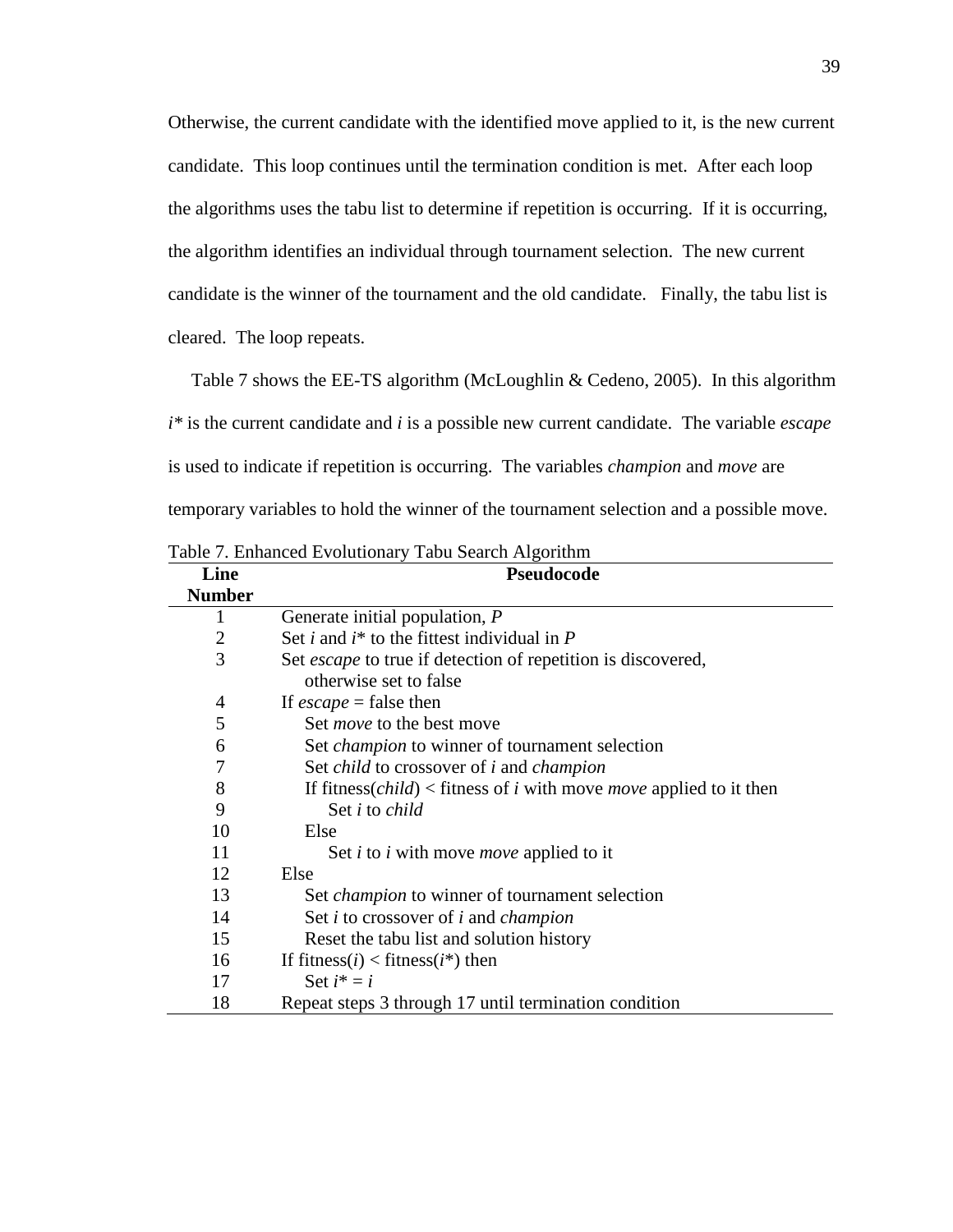Otherwise, the current candidate with the identified move applied to it, is the new current candidate. This loop continues until the termination condition is met. After each loop the algorithms uses the tabu list to determine if repetition is occurring. If it is occurring, the algorithm identifies an individual through tournament selection. The new current candidate is the winner of the tournament and the old candidate. Finally, the tabu list is cleared. The loop repeats.

Table 7 shows the EE-TS algorithm (McLoughlin & Cedeno, 2005). In this algorithm $i^*$ is the current candidate and $i$ is a possible new current candidate. The variable *escape* is used to indicate if repetition is occurring. The variables *champion* and *move* are temporary variables to hold the winner of the tournament selection and a possible move.

Table 7. Enhanced Evolutionary Tabu Search Algorithm

| Line Number | Pseudocode |
|---|---|
| 1 | Generate initial population, *P* |
| 2 | Set $i$ and $i^*$ to the fittest individual in *P* |
| 3 | Set *escape* to true if detection of repetition is discovered, otherwise set to false |
| 4 | If *escape* = false then |
| 5 | Set *move* to the best move |
| 6 | Set *champion* to winner of tournament selection |
| 7 | Set *child* to crossover of $i$ and *champion* |
| 8 | If fitness(*child*) < fitness of $i$ with move *move* applied to it then |
| 9 | Set $i$ to *child* |
| 10 | Else |
| 11 | Set $i$ to $i$ with move *move* applied to it |
| 12 | Else |
| 13 | Set *champion* to winner of tournament selection |
| 14 | Set $i$ to crossover of $i$ and *champion* |
| 15 | Reset the tabu list and solution history |
| 16 | If fitness($i$) < fitness($i^*$) then |
| 17 | Set $i^* = i$ |
| 18 | Repeat steps 3 through 17 until termination condition |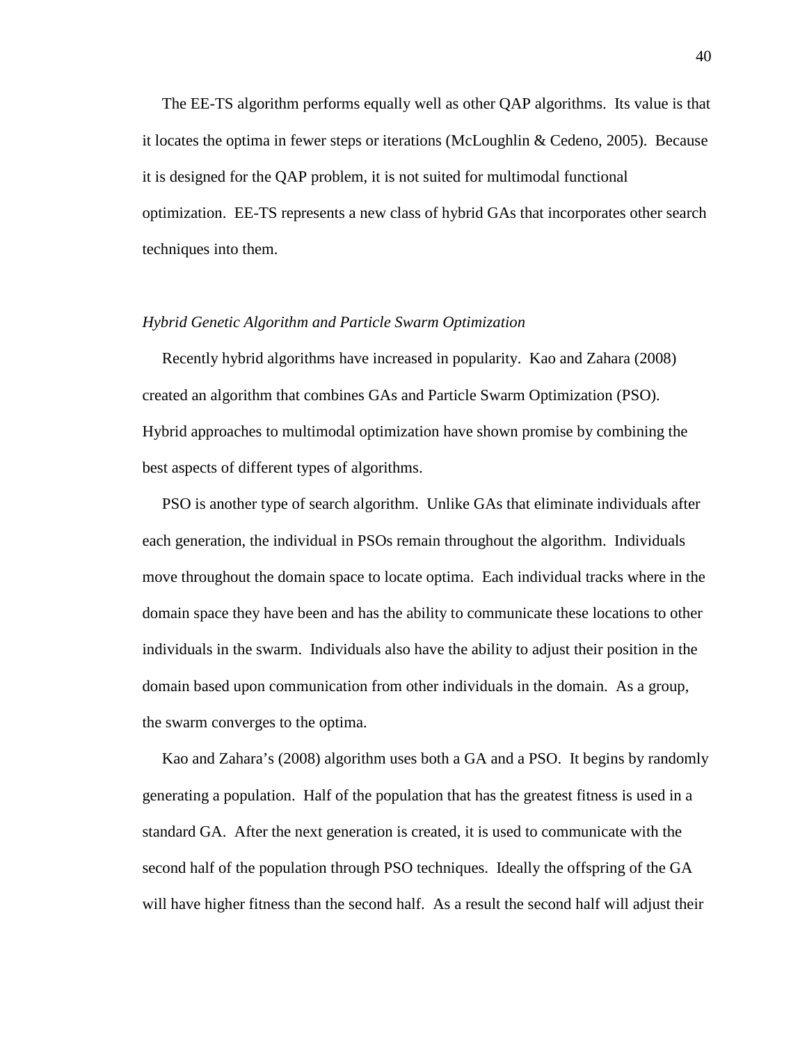The EE-TS algorithm performs equally well as other QAP algorithms. Its value is that it locates the optima in fewer steps or iterations (McLoughlin & Cedeno, 2005). Because it is designed for the QAP problem, it is not suited for multimodal functional optimization. EE-TS represents a new class of hybrid GAs that incorporates other search techniques into them.

### *Hybrid Genetic Algorithm and Particle Swarm Optimization*

Recently hybrid algorithms have increased in popularity. Kao and Zahara (2008) created an algorithm that combines GAs and Particle Swarm Optimization (PSO). Hybrid approaches to multimodal optimization have shown promise by combining the best aspects of different types of algorithms.

PSO is another type of search algorithm. Unlike GAs that eliminate individuals after each generation, the individual in PSOs remain throughout the algorithm. Individuals move throughout the domain space to locate optima. Each individual tracks where in the domain space they have been and has the ability to communicate these locations to other individuals in the swarm. Individuals also have the ability to adjust their position in the domain based upon communication from other individuals in the domain. As a group, the swarm converges to the optima.

Kao and Zahara's (2008) algorithm uses both a GA and a PSO. It begins by randomly generating a population. Half of the population that has the greatest fitness is used in a standard GA. After the next generation is created, it is used to communicate with the second half of the population through PSO techniques. Ideally the offspring of the GA will have higher fitness than the second half. As a result the second half will adjust their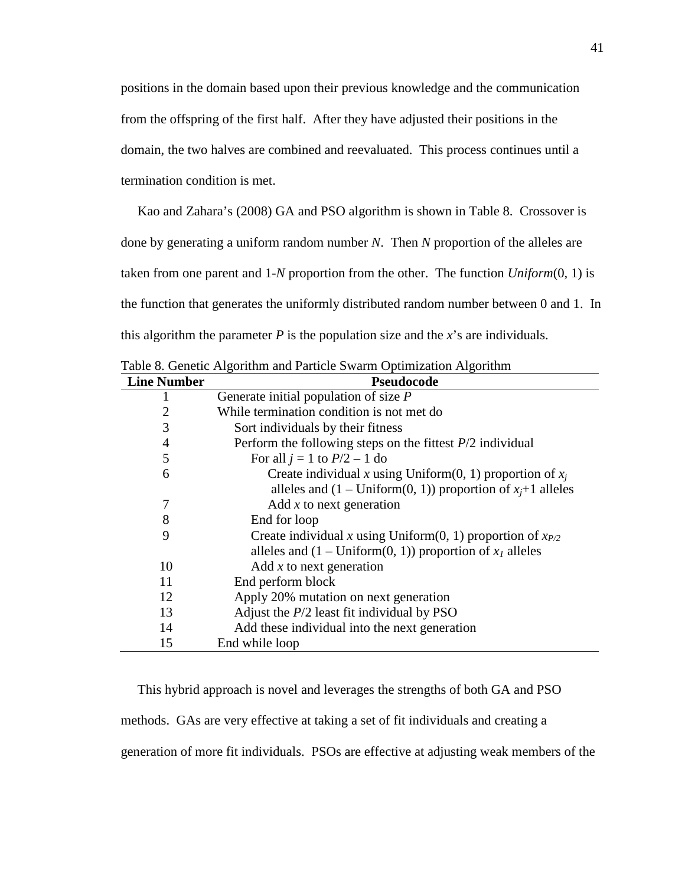positions in the domain based upon their previous knowledge and the communication from the offspring of the first half. After they have adjusted their positions in the domain, the two halves are combined and reevaluated. This process continues until a termination condition is met.

Kao and Zahara's (2008) GA and PSO algorithm is shown in Table 8. Crossover is done by generating a uniform random number $N$. Then $N$ proportion of the alleles are taken from one parent and 1-$N$ proportion from the other. The function *Uniform*(0, 1) is the function that generates the uniformly distributed random number between 0 and 1. In this algorithm the parameter $P$ is the population size and the $x$'s are individuals.

Table 8. Genetic Algorithm and Particle Swarm Optimization Algorithm

| Line Number | Pseudocode |
|---|---|
| 1 | Generate initial population of size $P$ |
| 2 | While termination condition is not met do |
| 3 | Sort individuals by their fitness |
| 4 | Perform the following steps on the fittest $P$/2 individual |
| 5 | For all $j$ = 1 to $P$/2 – 1 do |
| 6 | Create individual $x$ using Uniform(0, 1) proportion of $x_j$ alleles and (1 – Uniform(0, 1)) proportion of $x_j$+1 alleles |
| 7 | Add $x$ to next generation |
| 8 | End for loop |
| 9 | Create individual $x$ using Uniform(0, 1) proportion of $x_{P/2}$ alleles and (1 – Uniform(0, 1)) proportion of $x_1$ alleles |
| 10 | Add $x$ to next generation |
| 11 | End perform block |
| 12 | Apply 20% mutation on next generation |
| 13 | Adjust the $P$/2 least fit individual by PSO |
| 14 | Add these individual into the next generation |
| 15 | End while loop |

This hybrid approach is novel and leverages the strengths of both GA and PSO methods. GAs are very effective at taking a set of fit individuals and creating a generation of more fit individuals. PSOs are effective at adjusting weak members of the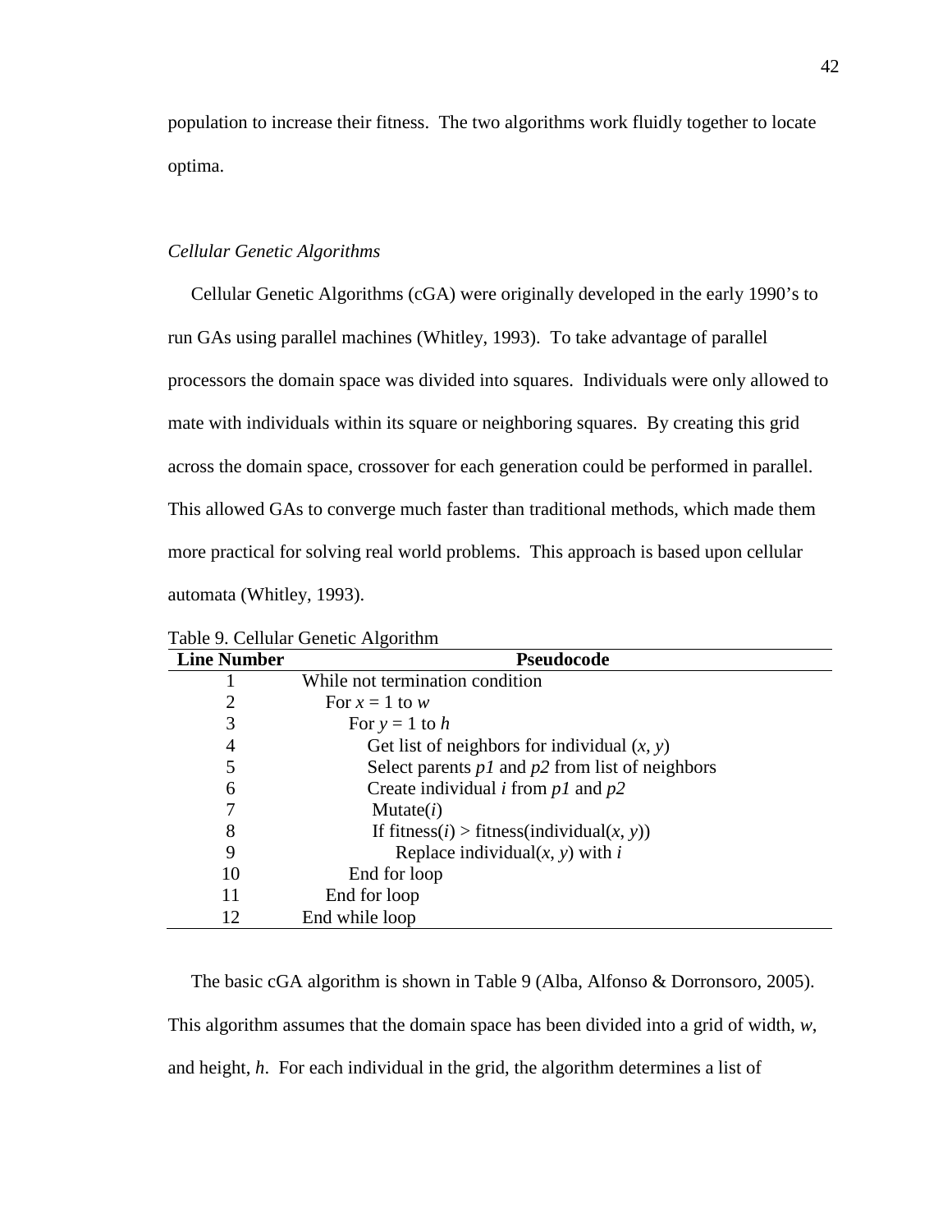population to increase their fitness. The two algorithms work fluidly together to locate optima.

### *Cellular Genetic Algorithms*

Cellular Genetic Algorithms (cGA) were originally developed in the early 1990's to run GAs using parallel machines (Whitley, 1993). To take advantage of parallel processors the domain space was divided into squares. Individuals were only allowed to mate with individuals within its square or neighboring squares. By creating this grid across the domain space, crossover for each generation could be performed in parallel. This allowed GAs to converge much faster than traditional methods, which made them more practical for solving real world problems. This approach is based upon cellular automata (Whitley, 1993).

Table 9. Cellular Genetic Algorithm

| Line Number | Pseudocode |
|---|---|
| 1 | While not termination condition |
| 2 | For $x = 1$ to $w$ |
| 3 | For $y = 1$ to $h$ |
| 4 | Get list of neighbors for individual $(x, y)$ |
| 5 | Select parents *p1* and *p2* from list of neighbors |
| 6 | Create individual *i* from *p1* and *p2* |
| 7 | Mutate(*i*) |
| 8 | If fitness(*i*) > fitness(individual($x$, $y$)) |
| 9 | Replace individual($x$, $y$) with *i* |
| 10 | End for loop |
| 11 | End for loop |
| 12 | End while loop |

The basic cGA algorithm is shown in Table 9 (Alba, Alfonso & Dorronsoro, 2005). This algorithm assumes that the domain space has been divided into a grid of width, *w*, and height, *h*. For each individual in the grid, the algorithm determines a list of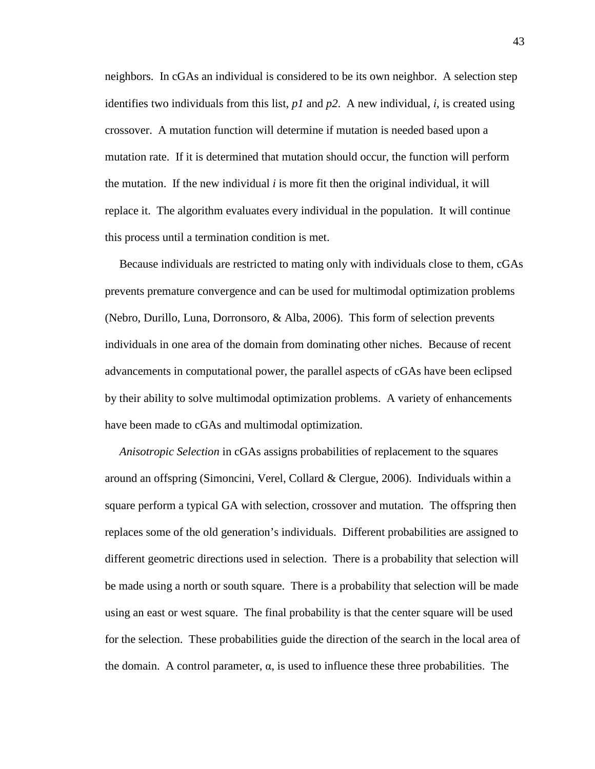neighbors. In cGAs an individual is considered to be its own neighbor. A selection step identifies two individuals from this list, *p1* and *p2*. A new individual, *i*, is created using crossover. A mutation function will determine if mutation is needed based upon a mutation rate. If it is determined that mutation should occur, the function will perform the mutation. If the new individual *i* is more fit then the original individual, it will replace it. The algorithm evaluates every individual in the population. It will continue this process until a termination condition is met.

Because individuals are restricted to mating only with individuals close to them, cGAs prevents premature convergence and can be used for multimodal optimization problems (Nebro, Durillo, Luna, Dorronsoro, & Alba, 2006). This form of selection prevents individuals in one area of the domain from dominating other niches. Because of recent advancements in computational power, the parallel aspects of cGAs have been eclipsed by their ability to solve multimodal optimization problems. A variety of enhancements have been made to cGAs and multimodal optimization.

*Anisotropic Selection* in cGAs assigns probabilities of replacement to the squares around an offspring (Simoncini, Verel, Collard & Clergue, 2006). Individuals within a square perform a typical GA with selection, crossover and mutation. The offspring then replaces some of the old generation's individuals. Different probabilities are assigned to different geometric directions used in selection. There is a probability that selection will be made using a north or south square. There is a probability that selection will be made using an east or west square. The final probability is that the center square will be used for the selection. These probabilities guide the direction of the search in the local area of the domain. A control parameter, $\alpha$, is used to influence these three probabilities. The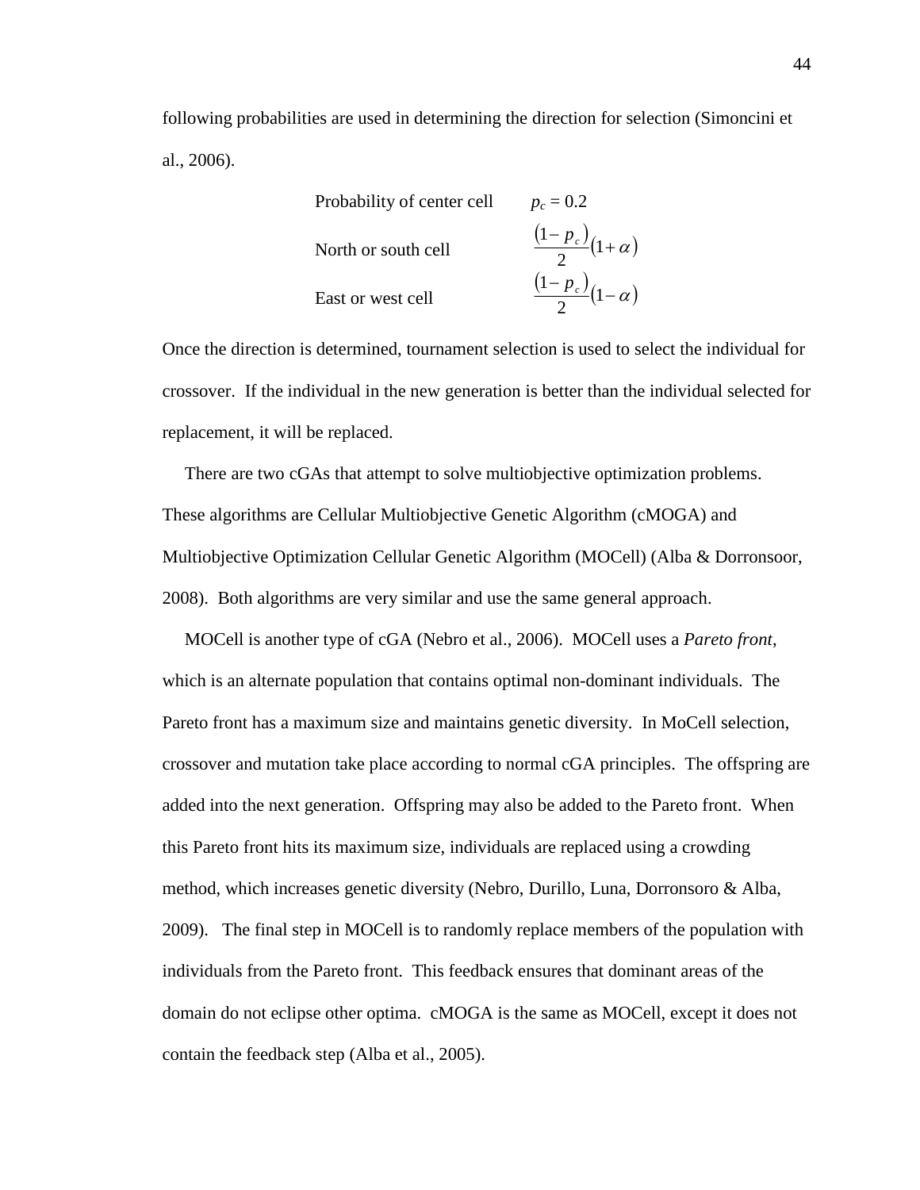following probabilities are used in determining the direction for selection (Simoncini et al., 2006).

| | |
|---|---|
| Probability of center cell | $p_c = 0.2$ |
| North or south cell | $\frac{(1-p_c)}{2}(1+\alpha)$ |
| East or west cell | $\frac{(1-p_c)}{2}(1-\alpha)$ |

Once the direction is determined, tournament selection is used to select the individual for crossover. If the individual in the new generation is better than the individual selected for replacement, it will be replaced.

There are two cGAs that attempt to solve multiobjective optimization problems. These algorithms are Cellular Multiobjective Genetic Algorithm (cMOGA) and Multiobjective Optimization Cellular Genetic Algorithm (MOCell) (Alba & Dorronsoor, 2008). Both algorithms are very similar and use the same general approach.

MOCell is another type of cGA (Nebro et al., 2006). MOCell uses a *Pareto front*, which is an alternate population that contains optimal non-dominant individuals. The Pareto front has a maximum size and maintains genetic diversity. In MoCell selection, crossover and mutation take place according to normal cGA principles. The offspring are added into the next generation. Offspring may also be added to the Pareto front. When this Pareto front hits its maximum size, individuals are replaced using a crowding method, which increases genetic diversity (Nebro, Durillo, Luna, Dorronsoro & Alba, 2009). The final step in MOCell is to randomly replace members of the population with individuals from the Pareto front. This feedback ensures that dominant areas of the domain do not eclipse other optima. cMOGA is the same as MOCell, except it does not contain the feedback step (Alba et al., 2005).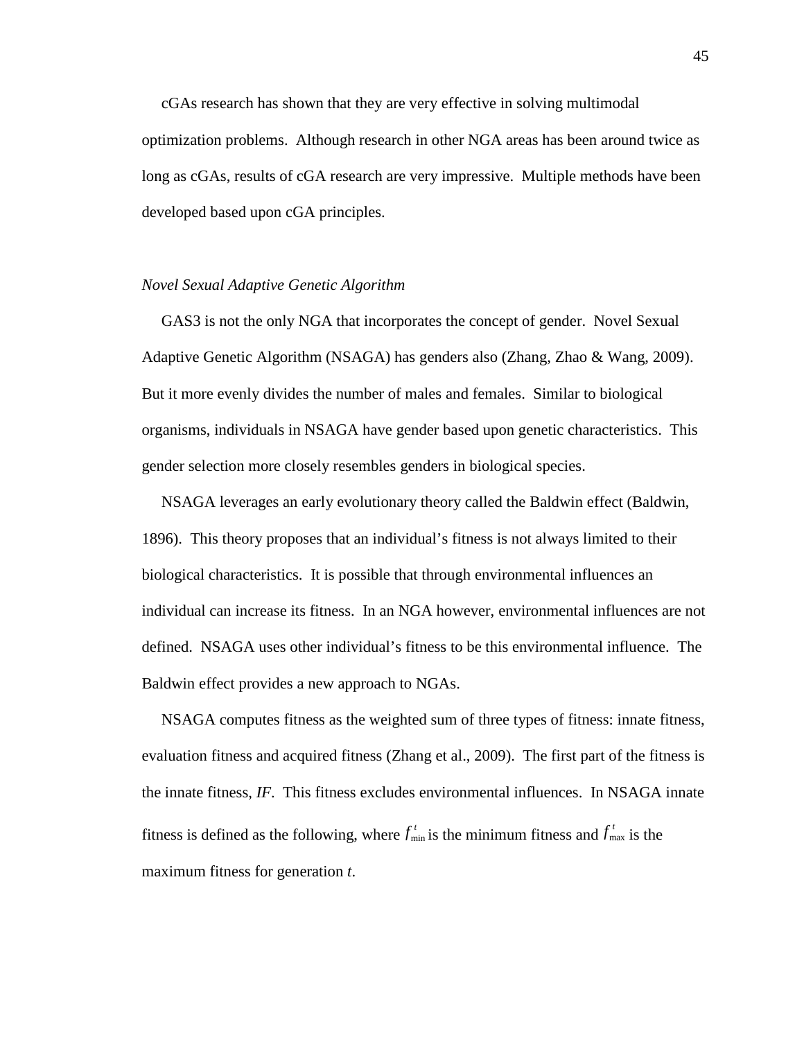cGAs research has shown that they are very effective in solving multimodal optimization problems. Although research in other NGA areas has been around twice as long as cGAs, results of cGA research are very impressive. Multiple methods have been developed based upon cGA principles.

### *Novel Sexual Adaptive Genetic Algorithm*

GAS3 is not the only NGA that incorporates the concept of gender. Novel Sexual Adaptive Genetic Algorithm (NSAGA) has genders also (Zhang, Zhao & Wang, 2009). But it more evenly divides the number of males and females. Similar to biological organisms, individuals in NSAGA have gender based upon genetic characteristics. This gender selection more closely resembles genders in biological species.

NSAGA leverages an early evolutionary theory called the Baldwin effect (Baldwin, 1896). This theory proposes that an individual's fitness is not always limited to their biological characteristics. It is possible that through environmental influences an individual can increase its fitness. In an NGA however, environmental influences are not defined. NSAGA uses other individual's fitness to be this environmental influence. The Baldwin effect provides a new approach to NGAs.

NSAGA computes fitness as the weighted sum of three types of fitness: innate fitness, evaluation fitness and acquired fitness (Zhang et al., 2009). The first part of the fitness is the innate fitness, *IF*. This fitness excludes environmental influences. In NSAGA innate fitness is defined as the following, where $f_{\min}^{t}$ is the minimum fitness and $f_{\max}^{t}$ is the maximum fitness for generation *t*.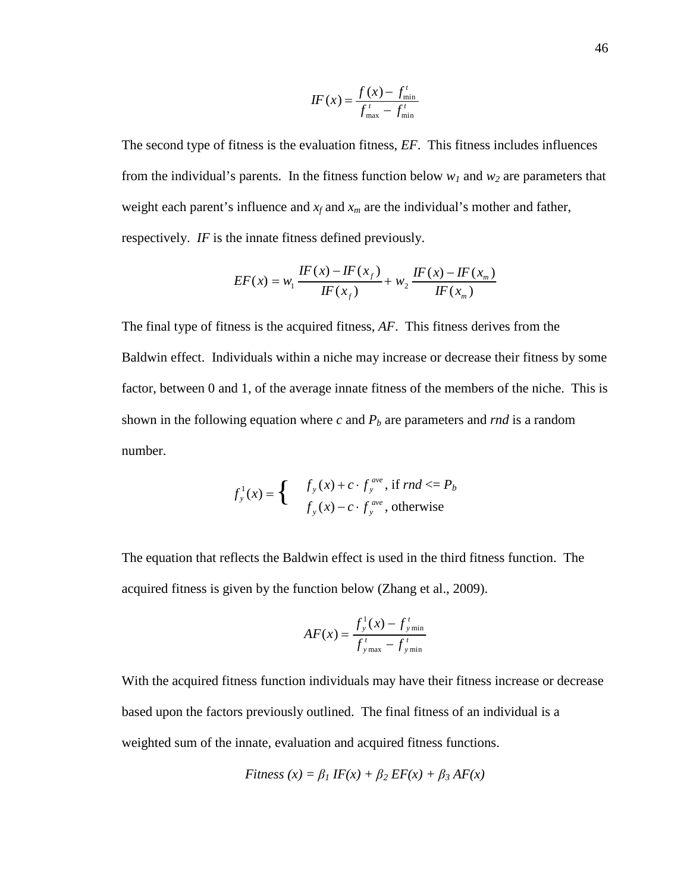$$IF(x) = \frac{f(x) - f_{\min}^{t}}{f_{\max}^{t} - f_{\min}^{t}}$$

The second type of fitness is the evaluation fitness, *EF*. This fitness includes influences from the individual's parents. In the fitness function below $w_1$ and $w_2$ are parameters that weight each parent's influence and $x_f$ and $x_m$ are the individual's mother and father, respectively. *IF* is the innate fitness defined previously.

$$EF(x) = w_1 \frac{IF(x) - IF(x_f)}{IF(x_f)} + w_2 \frac{IF(x) - IF(x_m)}{IF(x_m)}$$

The final type of fitness is the acquired fitness, *AF*. This fitness derives from the Baldwin effect. Individuals within a niche may increase or decrease their fitness by some factor, between 0 and 1, of the average innate fitness of the members of the niche. This is shown in the following equation where $c$ and $P_b$ are parameters and *rnd* is a random number.

$$f_y^1(x) = \begin{cases} f_y(x) + c \cdot f_y^{ave}, & \text{if } rnd <= P_b \\ f_y(x) - c \cdot f_y^{ave}, & \text{otherwise} \end{cases}$$

The equation that reflects the Baldwin effect is used in the third fitness function. The acquired fitness is given by the function below (Zhang et al., 2009).

$$AF(x) = \frac{f_y^1(x) - f_{y\min}^{t}}{f_{y\max}^{t} - f_{y\min}^{t}}$$

With the acquired fitness function individuals may have their fitness increase or decrease based upon the factors previously outlined. The final fitness of an individual is a weighted sum of the innate, evaluation and acquired fitness functions.

$$Fitness(x) = \beta_1 IF(x) + \beta_2 EF(x) + \beta_3 AF(x)$$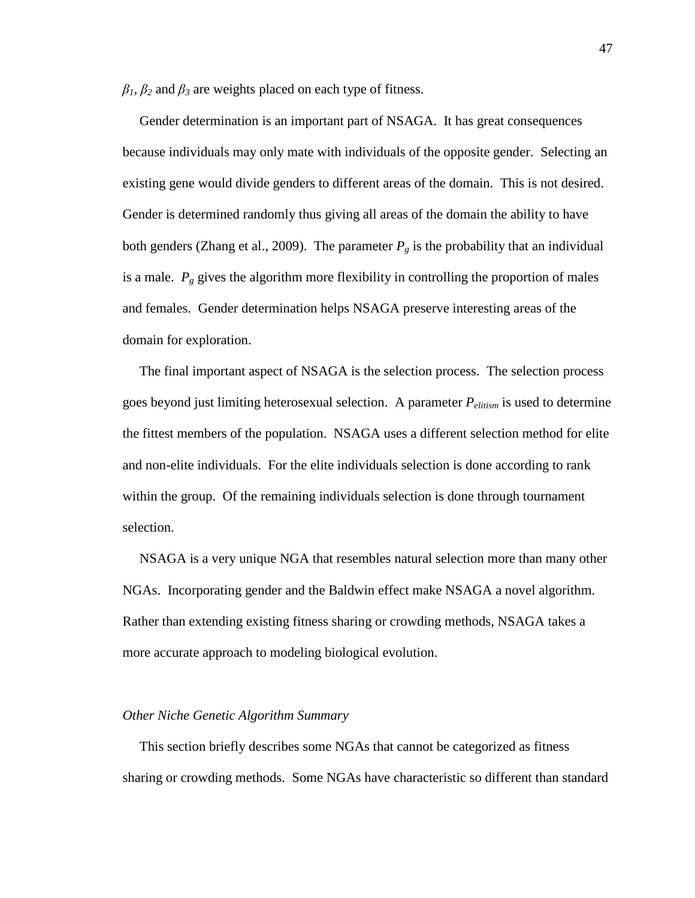$\beta_1$, $\beta_2$ and $\beta_3$ are weights placed on each type of fitness.

Gender determination is an important part of NSAGA. It has great consequences because individuals may only mate with individuals of the opposite gender. Selecting an existing gene would divide genders to different areas of the domain. This is not desired. Gender is determined randomly thus giving all areas of the domain the ability to have both genders (Zhang et al., 2009). The parameter $P_g$ is the probability that an individual is a male. $P_g$ gives the algorithm more flexibility in controlling the proportion of males and females. Gender determination helps NSAGA preserve interesting areas of the domain for exploration.

The final important aspect of NSAGA is the selection process. The selection process goes beyond just limiting heterosexual selection. A parameter $P_{elitism}$ is used to determine the fittest members of the population. NSAGA uses a different selection method for elite and non-elite individuals. For the elite individuals selection is done according to rank within the group. Of the remaining individuals selection is done through tournament selection.

NSAGA is a very unique NGA that resembles natural selection more than many other NGAs. Incorporating gender and the Baldwin effect make NSAGA a novel algorithm. Rather than extending existing fitness sharing or crowding methods, NSAGA takes a more accurate approach to modeling biological evolution.

### *Other Niche Genetic Algorithm Summary*

This section briefly describes some NGAs that cannot be categorized as fitness sharing or crowding methods. Some NGAs have characteristic so different than standard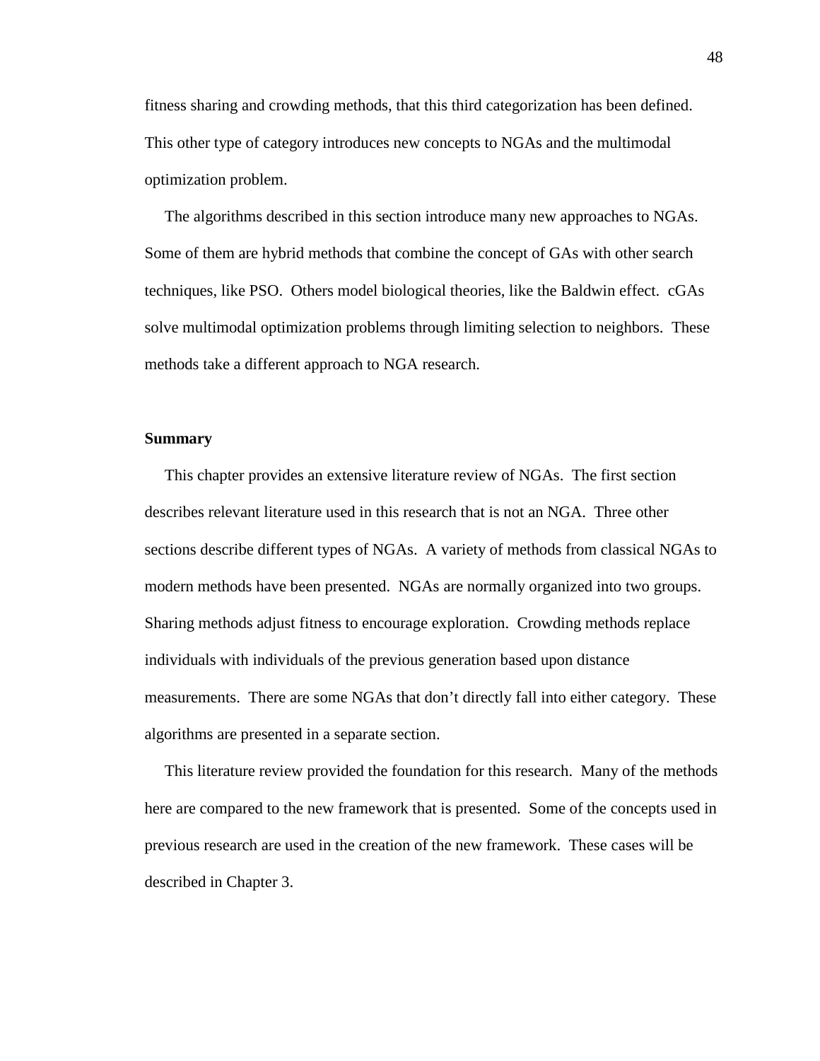fitness sharing and crowding methods, that this third categorization has been defined. This other type of category introduces new concepts to NGAs and the multimodal optimization problem.

The algorithms described in this section introduce many new approaches to NGAs. Some of them are hybrid methods that combine the concept of GAs with other search techniques, like PSO. Others model biological theories, like the Baldwin effect. cGAs solve multimodal optimization problems through limiting selection to neighbors. These methods take a different approach to NGA research.

**Summary**

This chapter provides an extensive literature review of NGAs. The first section describes relevant literature used in this research that is not an NGA. Three other sections describe different types of NGAs. A variety of methods from classical NGAs to modern methods have been presented. NGAs are normally organized into two groups. Sharing methods adjust fitness to encourage exploration. Crowding methods replace individuals with individuals of the previous generation based upon distance measurements. There are some NGAs that don't directly fall into either category. These algorithms are presented in a separate section.

This literature review provided the foundation for this research. Many of the methods here are compared to the new framework that is presented. Some of the concepts used in previous research are used in the creation of the new framework. These cases will be described in Chapter 3.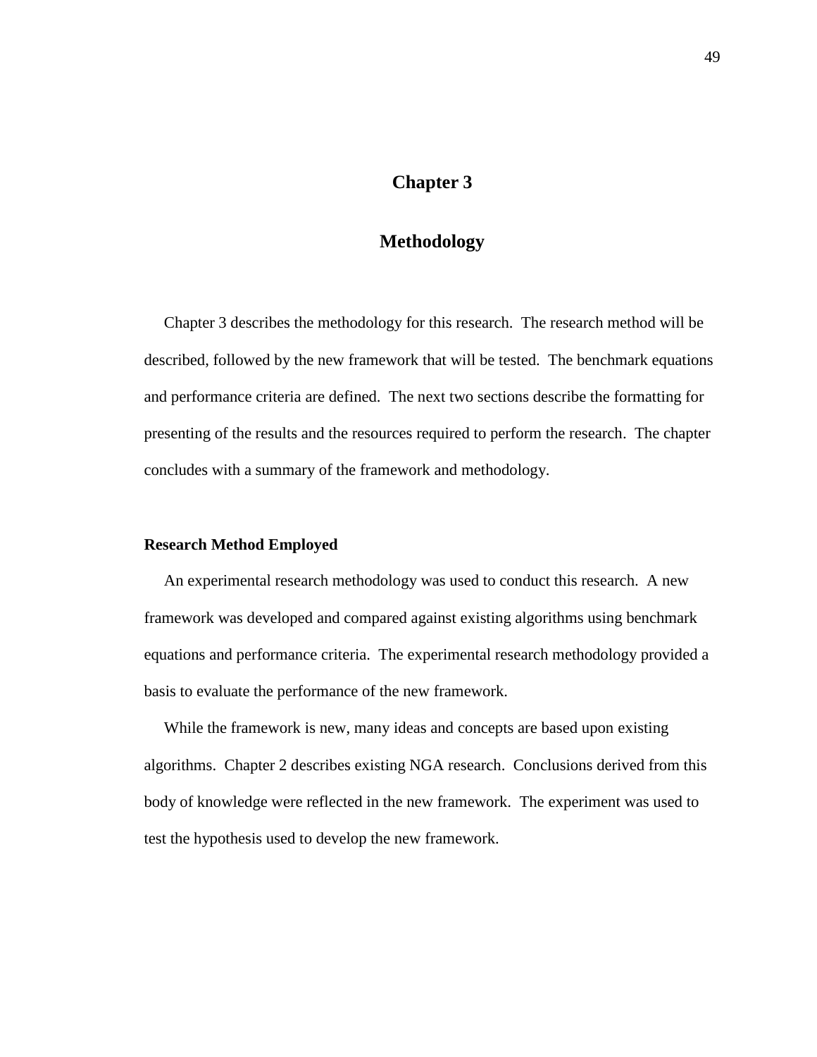# Chapter 3

# Methodology

Chapter 3 describes the methodology for this research. The research method will be described, followed by the new framework that will be tested. The benchmark equations and performance criteria are defined. The next two sections describe the formatting for presenting of the results and the resources required to perform the research. The chapter concludes with a summary of the framework and methodology.

## Research Method Employed

An experimental research methodology was used to conduct this research. A new framework was developed and compared against existing algorithms using benchmark equations and performance criteria. The experimental research methodology provided a basis to evaluate the performance of the new framework.

While the framework is new, many ideas and concepts are based upon existing algorithms. Chapter 2 describes existing NGA research. Conclusions derived from this body of knowledge were reflected in the new framework. The experiment was used to test the hypothesis used to develop the new framework.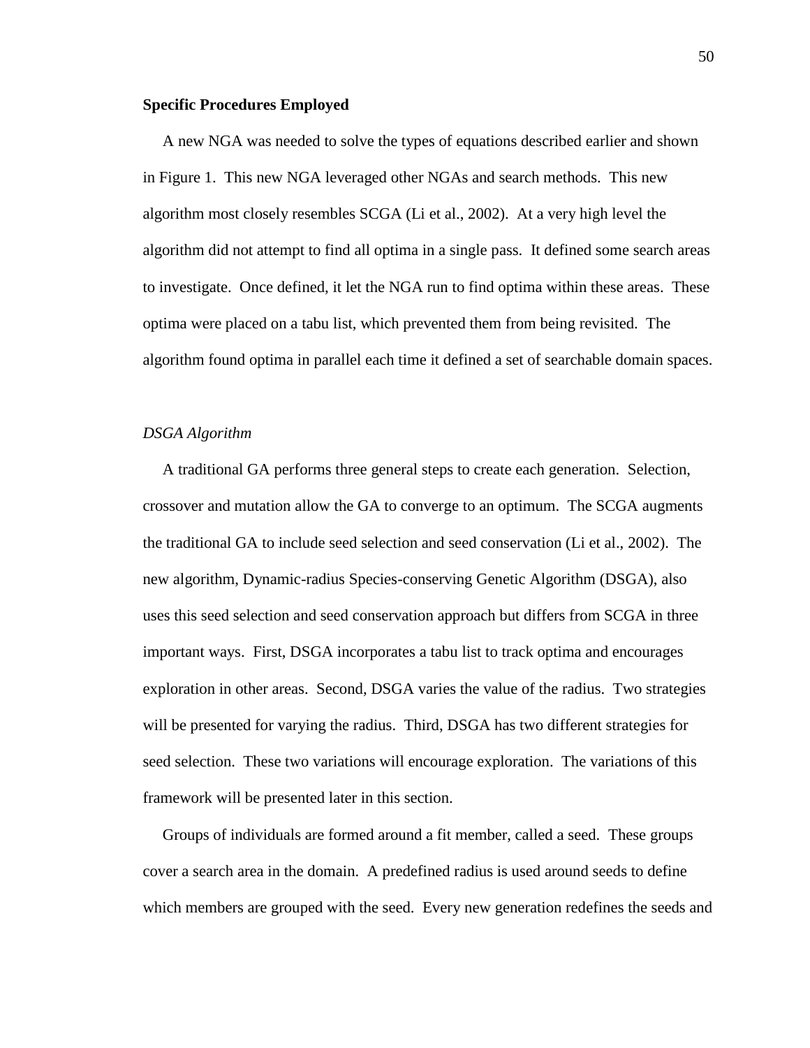**Specific Procedures Employed**

A new NGA was needed to solve the types of equations described earlier and shown in Figure 1. This new NGA leveraged other NGAs and search methods. This new algorithm most closely resembles SCGA (Li et al., 2002). At a very high level the algorithm did not attempt to find all optima in a single pass. It defined some search areas to investigate. Once defined, it let the NGA run to find optima within these areas. These optima were placed on a tabu list, which prevented them from being revisited. The algorithm found optima in parallel each time it defined a set of searchable domain spaces.

*DSGA Algorithm*

A traditional GA performs three general steps to create each generation. Selection, crossover and mutation allow the GA to converge to an optimum. The SCGA augments the traditional GA to include seed selection and seed conservation (Li et al., 2002). The new algorithm, Dynamic-radius Species-conserving Genetic Algorithm (DSGA), also uses this seed selection and seed conservation approach but differs from SCGA in three important ways. First, DSGA incorporates a tabu list to track optima and encourages exploration in other areas. Second, DSGA varies the value of the radius. Two strategies will be presented for varying the radius. Third, DSGA has two different strategies for seed selection. These two variations will encourage exploration. The variations of this framework will be presented later in this section.

Groups of individuals are formed around a fit member, called a seed. These groups cover a search area in the domain. A predefined radius is used around seeds to define which members are grouped with the seed. Every new generation redefines the seeds and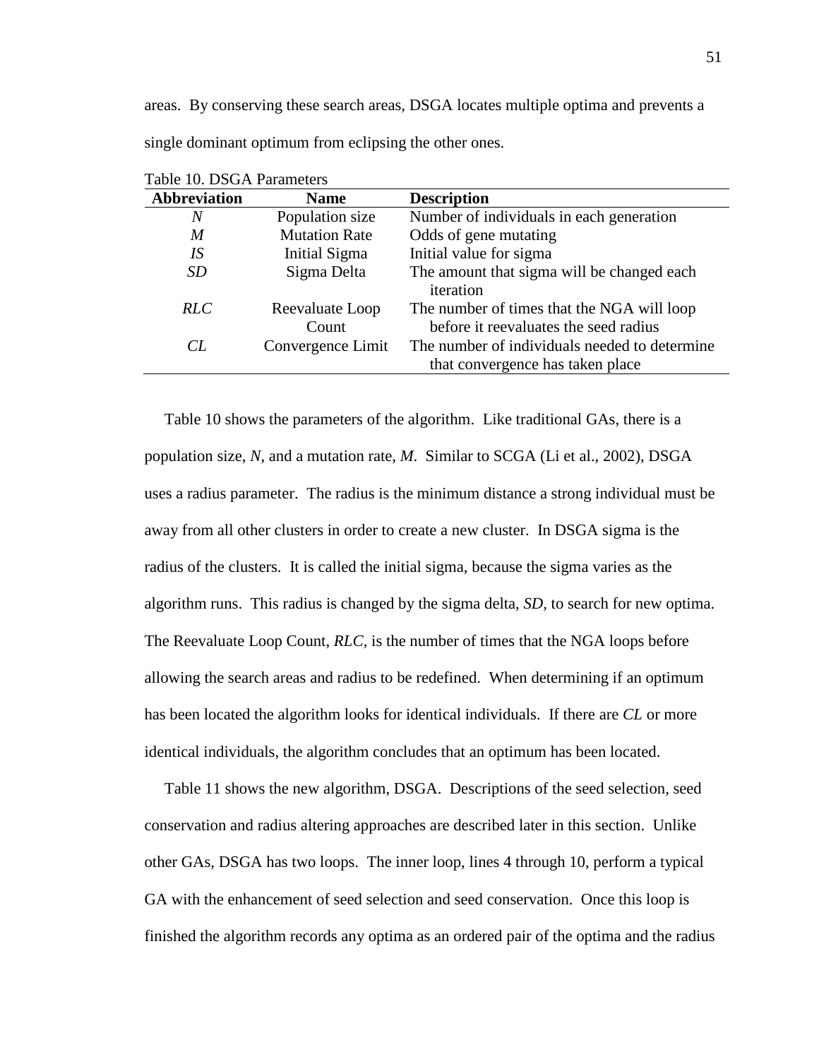areas. By conserving these search areas, DSGA locates multiple optima and prevents a single dominant optimum from eclipsing the other ones.

Table 10. DSGA Parameters

| Abbreviation | Name | Description |
|---|---|---|
| *N* | Population size | Number of individuals in each generation |
| *M* | Mutation Rate | Odds of gene mutating |
| *IS* | Initial Sigma | Initial value for sigma |
| *SD* | Sigma Delta | The amount that sigma will be changed each iteration |
| *RLC* | Reevaluate Loop Count | The number of times that the NGA will loop before it reevaluates the seed radius |
| *CL* | Convergence Limit | The number of individuals needed to determine that convergence has taken place |

Table 10 shows the parameters of the algorithm. Like traditional GAs, there is a population size, *N*, and a mutation rate, *M*. Similar to SCGA (Li et al., 2002), DSGA uses a radius parameter. The radius is the minimum distance a strong individual must be away from all other clusters in order to create a new cluster. In DSGA sigma is the radius of the clusters. It is called the initial sigma, because the sigma varies as the algorithm runs. This radius is changed by the sigma delta, *SD*, to search for new optima. The Reevaluate Loop Count, *RLC*, is the number of times that the NGA loops before allowing the search areas and radius to be redefined. When determining if an optimum has been located the algorithm looks for identical individuals. If there are *CL* or more identical individuals, the algorithm concludes that an optimum has been located.

Table 11 shows the new algorithm, DSGA. Descriptions of the seed selection, seed conservation and radius altering approaches are described later in this section. Unlike other GAs, DSGA has two loops. The inner loop, lines 4 through 10, perform a typical GA with the enhancement of seed selection and seed conservation. Once this loop is finished the algorithm records any optima as an ordered pair of the optima and the radius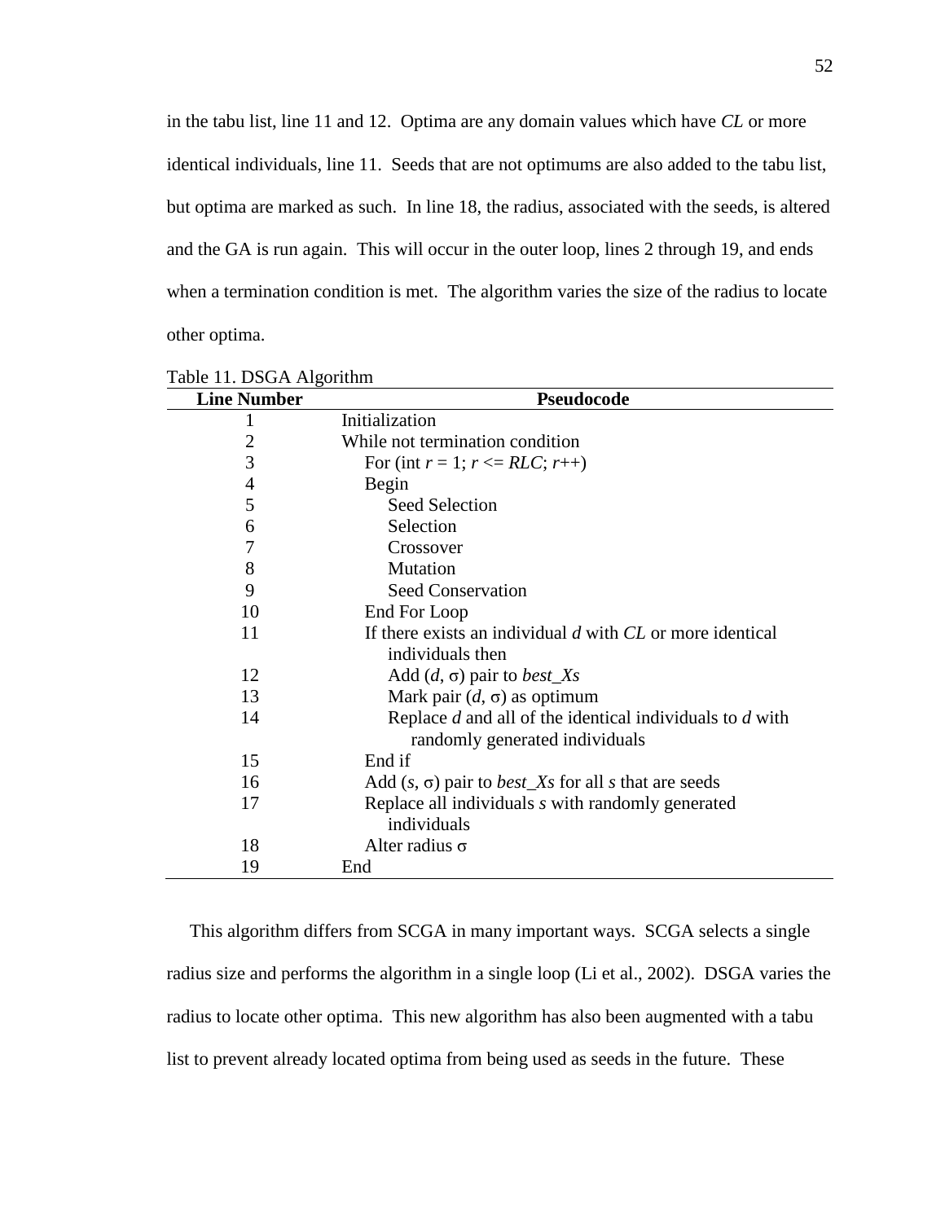in the tabu list, line 11 and 12. Optima are any domain values which have *CL* or more identical individuals, line 11. Seeds that are not optimums are also added to the tabu list, but optima are marked as such. In line 18, the radius, associated with the seeds, is altered and the GA is run again. This will occur in the outer loop, lines 2 through 19, and ends when a termination condition is met. The algorithm varies the size of the radius to locate other optima.

Table 11. DSGA Algorithm

| Line Number | Pseudocode |
|---|---|
| 1 | Initialization |
| 2 | While not termination condition |
| 3 | For (int $r$ = 1; $r$ <= *RLC*; $r$++) |
| 4 | Begin |
| 5 | Seed Selection |
| 6 | Selection |
| 7 | Crossover |
| 8 | Mutation |
| 9 | Seed Conservation |
| 10 | End For Loop |
| 11 | If there exists an individual $d$ with *CL* or more identical individuals then |
| 12 | Add ($d$, $\sigma$) pair to *best_Xs* |
| 13 | Mark pair ($d$, $\sigma$) as optimum |
| 14 | Replace $d$ and all of the identical individuals to $d$ with randomly generated individuals |
| 15 | End if |
| 16 | Add ($s$, $\sigma$) pair to *best_Xs* for all $s$ that are seeds |
| 17 | Replace all individuals $s$ with randomly generated individuals |
| 18 | Alter radius $\sigma$ |
| 19 | End |

This algorithm differs from SCGA in many important ways. SCGA selects a single radius size and performs the algorithm in a single loop (Li et al., 2002). DSGA varies the radius to locate other optima. This new algorithm has also been augmented with a tabu list to prevent already located optima from being used as seeds in the future. These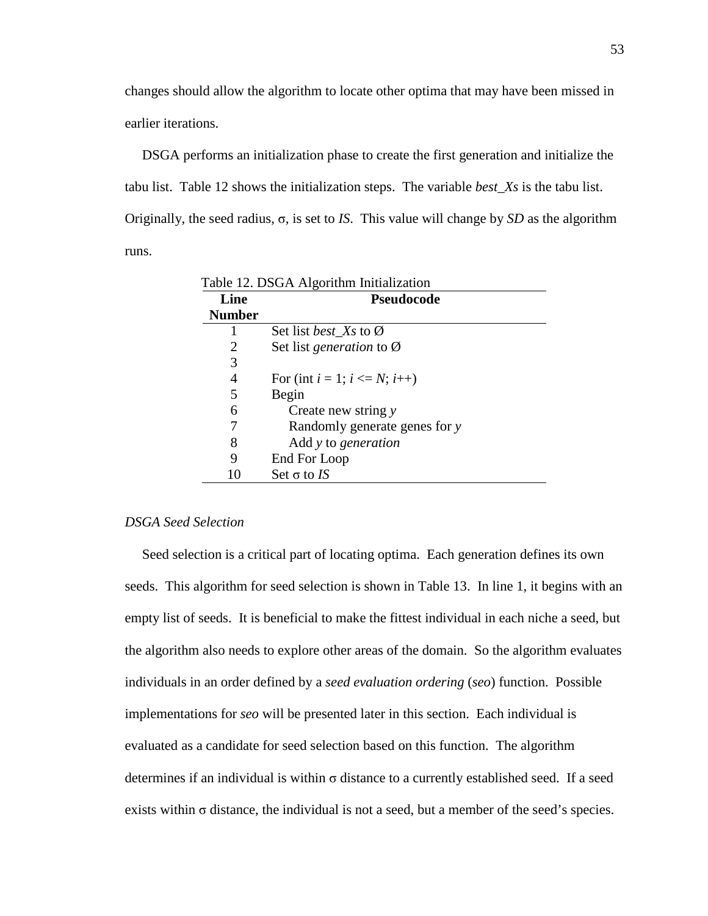changes should allow the algorithm to locate other optima that may have been missed in earlier iterations.

DSGA performs an initialization phase to create the first generation and initialize the tabu list. Table 12 shows the initialization steps. The variable *best_Xs* is the tabu list. Originally, the seed radius, $\sigma$, is set to *IS*. This value will change by *SD* as the algorithm runs.

Table 12. DSGA Algorithm Initialization

| Line Number | Pseudocode |
|---|---|
| 1 | Set list *best_Xs* to Ø |
| 2 | Set list *generation* to Ø |
| 3 | |
| 4 | For (int $i = 1$; $i <= N$; $i$++) |
| 5 | Begin |
| 6 | Create new string *y* |
| 7 | Randomly generate genes for *y* |
| 8 | Add *y* to *generation* |
| 9 | End For Loop |
| 10 | Set $\sigma$ to *IS* |

*DSGA Seed Selection*

Seed selection is a critical part of locating optima. Each generation defines its own seeds. This algorithm for seed selection is shown in Table 13. In line 1, it begins with an empty list of seeds. It is beneficial to make the fittest individual in each niche a seed, but the algorithm also needs to explore other areas of the domain. So the algorithm evaluates individuals in an order defined by a *seed evaluation ordering* (*seo*) function. Possible implementations for *seo* will be presented later in this section. Each individual is evaluated as a candidate for seed selection based on this function. The algorithm determines if an individual is within $\sigma$ distance to a currently established seed. If a seed exists within $\sigma$ distance, the individual is not a seed, but a member of the seed's species.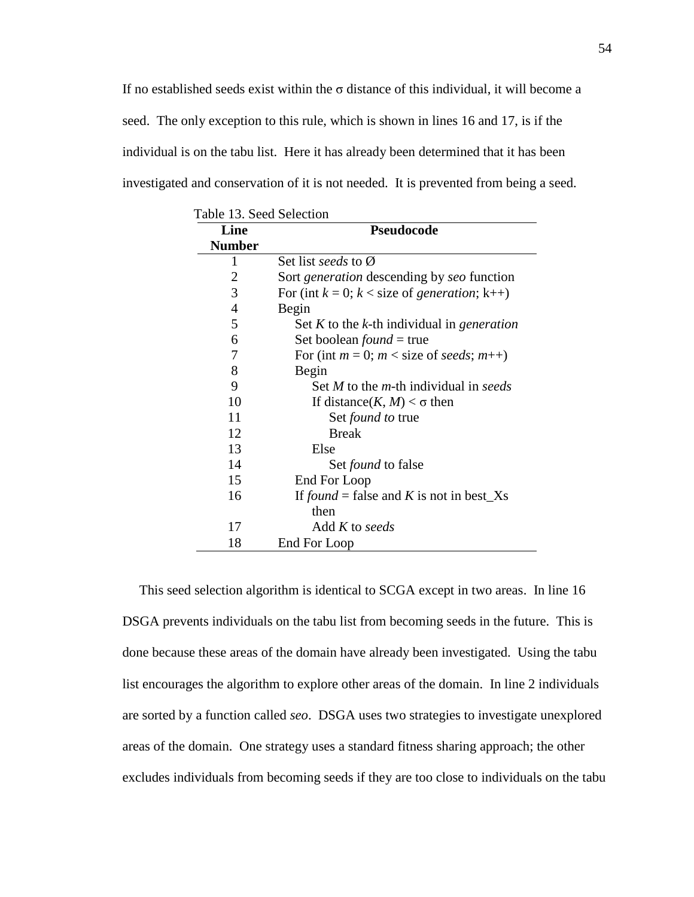If no established seeds exist within the σ distance of this individual, it will become a seed. The only exception to this rule, which is shown in lines 16 and 17, is if the individual is on the tabu list. Here it has already been determined that it has been investigated and conservation of it is not needed. It is prevented from being a seed.

Table 13. Seed Selection

| Line Number | Pseudocode |
|---|---|
| 1 | Set list *seeds* to Ø |
| 2 | Sort *generation* descending by *seo* function |
| 3 | For (int $k = 0$; $k <$ size of *generation*; k++) |
| 4 | Begin |
| 5 | Set $K$ to the $k$-th individual in *generation* |
| 6 | Set boolean *found* = true |
| 7 | For (int $m = 0$; $m <$ size of *seeds*; $m$++) |
| 8 | Begin |
| 9 | Set $M$ to the $m$-th individual in *seeds* |
| 10 | If distance($K$, $M$) < σ then |
| 11 | Set *found to* true |
| 12 | Break |
| 13 | Else |
| 14 | Set *found* to false |
| 15 | End For Loop |
| 16 | If *found* = false and $K$ is not in best_Xs then |
| 17 | Add $K$ to *seeds* |
| 18 | End For Loop |

This seed selection algorithm is identical to SCGA except in two areas. In line 16 DSGA prevents individuals on the tabu list from becoming seeds in the future. This is done because these areas of the domain have already been investigated. Using the tabu list encourages the algorithm to explore other areas of the domain. In line 2 individuals are sorted by a function called *seo*. DSGA uses two strategies to investigate unexplored areas of the domain. One strategy uses a standard fitness sharing approach; the other excludes individuals from becoming seeds if they are too close to individuals on the tabu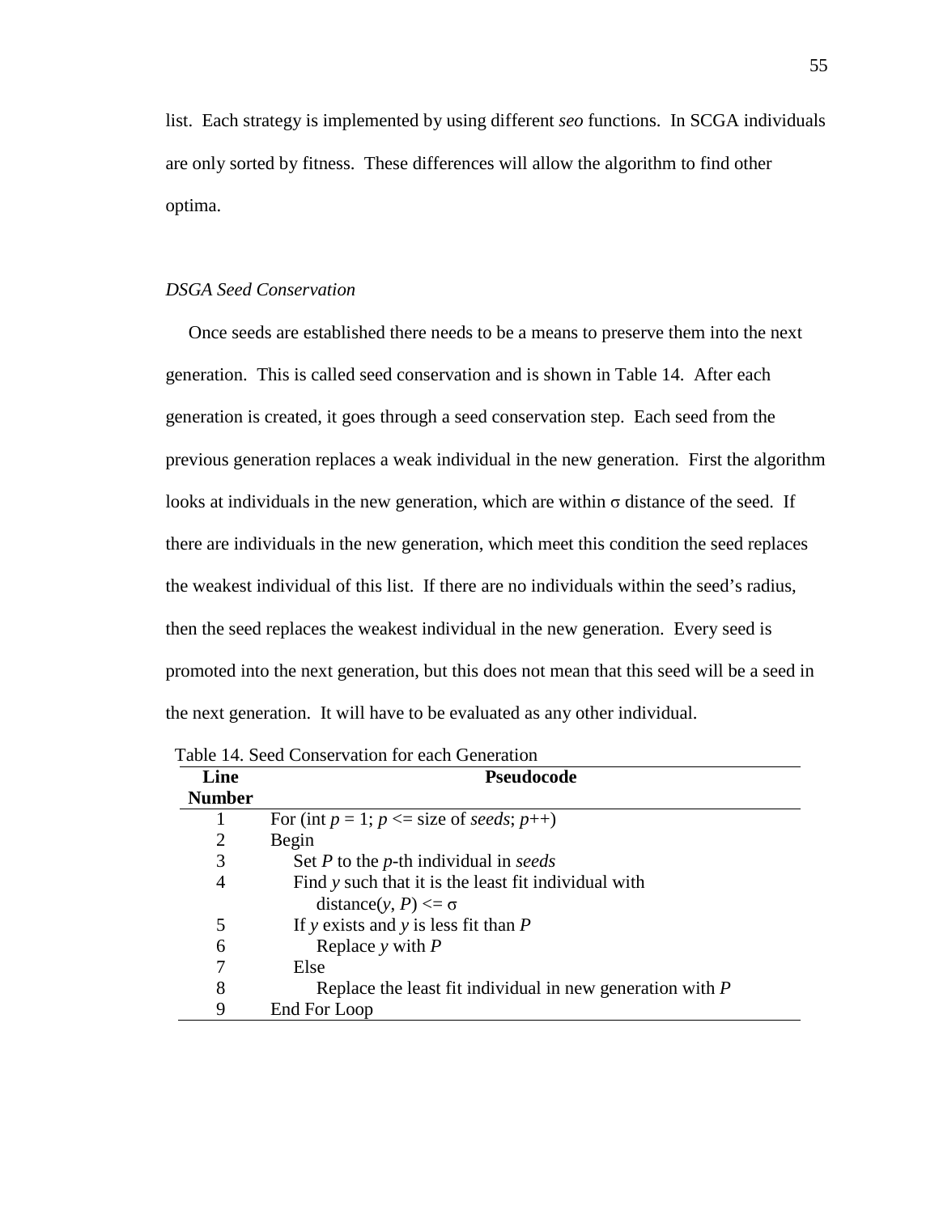list. Each strategy is implemented by using different *seo* functions. In SCGA individuals are only sorted by fitness. These differences will allow the algorithm to find other optima.

### *DSGA Seed Conservation*

Once seeds are established there needs to be a means to preserve them into the next generation. This is called seed conservation and is shown in Table 14. After each generation is created, it goes through a seed conservation step. Each seed from the previous generation replaces a weak individual in the new generation. First the algorithm looks at individuals in the new generation, which are within σ distance of the seed. If there are individuals in the new generation, which meet this condition the seed replaces the weakest individual of this list. If there are no individuals within the seed's radius, then the seed replaces the weakest individual in the new generation. Every seed is promoted into the next generation, but this does not mean that this seed will be a seed in the next generation. It will have to be evaluated as any other individual.

Table 14. Seed Conservation for each Generation

| Line Number | Pseudocode |
|---|---|
| 1 | For (int $p = 1$; $p <=$ size of *seeds*; $p$++) |
| 2 | Begin |
| 3 | Set $P$ to the $p$-th individual in *seeds* |
| 4 | Find $y$ such that it is the least fit individual with distance($y$, $P$) <= σ |
| 5 | If $y$ exists and $y$ is less fit than $P$ |
| 6 | Replace $y$ with $P$ |
| 7 | Else |
| 8 | Replace the least fit individual in new generation with $P$ |
| 9 | End For Loop |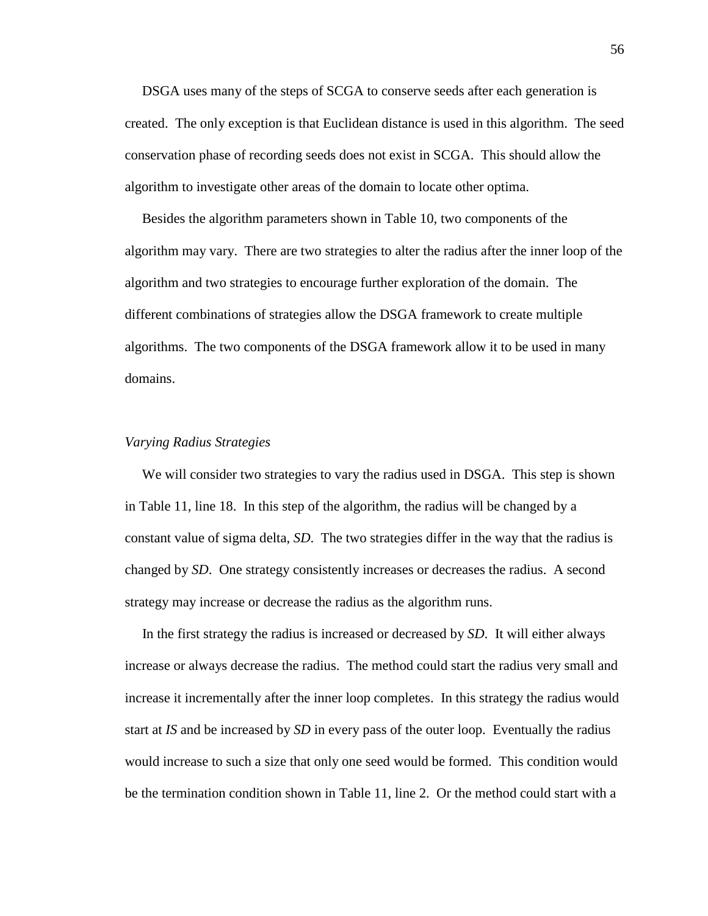DSGA uses many of the steps of SCGA to conserve seeds after each generation is created. The only exception is that Euclidean distance is used in this algorithm. The seed conservation phase of recording seeds does not exist in SCGA. This should allow the algorithm to investigate other areas of the domain to locate other optima.

Besides the algorithm parameters shown in Table 10, two components of the algorithm may vary. There are two strategies to alter the radius after the inner loop of the algorithm and two strategies to encourage further exploration of the domain. The different combinations of strategies allow the DSGA framework to create multiple algorithms. The two components of the DSGA framework allow it to be used in many domains.

### *Varying Radius Strategies*

We will consider two strategies to vary the radius used in DSGA. This step is shown in Table 11, line 18. In this step of the algorithm, the radius will be changed by a constant value of sigma delta, *SD*. The two strategies differ in the way that the radius is changed by *SD*. One strategy consistently increases or decreases the radius. A second strategy may increase or decrease the radius as the algorithm runs.

In the first strategy the radius is increased or decreased by *SD*. It will either always increase or always decrease the radius. The method could start the radius very small and increase it incrementally after the inner loop completes. In this strategy the radius would start at *IS* and be increased by *SD* in every pass of the outer loop. Eventually the radius would increase to such a size that only one seed would be formed. This condition would be the termination condition shown in Table 11, line 2. Or the method could start with a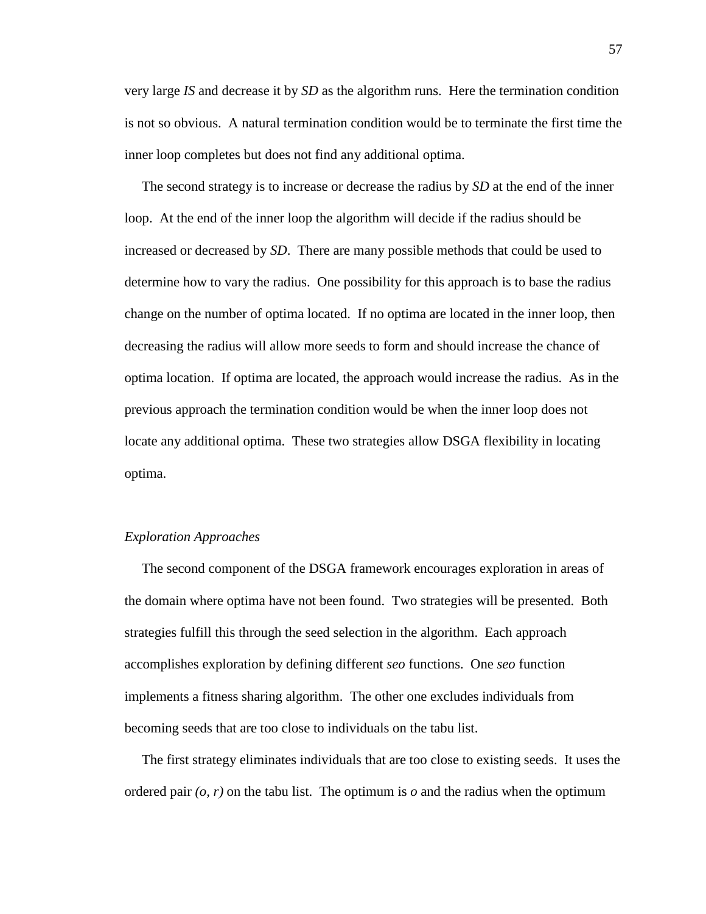very large *IS* and decrease it by *SD* as the algorithm runs. Here the termination condition is not so obvious. A natural termination condition would be to terminate the first time the inner loop completes but does not find any additional optima.

The second strategy is to increase or decrease the radius by *SD* at the end of the inner loop. At the end of the inner loop the algorithm will decide if the radius should be increased or decreased by *SD*. There are many possible methods that could be used to determine how to vary the radius. One possibility for this approach is to base the radius change on the number of optima located. If no optima are located in the inner loop, then decreasing the radius will allow more seeds to form and should increase the chance of optima location. If optima are located, the approach would increase the radius. As in the previous approach the termination condition would be when the inner loop does not locate any additional optima. These two strategies allow DSGA flexibility in locating optima.

### *Exploration Approaches*

The second component of the DSGA framework encourages exploration in areas of the domain where optima have not been found. Two strategies will be presented. Both strategies fulfill this through the seed selection in the algorithm. Each approach accomplishes exploration by defining different *seo* functions. One *seo* function implements a fitness sharing algorithm. The other one excludes individuals from becoming seeds that are too close to individuals on the tabu list.

The first strategy eliminates individuals that are too close to existing seeds. It uses the ordered pair $(o, r)$ on the tabu list. The optimum is $o$ and the radius when the optimum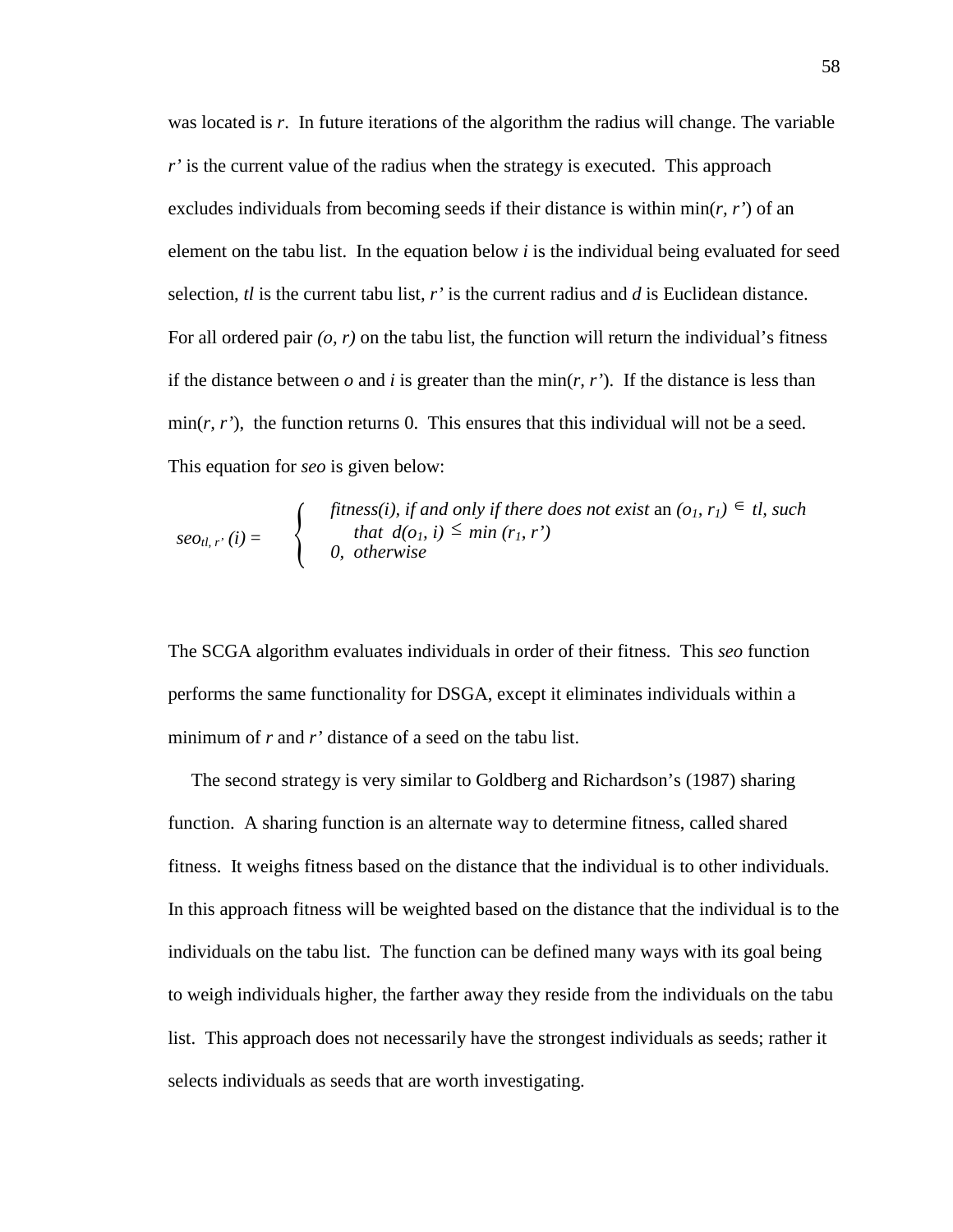was located is $r$. In future iterations of the algorithm the radius will change. The variable $r'$ is the current value of the radius when the strategy is executed. This approach excludes individuals from becoming seeds if their distance is within $\min(r, r')$ of an element on the tabu list. In the equation below $i$ is the individual being evaluated for seed selection, $tl$ is the current tabu list, $r'$ is the current radius and $d$ is Euclidean distance. For all ordered pair $(o, r)$ on the tabu list, the function will return the individual's fitness if the distance between $o$ and $i$ is greater than the $\min(r, r')$. If the distance is less than $\min(r, r')$, the function returns 0. This ensures that this individual will not be a seed. This equation for *seo* is given below:

$$seo_{tl,\, r'}(i) = \begin{cases} fitness(i), \text{ if and only if there does not exist an } (o_1, r_1) \in tl, \text{ such} \\ \quad \text{that } d(o_1, i) \leq \min(r_1, r') \\ 0, \text{ otherwise} \end{cases}$$

The SCGA algorithm evaluates individuals in order of their fitness. This *seo* function performs the same functionality for DSGA, except it eliminates individuals within a minimum of $r$ and $r'$ distance of a seed on the tabu list.

The second strategy is very similar to Goldberg and Richardson's (1987) sharing function. A sharing function is an alternate way to determine fitness, called shared fitness. It weighs fitness based on the distance that the individual is to other individuals. In this approach fitness will be weighted based on the distance that the individual is to the individuals on the tabu list. The function can be defined many ways with its goal being to weigh individuals higher, the farther away they reside from the individuals on the tabu list. This approach does not necessarily have the strongest individuals as seeds; rather it selects individuals as seeds that are worth investigating.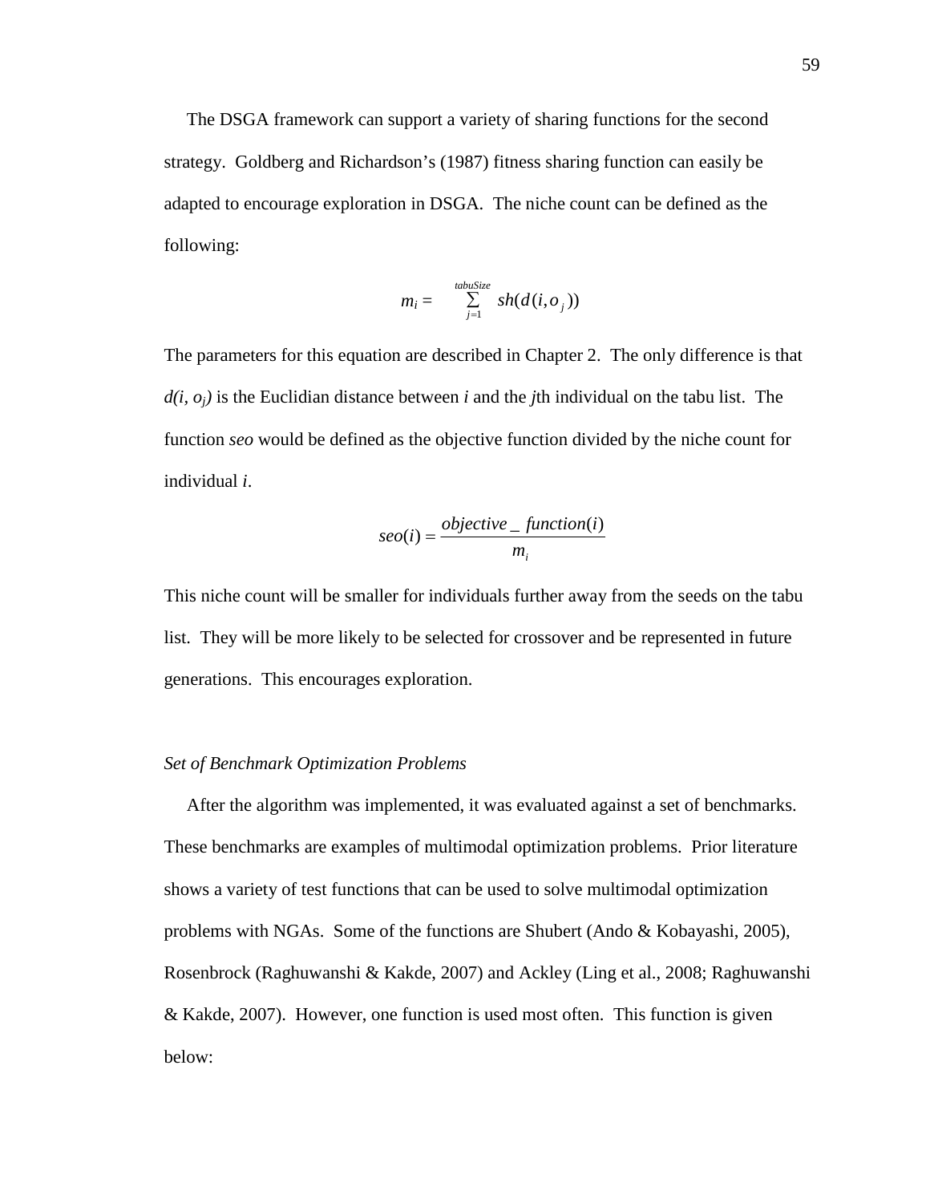The DSGA framework can support a variety of sharing functions for the second strategy. Goldberg and Richardson's (1987) fitness sharing function can easily be adapted to encourage exploration in DSGA. The niche count can be defined as the following:

$$m_i = \sum_{j=1}^{tabuSize} sh(d(i, o_j))$$

The parameters for this equation are described in Chapter 2. The only difference is that $d(i, o_j)$ is the Euclidian distance between $i$ and the $j$th individual on the tabu list. The function *seo* would be defined as the objective function divided by the niche count for individual $i$.

$$seo(i) = \frac{objective\_function(i)}{m_i}$$

This niche count will be smaller for individuals further away from the seeds on the tabu list. They will be more likely to be selected for crossover and be represented in future generations. This encourages exploration.

### *Set of Benchmark Optimization Problems*

After the algorithm was implemented, it was evaluated against a set of benchmarks. These benchmarks are examples of multimodal optimization problems. Prior literature shows a variety of test functions that can be used to solve multimodal optimization problems with NGAs. Some of the functions are Shubert (Ando & Kobayashi, 2005), Rosenbrock (Raghuwanshi & Kakde, 2007) and Ackley (Ling et al., 2008; Raghuwanshi & Kakde, 2007). However, one function is used most often. This function is given below: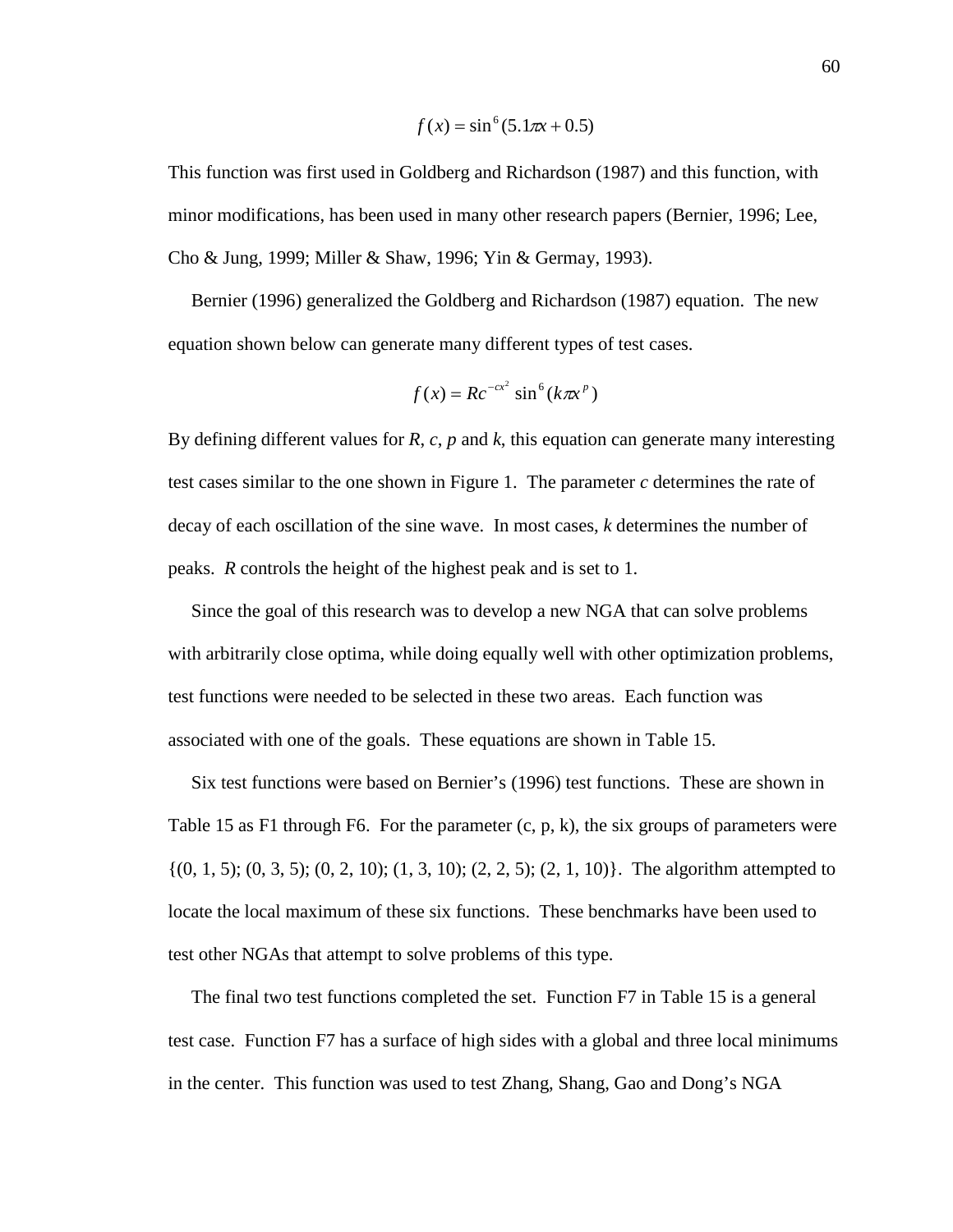$$f(x) = \sin^6(5.1\pi x + 0.5)$$

This function was first used in Goldberg and Richardson (1987) and this function, with minor modifications, has been used in many other research papers (Bernier, 1996; Lee, Cho & Jung, 1999; Miller & Shaw, 1996; Yin & Germay, 1993).

Bernier (1996) generalized the Goldberg and Richardson (1987) equation. The new equation shown below can generate many different types of test cases.

$$f(x) = Rc^{-cx^2} \sin^6(k\pi x^p)$$

By defining different values for *R*, *c*, *p* and *k*, this equation can generate many interesting test cases similar to the one shown in Figure 1. The parameter *c* determines the rate of decay of each oscillation of the sine wave. In most cases, *k* determines the number of peaks. *R* controls the height of the highest peak and is set to 1.

Since the goal of this research was to develop a new NGA that can solve problems with arbitrarily close optima, while doing equally well with other optimization problems, test functions were needed to be selected in these two areas. Each function was associated with one of the goals. These equations are shown in Table 15.

Six test functions were based on Bernier's (1996) test functions. These are shown in Table 15 as F1 through F6. For the parameter (c, p, k), the six groups of parameters were {(0, 1, 5); (0, 3, 5); (0, 2, 10); (1, 3, 10); (2, 2, 5); (2, 1, 10)}. The algorithm attempted to locate the local maximum of these six functions. These benchmarks have been used to test other NGAs that attempt to solve problems of this type.

The final two test functions completed the set. Function F7 in Table 15 is a general test case. Function F7 has a surface of high sides with a global and three local minimums in the center. This function was used to test Zhang, Shang, Gao and Dong's NGA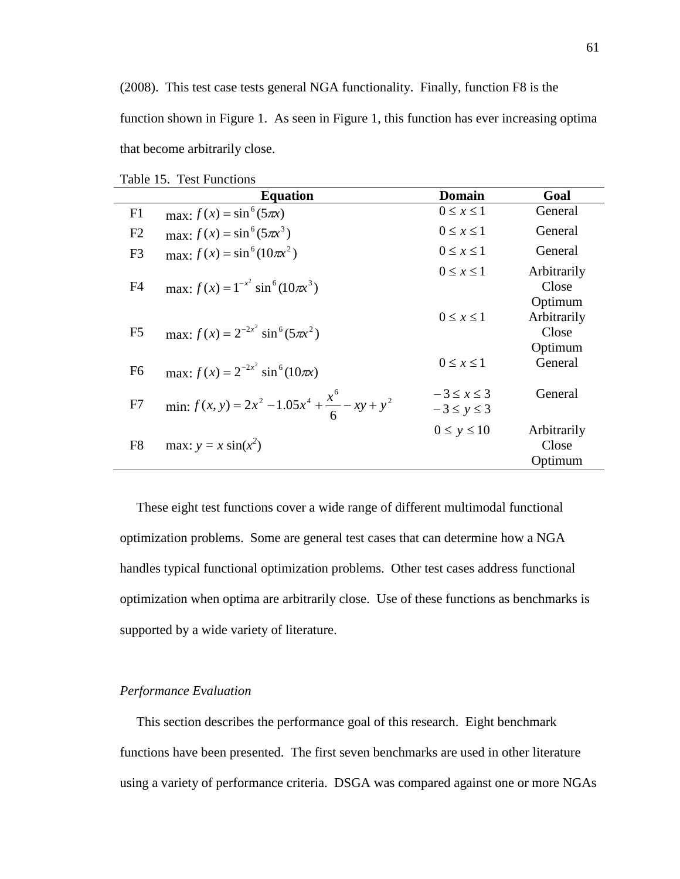(2008). This test case tests general NGA functionality. Finally, function F8 is the function shown in Figure 1. As seen in Figure 1, this function has ever increasing optima that become arbitrarily close.

Table 15. Test Functions

| | Equation | Domain | Goal |
|---|---|---|---|
| F1 | max: $f(x) = \sin^6(5\pi x)$ | $0 \le x \le 1$ | General |
| F2 | max: $f(x) = \sin^6(5\pi x^3)$ | $0 \le x \le 1$ | General |
| F3 | max: $f(x) = \sin^6(10\pi x^2)$ | $0 \le x \le 1$ | General |
| F4 | max: $f(x) = 1^{-x^2}\sin^6(10\pi x^3)$ | $0 \le x \le 1$ | Arbitrarily Close Optimum |
| F5 | max: $f(x) = 2^{-2x^2}\sin^6(5\pi x^2)$ | $0 \le x \le 1$ | Arbitrarily Close Optimum |
| F6 | max: $f(x) = 2^{-2x^2}\sin^6(10\pi x)$ | $0 \le x \le 1$ | General |
| F7 | min: $f(x,y) = 2x^2 - 1.05x^4 + \frac{x^6}{6} - xy + y^2$ | $-3 \le x \le 3$ <br> $-3 \le y \le 3$ | General |
| F8 | max: $y = x\sin(x^2)$ | $0 \le y \le 10$ | Arbitrarily Close Optimum |

These eight test functions cover a wide range of different multimodal functional optimization problems. Some are general test cases that can determine how a NGA handles typical functional optimization problems. Other test cases address functional optimization when optima are arbitrarily close. Use of these functions as benchmarks is supported by a wide variety of literature.

### *Performance Evaluation*

This section describes the performance goal of this research. Eight benchmark functions have been presented. The first seven benchmarks are used in other literature using a variety of performance criteria. DSGA was compared against one or more NGAs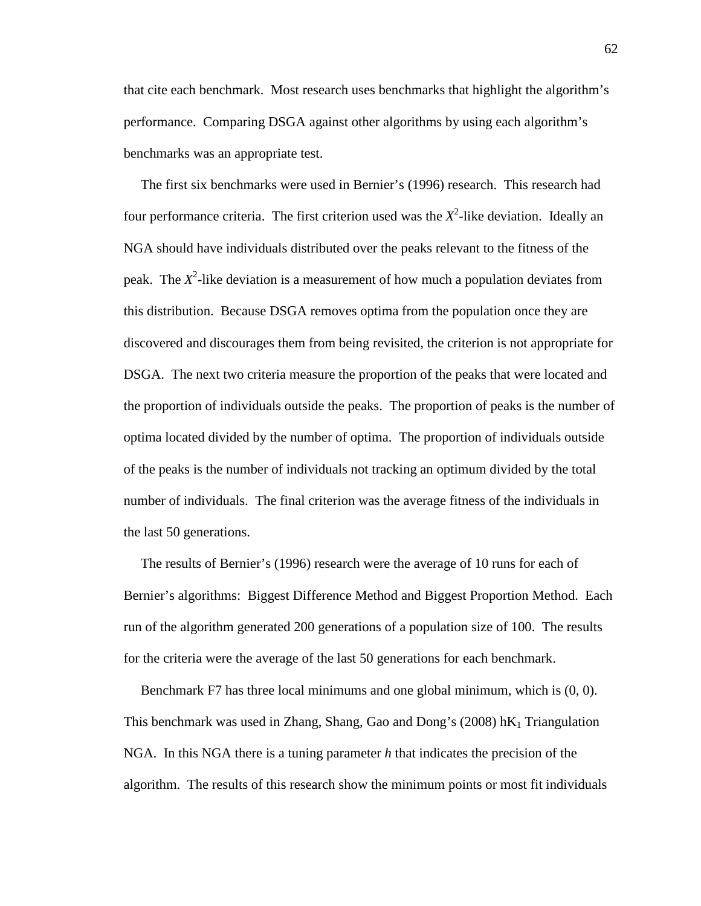that cite each benchmark. Most research uses benchmarks that highlight the algorithm's performance. Comparing DSGA against other algorithms by using each algorithm's benchmarks was an appropriate test.

The first six benchmarks were used in Bernier's (1996) research. This research had four performance criteria. The first criterion used was the $X^2$-like deviation. Ideally an NGA should have individuals distributed over the peaks relevant to the fitness of the peak. The $X^2$-like deviation is a measurement of how much a population deviates from this distribution. Because DSGA removes optima from the population once they are discovered and discourages them from being revisited, the criterion is not appropriate for DSGA. The next two criteria measure the proportion of the peaks that were located and the proportion of individuals outside the peaks. The proportion of peaks is the number of optima located divided by the number of optima. The proportion of individuals outside of the peaks is the number of individuals not tracking an optimum divided by the total number of individuals. The final criterion was the average fitness of the individuals in the last 50 generations.

The results of Bernier's (1996) research were the average of 10 runs for each of Bernier's algorithms: Biggest Difference Method and Biggest Proportion Method. Each run of the algorithm generated 200 generations of a population size of 100. The results for the criteria were the average of the last 50 generations for each benchmark.

Benchmark F7 has three local minimums and one global minimum, which is (0, 0). This benchmark was used in Zhang, Shang, Gao and Dong's (2008) $hK_1$ Triangulation NGA. In this NGA there is a tuning parameter $h$ that indicates the precision of the algorithm. The results of this research show the minimum points or most fit individuals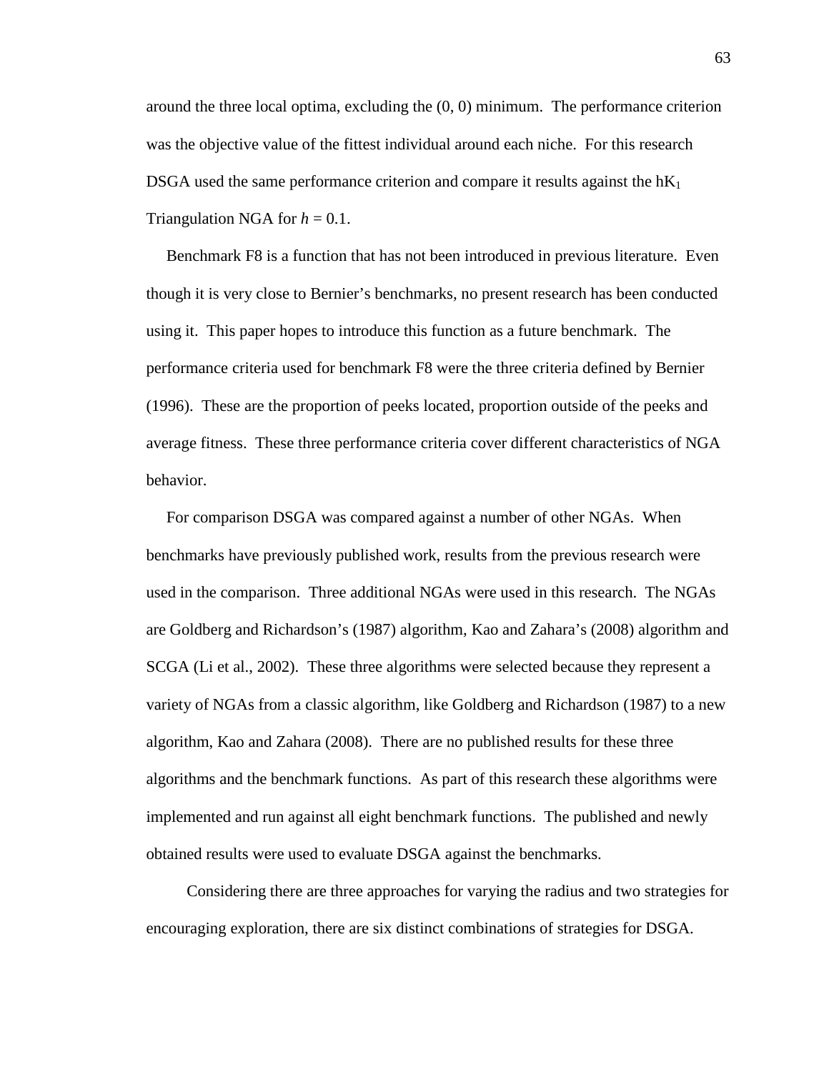around the three local optima, excluding the (0, 0) minimum. The performance criterion was the objective value of the fittest individual around each niche. For this research DSGA used the same performance criterion and compare it results against the $hK_1$ Triangulation NGA for $h = 0.1$.

Benchmark F8 is a function that has not been introduced in previous literature. Even though it is very close to Bernier's benchmarks, no present research has been conducted using it. This paper hopes to introduce this function as a future benchmark. The performance criteria used for benchmark F8 were the three criteria defined by Bernier (1996). These are the proportion of peeks located, proportion outside of the peeks and average fitness. These three performance criteria cover different characteristics of NGA behavior.

For comparison DSGA was compared against a number of other NGAs. When benchmarks have previously published work, results from the previous research were used in the comparison. Three additional NGAs were used in this research. The NGAs are Goldberg and Richardson's (1987) algorithm, Kao and Zahara's (2008) algorithm and SCGA (Li et al., 2002). These three algorithms were selected because they represent a variety of NGAs from a classic algorithm, like Goldberg and Richardson (1987) to a new algorithm, Kao and Zahara (2008). There are no published results for these three algorithms and the benchmark functions. As part of this research these algorithms were implemented and run against all eight benchmark functions. The published and newly obtained results were used to evaluate DSGA against the benchmarks.

Considering there are three approaches for varying the radius and two strategies for encouraging exploration, there are six distinct combinations of strategies for DSGA.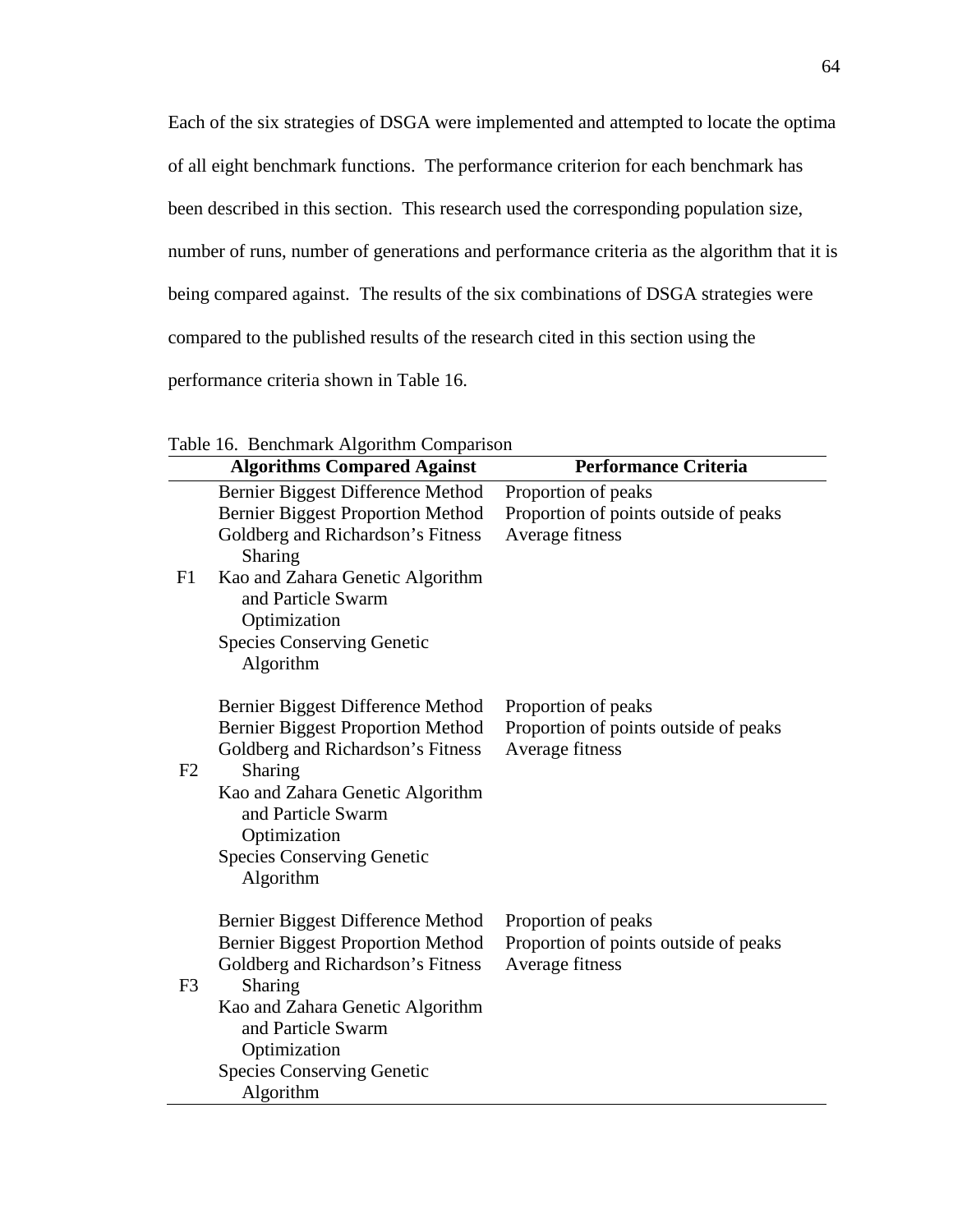Each of the six strategies of DSGA were implemented and attempted to locate the optima of all eight benchmark functions. The performance criterion for each benchmark has been described in this section. This research used the corresponding population size, number of runs, number of generations and performance criteria as the algorithm that it is being compared against. The results of the six combinations of DSGA strategies were compared to the published results of the research cited in this section using the performance criteria shown in Table 16.

Table 16. Benchmark Algorithm Comparison

| | **Algorithms Compared Against** | **Performance Criteria** |
|---|---|---|
| F1 | Bernier Biggest Difference Method<br>Bernier Biggest Proportion Method<br>Goldberg and Richardson's Fitness Sharing<br>Kao and Zahara Genetic Algorithm and Particle Swarm Optimization<br>Species Conserving Genetic Algorithm | Proportion of peaks<br>Proportion of points outside of peaks<br>Average fitness |
| F2 | Bernier Biggest Difference Method<br>Bernier Biggest Proportion Method<br>Goldberg and Richardson's Fitness Sharing<br>Kao and Zahara Genetic Algorithm and Particle Swarm Optimization<br>Species Conserving Genetic Algorithm | Proportion of peaks<br>Proportion of points outside of peaks<br>Average fitness |
| F3 | Bernier Biggest Difference Method<br>Bernier Biggest Proportion Method<br>Goldberg and Richardson's Fitness Sharing<br>Kao and Zahara Genetic Algorithm and Particle Swarm Optimization<br>Species Conserving Genetic Algorithm | Proportion of peaks<br>Proportion of points outside of peaks<br>Average fitness |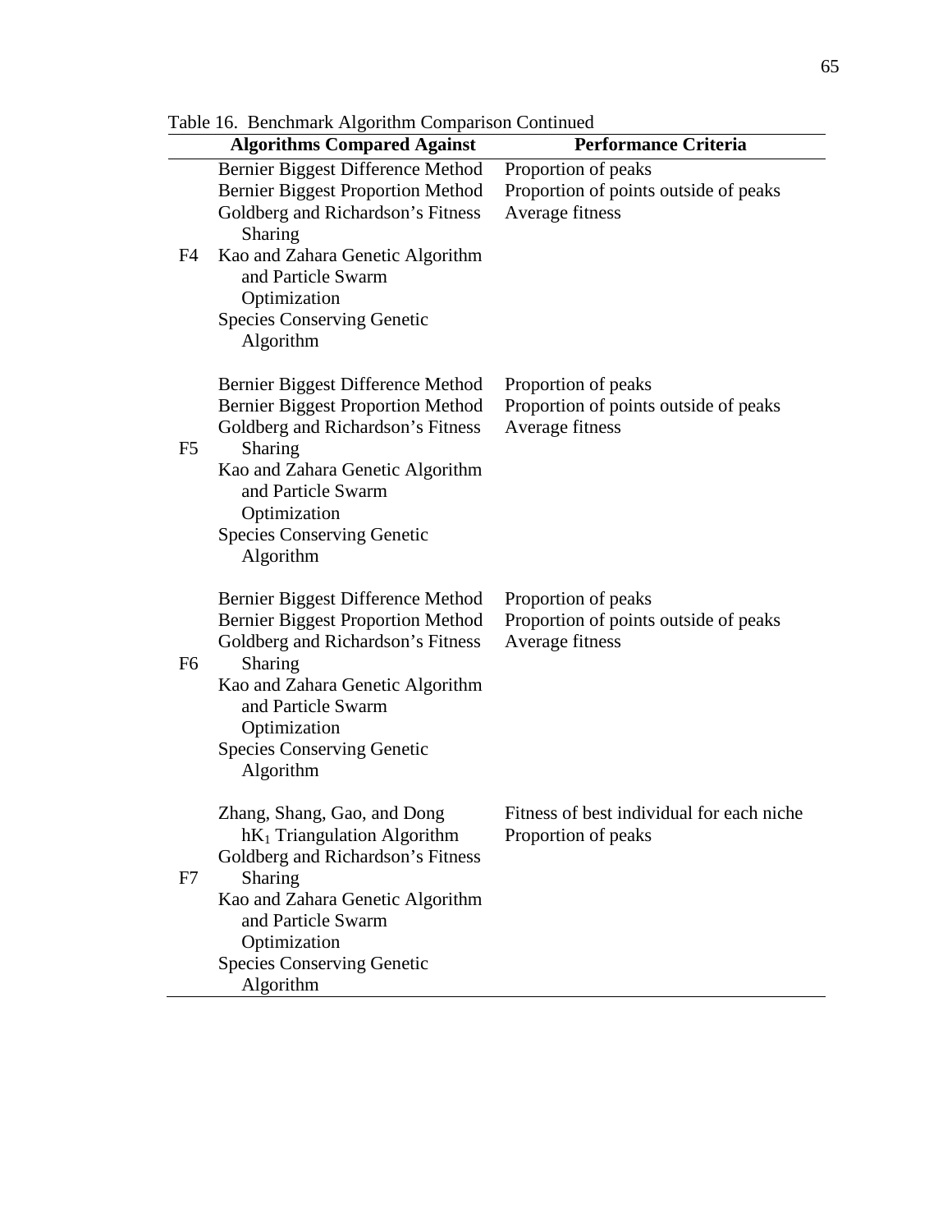Table 16. Benchmark Algorithm Comparison Continued

| | Algorithms Compared Against | Performance Criteria |
|---|---|---|
| F4 | Bernier Biggest Difference Method<br>Bernier Biggest Proportion Method<br>Goldberg and Richardson's Fitness Sharing<br>Kao and Zahara Genetic Algorithm and Particle Swarm Optimization<br>Species Conserving Genetic Algorithm | Proportion of peaks<br>Proportion of points outside of peaks<br>Average fitness |
| F5 | Bernier Biggest Difference Method<br>Bernier Biggest Proportion Method<br>Goldberg and Richardson's Fitness Sharing<br>Kao and Zahara Genetic Algorithm and Particle Swarm Optimization<br>Species Conserving Genetic Algorithm | Proportion of peaks<br>Proportion of points outside of peaks<br>Average fitness |
| F6 | Bernier Biggest Difference Method<br>Bernier Biggest Proportion Method<br>Goldberg and Richardson's Fitness Sharing<br>Kao and Zahara Genetic Algorithm and Particle Swarm Optimization<br>Species Conserving Genetic Algorithm | Proportion of peaks<br>Proportion of points outside of peaks<br>Average fitness |
| F7 | Zhang, Shang, Gao, and Dong $hK_1$ Triangulation Algorithm<br>Goldberg and Richardson's Fitness Sharing<br>Kao and Zahara Genetic Algorithm and Particle Swarm Optimization<br>Species Conserving Genetic Algorithm | Fitness of best individual for each niche<br>Proportion of peaks |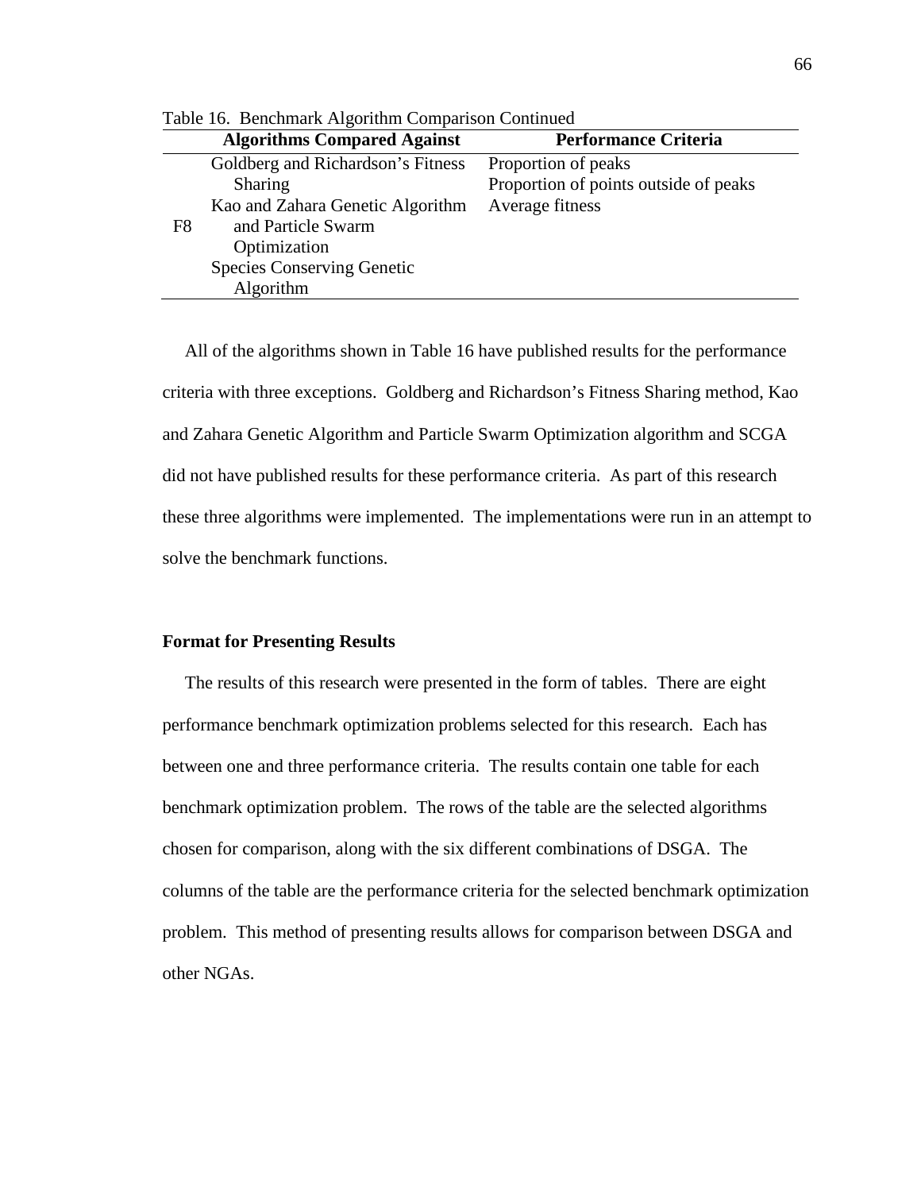Table 16. Benchmark Algorithm Comparison Continued

| | Algorithms Compared Against | Performance Criteria |
|---|---|---|
| F8 | Goldberg and Richardson's Fitness Sharing<br>Kao and Zahara Genetic Algorithm and Particle Swarm Optimization<br>Species Conserving Genetic Algorithm | Proportion of peaks<br>Proportion of points outside of peaks<br>Average fitness |

All of the algorithms shown in Table 16 have published results for the performance criteria with three exceptions. Goldberg and Richardson's Fitness Sharing method, Kao and Zahara Genetic Algorithm and Particle Swarm Optimization algorithm and SCGA did not have published results for these performance criteria. As part of this research these three algorithms were implemented. The implementations were run in an attempt to solve the benchmark functions.

### Format for Presenting Results

The results of this research were presented in the form of tables. There are eight performance benchmark optimization problems selected for this research. Each has between one and three performance criteria. The results contain one table for each benchmark optimization problem. The rows of the table are the selected algorithms chosen for comparison, along with the six different combinations of DSGA. The columns of the table are the performance criteria for the selected benchmark optimization problem. This method of presenting results allows for comparison between DSGA and other NGAs.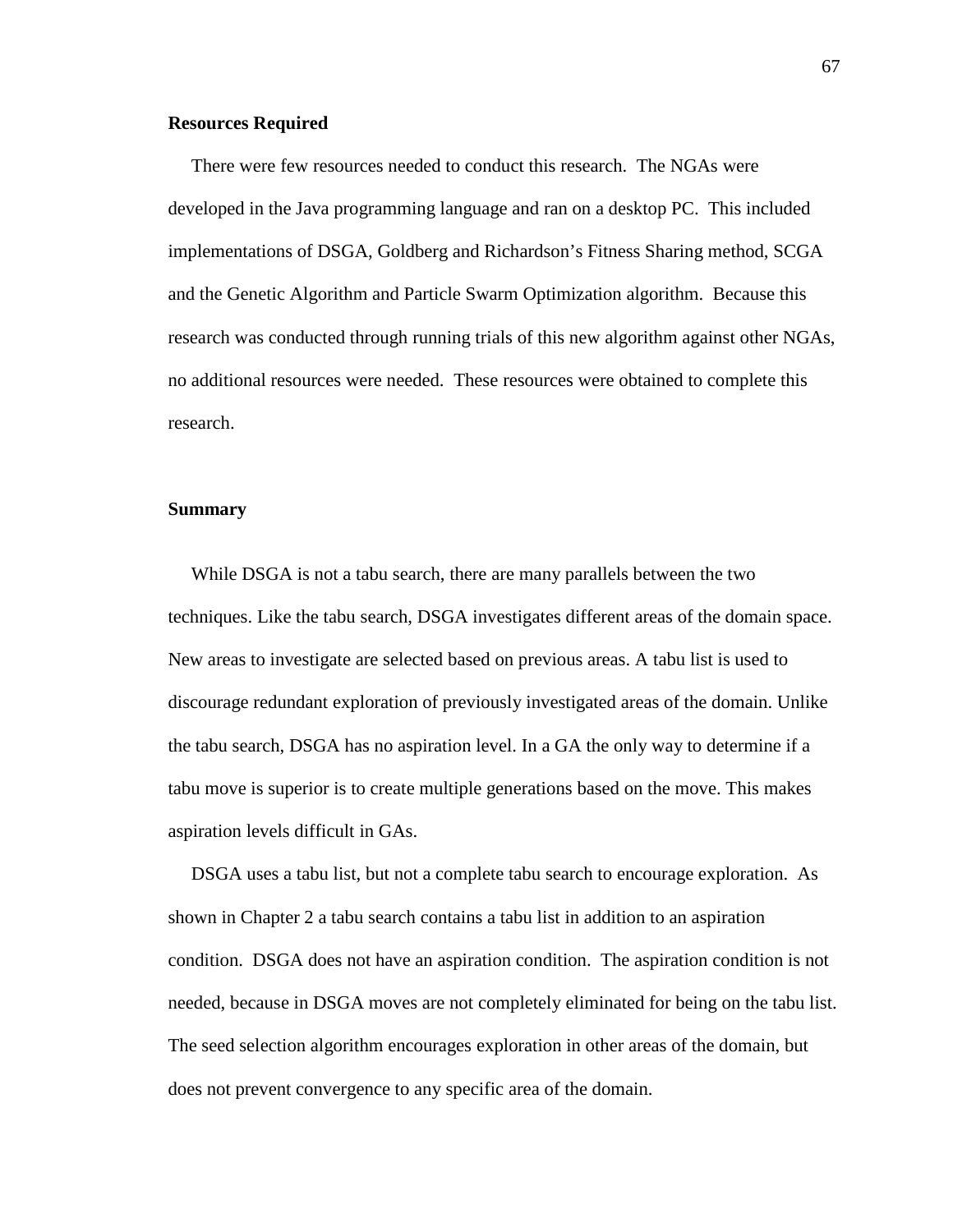### Resources Required

There were few resources needed to conduct this research. The NGAs were developed in the Java programming language and ran on a desktop PC. This included implementations of DSGA, Goldberg and Richardson's Fitness Sharing method, SCGA and the Genetic Algorithm and Particle Swarm Optimization algorithm. Because this research was conducted through running trials of this new algorithm against other NGAs, no additional resources were needed. These resources were obtained to complete this research.

### Summary

While DSGA is not a tabu search, there are many parallels between the two techniques. Like the tabu search, DSGA investigates different areas of the domain space. New areas to investigate are selected based on previous areas. A tabu list is used to discourage redundant exploration of previously investigated areas of the domain. Unlike the tabu search, DSGA has no aspiration level. In a GA the only way to determine if a tabu move is superior is to create multiple generations based on the move. This makes aspiration levels difficult in GAs.

DSGA uses a tabu list, but not a complete tabu search to encourage exploration. As shown in Chapter 2 a tabu search contains a tabu list in addition to an aspiration condition. DSGA does not have an aspiration condition. The aspiration condition is not needed, because in DSGA moves are not completely eliminated for being on the tabu list. The seed selection algorithm encourages exploration in other areas of the domain, but does not prevent convergence to any specific area of the domain.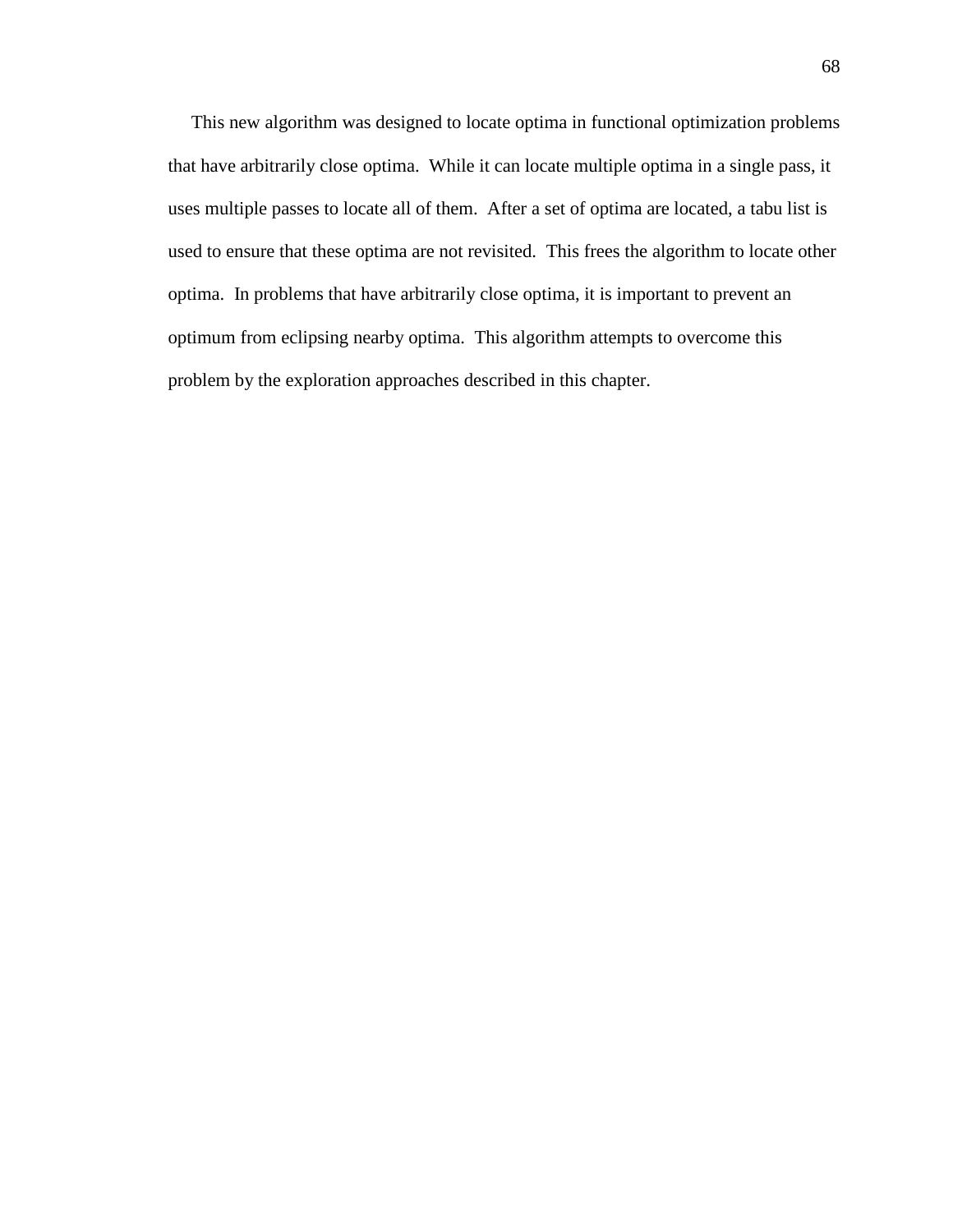This new algorithm was designed to locate optima in functional optimization problems that have arbitrarily close optima. While it can locate multiple optima in a single pass, it uses multiple passes to locate all of them. After a set of optima are located, a tabu list is used to ensure that these optima are not revisited. This frees the algorithm to locate other optima. In problems that have arbitrarily close optima, it is important to prevent an optimum from eclipsing nearby optima. This algorithm attempts to overcome this problem by the exploration approaches described in this chapter.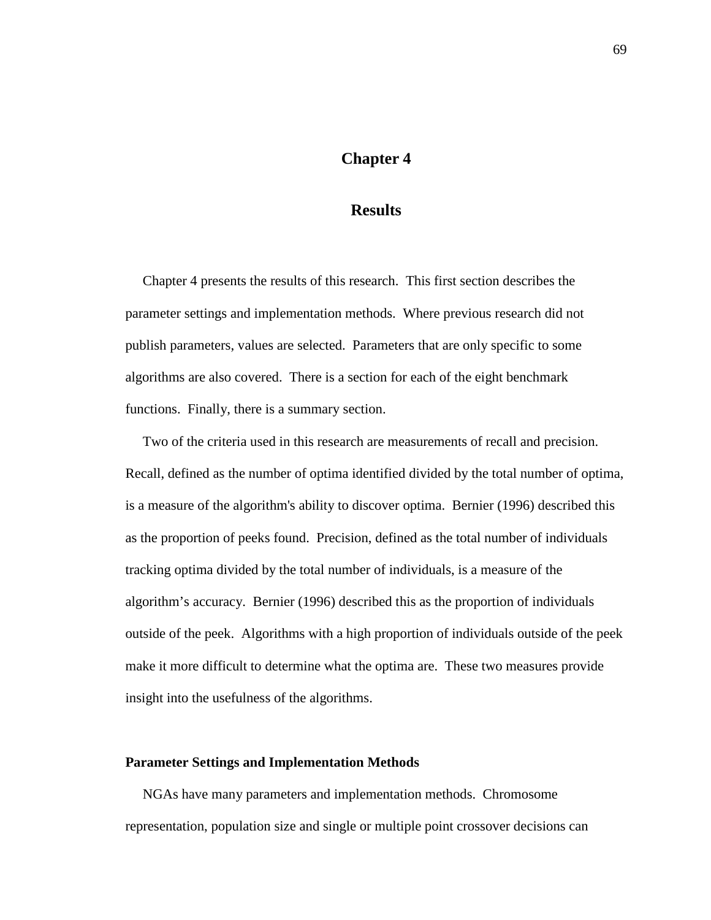# Chapter 4

# Results

Chapter 4 presents the results of this research. This first section describes the parameter settings and implementation methods. Where previous research did not publish parameters, values are selected. Parameters that are only specific to some algorithms are also covered. There is a section for each of the eight benchmark functions. Finally, there is a summary section.

Two of the criteria used in this research are measurements of recall and precision. Recall, defined as the number of optima identified divided by the total number of optima, is a measure of the algorithm's ability to discover optima. Bernier (1996) described this as the proportion of peeks found. Precision, defined as the total number of individuals tracking optima divided by the total number of individuals, is a measure of the algorithm's accuracy. Bernier (1996) described this as the proportion of individuals outside of the peek. Algorithms with a high proportion of individuals outside of the peek make it more difficult to determine what the optima are. These two measures provide insight into the usefulness of the algorithms.

### Parameter Settings and Implementation Methods

NGAs have many parameters and implementation methods. Chromosome representation, population size and single or multiple point crossover decisions can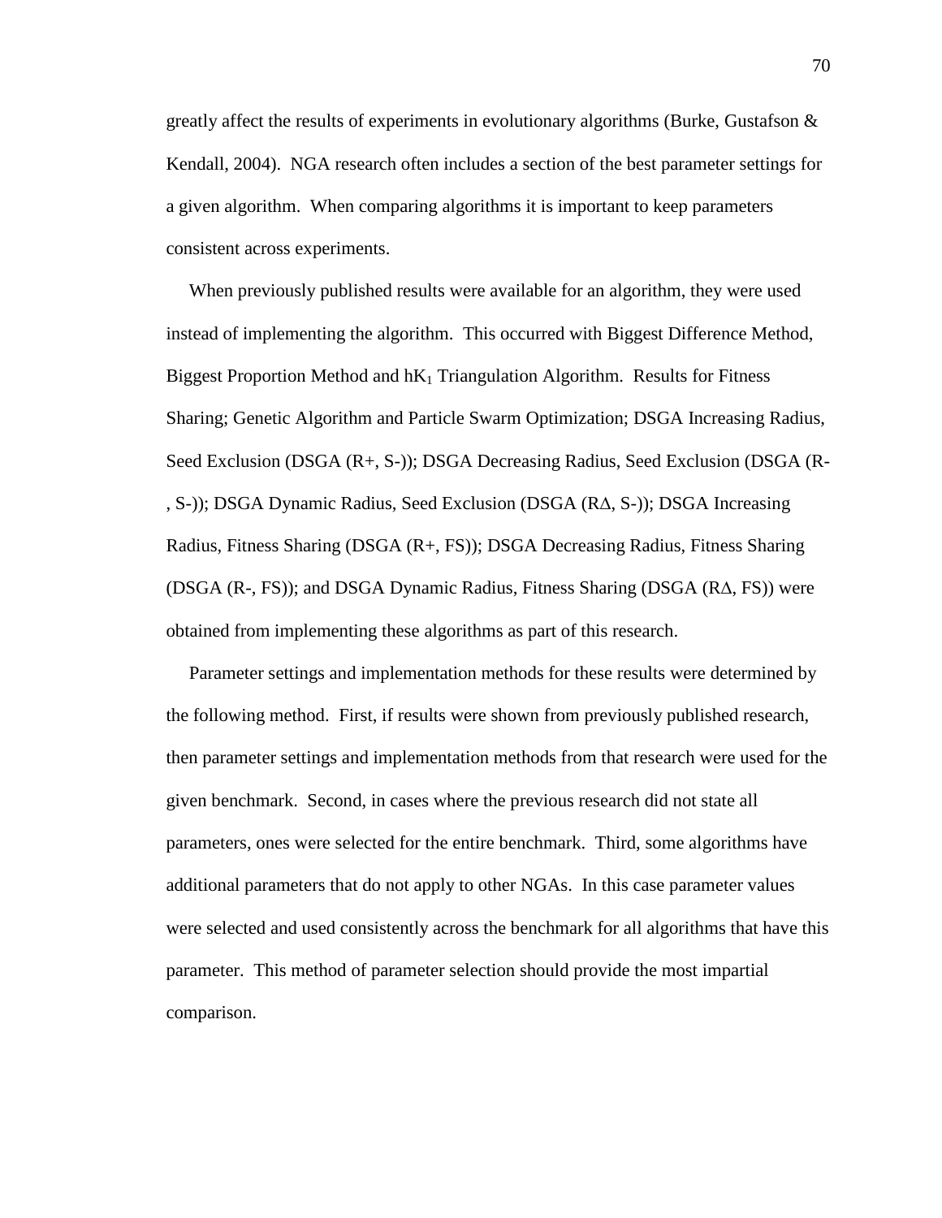greatly affect the results of experiments in evolutionary algorithms (Burke, Gustafson & Kendall, 2004). NGA research often includes a section of the best parameter settings for a given algorithm. When comparing algorithms it is important to keep parameters consistent across experiments.

When previously published results were available for an algorithm, they were used instead of implementing the algorithm. This occurred with Biggest Difference Method, Biggest Proportion Method and $hK_1$ Triangulation Algorithm. Results for Fitness Sharing; Genetic Algorithm and Particle Swarm Optimization; DSGA Increasing Radius, Seed Exclusion (DSGA (R+, S-)); DSGA Decreasing Radius, Seed Exclusion (DSGA (R-, S-)); DSGA Dynamic Radius, Seed Exclusion (DSGA (RΔ, S-)); DSGA Increasing Radius, Fitness Sharing (DSGA (R+, FS)); DSGA Decreasing Radius, Fitness Sharing (DSGA (R-, FS)); and DSGA Dynamic Radius, Fitness Sharing (DSGA (RΔ, FS)) were obtained from implementing these algorithms as part of this research.

Parameter settings and implementation methods for these results were determined by the following method. First, if results were shown from previously published research, then parameter settings and implementation methods from that research were used for the given benchmark. Second, in cases where the previous research did not state all parameters, ones were selected for the entire benchmark. Third, some algorithms have additional parameters that do not apply to other NGAs. In this case parameter values were selected and used consistently across the benchmark for all algorithms that have this parameter. This method of parameter selection should provide the most impartial comparison.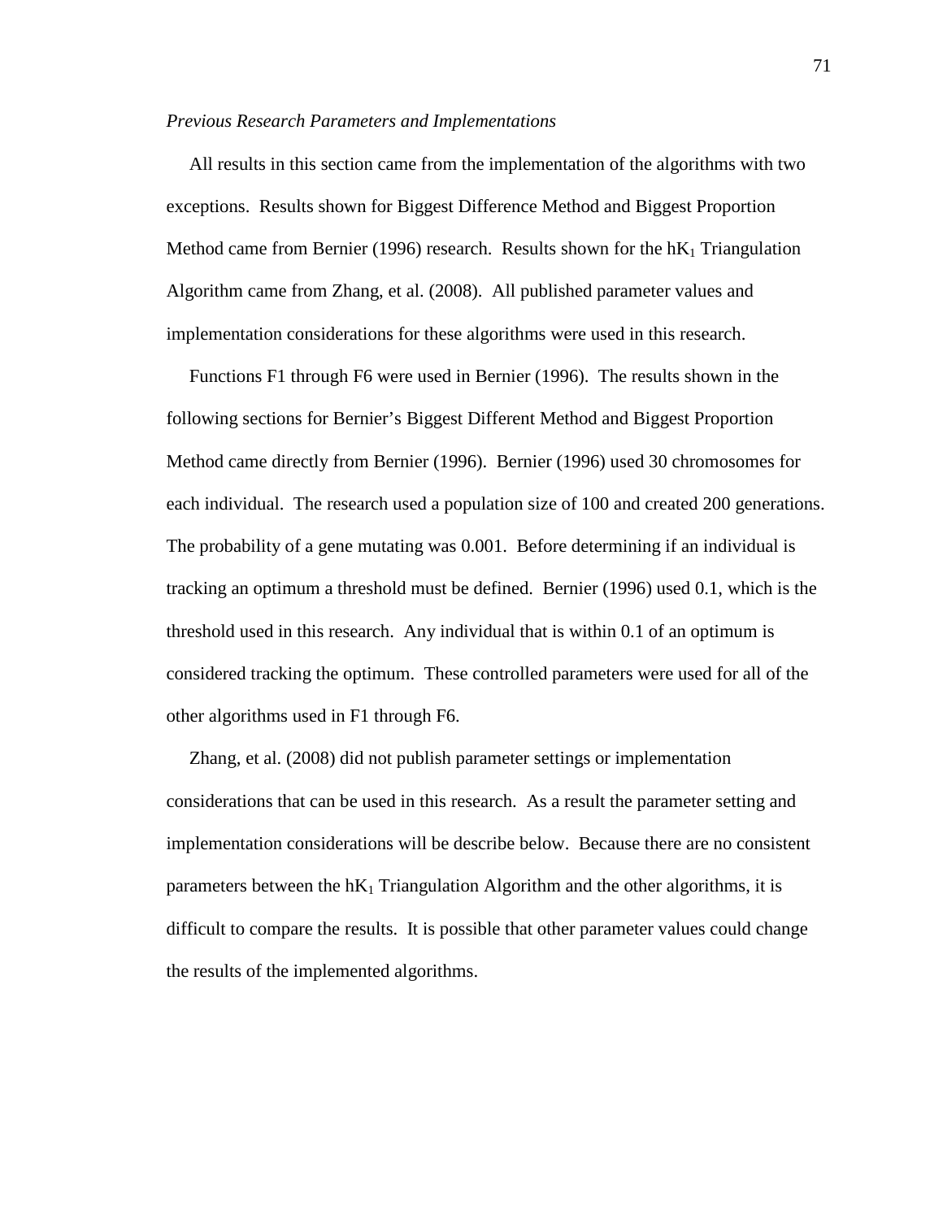*Previous Research Parameters and Implementations*

All results in this section came from the implementation of the algorithms with two exceptions. Results shown for Biggest Difference Method and Biggest Proportion Method came from Bernier (1996) research. Results shown for the $hK_1$ Triangulation Algorithm came from Zhang, et al. (2008). All published parameter values and implementation considerations for these algorithms were used in this research.

Functions F1 through F6 were used in Bernier (1996). The results shown in the following sections for Bernier's Biggest Different Method and Biggest Proportion Method came directly from Bernier (1996). Bernier (1996) used 30 chromosomes for each individual. The research used a population size of 100 and created 200 generations. The probability of a gene mutating was 0.001. Before determining if an individual is tracking an optimum a threshold must be defined. Bernier (1996) used 0.1, which is the threshold used in this research. Any individual that is within 0.1 of an optimum is considered tracking the optimum. These controlled parameters were used for all of the other algorithms used in F1 through F6.

Zhang, et al. (2008) did not publish parameter settings or implementation considerations that can be used in this research. As a result the parameter setting and implementation considerations will be describe below. Because there are no consistent parameters between the $hK_1$ Triangulation Algorithm and the other algorithms, it is difficult to compare the results. It is possible that other parameter values could change the results of the implemented algorithms.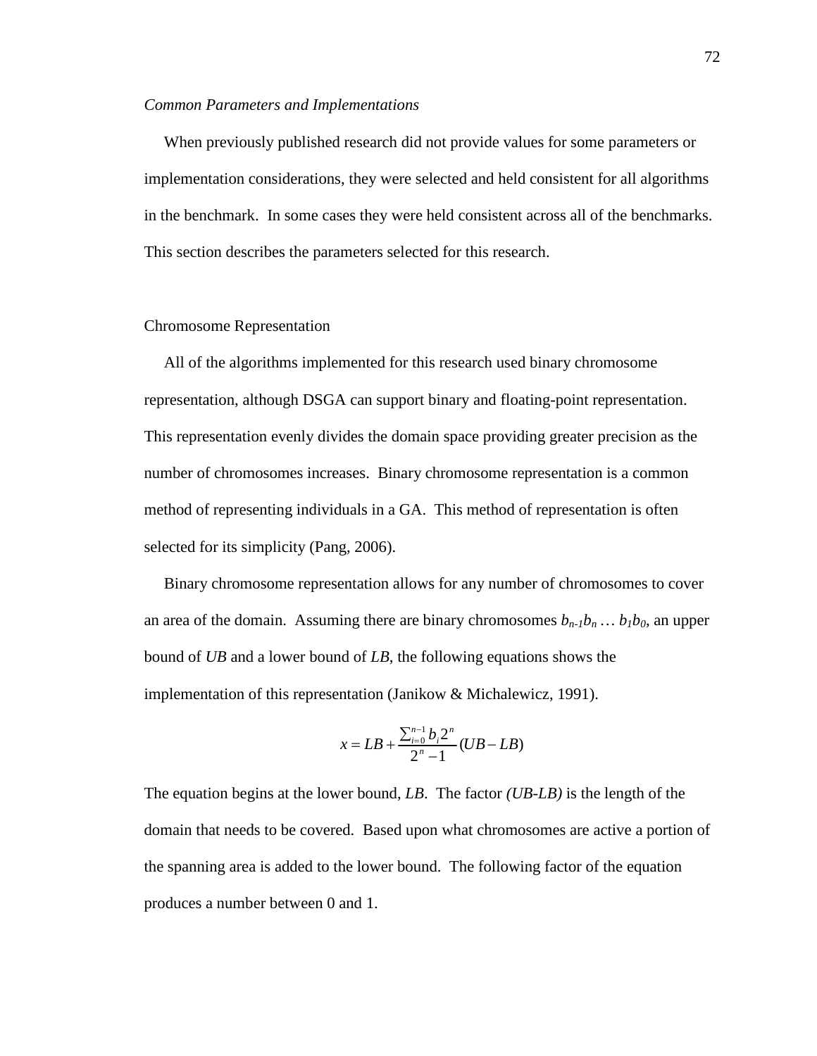*Common Parameters and Implementations*

When previously published research did not provide values for some parameters or implementation considerations, they were selected and held consistent for all algorithms in the benchmark. In some cases they were held consistent across all of the benchmarks. This section describes the parameters selected for this research.

Chromosome Representation

All of the algorithms implemented for this research used binary chromosome representation, although DSGA can support binary and floating-point representation. This representation evenly divides the domain space providing greater precision as the number of chromosomes increases. Binary chromosome representation is a common method of representing individuals in a GA. This method of representation is often selected for its simplicity (Pang, 2006).

Binary chromosome representation allows for any number of chromosomes to cover an area of the domain. Assuming there are binary chromosomes $b_{n-1}b_n \ldots b_1b_0$, an upper bound of *UB* and a lower bound of *LB*, the following equations shows the implementation of this representation (Janikow & Michalewicz, 1991).

$$x = LB + \frac{\sum_{i=0}^{n-1} b_i 2^n}{2^n - 1}(UB - LB)$$

The equation begins at the lower bound, *LB*. The factor *(UB-LB)* is the length of the domain that needs to be covered. Based upon what chromosomes are active a portion of the spanning area is added to the lower bound. The following factor of the equation produces a number between 0 and 1.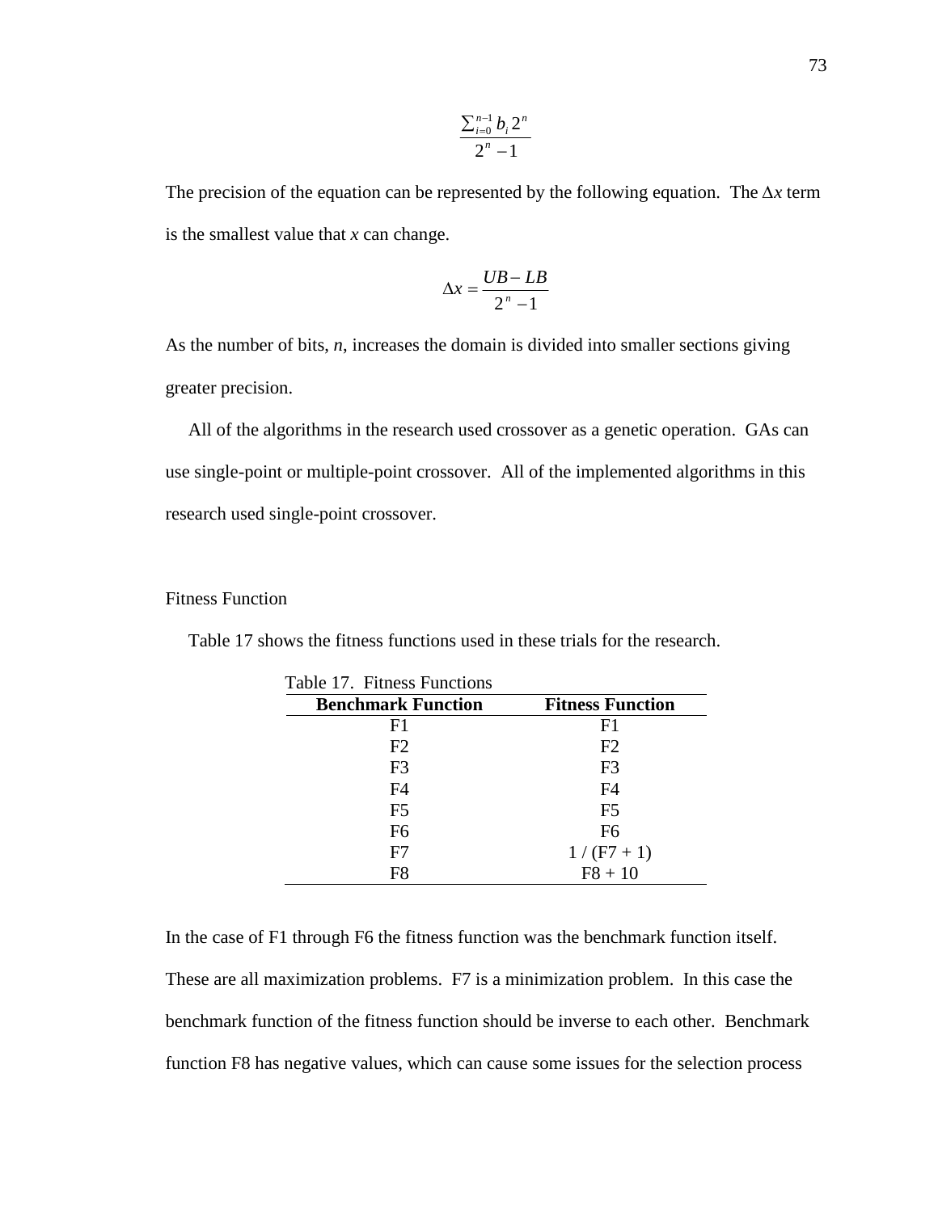$$\frac{\sum_{i=0}^{n-1} b_i 2^n}{2^n - 1}$$

The precision of the equation can be represented by the following equation. The $\Delta x$ term is the smallest value that $x$ can change.

$$\Delta x = \frac{UB - LB}{2^n - 1}$$

As the number of bits, $n$, increases the domain is divided into smaller sections giving greater precision.

All of the algorithms in the research used crossover as a genetic operation. GAs can use single-point or multiple-point crossover. All of the implemented algorithms in this research used single-point crossover.

### Fitness Function

Table 17 shows the fitness functions used in these trials for the research.

Table 17. Fitness Functions

| Benchmark Function | Fitness Function |
|---|---|
| F1 | F1 |
| F2 | F2 |
| F3 | F3 |
| F4 | F4 |
| F5 | F5 |
| F6 | F6 |
| F7 | 1 / (F7 + 1) |
| F8 | F8 + 10 |

In the case of F1 through F6 the fitness function was the benchmark function itself. These are all maximization problems. F7 is a minimization problem. In this case the benchmark function of the fitness function should be inverse to each other. Benchmark function F8 has negative values, which can cause some issues for the selection process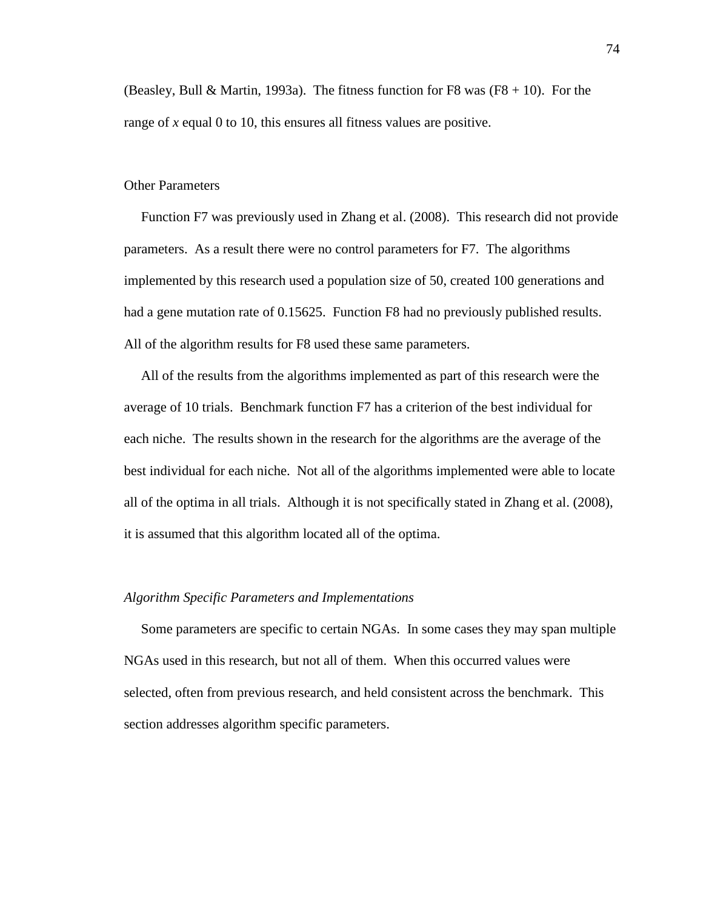(Beasley, Bull & Martin, 1993a). The fitness function for F8 was (F8 + 10). For the range of $x$ equal 0 to 10, this ensures all fitness values are positive.

### Other Parameters

Function F7 was previously used in Zhang et al. (2008). This research did not provide parameters. As a result there were no control parameters for F7. The algorithms implemented by this research used a population size of 50, created 100 generations and had a gene mutation rate of 0.15625. Function F8 had no previously published results. All of the algorithm results for F8 used these same parameters.

All of the results from the algorithms implemented as part of this research were the average of 10 trials. Benchmark function F7 has a criterion of the best individual for each niche. The results shown in the research for the algorithms are the average of the best individual for each niche. Not all of the algorithms implemented were able to locate all of the optima in all trials. Although it is not specifically stated in Zhang et al. (2008), it is assumed that this algorithm located all of the optima.

### *Algorithm Specific Parameters and Implementations*

Some parameters are specific to certain NGAs. In some cases they may span multiple NGAs used in this research, but not all of them. When this occurred values were selected, often from previous research, and held consistent across the benchmark. This section addresses algorithm specific parameters.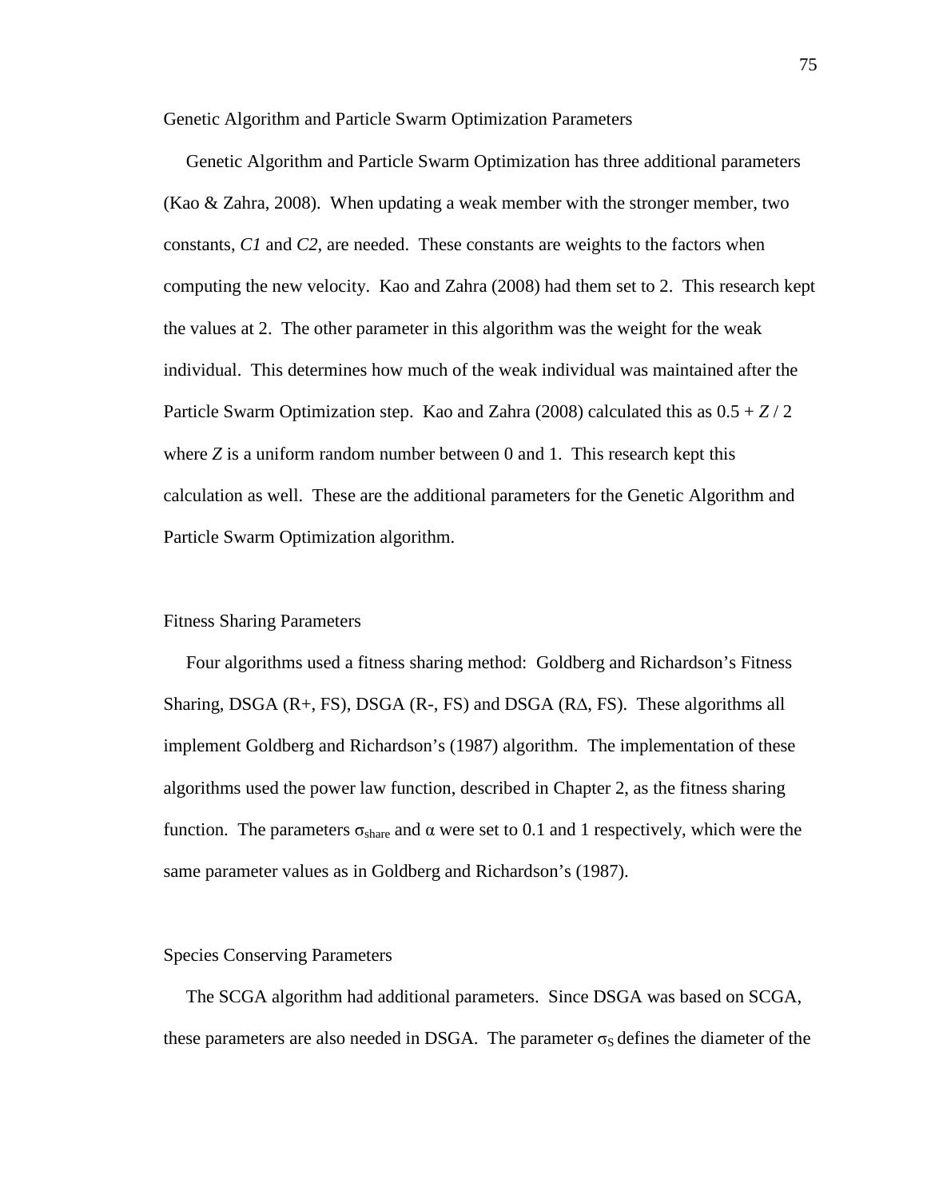### Genetic Algorithm and Particle Swarm Optimization Parameters

Genetic Algorithm and Particle Swarm Optimization has three additional parameters (Kao & Zahra, 2008). When updating a weak member with the stronger member, two constants, *C1* and *C2*, are needed. These constants are weights to the factors when computing the new velocity. Kao and Zahra (2008) had them set to 2. This research kept the values at 2. The other parameter in this algorithm was the weight for the weak individual. This determines how much of the weak individual was maintained after the Particle Swarm Optimization step. Kao and Zahra (2008) calculated this as $0.5 + Z / 2$ where $Z$ is a uniform random number between 0 and 1. This research kept this calculation as well. These are the additional parameters for the Genetic Algorithm and Particle Swarm Optimization algorithm.

### Fitness Sharing Parameters

Four algorithms used a fitness sharing method: Goldberg and Richardson's Fitness Sharing, DSGA (R+, FS), DSGA (R-, FS) and DSGA (RΔ, FS). These algorithms all implement Goldberg and Richardson's (1987) algorithm. The implementation of these algorithms used the power law function, described in Chapter 2, as the fitness sharing function. The parameters $\sigma_{share}$ and $\alpha$ were set to 0.1 and 1 respectively, which were the same parameter values as in Goldberg and Richardson's (1987).

### Species Conserving Parameters

The SCGA algorithm had additional parameters. Since DSGA was based on SCGA, these parameters are also needed in DSGA. The parameter $\sigma_S$ defines the diameter of the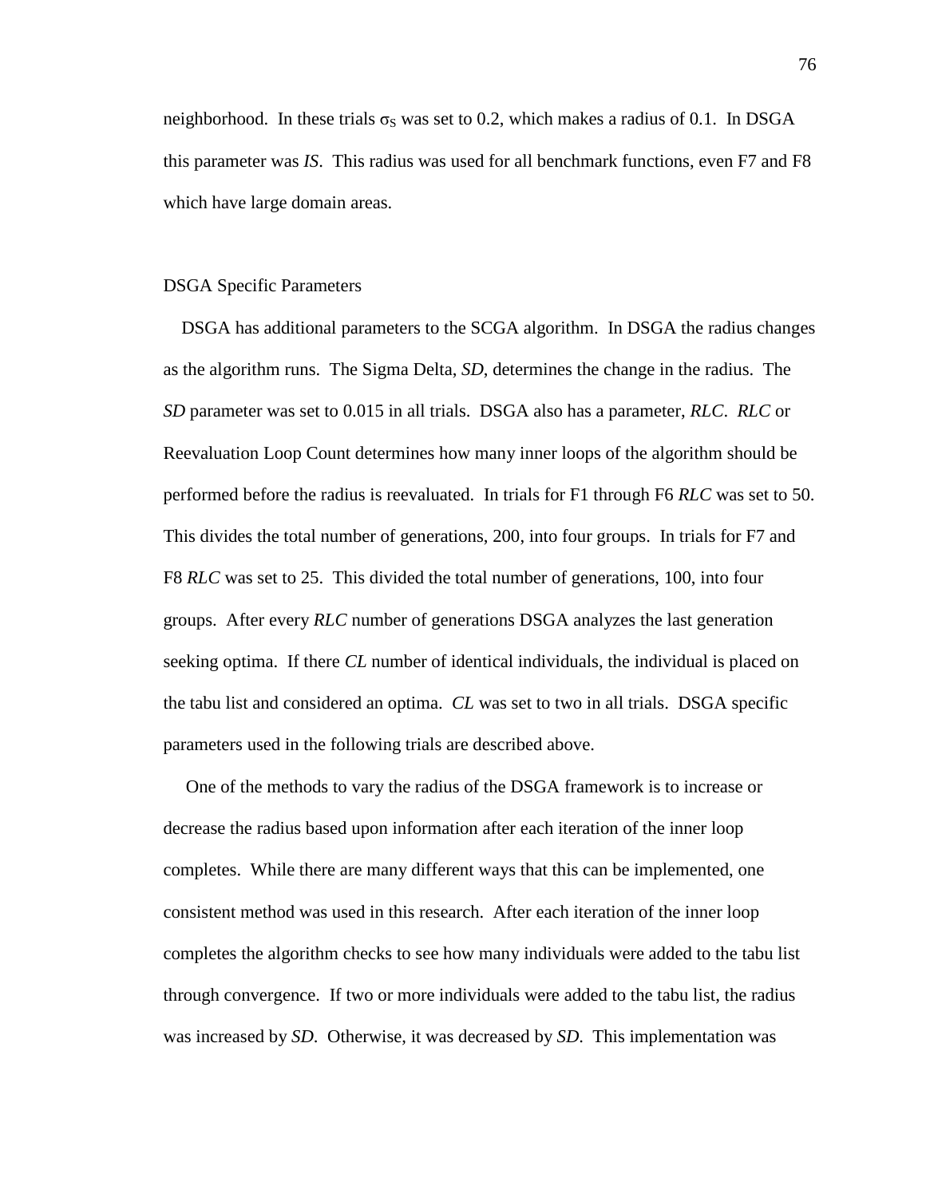neighborhood. In these trials $\sigma_S$ was set to 0.2, which makes a radius of 0.1. In DSGA this parameter was *IS*. This radius was used for all benchmark functions, even F7 and F8 which have large domain areas.

### DSGA Specific Parameters

DSGA has additional parameters to the SCGA algorithm. In DSGA the radius changes as the algorithm runs. The Sigma Delta, *SD*, determines the change in the radius. The *SD* parameter was set to 0.015 in all trials. DSGA also has a parameter, *RLC*. *RLC* or Reevaluation Loop Count determines how many inner loops of the algorithm should be performed before the radius is reevaluated. In trials for F1 through F6 *RLC* was set to 50. This divides the total number of generations, 200, into four groups. In trials for F7 and F8 *RLC* was set to 25. This divided the total number of generations, 100, into four groups. After every *RLC* number of generations DSGA analyzes the last generation seeking optima. If there *CL* number of identical individuals, the individual is placed on the tabu list and considered an optima. *CL* was set to two in all trials. DSGA specific parameters used in the following trials are described above.

One of the methods to vary the radius of the DSGA framework is to increase or decrease the radius based upon information after each iteration of the inner loop completes. While there are many different ways that this can be implemented, one consistent method was used in this research. After each iteration of the inner loop completes the algorithm checks to see how many individuals were added to the tabu list through convergence. If two or more individuals were added to the tabu list, the radius was increased by *SD*. Otherwise, it was decreased by *SD*. This implementation was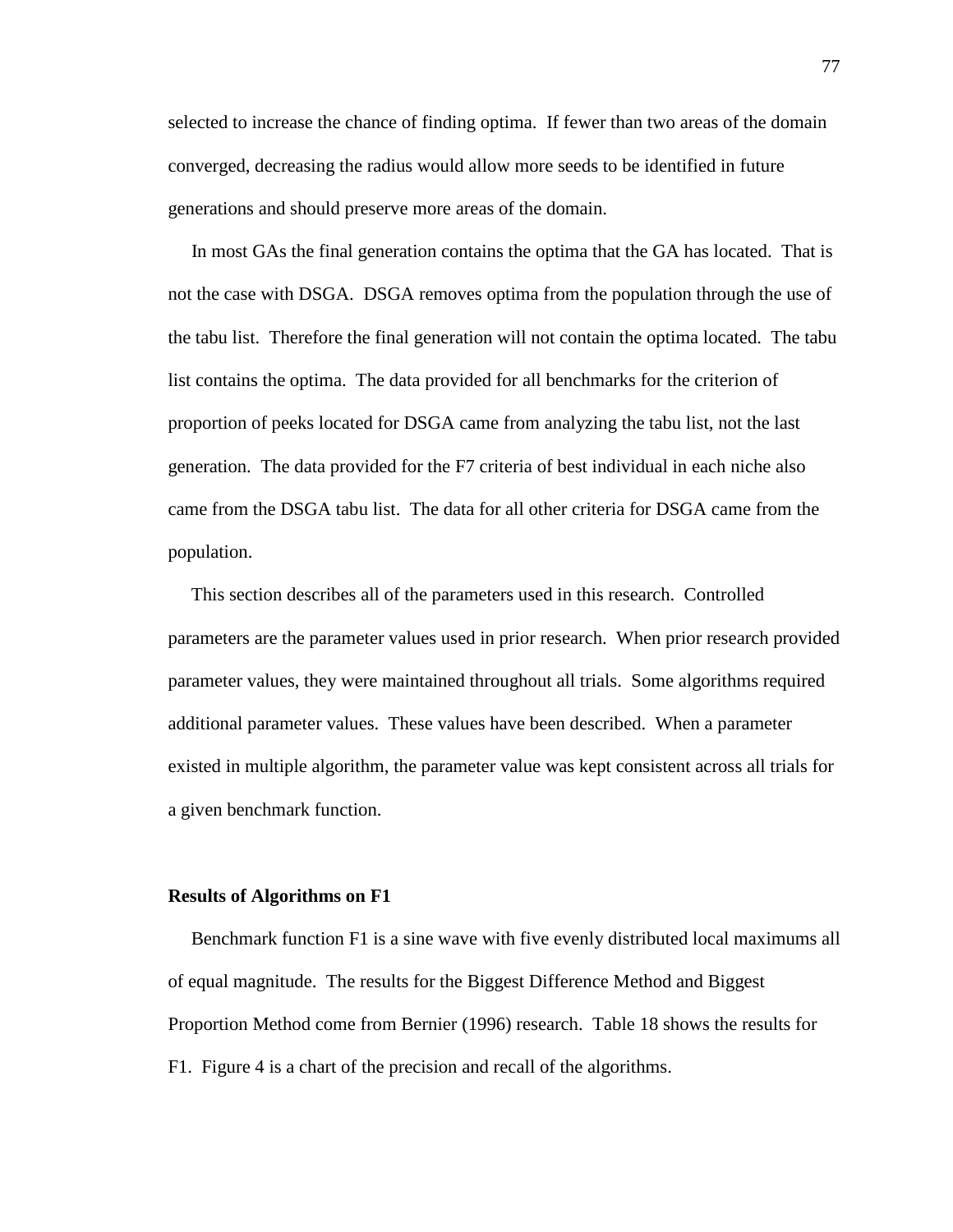selected to increase the chance of finding optima. If fewer than two areas of the domain converged, decreasing the radius would allow more seeds to be identified in future generations and should preserve more areas of the domain.

In most GAs the final generation contains the optima that the GA has located. That is not the case with DSGA. DSGA removes optima from the population through the use of the tabu list. Therefore the final generation will not contain the optima located. The tabu list contains the optima. The data provided for all benchmarks for the criterion of proportion of peeks located for DSGA came from analyzing the tabu list, not the last generation. The data provided for the F7 criteria of best individual in each niche also came from the DSGA tabu list. The data for all other criteria for DSGA came from the population.

This section describes all of the parameters used in this research. Controlled parameters are the parameter values used in prior research. When prior research provided parameter values, they were maintained throughout all trials. Some algorithms required additional parameter values. These values have been described. When a parameter existed in multiple algorithm, the parameter value was kept consistent across all trials for a given benchmark function.

### Results of Algorithms on F1

Benchmark function F1 is a sine wave with five evenly distributed local maximums all of equal magnitude. The results for the Biggest Difference Method and Biggest Proportion Method come from Bernier (1996) research. Table 18 shows the results for F1. Figure 4 is a chart of the precision and recall of the algorithms.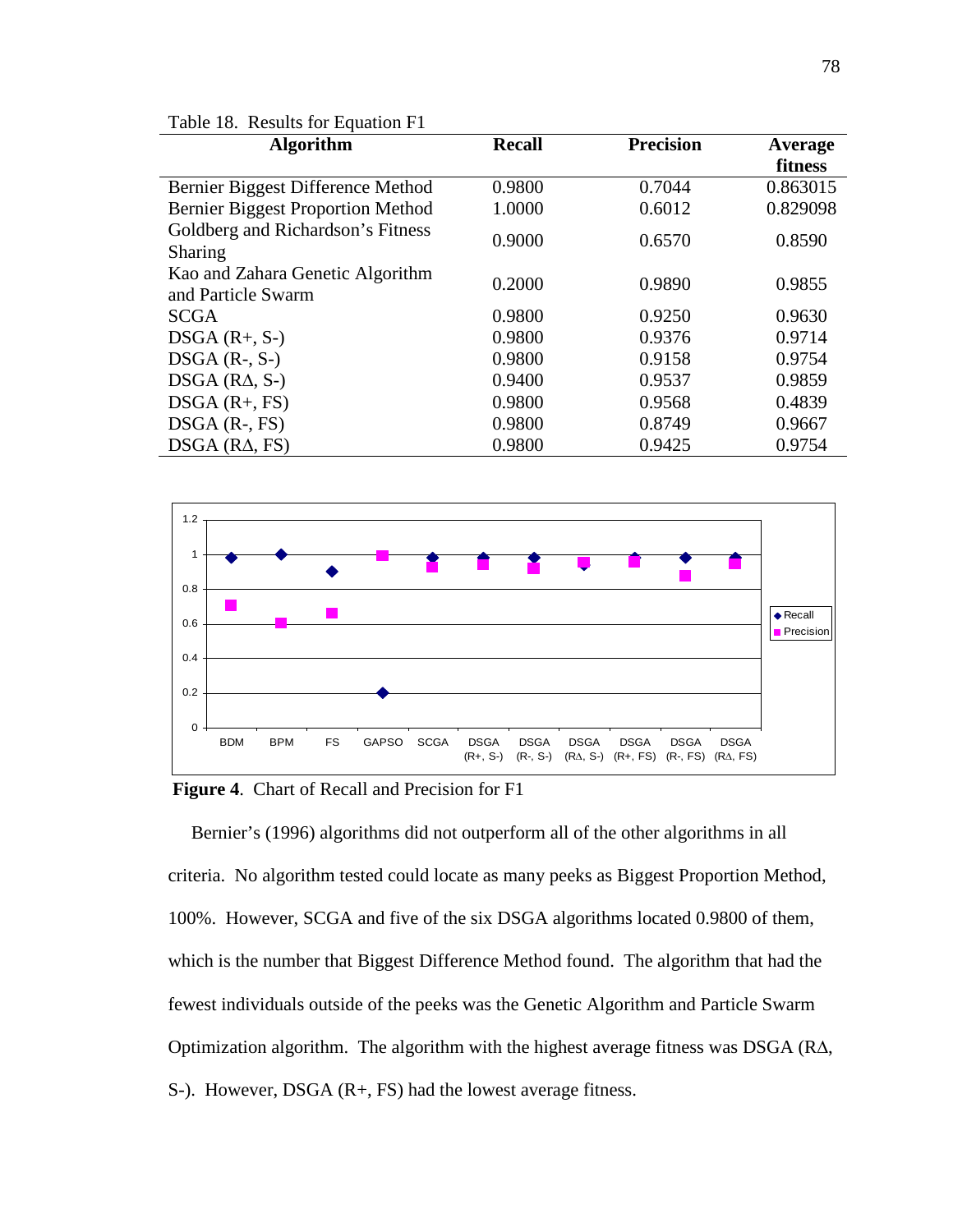Table 18. Results for Equation F1

| Algorithm | Recall | Precision | Average fitness |
|---|---|---|---|
| Bernier Biggest Difference Method | 0.9800 | 0.7044 | 0.863015 |
| Bernier Biggest Proportion Method | 1.0000 | 0.6012 | 0.829098 |
| Goldberg and Richardson's Fitness Sharing | 0.9000 | 0.6570 | 0.8590 |
| Kao and Zahara Genetic Algorithm and Particle Swarm | 0.2000 | 0.9890 | 0.9855 |
| SCGA | 0.9800 | 0.9250 | 0.9630 |
| DSGA (R+, S-) | 0.9800 | 0.9376 | 0.9714 |
| DSGA (R-, S-) | 0.9800 | 0.9158 | 0.9754 |
| DSGA (RΔ, S-) | 0.9400 | 0.9537 | 0.9859 |
| DSGA (R+, FS) | 0.9800 | 0.9568 | 0.4839 |
| DSGA (R-, FS) | 0.9800 | 0.8749 | 0.9667 |
| DSGA (RΔ, FS) | 0.9800 | 0.9425 | 0.9754 |

**Figure 4**. Chart of Recall and Precision for F1

Bernier's (1996) algorithms did not outperform all of the other algorithms in all criteria. No algorithm tested could locate as many peeks as Biggest Proportion Method, 100%. However, SCGA and five of the six DSGA algorithms located 0.9800 of them, which is the number that Biggest Difference Method found. The algorithm that had the fewest individuals outside of the peeks was the Genetic Algorithm and Particle Swarm Optimization algorithm. The algorithm with the highest average fitness was DSGA (RΔ, S-). However, DSGA (R+, FS) had the lowest average fitness.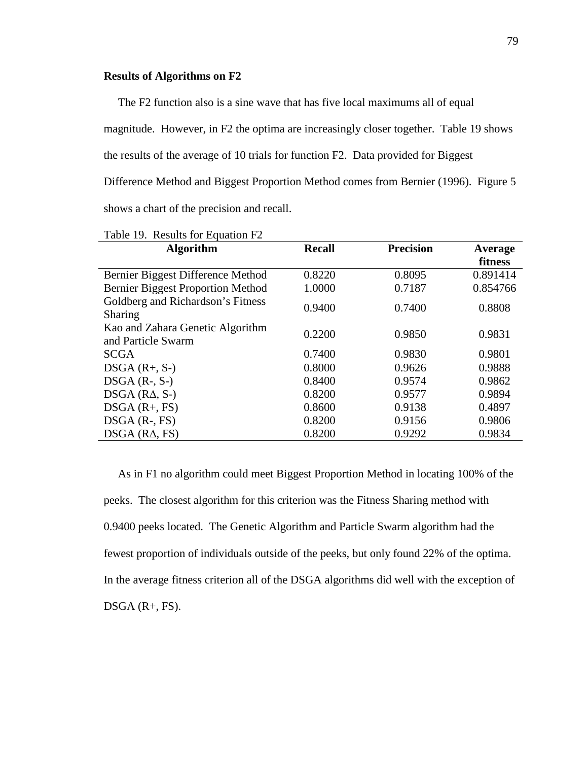**Results of Algorithms on F2**

The F2 function also is a sine wave that has five local maximums all of equal magnitude. However, in F2 the optima are increasingly closer together. Table 19 shows the results of the average of 10 trials for function F2. Data provided for Biggest Difference Method and Biggest Proportion Method comes from Bernier (1996). Figure 5 shows a chart of the precision and recall.

Table 19. Results for Equation F2

| Algorithm | Recall | Precision | Average fitness |
|---|---|---|---|
| Bernier Biggest Difference Method | 0.8220 | 0.8095 | 0.891414 |
| Bernier Biggest Proportion Method | 1.0000 | 0.7187 | 0.854766 |
| Goldberg and Richardson's Fitness Sharing | 0.9400 | 0.7400 | 0.8808 |
| Kao and Zahara Genetic Algorithm and Particle Swarm | 0.2200 | 0.9850 | 0.9831 |
| SCGA | 0.7400 | 0.9830 | 0.9801 |
| DSGA (R+, S-) | 0.8000 | 0.9626 | 0.9888 |
| DSGA (R-, S-) | 0.8400 | 0.9574 | 0.9862 |
| DSGA (RΔ, S-) | 0.8200 | 0.9577 | 0.9894 |
| DSGA (R+, FS) | 0.8600 | 0.9138 | 0.4897 |
| DSGA (R-, FS) | 0.8200 | 0.9156 | 0.9806 |
| DSGA (RΔ, FS) | 0.8200 | 0.9292 | 0.9834 |

As in F1 no algorithm could meet Biggest Proportion Method in locating 100% of the peeks. The closest algorithm for this criterion was the Fitness Sharing method with 0.9400 peeks located. The Genetic Algorithm and Particle Swarm algorithm had the fewest proportion of individuals outside of the peeks, but only found 22% of the optima. In the average fitness criterion all of the DSGA algorithms did well with the exception of DSGA (R+, FS).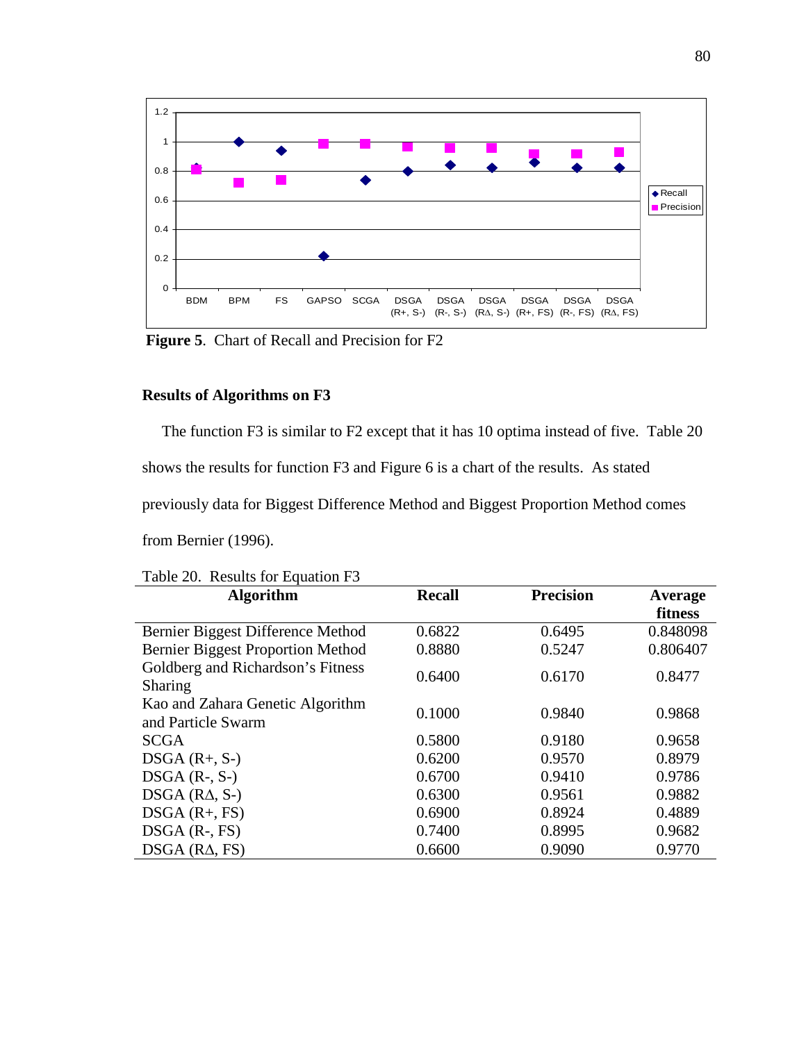**Figure 5**. Chart of Recall and Precision for F2

## Results of Algorithms on F3

The function F3 is similar to F2 except that it has 10 optima instead of five. Table 20 shows the results for function F3 and Figure 6 is a chart of the results. As stated previously data for Biggest Difference Method and Biggest Proportion Method comes from Bernier (1996).

Table 20. Results for Equation F3

| Algorithm | Recall | Precision | Average fitness |
|---|---|---|---|
| Bernier Biggest Difference Method | 0.6822 | 0.6495 | 0.848098 |
| Bernier Biggest Proportion Method | 0.8880 | 0.5247 | 0.806407 |
| Goldberg and Richardson's Fitness Sharing | 0.6400 | 0.6170 | 0.8477 |
| Kao and Zahara Genetic Algorithm and Particle Swarm | 0.1000 | 0.9840 | 0.9868 |
| SCGA | 0.5800 | 0.9180 | 0.9658 |
| DSGA (R+, S-) | 0.6200 | 0.9570 | 0.8979 |
| DSGA (R-, S-) | 0.6700 | 0.9410 | 0.9786 |
| DSGA (RΔ, S-) | 0.6300 | 0.9561 | 0.9882 |
| DSGA (R+, FS) | 0.6900 | 0.8924 | 0.4889 |
| DSGA (R-, FS) | 0.7400 | 0.8995 | 0.9682 |
| DSGA (RΔ, FS) | 0.6600 | 0.9090 | 0.9770 |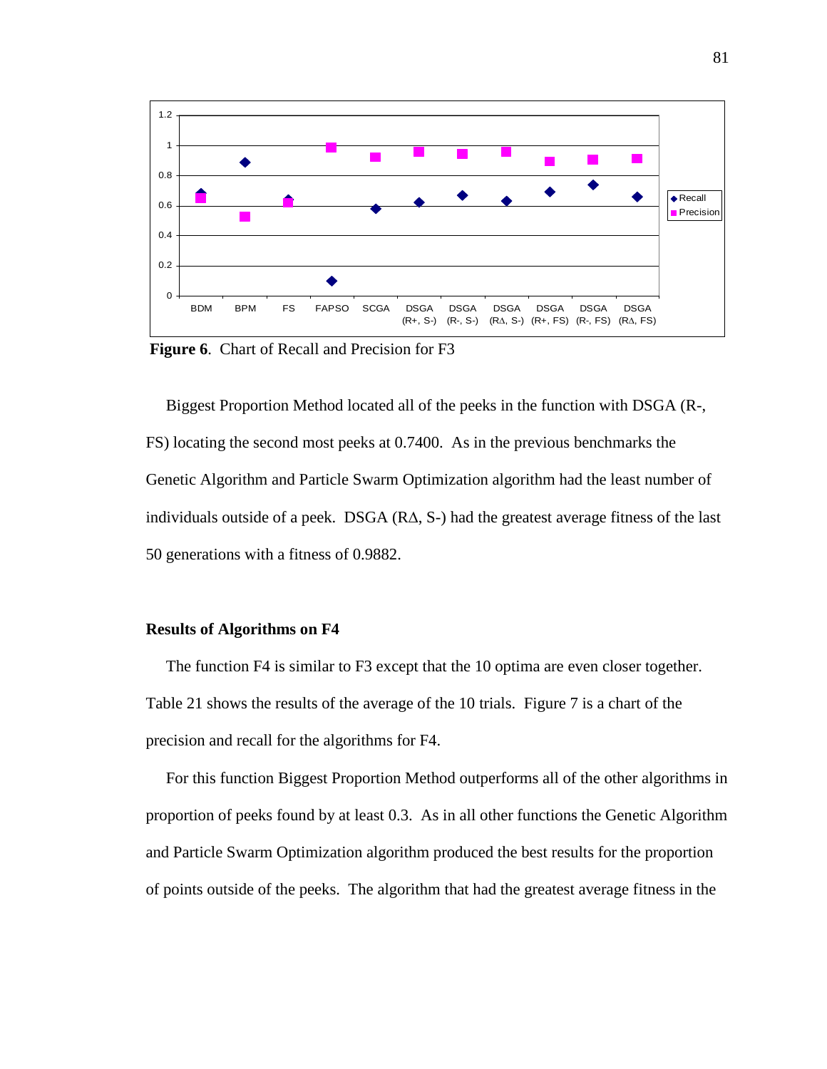**Figure 6**. Chart of Recall and Precision for F3

Biggest Proportion Method located all of the peeks in the function with DSGA (R-, FS) locating the second most peeks at 0.7400. As in the previous benchmarks the Genetic Algorithm and Particle Swarm Optimization algorithm had the least number of individuals outside of a peek. DSGA (RΔ, S-) had the greatest average fitness of the last 50 generations with a fitness of 0.9882.

### Results of Algorithms on F4

The function F4 is similar to F3 except that the 10 optima are even closer together. Table 21 shows the results of the average of the 10 trials. Figure 7 is a chart of the precision and recall for the algorithms for F4.

For this function Biggest Proportion Method outperforms all of the other algorithms in proportion of peeks found by at least 0.3. As in all other functions the Genetic Algorithm and Particle Swarm Optimization algorithm produced the best results for the proportion of points outside of the peeks. The algorithm that had the greatest average fitness in the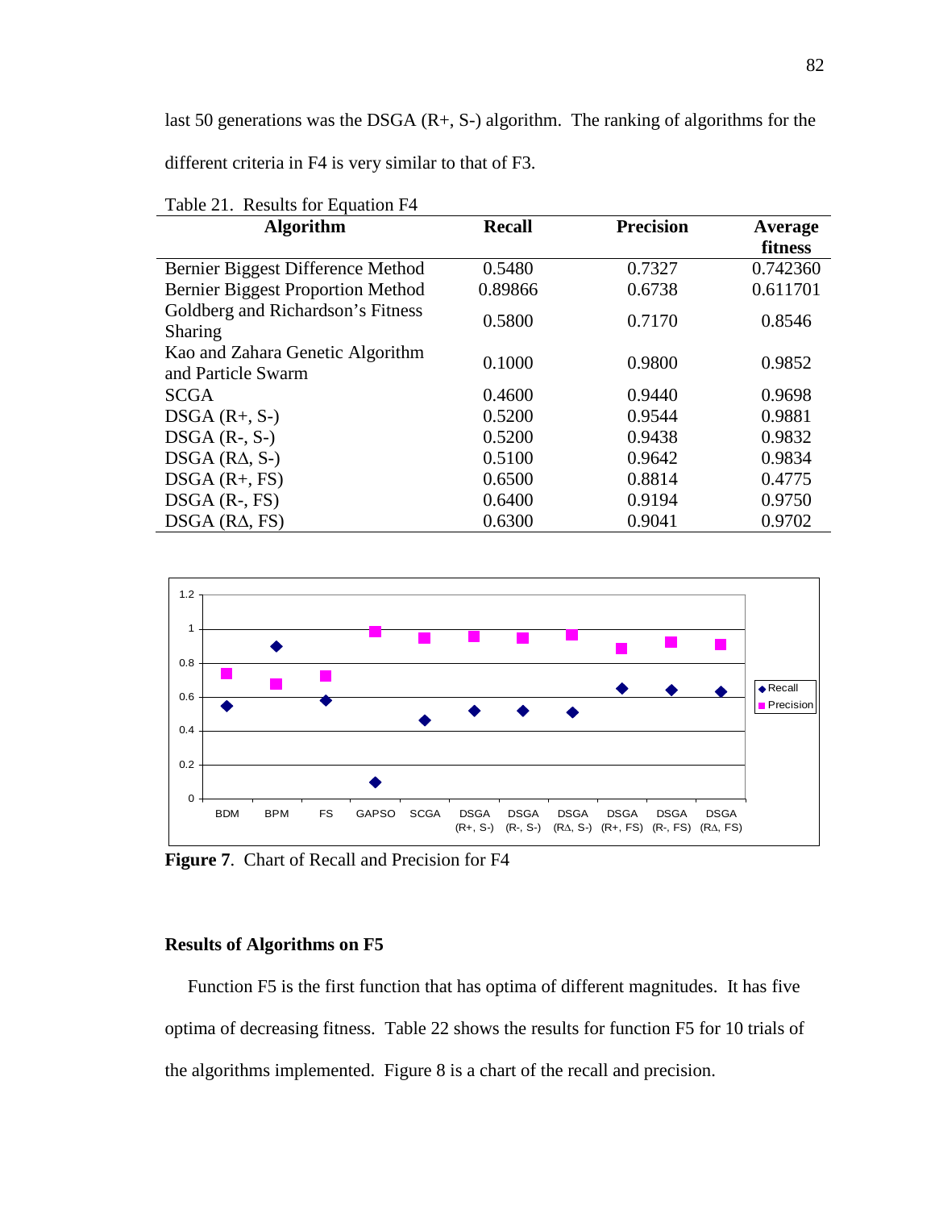last 50 generations was the DSGA (R+, S-) algorithm. The ranking of algorithms for the different criteria in F4 is very similar to that of F3.

Table 21. Results for Equation F4

| Algorithm | Recall | Precision | Average fitness |
|---|---|---|---|
| Bernier Biggest Difference Method | 0.5480 | 0.7327 | 0.742360 |
| Bernier Biggest Proportion Method | 0.89866 | 0.6738 | 0.611701 |
| Goldberg and Richardson's Fitness Sharing | 0.5800 | 0.7170 | 0.8546 |
| Kao and Zahara Genetic Algorithm and Particle Swarm | 0.1000 | 0.9800 | 0.9852 |
| SCGA | 0.4600 | 0.9440 | 0.9698 |
| DSGA (R+, S-) | 0.5200 | 0.9544 | 0.9881 |
| DSGA (R-, S-) | 0.5200 | 0.9438 | 0.9832 |
| DSGA (RΔ, S-) | 0.5100 | 0.9642 | 0.9834 |
| DSGA (R+, FS) | 0.6500 | 0.8814 | 0.4775 |
| DSGA (R-, FS) | 0.6400 | 0.9194 | 0.9750 |
| DSGA (RΔ, FS) | 0.6300 | 0.9041 | 0.9702 |

**Figure 7**. Chart of Recall and Precision for F4

## Results of Algorithms on F5

Function F5 is the first function that has optima of different magnitudes. It has five optima of decreasing fitness. Table 22 shows the results for function F5 for 10 trials of the algorithms implemented. Figure 8 is a chart of the recall and precision.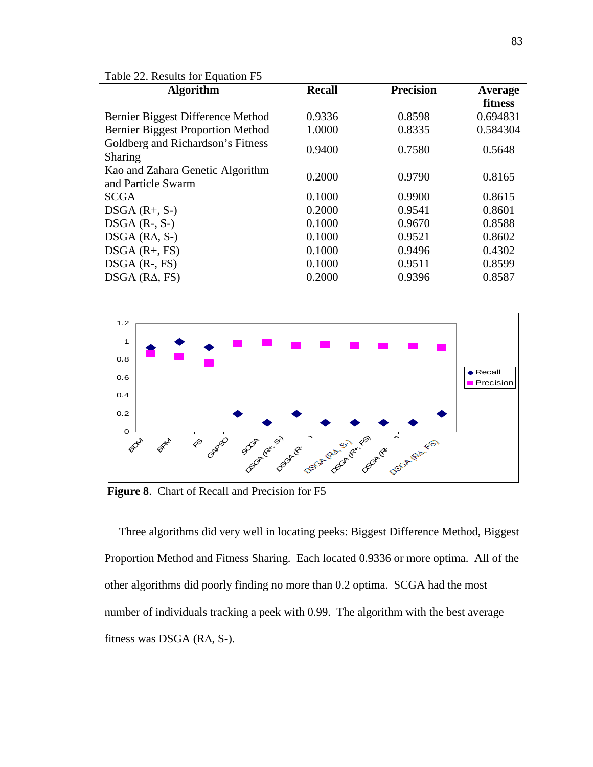Table 22. Results for Equation F5

| Algorithm | Recall | Precision | Average fitness |
|---|---|---|---|
| Bernier Biggest Difference Method | 0.9336 | 0.8598 | 0.694831 |
| Bernier Biggest Proportion Method | 1.0000 | 0.8335 | 0.584304 |
| Goldberg and Richardson's Fitness Sharing | 0.9400 | 0.7580 | 0.5648 |
| Kao and Zahara Genetic Algorithm and Particle Swarm | 0.2000 | 0.9790 | 0.8165 |
| SCGA | 0.1000 | 0.9900 | 0.8615 |
| DSGA (R+, S-) | 0.2000 | 0.9541 | 0.8601 |
| DSGA (R-, S-) | 0.1000 | 0.9670 | 0.8588 |
| DSGA (RΔ, S-) | 0.1000 | 0.9521 | 0.8602 |
| DSGA (R+, FS) | 0.1000 | 0.9496 | 0.4302 |
| DSGA (R-, FS) | 0.1000 | 0.9511 | 0.8599 |
| DSGA (RΔ, FS) | 0.2000 | 0.9396 | 0.8587 |

**Figure 8**. Chart of Recall and Precision for F5

Three algorithms did very well in locating peaks: Biggest Difference Method, Biggest Proportion Method and Fitness Sharing. Each located 0.9336 or more optima. All of the other algorithms did poorly finding no more than 0.2 optima. SCGA had the most number of individuals tracking a peek with 0.99. The algorithm with the best average fitness was DSGA (RΔ, S-).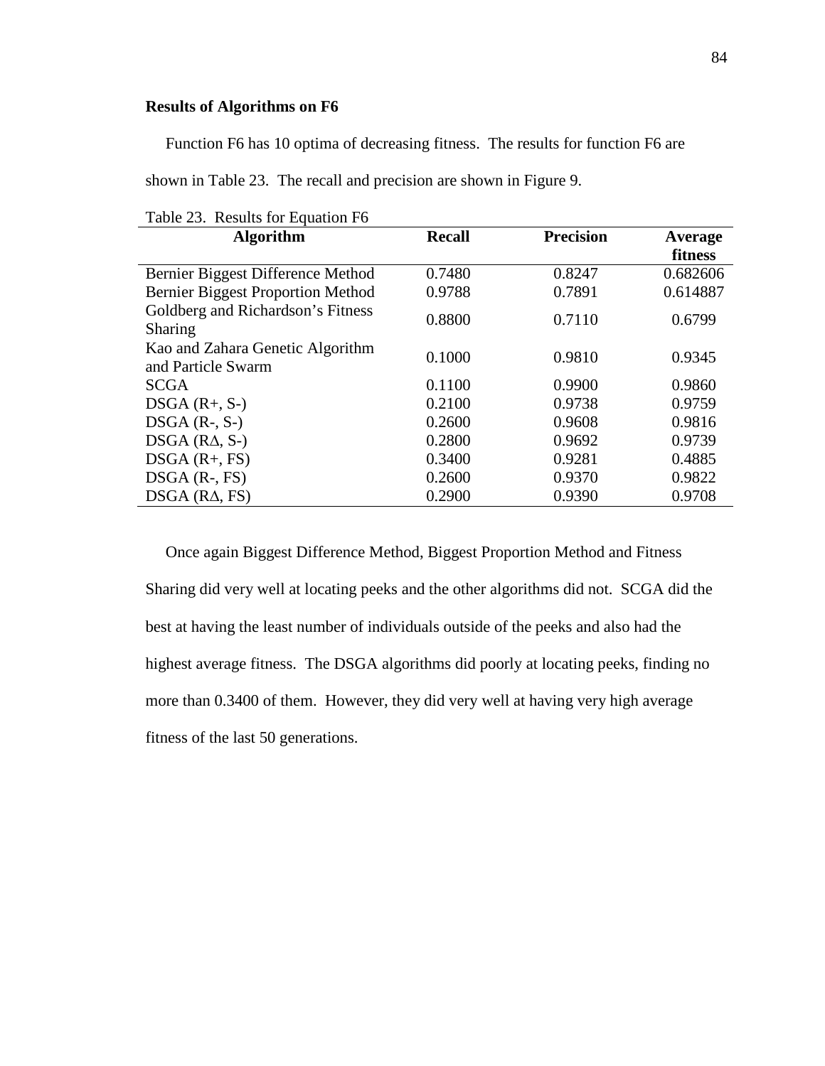**Results of Algorithms on F6**

Function F6 has 10 optima of decreasing fitness. The results for function F6 are shown in Table 23. The recall and precision are shown in Figure 9.

Table 23. Results for Equation F6

| Algorithm | Recall | Precision | Average fitness |
|---|---|---|---|
| Bernier Biggest Difference Method | 0.7480 | 0.8247 | 0.682606 |
| Bernier Biggest Proportion Method | 0.9788 | 0.7891 | 0.614887 |
| Goldberg and Richardson's Fitness Sharing | 0.8800 | 0.7110 | 0.6799 |
| Kao and Zahara Genetic Algorithm and Particle Swarm | 0.1000 | 0.9810 | 0.9345 |
| SCGA | 0.1100 | 0.9900 | 0.9860 |
| DSGA (R+, S-) | 0.2100 | 0.9738 | 0.9759 |
| DSGA (R-, S-) | 0.2600 | 0.9608 | 0.9816 |
| DSGA (RΔ, S-) | 0.2800 | 0.9692 | 0.9739 |
| DSGA (R+, FS) | 0.3400 | 0.9281 | 0.4885 |
| DSGA (R-, FS) | 0.2600 | 0.9370 | 0.9822 |
| DSGA (RΔ, FS) | 0.2900 | 0.9390 | 0.9708 |

Once again Biggest Difference Method, Biggest Proportion Method and Fitness Sharing did very well at locating peeks and the other algorithms did not. SCGA did the best at having the least number of individuals outside of the peeks and also had the highest average fitness. The DSGA algorithms did poorly at locating peeks, finding no more than 0.3400 of them. However, they did very well at having very high average fitness of the last 50 generations.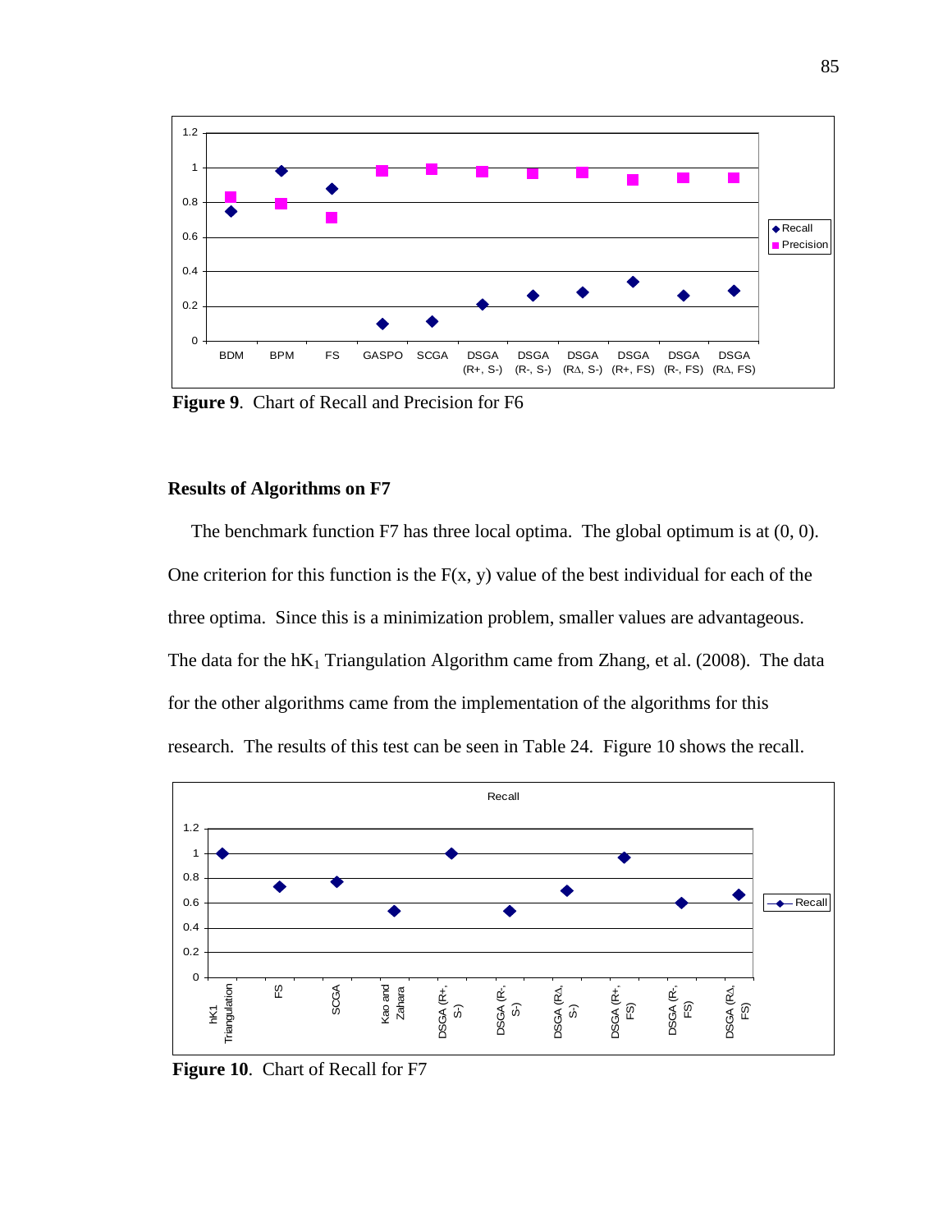**Figure 9**. Chart of Recall and Precision for F6

## Results of Algorithms on F7

The benchmark function F7 has three local optima. The global optimum is at (0, 0). One criterion for this function is the F(x, y) value of the best individual for each of the three optima. Since this is a minimization problem, smaller values are advantageous. The data for the $hK_1$ Triangulation Algorithm came from Zhang, et al. (2008). The data for the other algorithms came from the implementation of the algorithms for this research. The results of this test can be seen in Table 24. Figure 10 shows the recall.

**Figure 10**. Chart of Recall for F7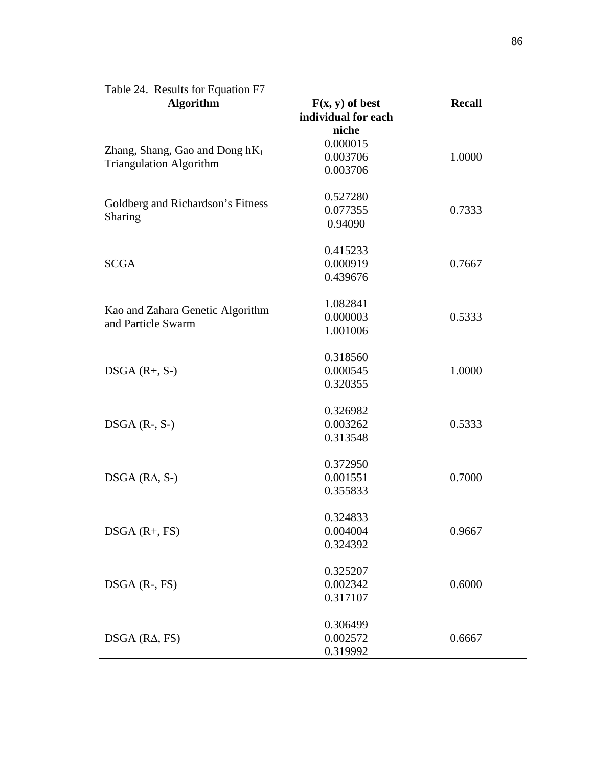Table 24. Results for Equation F7

| Algorithm | F(x, y) of best individual for each niche | Recall |
|---|---|---|
| Zhang, Shang, Gao and Dong $hK_1$ Triangulation Algorithm | 0.000015<br>0.003706<br>0.003706 | 1.0000 |
| Goldberg and Richardson's Fitness Sharing | 0.527280<br>0.077355<br>0.94090 | 0.7333 |
| SCGA | 0.415233<br>0.000919<br>0.439676 | 0.7667 |
| Kao and Zahara Genetic Algorithm and Particle Swarm | 1.082841<br>0.000003<br>1.001006 | 0.5333 |
| DSGA (R+, S-) | 0.318560<br>0.000545<br>0.320355 | 1.0000 |
| DSGA (R-, S-) | 0.326982<br>0.003262<br>0.313548 | 0.5333 |
| DSGA (RΔ, S-) | 0.372950<br>0.001551<br>0.355833 | 0.7000 |
| DSGA (R+, FS) | 0.324833<br>0.004004<br>0.324392 | 0.9667 |
| DSGA (R-, FS) | 0.325207<br>0.002342<br>0.317107 | 0.6000 |
| DSGA (RΔ, FS) | 0.306499<br>0.002572<br>0.319992 | 0.6667 |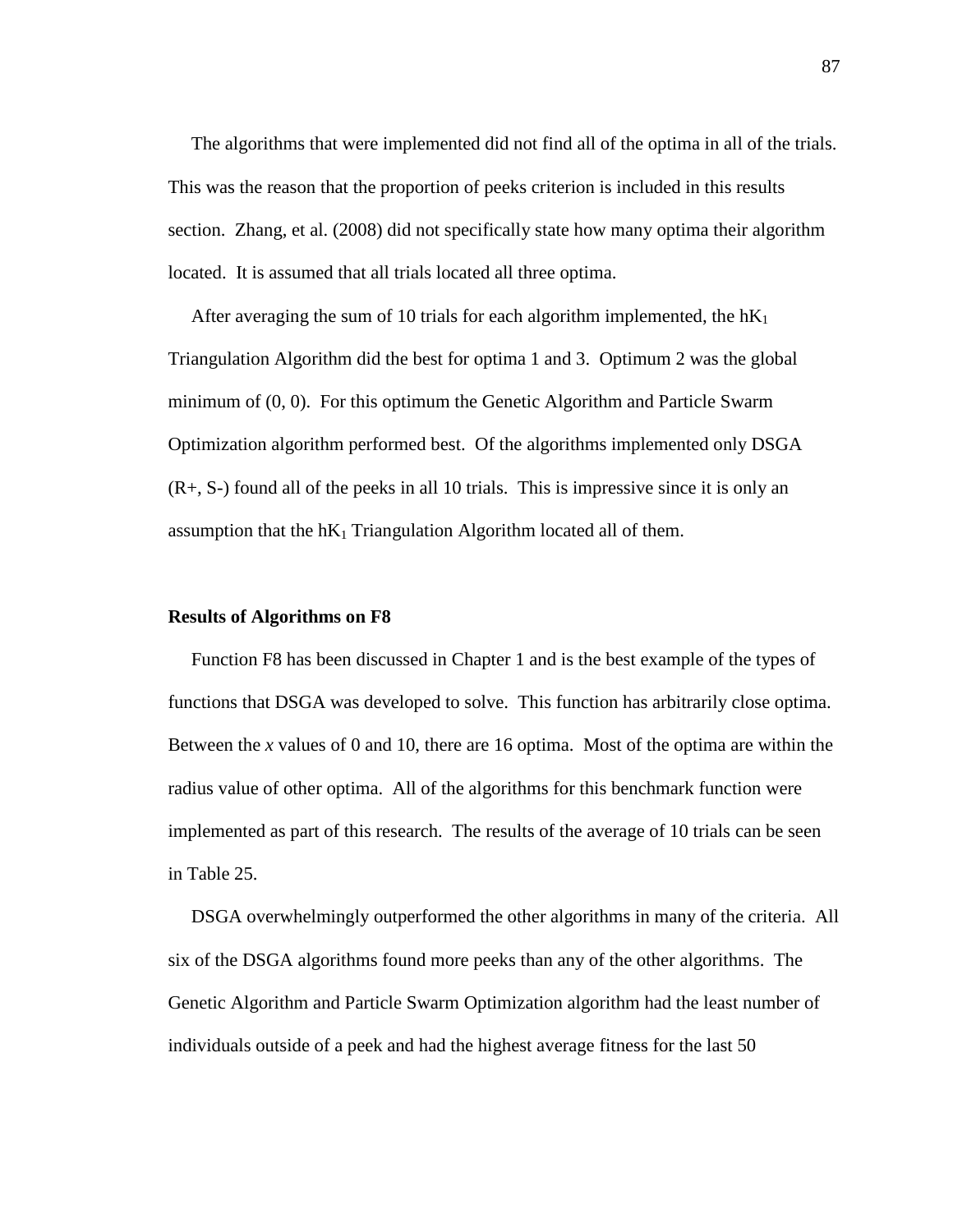The algorithms that were implemented did not find all of the optima in all of the trials. This was the reason that the proportion of peeks criterion is included in this results section. Zhang, et al. (2008) did not specifically state how many optima their algorithm located. It is assumed that all trials located all three optima.

After averaging the sum of 10 trials for each algorithm implemented, the $hK_1$ Triangulation Algorithm did the best for optima 1 and 3. Optimum 2 was the global minimum of (0, 0). For this optimum the Genetic Algorithm and Particle Swarm Optimization algorithm performed best. Of the algorithms implemented only DSGA (R+, S-) found all of the peeks in all 10 trials. This is impressive since it is only an assumption that the $hK_1$ Triangulation Algorithm located all of them.

**Results of Algorithms on F8**

Function F8 has been discussed in Chapter 1 and is the best example of the types of functions that DSGA was developed to solve. This function has arbitrarily close optima. Between the *x* values of 0 and 10, there are 16 optima. Most of the optima are within the radius value of other optima. All of the algorithms for this benchmark function were implemented as part of this research. The results of the average of 10 trials can be seen in Table 25.

DSGA overwhelmingly outperformed the other algorithms in many of the criteria. All six of the DSGA algorithms found more peeks than any of the other algorithms. The Genetic Algorithm and Particle Swarm Optimization algorithm had the least number of individuals outside of a peek and had the highest average fitness for the last 50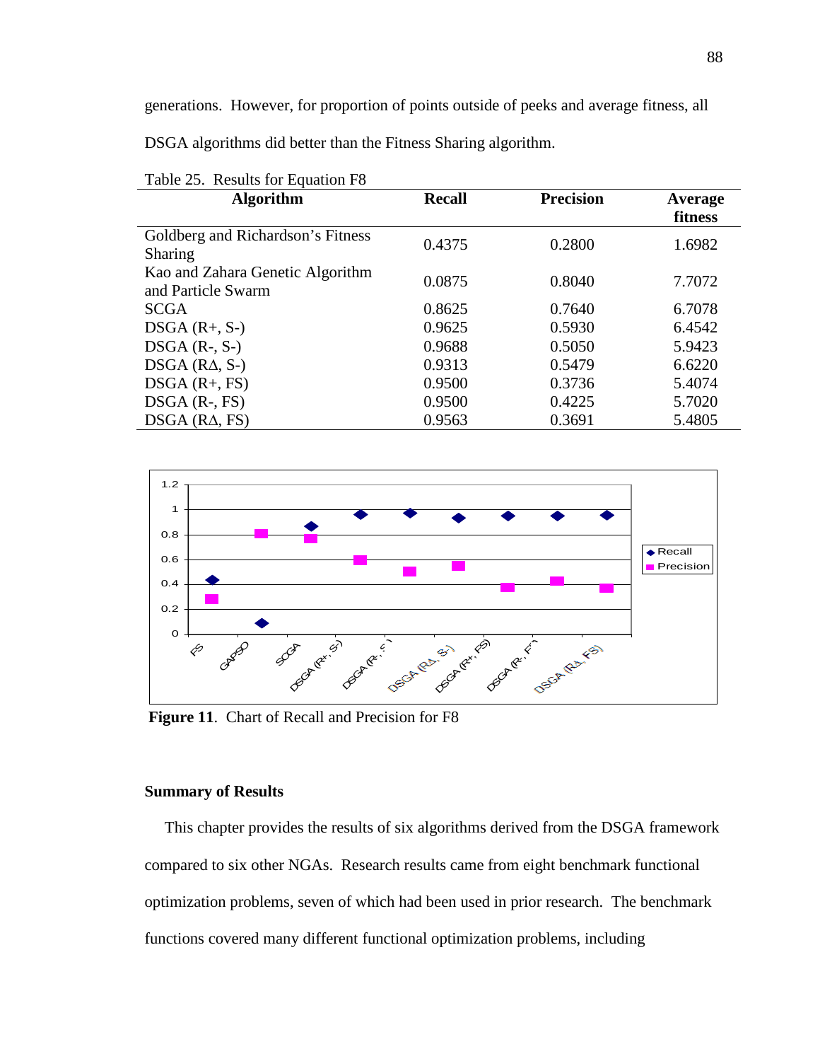generations. However, for proportion of points outside of peeks and average fitness, all DSGA algorithms did better than the Fitness Sharing algorithm.

Table 25. Results for Equation F8

| Algorithm | Recall | Precision | Average fitness |
|---|---|---|---|
| Goldberg and Richardson's Fitness Sharing | 0.4375 | 0.2800 | 1.6982 |
| Kao and Zahara Genetic Algorithm and Particle Swarm | 0.0875 | 0.8040 | 7.7072 |
| SCGA | 0.8625 | 0.7640 | 6.7078 |
| DSGA (R+, S-) | 0.9625 | 0.5930 | 6.4542 |
| DSGA (R-, S-) | 0.9688 | 0.5050 | 5.9423 |
| DSGA (RΔ, S-) | 0.9313 | 0.5479 | 6.6220 |
| DSGA (R+, FS) | 0.9500 | 0.3736 | 5.4074 |
| DSGA (R-, FS) | 0.9500 | 0.4225 | 5.7020 |
| DSGA (RΔ, FS) | 0.9563 | 0.3691 | 5.4805 |

**Figure 11**. Chart of Recall and Precision for F8

## Summary of Results

This chapter provides the results of six algorithms derived from the DSGA framework compared to six other NGAs. Research results came from eight benchmark functional optimization problems, seven of which had been used in prior research. The benchmark functions covered many different functional optimization problems, including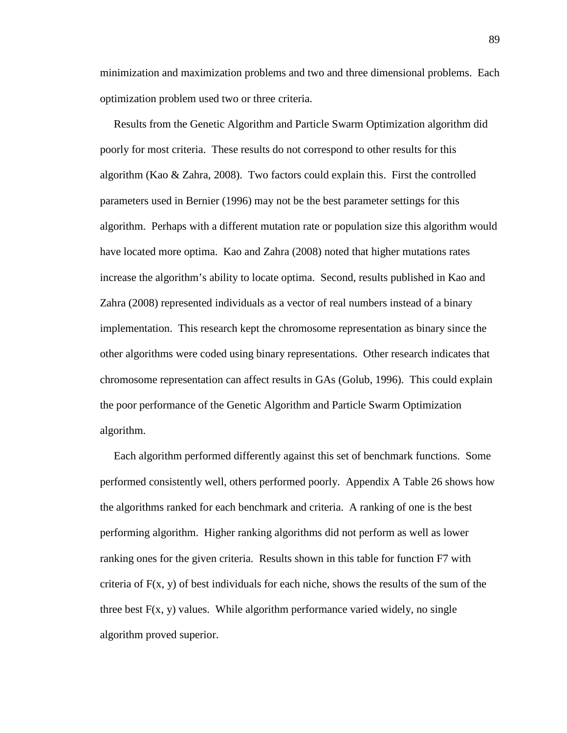minimization and maximization problems and two and three dimensional problems. Each optimization problem used two or three criteria.

Results from the Genetic Algorithm and Particle Swarm Optimization algorithm did poorly for most criteria. These results do not correspond to other results for this algorithm (Kao & Zahra, 2008). Two factors could explain this. First the controlled parameters used in Bernier (1996) may not be the best parameter settings for this algorithm. Perhaps with a different mutation rate or population size this algorithm would have located more optima. Kao and Zahra (2008) noted that higher mutations rates increase the algorithm's ability to locate optima. Second, results published in Kao and Zahra (2008) represented individuals as a vector of real numbers instead of a binary implementation. This research kept the chromosome representation as binary since the other algorithms were coded using binary representations. Other research indicates that chromosome representation can affect results in GAs (Golub, 1996). This could explain the poor performance of the Genetic Algorithm and Particle Swarm Optimization algorithm.

Each algorithm performed differently against this set of benchmark functions. Some performed consistently well, others performed poorly. Appendix A Table 26 shows how the algorithms ranked for each benchmark and criteria. A ranking of one is the best performing algorithm. Higher ranking algorithms did not perform as well as lower ranking ones for the given criteria. Results shown in this table for function F7 with criteria of $F(x, y)$ of best individuals for each niche, shows the results of the sum of the three best $F(x, y)$ values. While algorithm performance varied widely, no single algorithm proved superior.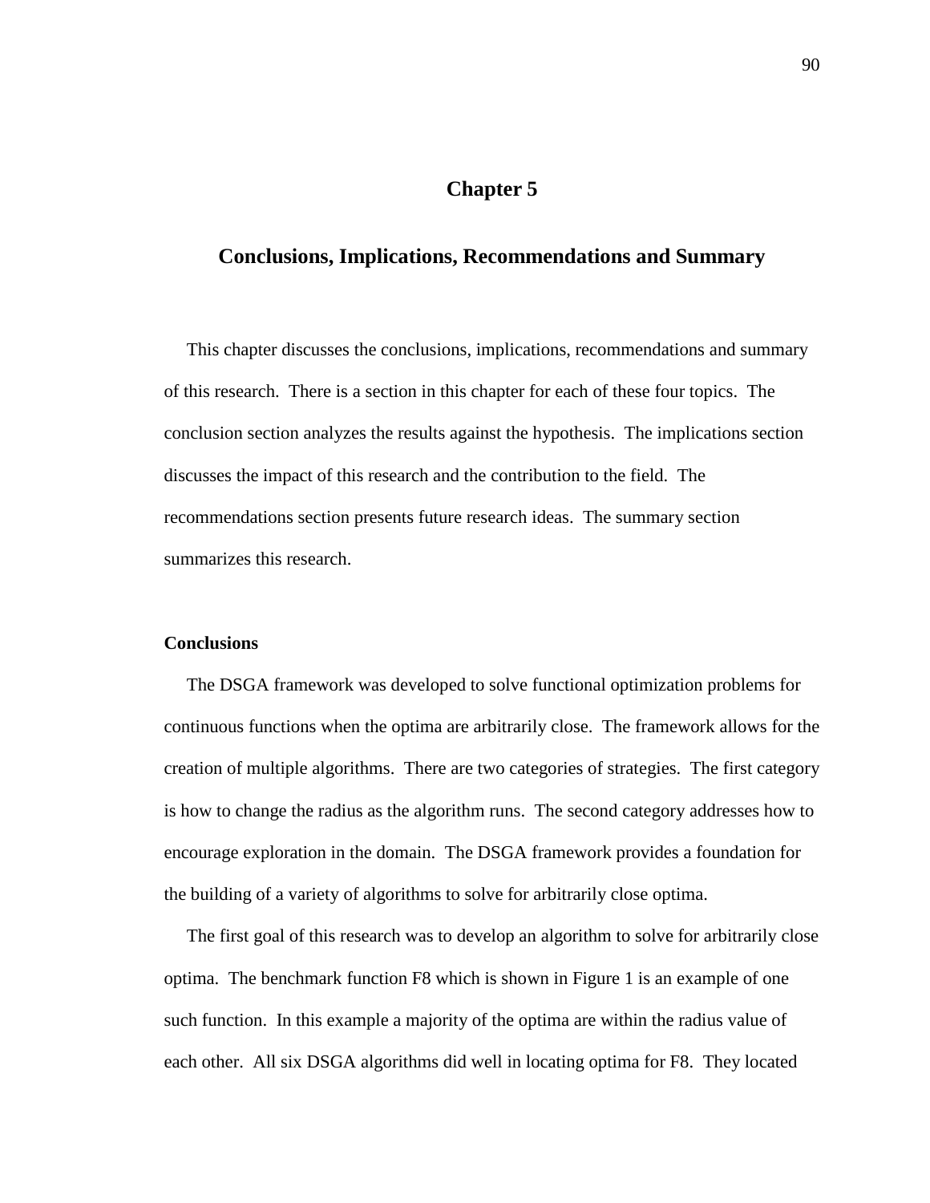# Chapter 5

## Conclusions, Implications, Recommendations and Summary

This chapter discusses the conclusions, implications, recommendations and summary of this research. There is a section in this chapter for each of these four topics. The conclusion section analyzes the results against the hypothesis. The implications section discusses the impact of this research and the contribution to the field. The recommendations section presents future research ideas. The summary section summarizes this research.

### Conclusions

The DSGA framework was developed to solve functional optimization problems for continuous functions when the optima are arbitrarily close. The framework allows for the creation of multiple algorithms. There are two categories of strategies. The first category is how to change the radius as the algorithm runs. The second category addresses how to encourage exploration in the domain. The DSGA framework provides a foundation for the building of a variety of algorithms to solve for arbitrarily close optima.

The first goal of this research was to develop an algorithm to solve for arbitrarily close optima. The benchmark function F8 which is shown in Figure 1 is an example of one such function. In this example a majority of the optima are within the radius value of each other. All six DSGA algorithms did well in locating optima for F8. They located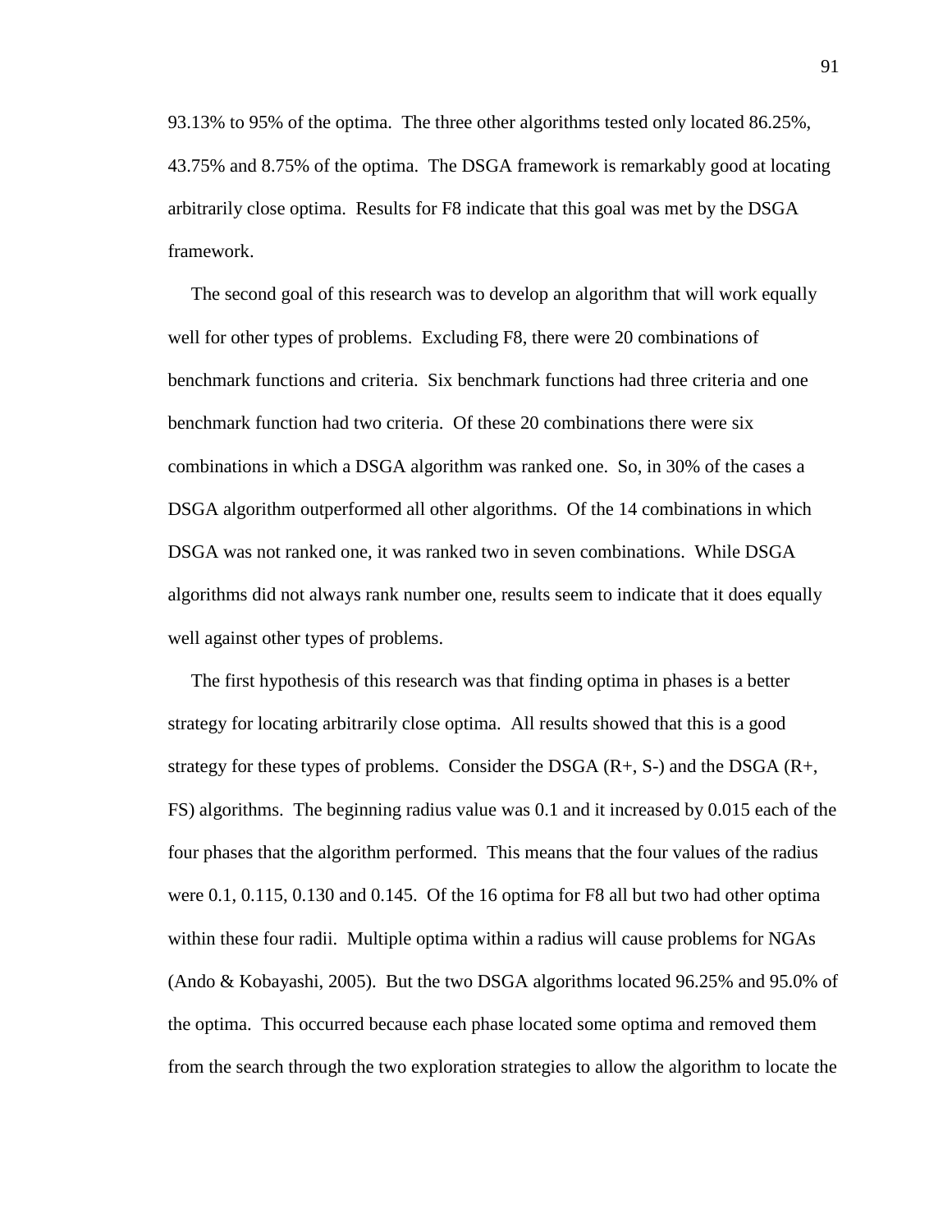93.13% to 95% of the optima. The three other algorithms tested only located 86.25%, 43.75% and 8.75% of the optima. The DSGA framework is remarkably good at locating arbitrarily close optima. Results for F8 indicate that this goal was met by the DSGA framework.

The second goal of this research was to develop an algorithm that will work equally well for other types of problems. Excluding F8, there were 20 combinations of benchmark functions and criteria. Six benchmark functions had three criteria and one benchmark function had two criteria. Of these 20 combinations there were six combinations in which a DSGA algorithm was ranked one. So, in 30% of the cases a DSGA algorithm outperformed all other algorithms. Of the 14 combinations in which DSGA was not ranked one, it was ranked two in seven combinations. While DSGA algorithms did not always rank number one, results seem to indicate that it does equally well against other types of problems.

The first hypothesis of this research was that finding optima in phases is a better strategy for locating arbitrarily close optima. All results showed that this is a good strategy for these types of problems. Consider the DSGA (R+, S-) and the DSGA (R+, FS) algorithms. The beginning radius value was 0.1 and it increased by 0.015 each of the four phases that the algorithm performed. This means that the four values of the radius were 0.1, 0.115, 0.130 and 0.145. Of the 16 optima for F8 all but two had other optima within these four radii. Multiple optima within a radius will cause problems for NGAs (Ando & Kobayashi, 2005). But the two DSGA algorithms located 96.25% and 95.0% of the optima. This occurred because each phase located some optima and removed them from the search through the two exploration strategies to allow the algorithm to locate the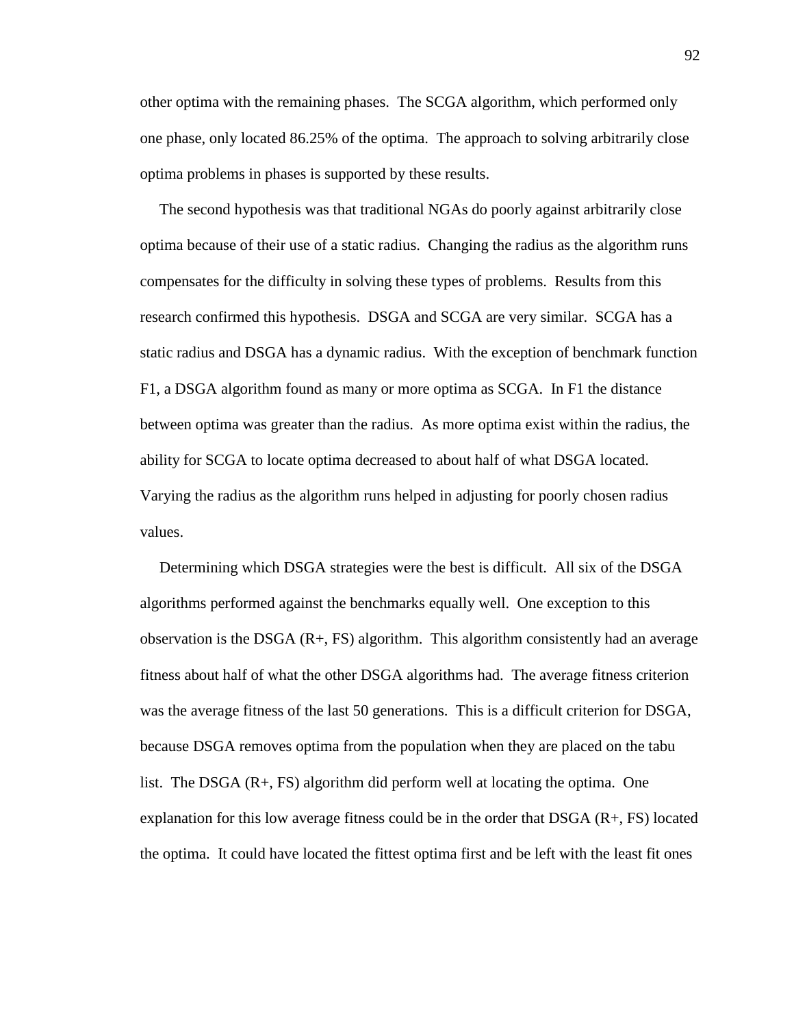other optima with the remaining phases. The SCGA algorithm, which performed only one phase, only located 86.25% of the optima. The approach to solving arbitrarily close optima problems in phases is supported by these results.

The second hypothesis was that traditional NGAs do poorly against arbitrarily close optima because of their use of a static radius. Changing the radius as the algorithm runs compensates for the difficulty in solving these types of problems. Results from this research confirmed this hypothesis. DSGA and SCGA are very similar. SCGA has a static radius and DSGA has a dynamic radius. With the exception of benchmark function F1, a DSGA algorithm found as many or more optima as SCGA. In F1 the distance between optima was greater than the radius. As more optima exist within the radius, the ability for SCGA to locate optima decreased to about half of what DSGA located. Varying the radius as the algorithm runs helped in adjusting for poorly chosen radius values.

Determining which DSGA strategies were the best is difficult. All six of the DSGA algorithms performed against the benchmarks equally well. One exception to this observation is the DSGA (R+, FS) algorithm. This algorithm consistently had an average fitness about half of what the other DSGA algorithms had. The average fitness criterion was the average fitness of the last 50 generations. This is a difficult criterion for DSGA, because DSGA removes optima from the population when they are placed on the tabu list. The DSGA (R+, FS) algorithm did perform well at locating the optima. One explanation for this low average fitness could be in the order that DSGA (R+, FS) located the optima. It could have located the fittest optima first and be left with the least fit ones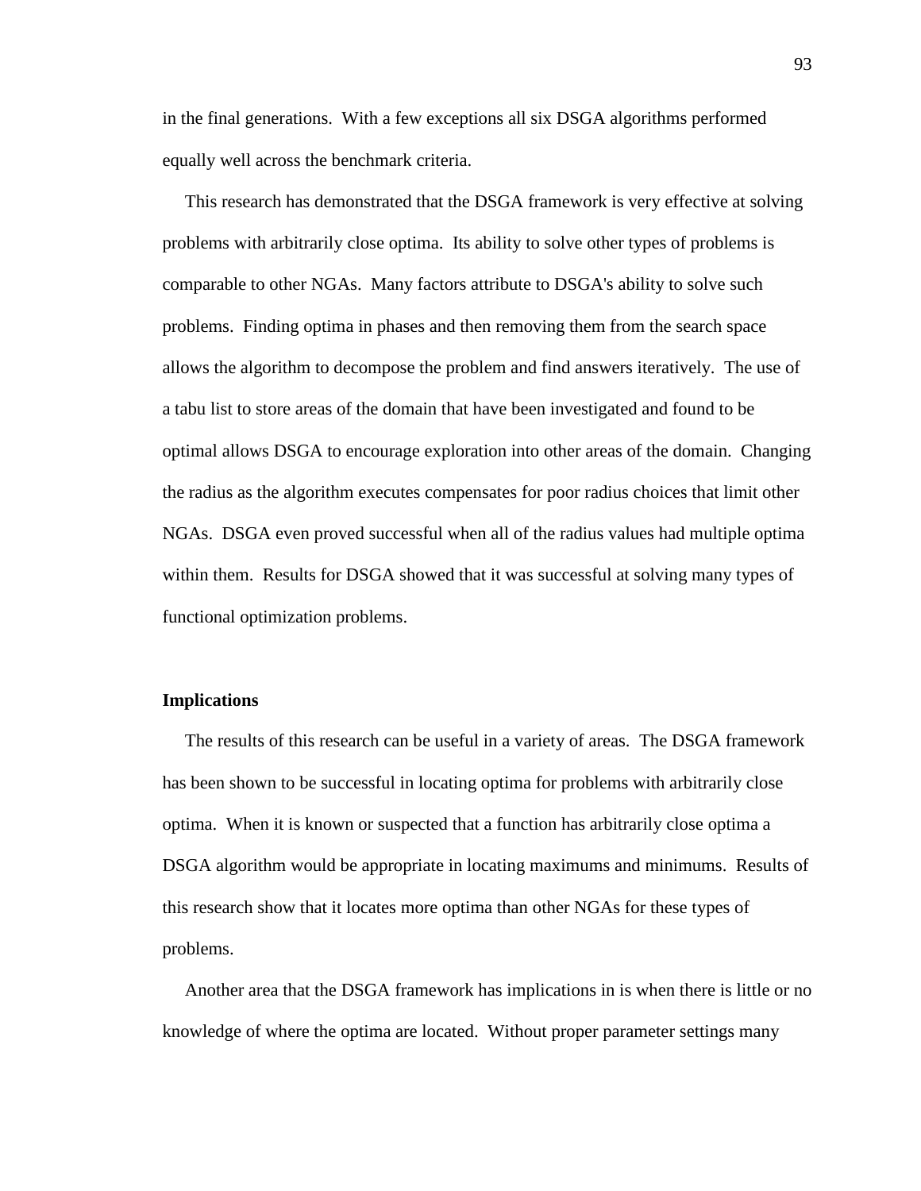in the final generations. With a few exceptions all six DSGA algorithms performed equally well across the benchmark criteria.

This research has demonstrated that the DSGA framework is very effective at solving problems with arbitrarily close optima. Its ability to solve other types of problems is comparable to other NGAs. Many factors attribute to DSGA's ability to solve such problems. Finding optima in phases and then removing them from the search space allows the algorithm to decompose the problem and find answers iteratively. The use of a tabu list to store areas of the domain that have been investigated and found to be optimal allows DSGA to encourage exploration into other areas of the domain. Changing the radius as the algorithm executes compensates for poor radius choices that limit other NGAs. DSGA even proved successful when all of the radius values had multiple optima within them. Results for DSGA showed that it was successful at solving many types of functional optimization problems.

### Implications

The results of this research can be useful in a variety of areas. The DSGA framework has been shown to be successful in locating optima for problems with arbitrarily close optima. When it is known or suspected that a function has arbitrarily close optima a DSGA algorithm would be appropriate in locating maximums and minimums. Results of this research show that it locates more optima than other NGAs for these types of problems.

Another area that the DSGA framework has implications in is when there is little or no knowledge of where the optima are located. Without proper parameter settings many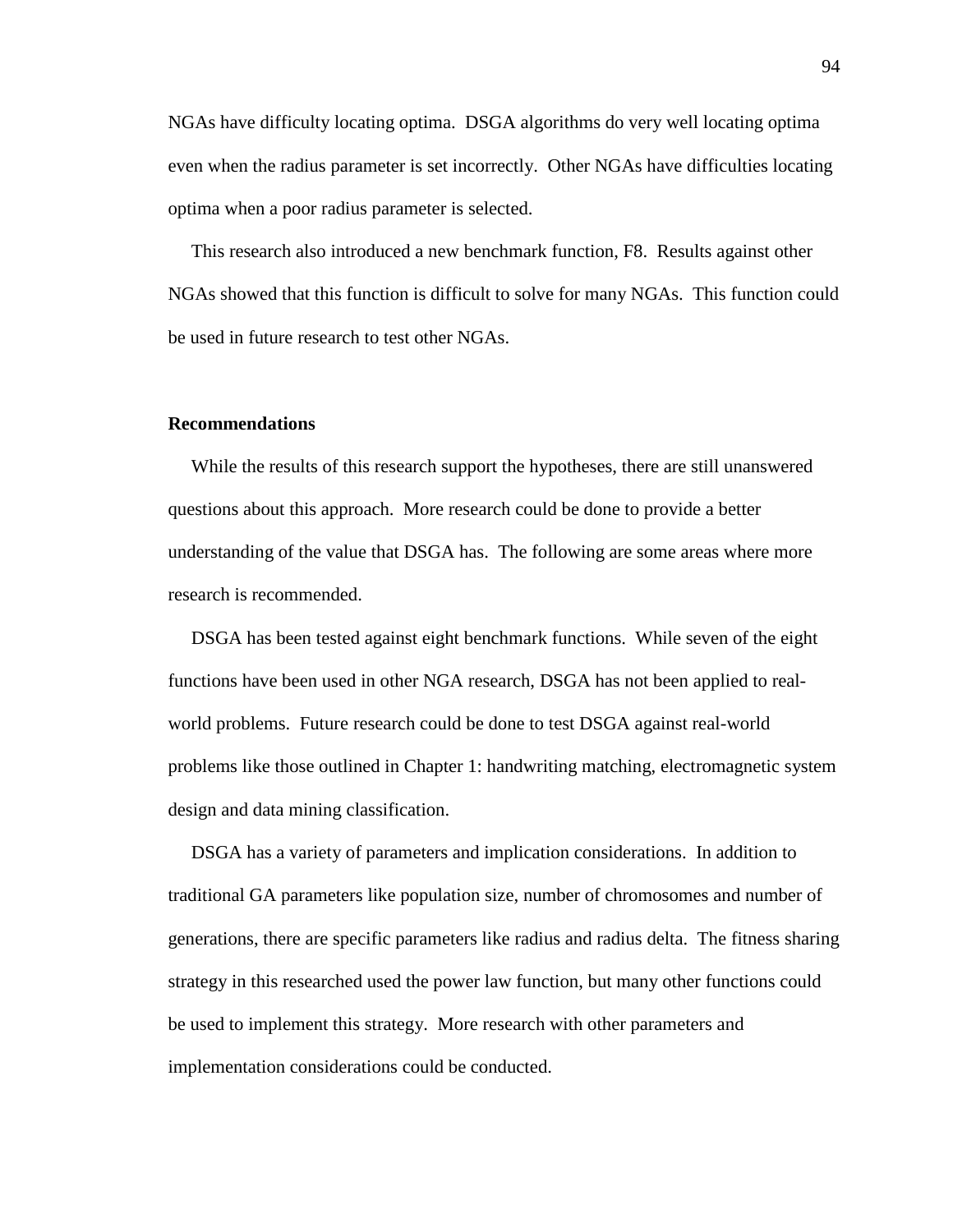NGAs have difficulty locating optima. DSGA algorithms do very well locating optima even when the radius parameter is set incorrectly. Other NGAs have difficulties locating optima when a poor radius parameter is selected.

This research also introduced a new benchmark function, F8. Results against other NGAs showed that this function is difficult to solve for many NGAs. This function could be used in future research to test other NGAs.

### Recommendations

While the results of this research support the hypotheses, there are still unanswered questions about this approach. More research could be done to provide a better understanding of the value that DSGA has. The following are some areas where more research is recommended.

DSGA has been tested against eight benchmark functions. While seven of the eight functions have been used in other NGA research, DSGA has not been applied to real-world problems. Future research could be done to test DSGA against real-world problems like those outlined in Chapter 1: handwriting matching, electromagnetic system design and data mining classification.

DSGA has a variety of parameters and implication considerations. In addition to traditional GA parameters like population size, number of chromosomes and number of generations, there are specific parameters like radius and radius delta. The fitness sharing strategy in this researched used the power law function, but many other functions could be used to implement this strategy. More research with other parameters and implementation considerations could be conducted.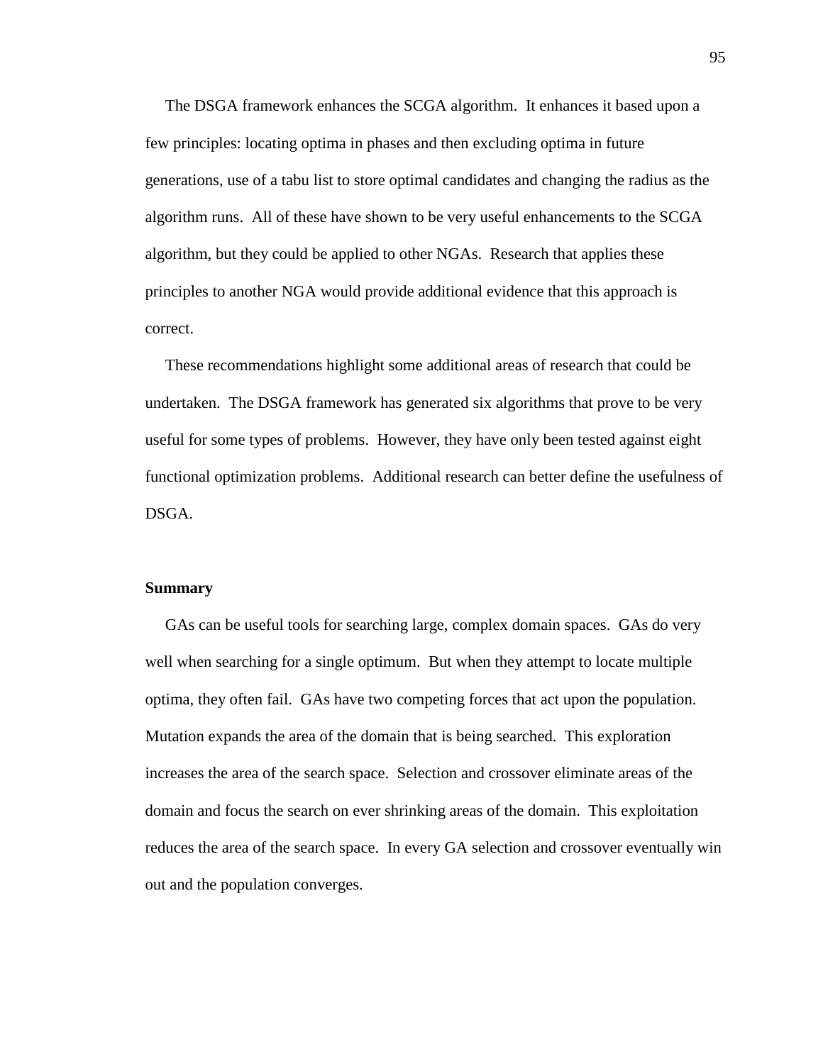The DSGA framework enhances the SCGA algorithm. It enhances it based upon a few principles: locating optima in phases and then excluding optima in future generations, use of a tabu list to store optimal candidates and changing the radius as the algorithm runs. All of these have shown to be very useful enhancements to the SCGA algorithm, but they could be applied to other NGAs. Research that applies these principles to another NGA would provide additional evidence that this approach is correct.

These recommendations highlight some additional areas of research that could be undertaken. The DSGA framework has generated six algorithms that prove to be very useful for some types of problems. However, they have only been tested against eight functional optimization problems. Additional research can better define the usefulness of DSGA.

**Summary**

GAs can be useful tools for searching large, complex domain spaces. GAs do very well when searching for a single optimum. But when they attempt to locate multiple optima, they often fail. GAs have two competing forces that act upon the population. Mutation expands the area of the domain that is being searched. This exploration increases the area of the search space. Selection and crossover eliminate areas of the domain and focus the search on ever shrinking areas of the domain. This exploitation reduces the area of the search space. In every GA selection and crossover eventually win out and the population converges.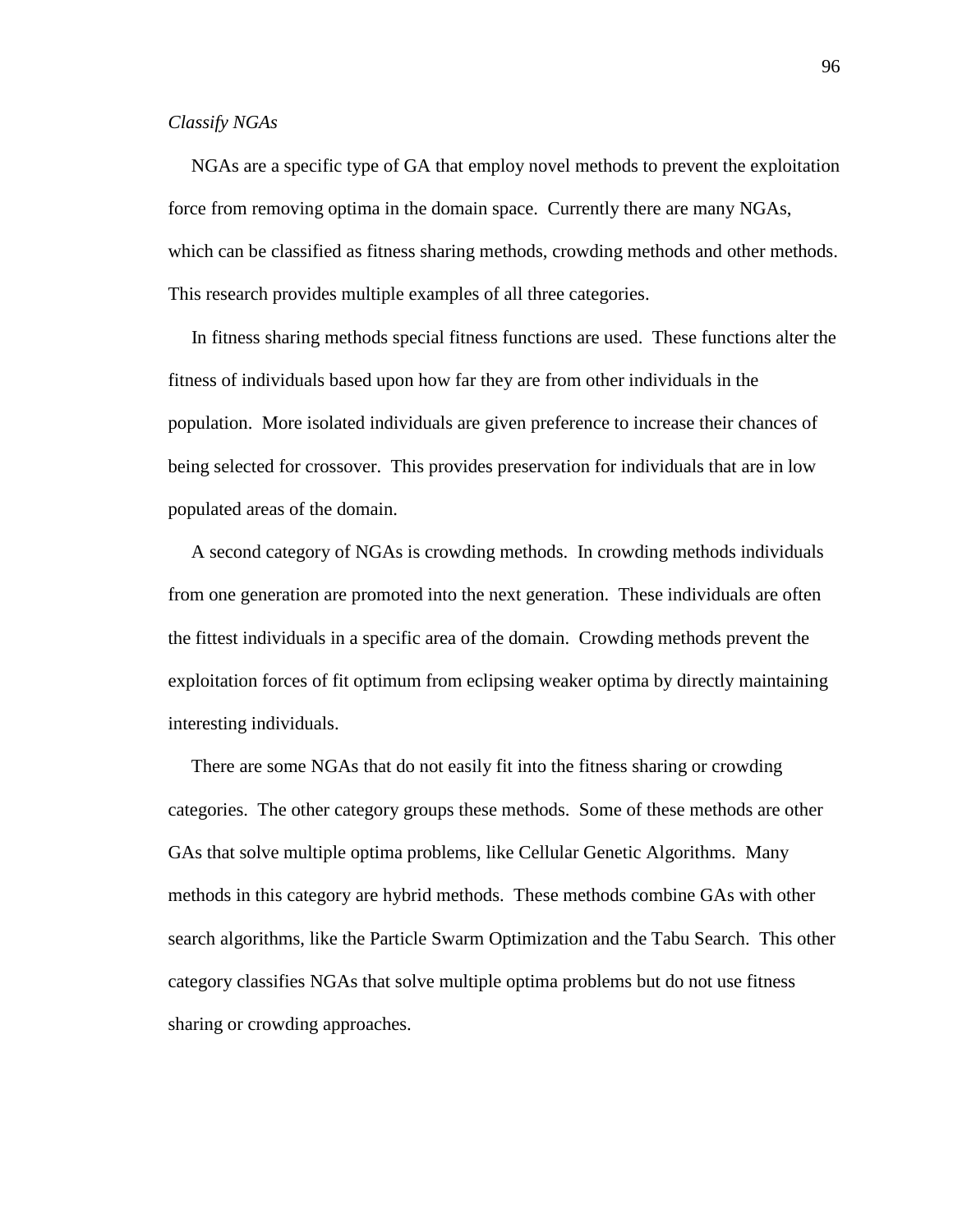*Classify NGAs*

NGAs are a specific type of GA that employ novel methods to prevent the exploitation force from removing optima in the domain space. Currently there are many NGAs, which can be classified as fitness sharing methods, crowding methods and other methods. This research provides multiple examples of all three categories.

In fitness sharing methods special fitness functions are used. These functions alter the fitness of individuals based upon how far they are from other individuals in the population. More isolated individuals are given preference to increase their chances of being selected for crossover. This provides preservation for individuals that are in low populated areas of the domain.

A second category of NGAs is crowding methods. In crowding methods individuals from one generation are promoted into the next generation. These individuals are often the fittest individuals in a specific area of the domain. Crowding methods prevent the exploitation forces of fit optimum from eclipsing weaker optima by directly maintaining interesting individuals.

There are some NGAs that do not easily fit into the fitness sharing or crowding categories. The other category groups these methods. Some of these methods are other GAs that solve multiple optima problems, like Cellular Genetic Algorithms. Many methods in this category are hybrid methods. These methods combine GAs with other search algorithms, like the Particle Swarm Optimization and the Tabu Search. This other category classifies NGAs that solve multiple optima problems but do not use fitness sharing or crowding approaches.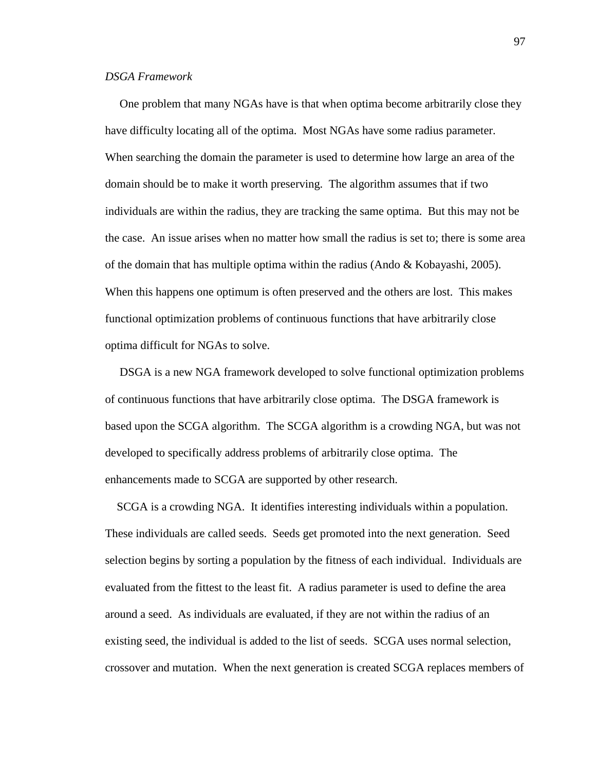*DSGA Framework*

One problem that many NGAs have is that when optima become arbitrarily close they have difficulty locating all of the optima. Most NGAs have some radius parameter. When searching the domain the parameter is used to determine how large an area of the domain should be to make it worth preserving. The algorithm assumes that if two individuals are within the radius, they are tracking the same optima. But this may not be the case. An issue arises when no matter how small the radius is set to; there is some area of the domain that has multiple optima within the radius (Ando & Kobayashi, 2005). When this happens one optimum is often preserved and the others are lost. This makes functional optimization problems of continuous functions that have arbitrarily close optima difficult for NGAs to solve.

DSGA is a new NGA framework developed to solve functional optimization problems of continuous functions that have arbitrarily close optima. The DSGA framework is based upon the SCGA algorithm. The SCGA algorithm is a crowding NGA, but was not developed to specifically address problems of arbitrarily close optima. The enhancements made to SCGA are supported by other research.

SCGA is a crowding NGA. It identifies interesting individuals within a population. These individuals are called seeds. Seeds get promoted into the next generation. Seed selection begins by sorting a population by the fitness of each individual. Individuals are evaluated from the fittest to the least fit. A radius parameter is used to define the area around a seed. As individuals are evaluated, if they are not within the radius of an existing seed, the individual is added to the list of seeds. SCGA uses normal selection, crossover and mutation. When the next generation is created SCGA replaces members of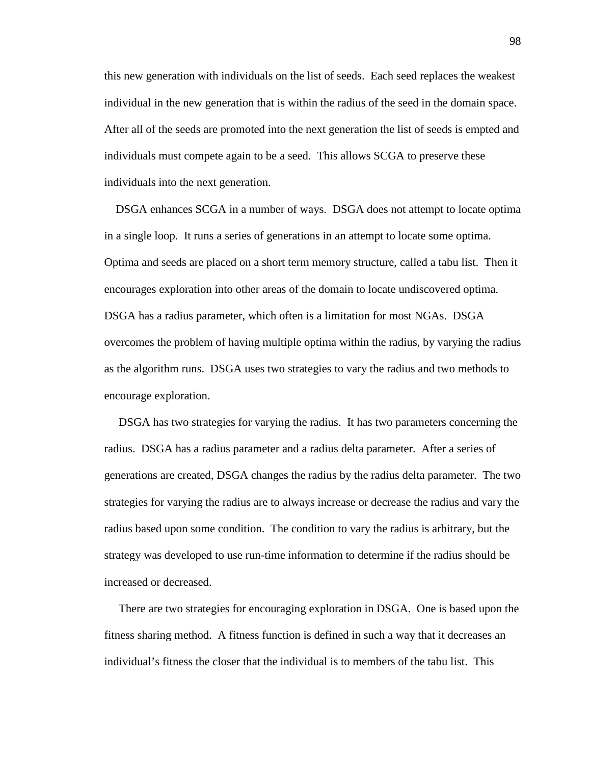this new generation with individuals on the list of seeds. Each seed replaces the weakest individual in the new generation that is within the radius of the seed in the domain space. After all of the seeds are promoted into the next generation the list of seeds is empted and individuals must compete again to be a seed. This allows SCGA to preserve these individuals into the next generation.

DSGA enhances SCGA in a number of ways. DSGA does not attempt to locate optima in a single loop. It runs a series of generations in an attempt to locate some optima. Optima and seeds are placed on a short term memory structure, called a tabu list. Then it encourages exploration into other areas of the domain to locate undiscovered optima. DSGA has a radius parameter, which often is a limitation for most NGAs. DSGA overcomes the problem of having multiple optima within the radius, by varying the radius as the algorithm runs. DSGA uses two strategies to vary the radius and two methods to encourage exploration.

DSGA has two strategies for varying the radius. It has two parameters concerning the radius. DSGA has a radius parameter and a radius delta parameter. After a series of generations are created, DSGA changes the radius by the radius delta parameter. The two strategies for varying the radius are to always increase or decrease the radius and vary the radius based upon some condition. The condition to vary the radius is arbitrary, but the strategy was developed to use run-time information to determine if the radius should be increased or decreased.

There are two strategies for encouraging exploration in DSGA. One is based upon the fitness sharing method. A fitness function is defined in such a way that it decreases an individual's fitness the closer that the individual is to members of the tabu list. This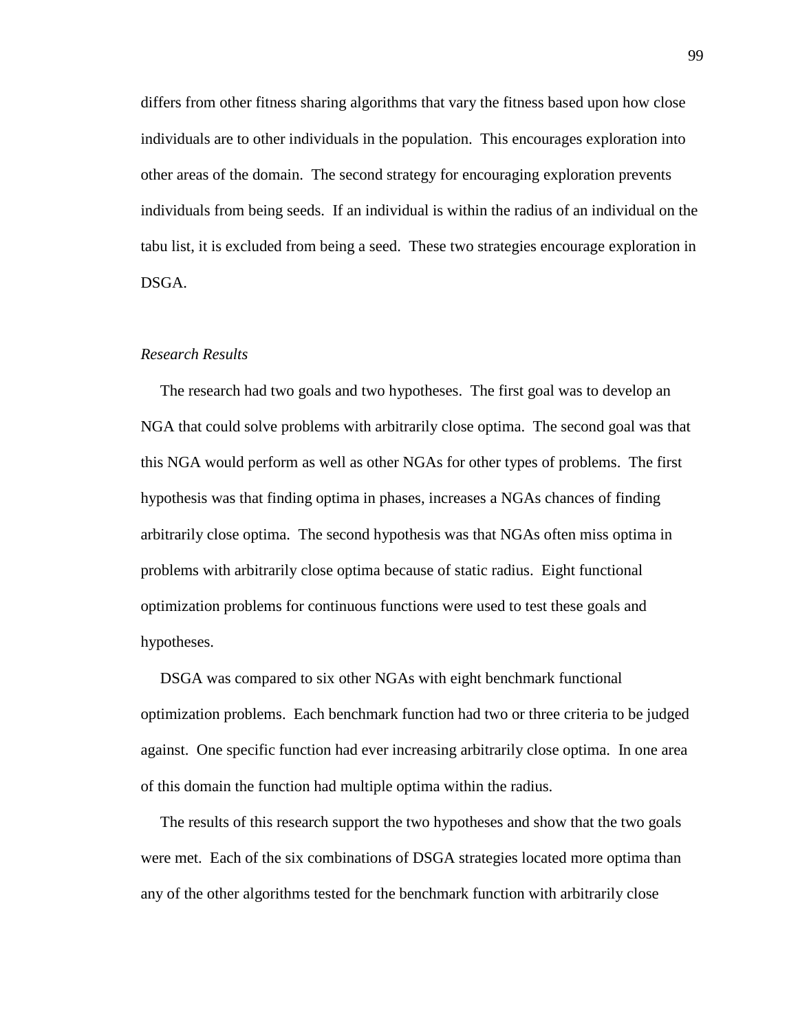differs from other fitness sharing algorithms that vary the fitness based upon how close individuals are to other individuals in the population. This encourages exploration into other areas of the domain. The second strategy for encouraging exploration prevents individuals from being seeds. If an individual is within the radius of an individual on the tabu list, it is excluded from being a seed. These two strategies encourage exploration in DSGA.

*Research Results*

The research had two goals and two hypotheses. The first goal was to develop an NGA that could solve problems with arbitrarily close optima. The second goal was that this NGA would perform as well as other NGAs for other types of problems. The first hypothesis was that finding optima in phases, increases a NGAs chances of finding arbitrarily close optima. The second hypothesis was that NGAs often miss optima in problems with arbitrarily close optima because of static radius. Eight functional optimization problems for continuous functions were used to test these goals and hypotheses.

DSGA was compared to six other NGAs with eight benchmark functional optimization problems. Each benchmark function had two or three criteria to be judged against. One specific function had ever increasing arbitrarily close optima. In one area of this domain the function had multiple optima within the radius.

The results of this research support the two hypotheses and show that the two goals were met. Each of the six combinations of DSGA strategies located more optima than any of the other algorithms tested for the benchmark function with arbitrarily close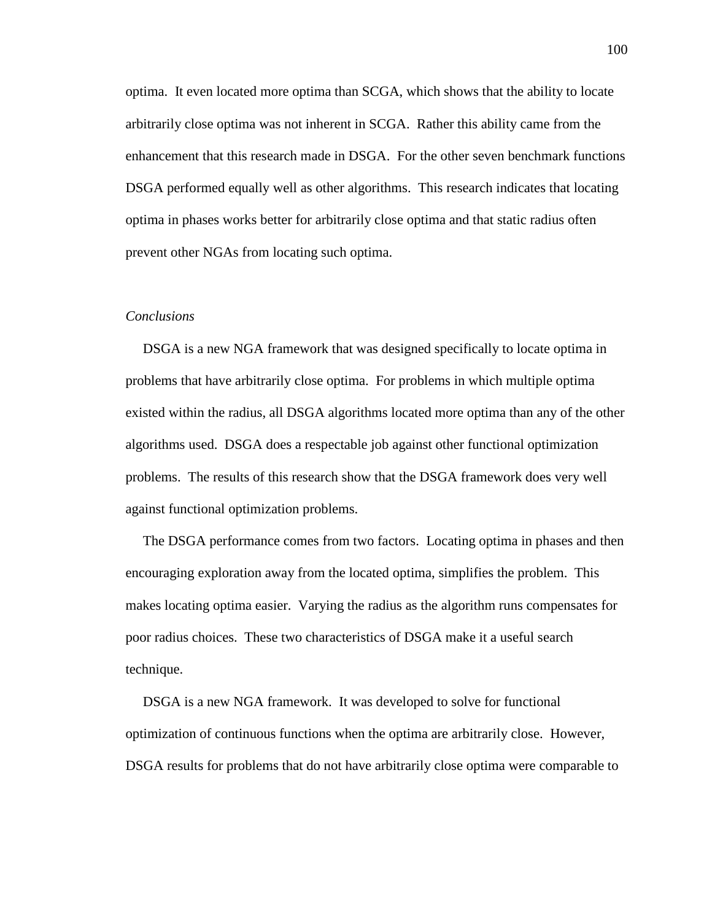optima. It even located more optima than SCGA, which shows that the ability to locate arbitrarily close optima was not inherent in SCGA. Rather this ability came from the enhancement that this research made in DSGA. For the other seven benchmark functions DSGA performed equally well as other algorithms. This research indicates that locating optima in phases works better for arbitrarily close optima and that static radius often prevent other NGAs from locating such optima.

*Conclusions*

DSGA is a new NGA framework that was designed specifically to locate optima in problems that have arbitrarily close optima. For problems in which multiple optima existed within the radius, all DSGA algorithms located more optima than any of the other algorithms used. DSGA does a respectable job against other functional optimization problems. The results of this research show that the DSGA framework does very well against functional optimization problems.

The DSGA performance comes from two factors. Locating optima in phases and then encouraging exploration away from the located optima, simplifies the problem. This makes locating optima easier. Varying the radius as the algorithm runs compensates for poor radius choices. These two characteristics of DSGA make it a useful search technique.

DSGA is a new NGA framework. It was developed to solve for functional optimization of continuous functions when the optima are arbitrarily close. However, DSGA results for problems that do not have arbitrarily close optima were comparable to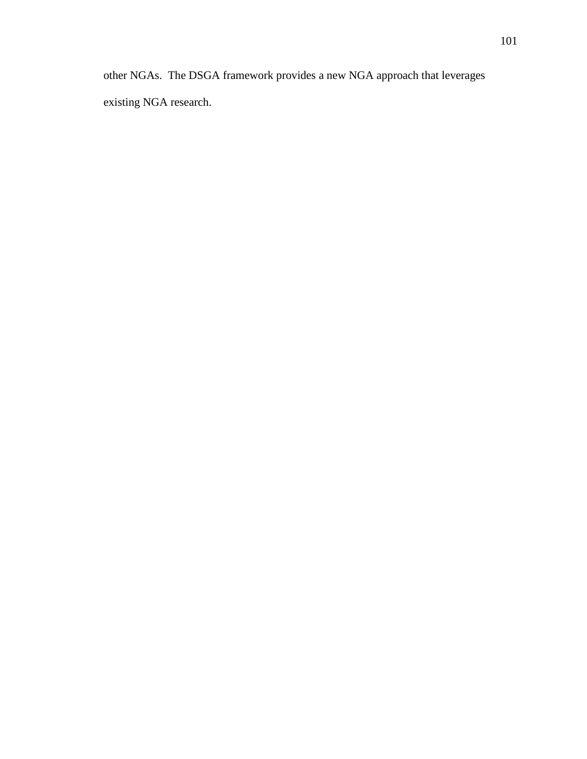other NGAs.  The DSGA framework provides a new NGA approach that leverages existing NGA research.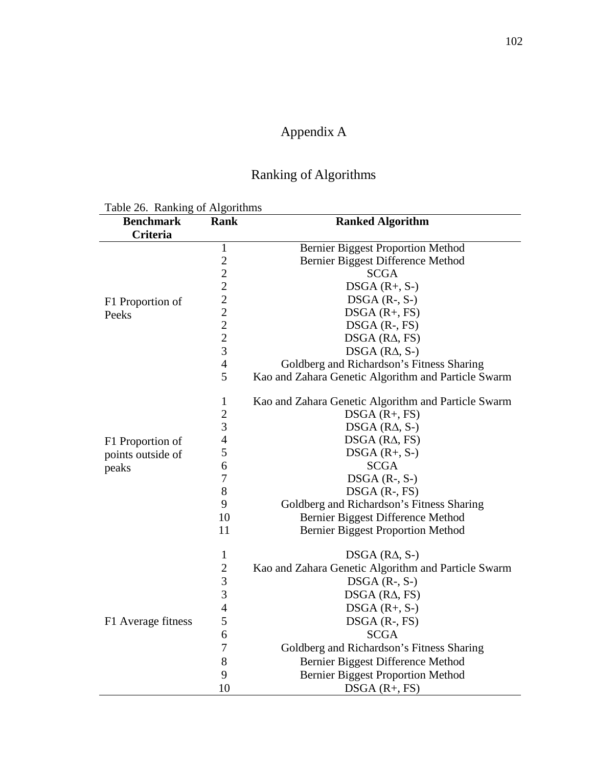# Appendix A

## Ranking of Algorithms

Table 26. Ranking of Algorithms

| Benchmark Criteria | Rank | Ranked Algorithm |
|---|---|---|
| F1 Proportion of Peeks | 1 | Bernier Biggest Proportion Method |
| | 2 | Bernier Biggest Difference Method |
| | 2 | SCGA |
| | 2 | DSGA (R+, S-) |
| | 2 | DSGA (R-, S-) |
| | 2 | DSGA (R+, FS) |
| | 2 | DSGA (R-, FS) |
| | 2 | DSGA (RΔ, FS) |
| | 3 | DSGA (RΔ, S-) |
| | 4 | Goldberg and Richardson's Fitness Sharing |
| | 5 | Kao and Zahara Genetic Algorithm and Particle Swarm |
| F1 Proportion of points outside of peaks | 1 | Kao and Zahara Genetic Algorithm and Particle Swarm |
| | 2 | DSGA (R+, FS) |
| | 3 | DSGA (RΔ, S-) |
| | 4 | DSGA (RΔ, FS) |
| | 5 | DSGA (R+, S-) |
| | 6 | SCGA |
| | 7 | DSGA (R-, S-) |
| | 8 | DSGA (R-, FS) |
| | 9 | Goldberg and Richardson's Fitness Sharing |
| | 10 | Bernier Biggest Difference Method |
| | 11 | Bernier Biggest Proportion Method |
| F1 Average fitness | 1 | DSGA (RΔ, S-) |
| | 2 | Kao and Zahara Genetic Algorithm and Particle Swarm |
| | 3 | DSGA (R-, S-) |
| | 3 | DSGA (RΔ, FS) |
| | 4 | DSGA (R+, S-) |
| | 5 | DSGA (R-, FS) |
| | 6 | SCGA |
| | 7 | Goldberg and Richardson's Fitness Sharing |
| | 8 | Bernier Biggest Difference Method |
| | 9 | Bernier Biggest Proportion Method |
| | 10 | DSGA (R+, FS) |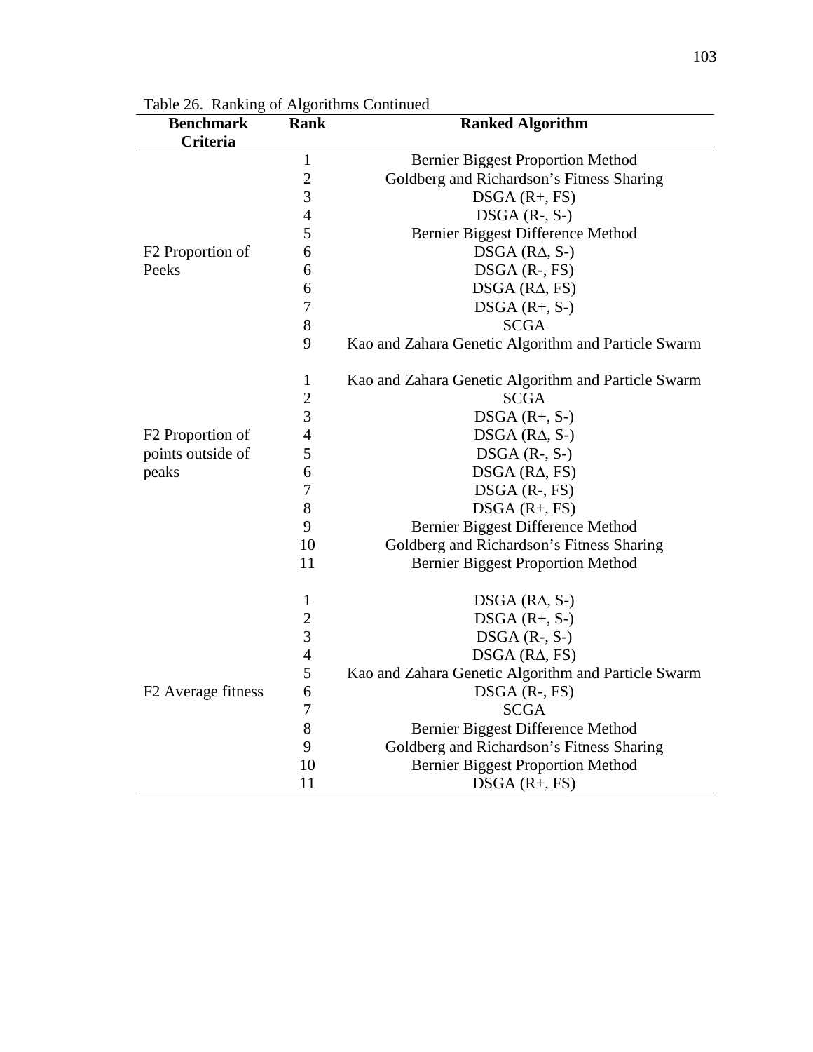Table 26. Ranking of Algorithms Continued

| Benchmark Criteria | Rank | Ranked Algorithm |
|---|---|---|
| F2 Proportion of Peeks | 1 | Bernier Biggest Proportion Method |
| | 2 | Goldberg and Richardson's Fitness Sharing |
| | 3 | DSGA (R+, FS) |
| | 4 | DSGA (R-, S-) |
| | 5 | Bernier Biggest Difference Method |
| | 6 | DSGA (RΔ, S-) |
| | 6 | DSGA (R-, FS) |
| | 6 | DSGA (RΔ, FS) |
| | 7 | DSGA (R+, S-) |
| | 8 | SCGA |
| | 9 | Kao and Zahara Genetic Algorithm and Particle Swarm |
| F2 Proportion of points outside of peaks | 1 | Kao and Zahara Genetic Algorithm and Particle Swarm |
| | 2 | SCGA |
| | 3 | DSGA (R+, S-) |
| | 4 | DSGA (RΔ, S-) |
| | 5 | DSGA (R-, S-) |
| | 6 | DSGA (RΔ, FS) |
| | 7 | DSGA (R-, FS) |
| | 8 | DSGA (R+, FS) |
| | 9 | Bernier Biggest Difference Method |
| | 10 | Goldberg and Richardson's Fitness Sharing |
| | 11 | Bernier Biggest Proportion Method |
| F2 Average fitness | 1 | DSGA (RΔ, S-) |
| | 2 | DSGA (R+, S-) |
| | 3 | DSGA (R-, S-) |
| | 4 | DSGA (RΔ, FS) |
| | 5 | Kao and Zahara Genetic Algorithm and Particle Swarm |
| | 6 | DSGA (R-, FS) |
| | 7 | SCGA |
| | 8 | Bernier Biggest Difference Method |
| | 9 | Goldberg and Richardson's Fitness Sharing |
| | 10 | Bernier Biggest Proportion Method |
| | 11 | DSGA (R+, FS) |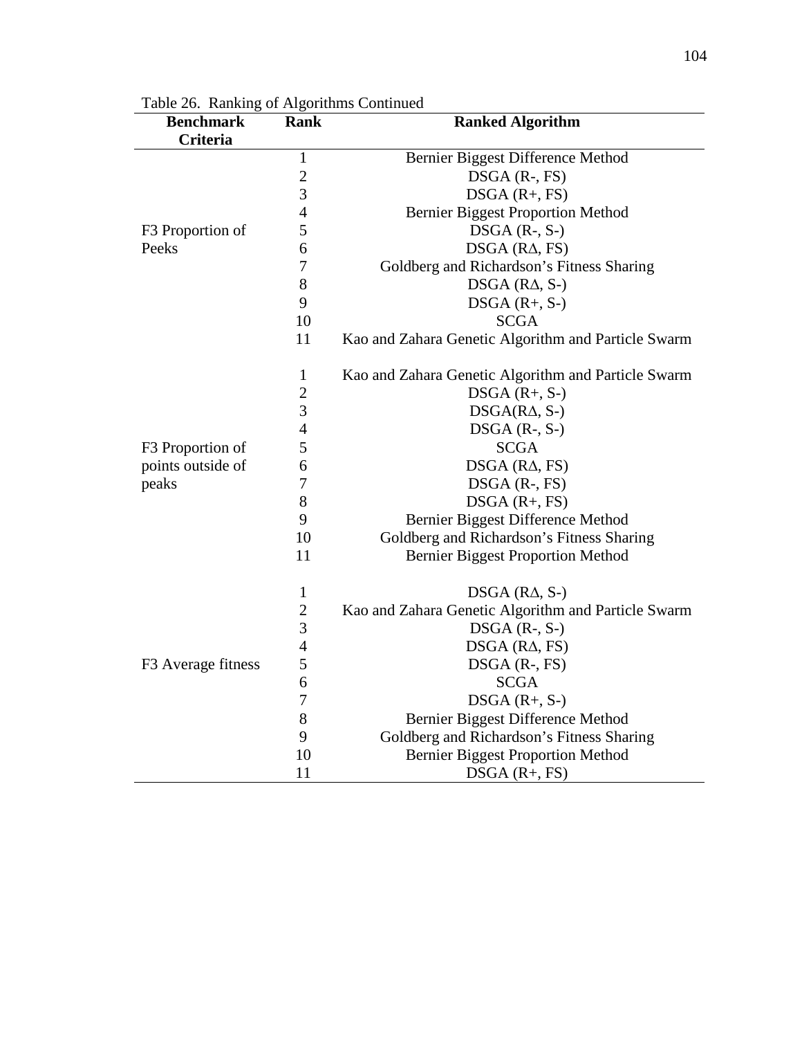Table 26. Ranking of Algorithms Continued

| Benchmark Criteria | Rank | Ranked Algorithm |
|---|---|---|
| F3 Proportion of Peeks | 1 | Bernier Biggest Difference Method |
| | 2 | DSGA (R-, FS) |
| | 3 | DSGA (R+, FS) |
| | 4 | Bernier Biggest Proportion Method |
| | 5 | DSGA (R-, S-) |
| | 6 | DSGA (RΔ, FS) |
| | 7 | Goldberg and Richardson's Fitness Sharing |
| | 8 | DSGA (RΔ, S-) |
| | 9 | DSGA (R+, S-) |
| | 10 | SCGA |
| | 11 | Kao and Zahara Genetic Algorithm and Particle Swarm |
| F3 Proportion of points outside of peaks | 1 | Kao and Zahara Genetic Algorithm and Particle Swarm |
| | 2 | DSGA (R+, S-) |
| | 3 | DSGA(RΔ, S-) |
| | 4 | DSGA (R-, S-) |
| | 5 | SCGA |
| | 6 | DSGA (RΔ, FS) |
| | 7 | DSGA (R-, FS) |
| | 8 | DSGA (R+, FS) |
| | 9 | Bernier Biggest Difference Method |
| | 10 | Goldberg and Richardson's Fitness Sharing |
| | 11 | Bernier Biggest Proportion Method |
| F3 Average fitness | 1 | DSGA (RΔ, S-) |
| | 2 | Kao and Zahara Genetic Algorithm and Particle Swarm |
| | 3 | DSGA (R-, S-) |
| | 4 | DSGA (RΔ, FS) |
| | 5 | DSGA (R-, FS) |
| | 6 | SCGA |
| | 7 | DSGA (R+, S-) |
| | 8 | Bernier Biggest Difference Method |
| | 9 | Goldberg and Richardson's Fitness Sharing |
| | 10 | Bernier Biggest Proportion Method |
| | 11 | DSGA (R+, FS) |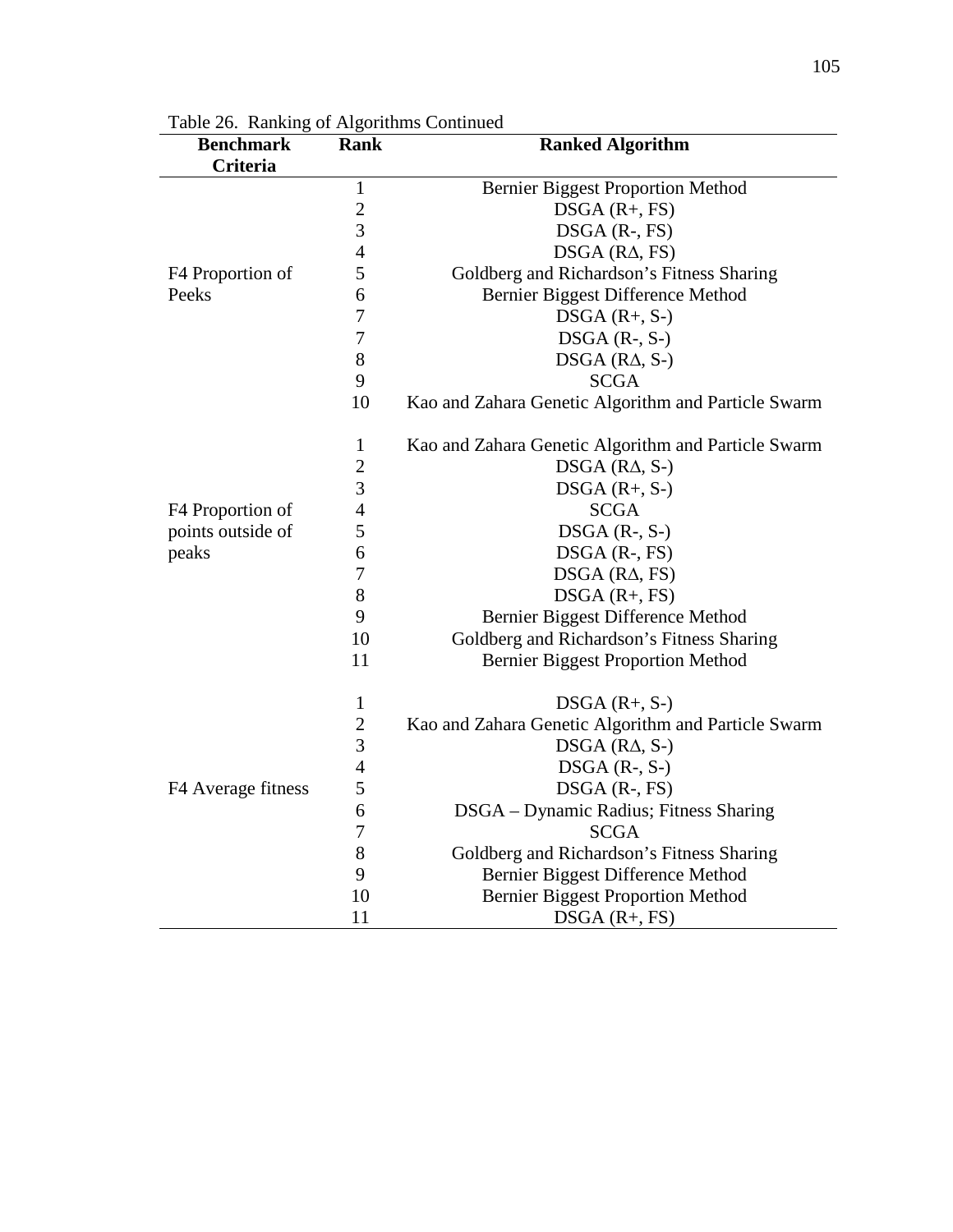Table 26. Ranking of Algorithms Continued

| Benchmark Criteria | Rank | Ranked Algorithm |
|---|---|---|
| F4 Proportion of Peeks | 1 | Bernier Biggest Proportion Method |
| | 2 | DSGA (R+, FS) |
| | 3 | DSGA (R-, FS) |
| | 4 | DSGA (RΔ, FS) |
| | 5 | Goldberg and Richardson's Fitness Sharing |
| | 6 | Bernier Biggest Difference Method |
| | 7 | DSGA (R+, S-) |
| | 7 | DSGA (R-, S-) |
| | 8 | DSGA (RΔ, S-) |
| | 9 | SCGA |
| | 10 | Kao and Zahara Genetic Algorithm and Particle Swarm |
| F4 Proportion of points outside of peaks | 1 | Kao and Zahara Genetic Algorithm and Particle Swarm |
| | 2 | DSGA (RΔ, S-) |
| | 3 | DSGA (R+, S-) |
| | 4 | SCGA |
| | 5 | DSGA (R-, S-) |
| | 6 | DSGA (R-, FS) |
| | 7 | DSGA (RΔ, FS) |
| | 8 | DSGA (R+, FS) |
| | 9 | Bernier Biggest Difference Method |
| | 10 | Goldberg and Richardson's Fitness Sharing |
| | 11 | Bernier Biggest Proportion Method |
| F4 Average fitness | 1 | DSGA (R+, S-) |
| | 2 | Kao and Zahara Genetic Algorithm and Particle Swarm |
| | 3 | DSGA (RΔ, S-) |
| | 4 | DSGA (R-, S-) |
| | 5 | DSGA (R-, FS) |
| | 6 | DSGA – Dynamic Radius; Fitness Sharing |
| | 7 | SCGA |
| | 8 | Goldberg and Richardson's Fitness Sharing |
| | 9 | Bernier Biggest Difference Method |
| | 10 | Bernier Biggest Proportion Method |
| | 11 | DSGA (R+, FS) |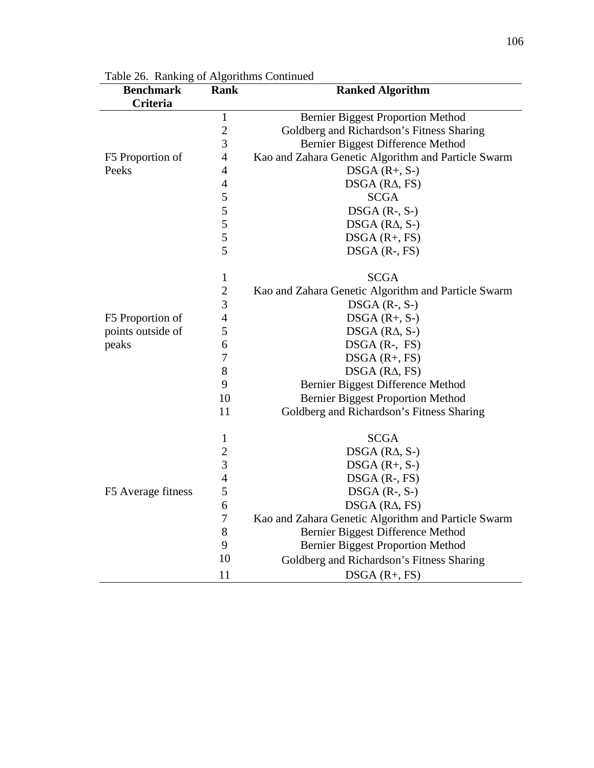Table 26. Ranking of Algorithms Continued

| Benchmark Criteria | Rank | Ranked Algorithm |
|---|---|---|
| F5 Proportion of Peeks | 1 | Bernier Biggest Proportion Method |
| | 2 | Goldberg and Richardson's Fitness Sharing |
| | 3 | Bernier Biggest Difference Method |
| | 4 | Kao and Zahara Genetic Algorithm and Particle Swarm |
| | 4 | DSGA (R+, S-) |
| | 4 | DSGA (RΔ, FS) |
| | 5 | SCGA |
| | 5 | DSGA (R-, S-) |
| | 5 | DSGA (RΔ, S-) |
| | 5 | DSGA (R+, FS) |
| | 5 | DSGA (R-, FS) |
| F5 Proportion of points outside of peaks | 1 | SCGA |
| | 2 | Kao and Zahara Genetic Algorithm and Particle Swarm |
| | 3 | DSGA (R-, S-) |
| | 4 | DSGA (R+, S-) |
| | 5 | DSGA (RΔ, S-) |
| | 6 | DSGA (R-, FS) |
| | 7 | DSGA (R+, FS) |
| | 8 | DSGA (RΔ, FS) |
| | 9 | Bernier Biggest Difference Method |
| | 10 | Bernier Biggest Proportion Method |
| | 11 | Goldberg and Richardson's Fitness Sharing |
| F5 Average fitness | 1 | SCGA |
| | 2 | DSGA (RΔ, S-) |
| | 3 | DSGA (R+, S-) |
| | 4 | DSGA (R-, FS) |
| | 5 | DSGA (R-, S-) |
| | 6 | DSGA (RΔ, FS) |
| | 7 | Kao and Zahara Genetic Algorithm and Particle Swarm |
| | 8 | Bernier Biggest Difference Method |
| | 9 | Bernier Biggest Proportion Method |
| | 10 | Goldberg and Richardson's Fitness Sharing |
| | 11 | DSGA (R+, FS) |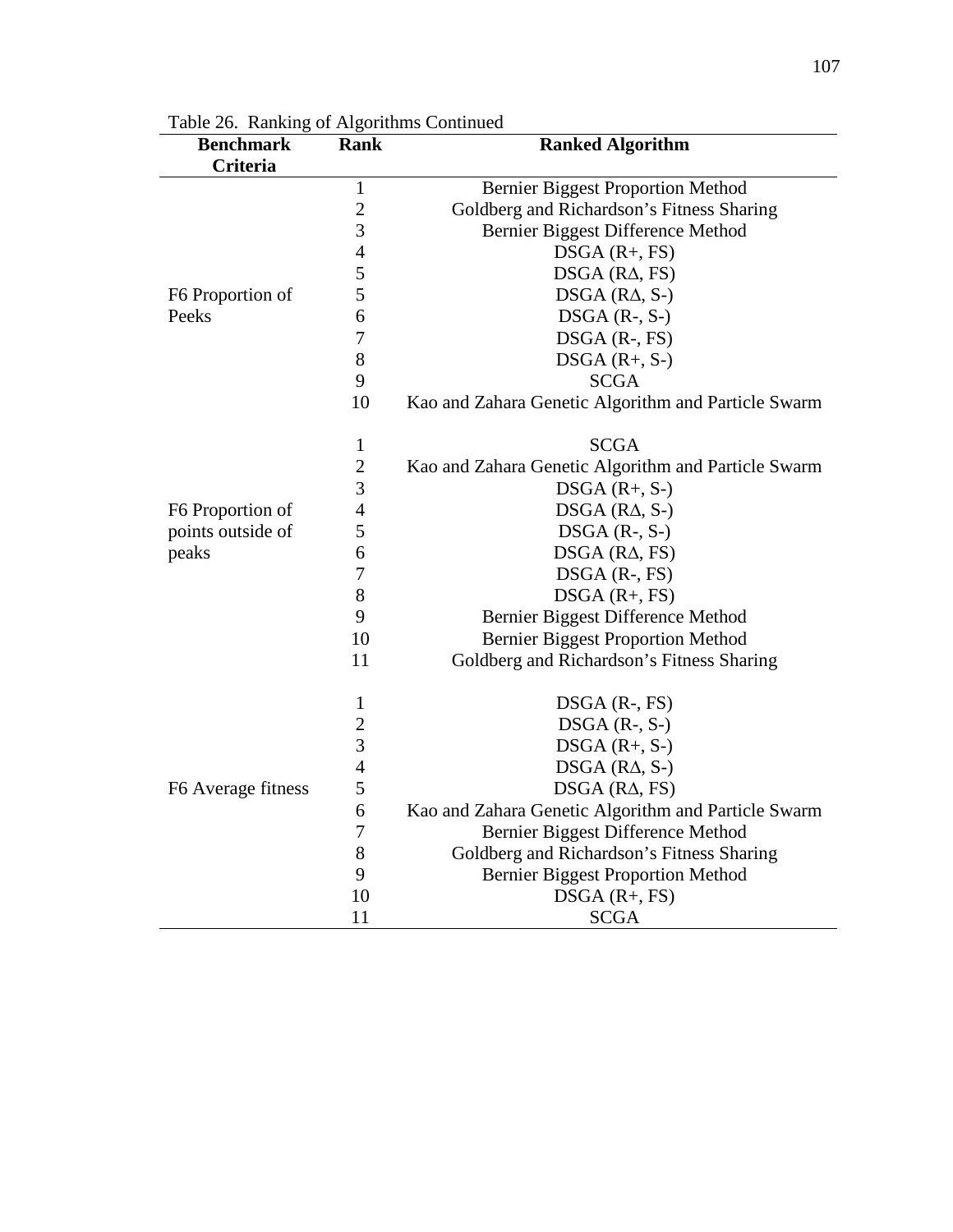Table 26. Ranking of Algorithms Continued

| Benchmark Criteria | Rank | Ranked Algorithm |
|---|---|---|
| F6 Proportion of Peeks | 1 | Bernier Biggest Proportion Method |
| | 2 | Goldberg and Richardson's Fitness Sharing |
| | 3 | Bernier Biggest Difference Method |
| | 4 | DSGA (R+, FS) |
| | 5 | DSGA (RΔ, FS) |
| | 5 | DSGA (RΔ, S-) |
| | 6 | DSGA (R-, S-) |
| | 7 | DSGA (R-, FS) |
| | 8 | DSGA (R+, S-) |
| | 9 | SCGA |
| | 10 | Kao and Zahara Genetic Algorithm and Particle Swarm |
| F6 Proportion of points outside of peaks | 1 | SCGA |
| | 2 | Kao and Zahara Genetic Algorithm and Particle Swarm |
| | 3 | DSGA (R+, S-) |
| | 4 | DSGA (RΔ, S-) |
| | 5 | DSGA (R-, S-) |
| | 6 | DSGA (RΔ, FS) |
| | 7 | DSGA (R-, FS) |
| | 8 | DSGA (R+, FS) |
| | 9 | Bernier Biggest Difference Method |
| | 10 | Bernier Biggest Proportion Method |
| | 11 | Goldberg and Richardson's Fitness Sharing |
| F6 Average fitness | 1 | DSGA (R-, FS) |
| | 2 | DSGA (R-, S-) |
| | 3 | DSGA (R+, S-) |
| | 4 | DSGA (RΔ, S-) |
| | 5 | DSGA (RΔ, FS) |
| | 6 | Kao and Zahara Genetic Algorithm and Particle Swarm |
| | 7 | Bernier Biggest Difference Method |
| | 8 | Goldberg and Richardson's Fitness Sharing |
| | 9 | Bernier Biggest Proportion Method |
| | 10 | DSGA (R+, FS) |
| | 11 | SCGA |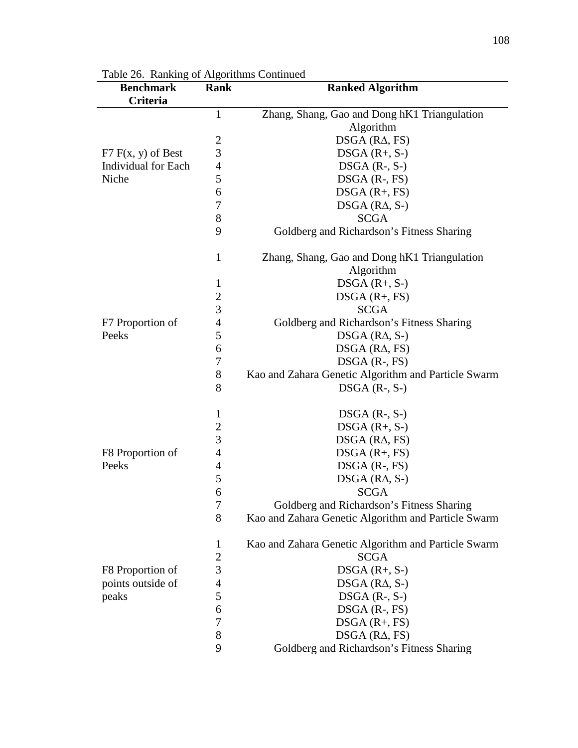Table 26. Ranking of Algorithms Continued

| Benchmark Criteria | Rank | Ranked Algorithm |
| --- | --- | --- |
| F7 F(x, y) of Best Individual for Each Niche | 1 | Zhang, Shang, Gao and Dong hK1 Triangulation Algorithm |
| | 2 | DSGA (RΔ, FS) |
| | 3 | DSGA (R+, S-) |
| | 4 | DSGA (R-, S-) |
| | 5 | DSGA (R-, FS) |
| | 6 | DSGA (R+, FS) |
| | 7 | DSGA (RΔ, S-) |
| | 8 | SCGA |
| | 9 | Goldberg and Richardson's Fitness Sharing |
| F7 Proportion of Peeks | 1 | Zhang, Shang, Gao and Dong hK1 Triangulation Algorithm |
| | 1 | DSGA (R+, S-) |
| | 2 | DSGA (R+, FS) |
| | 3 | SCGA |
| | 4 | Goldberg and Richardson's Fitness Sharing |
| | 5 | DSGA (RΔ, S-) |
| | 6 | DSGA (RΔ, FS) |
| | 7 | DSGA (R-, FS) |
| | 8 | Kao and Zahara Genetic Algorithm and Particle Swarm |
| | 8 | DSGA (R-, S-) |
| F8 Proportion of Peeks | 1 | DSGA (R-, S-) |
| | 2 | DSGA (R+, S-) |
| | 3 | DSGA (RΔ, FS) |
| | 4 | DSGA (R+, FS) |
| | 4 | DSGA (R-, FS) |
| | 5 | DSGA (RΔ, S-) |
| | 6 | SCGA |
| | 7 | Goldberg and Richardson's Fitness Sharing |
| | 8 | Kao and Zahara Genetic Algorithm and Particle Swarm |
| F8 Proportion of points outside of peaks | 1 | Kao and Zahara Genetic Algorithm and Particle Swarm |
| | 2 | SCGA |
| | 3 | DSGA (R+, S-) |
| | 4 | DSGA (RΔ, S-) |
| | 5 | DSGA (R-, S-) |
| | 6 | DSGA (R-, FS) |
| | 7 | DSGA (R+, FS) |
| | 8 | DSGA (RΔ, FS) |
| | 9 | Goldberg and Richardson's Fitness Sharing |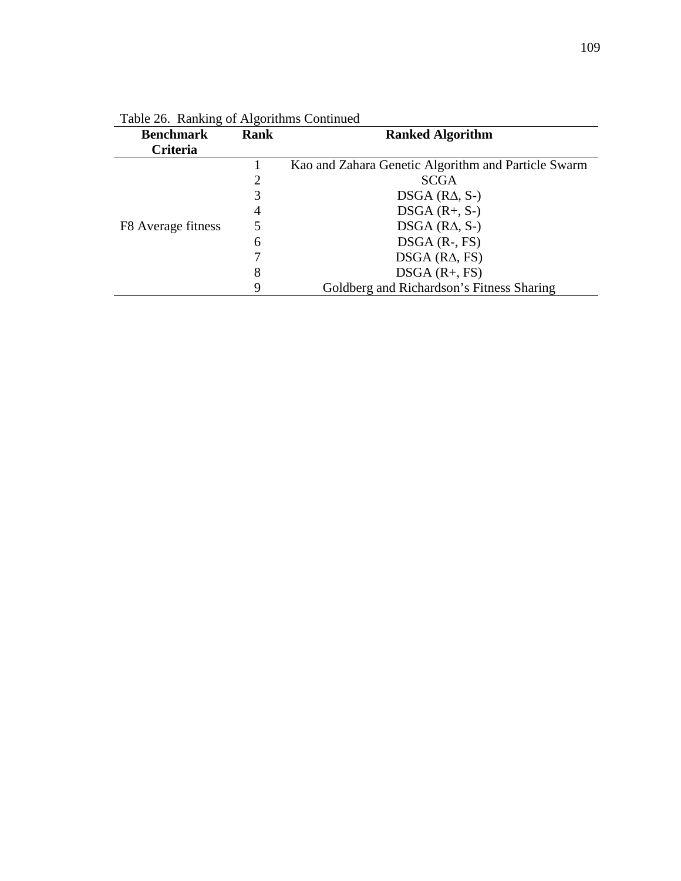Table 26. Ranking of Algorithms Continued

| Benchmark Criteria | Rank | Ranked Algorithm |
|---|---|---|
| F8 Average fitness | 1 | Kao and Zahara Genetic Algorithm and Particle Swarm |
| | 2 | SCGA |
| | 3 | DSGA (RΔ, S-) |
| | 4 | DSGA (R+, S-) |
| | 5 | DSGA (RΔ, S-) |
| | 6 | DSGA (R-, FS) |
| | 7 | DSGA (RΔ, FS) |
| | 8 | DSGA (R+, FS) |
| | 9 | Goldberg and Richardson's Fitness Sharing |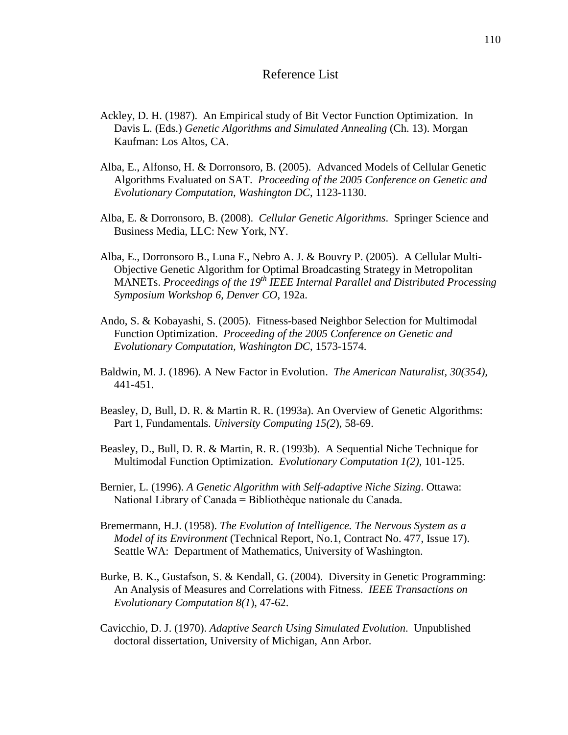# Reference List

Ackley, D. H. (1987). An Empirical study of Bit Vector Function Optimization. In Davis L. (Eds.) *Genetic Algorithms and Simulated Annealing* (Ch. 13). Morgan Kaufman: Los Altos, CA.

Alba, E., Alfonso, H. & Dorronsoro, B. (2005). Advanced Models of Cellular Genetic Algorithms Evaluated on SAT. *Proceeding of the 2005 Conference on Genetic and Evolutionary Computation, Washington DC*, 1123-1130.

Alba, E. & Dorronsoro, B. (2008). *Cellular Genetic Algorithms*. Springer Science and Business Media, LLC: New York, NY.

Alba, E., Dorronsoro B., Luna F., Nebro A. J. & Bouvry P. (2005). A Cellular Multi-Objective Genetic Algorithm for Optimal Broadcasting Strategy in Metropolitan MANETs. *Proceedings of the 19th IEEE Internal Parallel and Distributed Processing Symposium Workshop 6, Denver CO*, 192a.

Ando, S. & Kobayashi, S. (2005). Fitness-based Neighbor Selection for Multimodal Function Optimization. *Proceeding of the 2005 Conference on Genetic and Evolutionary Computation, Washington DC*, 1573-1574.

Baldwin, M. J. (1896). A New Factor in Evolution. *The American Naturalist, 30(354)*, 441-451.

Beasley, D, Bull, D. R. & Martin R. R. (1993a). An Overview of Genetic Algorithms: Part 1, Fundamentals. *University Computing 15(2*), 58-69.

Beasley, D., Bull, D. R. & Martin, R. R. (1993b). A Sequential Niche Technique for Multimodal Function Optimization. *Evolutionary Computation 1(2)*, 101-125.

Bernier, L. (1996). *A Genetic Algorithm with Self-adaptive Niche Sizing*. Ottawa: National Library of Canada = Bibliothèque nationale du Canada.

Bremermann, H.J. (1958). *The Evolution of Intelligence. The Nervous System as a Model of its Environment* (Technical Report, No.1, Contract No. 477, Issue 17). Seattle WA: Department of Mathematics, University of Washington.

Burke, B. K., Gustafson, S. & Kendall, G. (2004). Diversity in Genetic Programming: An Analysis of Measures and Correlations with Fitness. *IEEE Transactions on Evolutionary Computation 8(1*), 47-62.

Cavicchio, D. J. (1970). *Adaptive Search Using Simulated Evolution*. Unpublished doctoral dissertation, University of Michigan, Ann Arbor.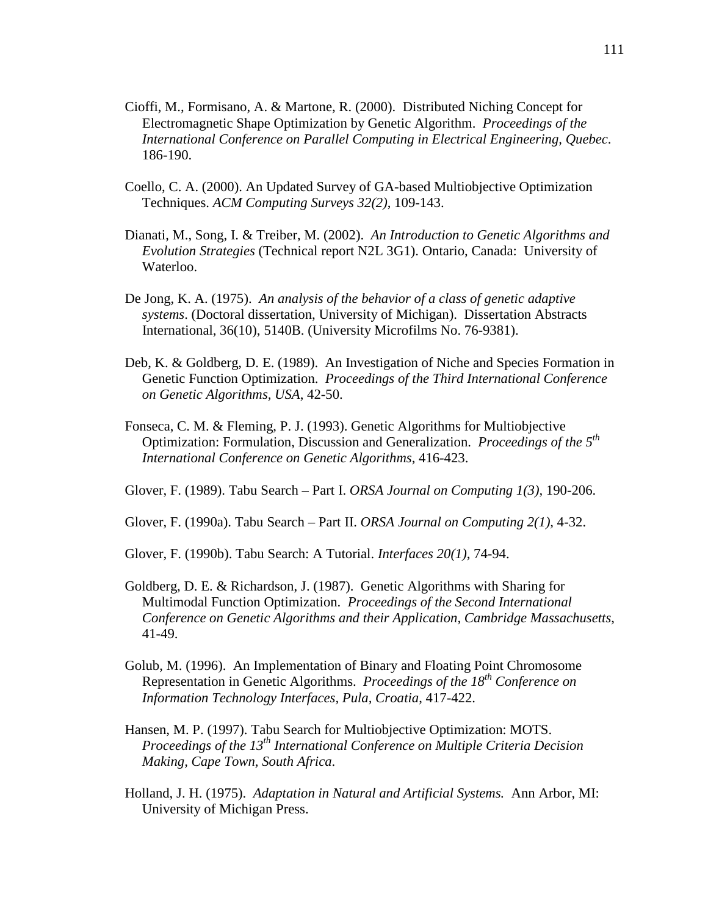Cioffi, M., Formisano, A. & Martone, R. (2000). Distributed Niching Concept for Electromagnetic Shape Optimization by Genetic Algorithm. *Proceedings of the International Conference on Parallel Computing in Electrical Engineering, Quebec*. 186-190.

Coello, C. A. (2000). An Updated Survey of GA-based Multiobjective Optimization Techniques. *ACM Computing Surveys 32(2)*, 109-143.

Dianati, M., Song, I. & Treiber, M. (2002). *An Introduction to Genetic Algorithms and Evolution Strategies* (Technical report N2L 3G1). Ontario, Canada: University of Waterloo.

De Jong, K. A. (1975). *An analysis of the behavior of a class of genetic adaptive systems*. (Doctoral dissertation, University of Michigan). Dissertation Abstracts International, 36(10), 5140B. (University Microfilms No. 76-9381).

Deb, K. & Goldberg, D. E. (1989). An Investigation of Niche and Species Formation in Genetic Function Optimization. *Proceedings of the Third International Conference on Genetic Algorithms, USA*, 42-50.

Fonseca, C. M. & Fleming, P. J. (1993). Genetic Algorithms for Multiobjective Optimization: Formulation, Discussion and Generalization. *Proceedings of the 5th International Conference on Genetic Algorithms*, 416-423.

Glover, F. (1989). Tabu Search – Part I. *ORSA Journal on Computing 1(3),* 190-206.

Glover, F. (1990a). Tabu Search – Part II. *ORSA Journal on Computing 2(1),* 4-32.

Glover, F. (1990b). Tabu Search: A Tutorial. *Interfaces 20(1),* 74-94.

Goldberg, D. E. & Richardson, J. (1987). Genetic Algorithms with Sharing for Multimodal Function Optimization. *Proceedings of the Second International Conference on Genetic Algorithms and their Application, Cambridge Massachusetts*, 41-49.

Golub, M. (1996). An Implementation of Binary and Floating Point Chromosome Representation in Genetic Algorithms. *Proceedings of the 18th Conference on Information Technology Interfaces, Pula, Croatia*, 417-422.

Hansen, M. P. (1997). Tabu Search for Multiobjective Optimization: MOTS. *Proceedings of the 13th International Conference on Multiple Criteria Decision Making, Cape Town, South Africa*.

Holland, J. H. (1975). *Adaptation in Natural and Artificial Systems.* Ann Arbor, MI: University of Michigan Press.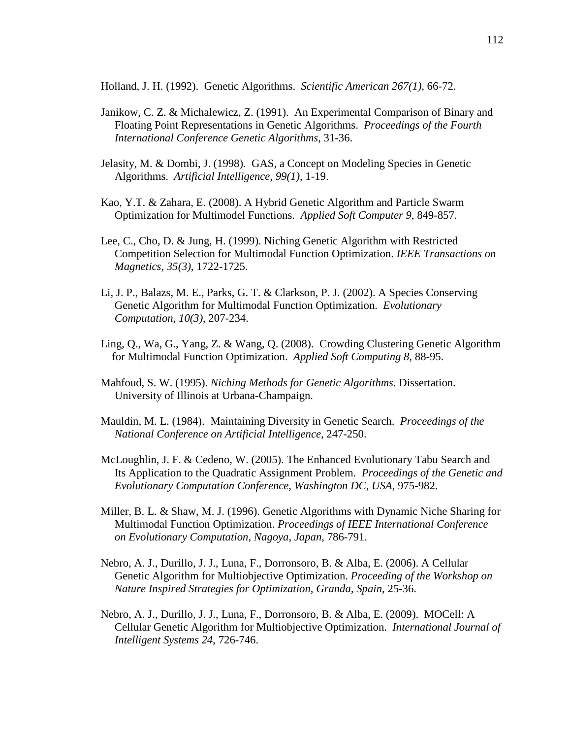Holland, J. H. (1992). Genetic Algorithms. *Scientific American 267(1)*, 66-72.

Janikow, C. Z. & Michalewicz, Z. (1991). An Experimental Comparison of Binary and Floating Point Representations in Genetic Algorithms. *Proceedings of the Fourth International Conference Genetic Algorithms*, 31-36.

Jelasity, M. & Dombi, J. (1998). GAS, a Concept on Modeling Species in Genetic Algorithms. *Artificial Intelligence, 99(1)*, 1-19.

Kao, Y.T. & Zahara, E. (2008). A Hybrid Genetic Algorithm and Particle Swarm Optimization for Multimodel Functions. *Applied Soft Computer 9*, 849-857.

Lee, C., Cho, D. & Jung, H. (1999). Niching Genetic Algorithm with Restricted Competition Selection for Multimodal Function Optimization. *IEEE Transactions on Magnetics, 35(3)*, 1722-1725.

Li, J. P., Balazs, M. E., Parks, G. T. & Clarkson, P. J. (2002). A Species Conserving Genetic Algorithm for Multimodal Function Optimization. *Evolutionary Computation, 10(3)*, 207-234.

Ling, Q., Wa, G., Yang, Z. & Wang, Q. (2008). Crowding Clustering Genetic Algorithm for Multimodal Function Optimization. *Applied Soft Computing 8*, 88-95.

Mahfoud, S. W. (1995). *Niching Methods for Genetic Algorithms*. Dissertation. University of Illinois at Urbana-Champaign.

Mauldin, M. L. (1984). Maintaining Diversity in Genetic Search. *Proceedings of the National Conference on Artificial Intelligence*, 247-250.

McLoughlin, J. F. & Cedeno, W. (2005). The Enhanced Evolutionary Tabu Search and Its Application to the Quadratic Assignment Problem. *Proceedings of the Genetic and Evolutionary Computation Conference, Washington DC, USA*, 975-982.

Miller, B. L. & Shaw, M. J. (1996). Genetic Algorithms with Dynamic Niche Sharing for Multimodal Function Optimization. *Proceedings of IEEE International Conference on Evolutionary Computation, Nagoya, Japan*, 786-791.

Nebro, A. J., Durillo, J. J., Luna, F., Dorronsoro, B. & Alba, E. (2006). A Cellular Genetic Algorithm for Multiobjective Optimization. *Proceeding of the Workshop on Nature Inspired Strategies for Optimization, Granda, Spain*, 25-36.

Nebro, A. J., Durillo, J. J., Luna, F., Dorronsoro, B. & Alba, E. (2009). MOCell: A Cellular Genetic Algorithm for Multiobjective Optimization. *International Journal of Intelligent Systems 24*, 726-746.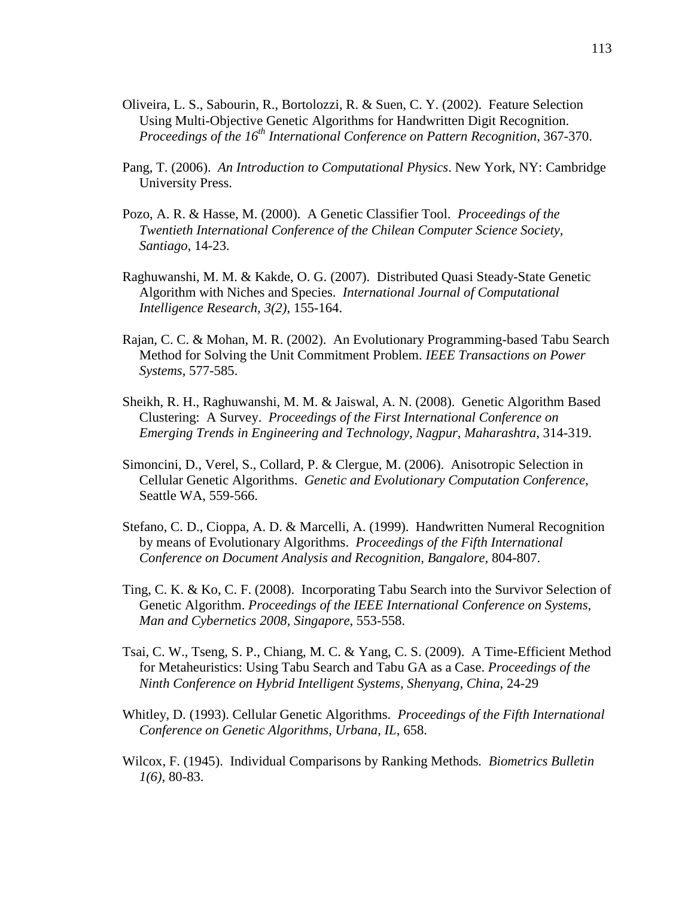Oliveira, L. S., Sabourin, R., Bortolozzi, R. & Suen, C. Y. (2002). Feature Selection Using Multi-Objective Genetic Algorithms for Handwritten Digit Recognition. *Proceedings of the 16th International Conference on Pattern Recognition*, 367-370.

Pang, T. (2006). *An Introduction to Computational Physics*. New York, NY: Cambridge University Press.

Pozo, A. R. & Hasse, M. (2000). A Genetic Classifier Tool. *Proceedings of the Twentieth International Conference of the Chilean Computer Science Society, Santiago*, 14-23.

Raghuwanshi, M. M. & Kakde, O. G. (2007). Distributed Quasi Steady-State Genetic Algorithm with Niches and Species. *International Journal of Computational Intelligence Research, 3(2)*, 155-164.

Rajan, C. C. & Mohan, M. R. (2002). An Evolutionary Programming-based Tabu Search Method for Solving the Unit Commitment Problem. *IEEE Transactions on Power Systems*, 577-585.

Sheikh, R. H., Raghuwanshi, M. M. & Jaiswal, A. N. (2008). Genetic Algorithm Based Clustering: A Survey. *Proceedings of the First International Conference on Emerging Trends in Engineering and Technology, Nagpur, Maharashtra*, 314-319.

Simoncini, D., Verel, S., Collard, P. & Clergue, M. (2006). Anisotropic Selection in Cellular Genetic Algorithms. *Genetic and Evolutionary Computation Conference*, Seattle WA, 559-566.

Stefano, C. D., Cioppa, A. D. & Marcelli, A. (1999). Handwritten Numeral Recognition by means of Evolutionary Algorithms. *Proceedings of the Fifth International Conference on Document Analysis and Recognition, Bangalore*, 804-807.

Ting, C. K. & Ko, C. F. (2008). Incorporating Tabu Search into the Survivor Selection of Genetic Algorithm. *Proceedings of the IEEE International Conference on Systems, Man and Cybernetics 2008, Singapore*, 553-558.

Tsai, C. W., Tseng, S. P., Chiang, M. C. & Yang, C. S. (2009). A Time-Efficient Method for Metaheuristics: Using Tabu Search and Tabu GA as a Case. *Proceedings of the Ninth Conference on Hybrid Intelligent Systems, Shenyang, China*, 24-29

Whitley, D. (1993). Cellular Genetic Algorithms. *Proceedings of the Fifth International Conference on Genetic Algorithms, Urbana, IL*, 658.

Wilcox, F. (1945). Individual Comparisons by Ranking Methods. *Biometrics Bulletin 1(6)*, 80-83.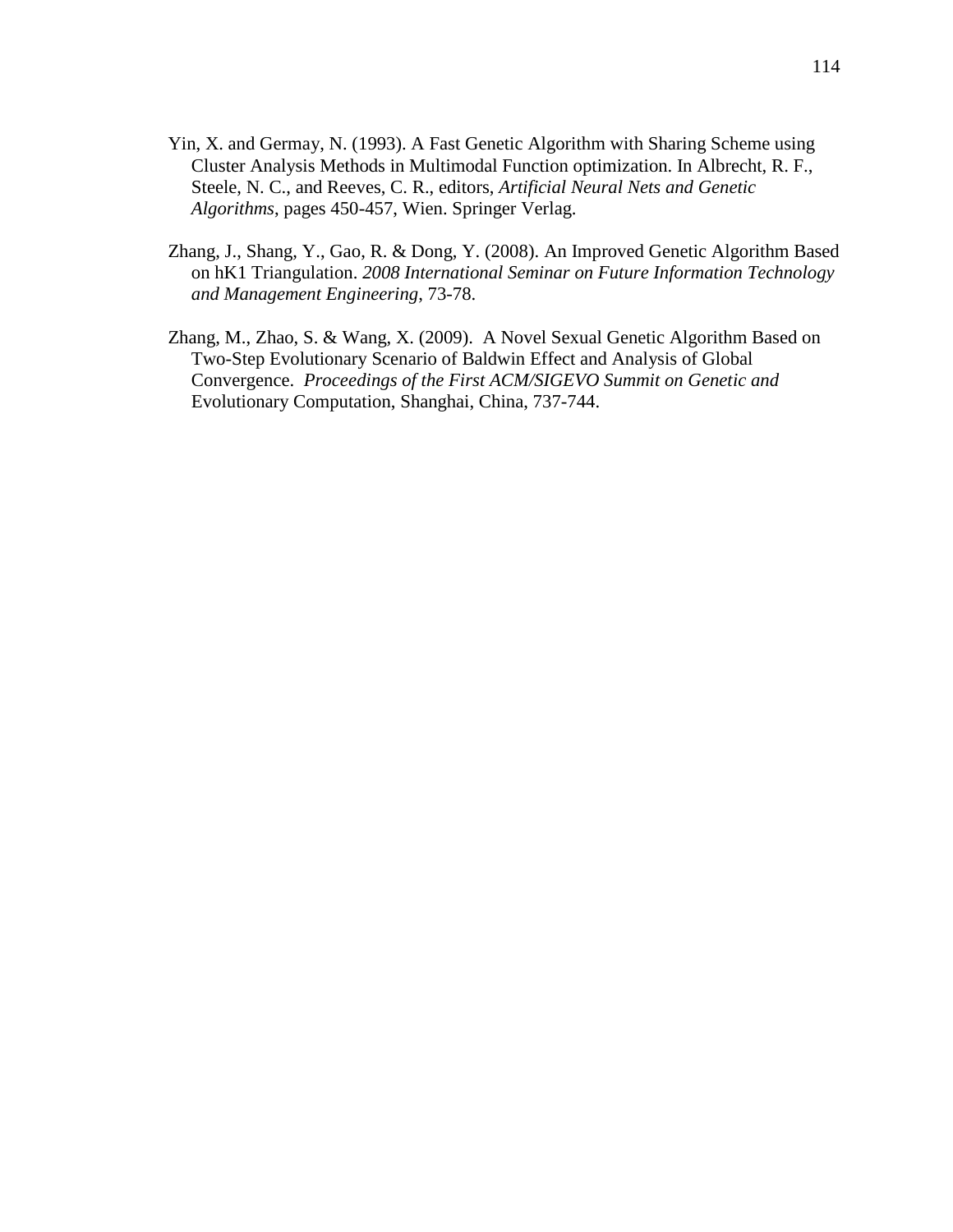Yin, X. and Germay, N. (1993). A Fast Genetic Algorithm with Sharing Scheme using Cluster Analysis Methods in Multimodal Function optimization. In Albrecht, R. F., Steele, N. C., and Reeves, C. R., editors, *Artificial Neural Nets and Genetic Algorithms*, pages 450-457, Wien. Springer Verlag.

Zhang, J., Shang, Y., Gao, R. & Dong, Y. (2008). An Improved Genetic Algorithm Based on hK1 Triangulation. *2008 International Seminar on Future Information Technology and Management Engineering*, 73-78.

Zhang, M., Zhao, S. & Wang, X. (2009). A Novel Sexual Genetic Algorithm Based on Two-Step Evolutionary Scenario of Baldwin Effect and Analysis of Global Convergence. *Proceedings of the First ACM/SIGEVO Summit on Genetic and* Evolutionary Computation, Shanghai, China, 737-744.